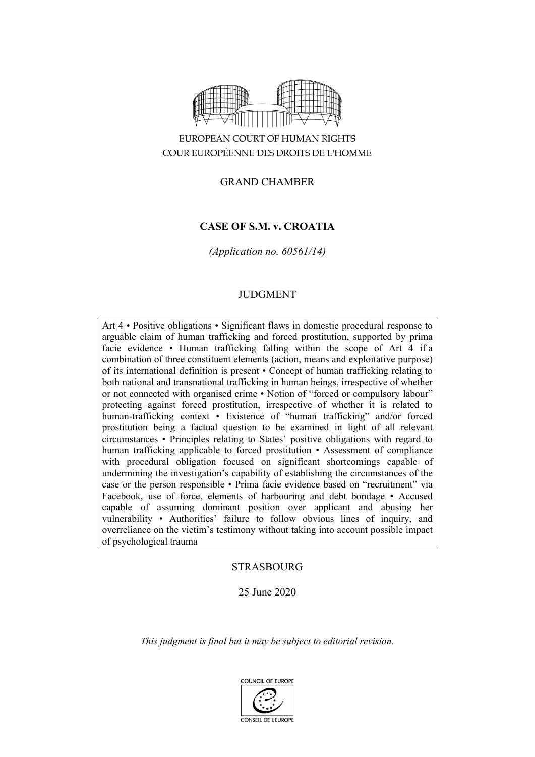EUROPEAN COURT OF HUMAN RIGHTS

COUR EUROPÉENNE DES DROITS DE L'HOMME

GRAND CHAMBER

# CASE OF S.M. v. CROATIA

*(Application no. 60561/14)*

JUDGMENT

Art 4 • Positive obligations • Significant flaws in domestic procedural response to arguable claim of human trafficking and forced prostitution, supported by prima facie evidence • Human trafficking falling within the scope of Art 4 if a combination of three constituent elements (action, means and exploitative purpose) of its international definition is present • Concept of human trafficking relating to both national and transnational trafficking in human beings, irrespective of whether or not connected with organised crime • Notion of "forced or compulsory labour" protecting against forced prostitution, irrespective of whether it is related to human-trafficking context • Existence of "human trafficking" and/or forced prostitution being a factual question to be examined in light of all relevant circumstances • Principles relating to States' positive obligations with regard to human trafficking applicable to forced prostitution • Assessment of compliance with procedural obligation focused on significant shortcomings capable of undermining the investigation's capability of establishing the circumstances of the case or the person responsible • Prima facie evidence based on "recruitment" via Facebook, use of force, elements of harbouring and debt bondage • Accused capable of assuming dominant position over applicant and abusing her vulnerability • Authorities' failure to follow obvious lines of inquiry, and overreliance on the victim's testimony without taking into account possible impact of psychological trauma

STRASBOURG

25 June 2020

*This judgment is final but it may be subject to editorial revision.*

COUNCIL OF EUROPE

CONSEIL DE L'EUROPE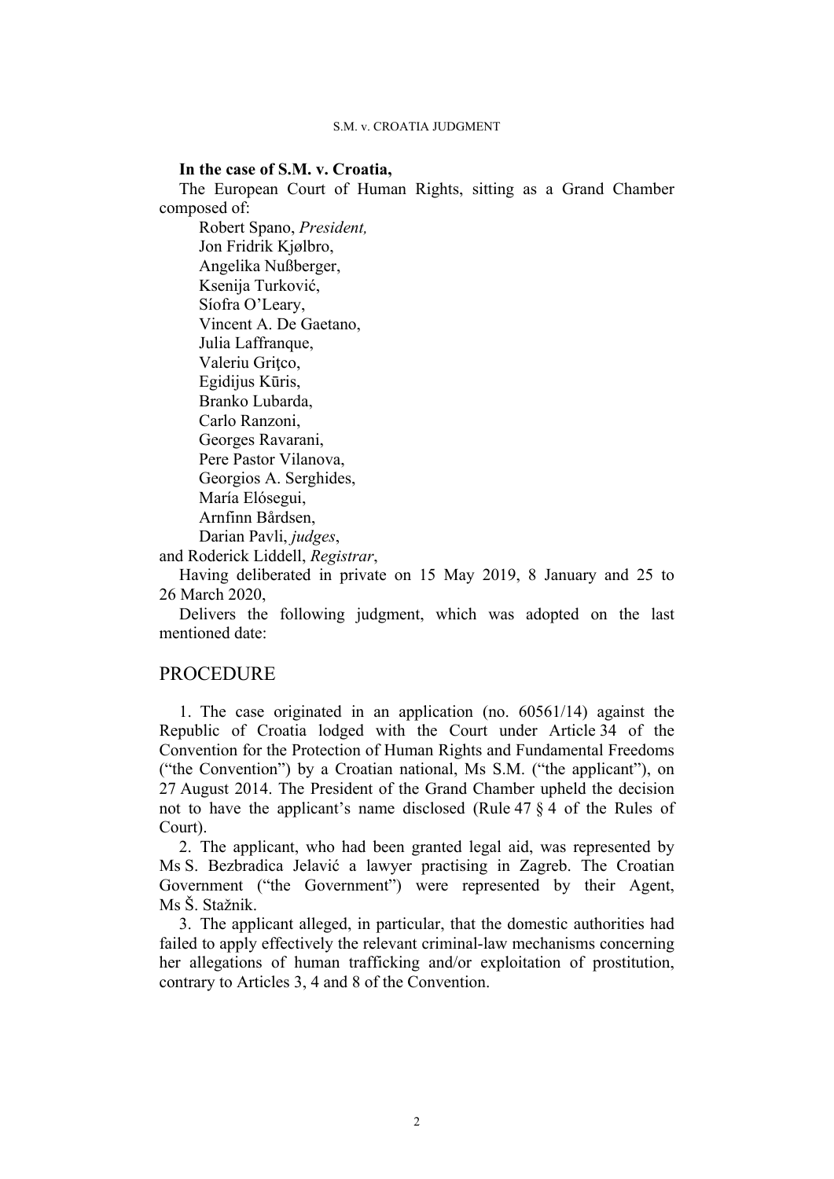**In the case of S.M. v. Croatia,**

The European Court of Human Rights, sitting as a Grand Chamber composed of:

Robert Spano, *President,*
Jon Fridrik Kjølbro,
Angelika Nußberger,
Ksenija Turković,
Síofra O'Leary,
Vincent A. De Gaetano,
Julia Laffranque,
Valeriu Griţco,
Egidijus Kūris,
Branko Lubarda,
Carlo Ranzoni,
Georges Ravarani,
Pere Pastor Vilanova,
Georgios A. Serghides,
María Elósegui,
Arnfinn Bårdsen,
Darian Pavli, *judges*,

and Roderick Liddell, *Registrar*,

Having deliberated in private on 15 May 2019, 8 January and 25 to 26 March 2020,

Delivers the following judgment, which was adopted on the last mentioned date:

## PROCEDURE

1. The case originated in an application (no. 60561/14) against the Republic of Croatia lodged with the Court under Article 34 of the Convention for the Protection of Human Rights and Fundamental Freedoms ("the Convention") by a Croatian national, Ms S.M. ("the applicant"), on 27 August 2014. The President of the Grand Chamber upheld the decision not to have the applicant's name disclosed (Rule 47 § 4 of the Rules of Court).

2. The applicant, who had been granted legal aid, was represented by Ms S. Bezbradica Jelavić a lawyer practising in Zagreb. The Croatian Government ("the Government") were represented by their Agent, Ms Š. Stažnik.

3. The applicant alleged, in particular, that the domestic authorities had failed to apply effectively the relevant criminal-law mechanisms concerning her allegations of human trafficking and/or exploitation of prostitution, contrary to Articles 3, 4 and 8 of the Convention.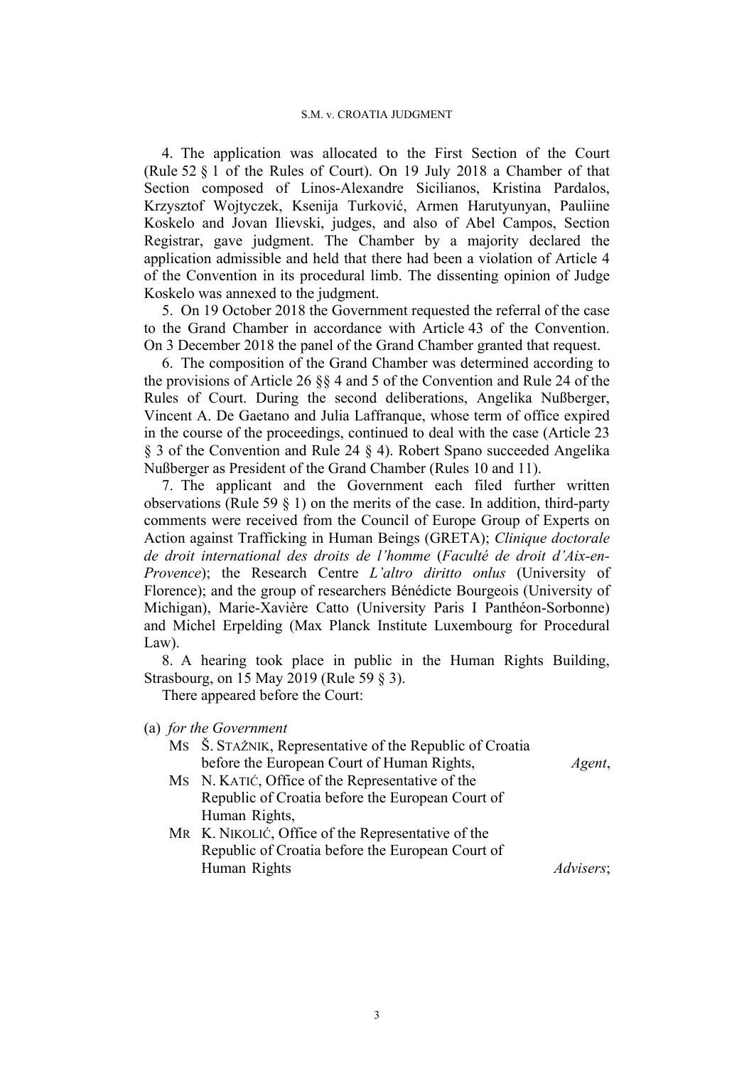4. The application was allocated to the First Section of the Court (Rule 52 § 1 of the Rules of Court). On 19 July 2018 a Chamber of that Section composed of Linos-Alexandre Sicilianos, Kristina Pardalos, Krzysztof Wojtyczek, Ksenija Turković, Armen Harutyunyan, Pauliine Koskelo and Jovan Ilievski, judges, and also of Abel Campos, Section Registrar, gave judgment. The Chamber by a majority declared the application admissible and held that there had been a violation of Article 4 of the Convention in its procedural limb. The dissenting opinion of Judge Koskelo was annexed to the judgment.

5. On 19 October 2018 the Government requested the referral of the case to the Grand Chamber in accordance with Article 43 of the Convention. On 3 December 2018 the panel of the Grand Chamber granted that request.

6. The composition of the Grand Chamber was determined according to the provisions of Article 26 §§ 4 and 5 of the Convention and Rule 24 of the Rules of Court. During the second deliberations, Angelika Nußberger, Vincent A. De Gaetano and Julia Laffranque, whose term of office expired in the course of the proceedings, continued to deal with the case (Article 23 § 3 of the Convention and Rule 24 § 4). Robert Spano succeeded Angelika Nußberger as President of the Grand Chamber (Rules 10 and 11).

7. The applicant and the Government each filed further written observations (Rule 59 § 1) on the merits of the case. In addition, third-party comments were received from the Council of Europe Group of Experts on Action against Trafficking in Human Beings (GRETA); *Clinique doctorale de droit international des droits de l'homme* (*Faculté de droit d'Aix-en-Provence*); the Research Centre *L'altro diritto onlus* (University of Florence); and the group of researchers Bénédicte Bourgeois (University of Michigan), Marie-Xavière Catto (University Paris I Panthéon-Sorbonne) and Michel Erpelding (Max Planck Institute Luxembourg for Procedural Law).

8. A hearing took place in public in the Human Rights Building, Strasbourg, on 15 May 2019 (Rule 59 § 3).

There appeared before the Court:

(a) *for the Government*

Ms Š. Stažnik, Representative of the Republic of Croatia before the European Court of Human Rights, *Agent*,

Ms N. Katić, Office of the Representative of the Republic of Croatia before the European Court of Human Rights,

Mr K. Nikolić, Office of the Representative of the Republic of Croatia before the European Court of Human Rights *Advisers*;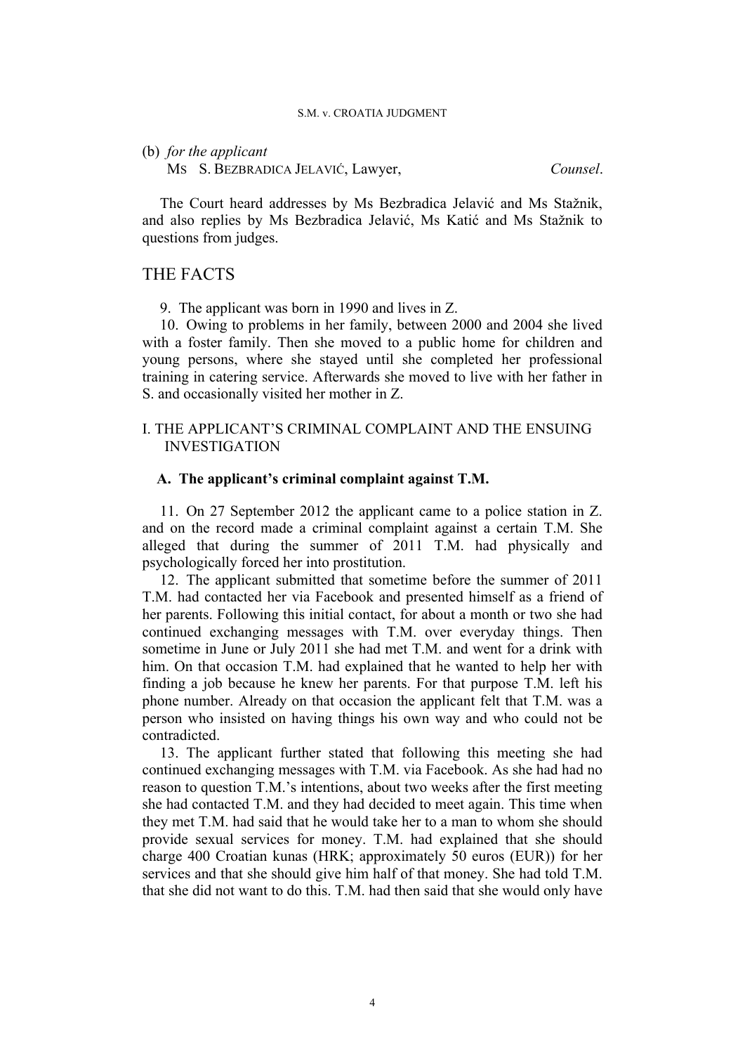(b) *for the applicant*
Ms S. Bezbradica Jelavić, Lawyer, *Counsel*.

The Court heard addresses by Ms Bezbradica Jelavić and Ms Stažnik, and also replies by Ms Bezbradica Jelavić, Ms Katić and Ms Stažnik to questions from judges.

# THE FACTS

9. The applicant was born in 1990 and lives in Z.

10. Owing to problems in her family, between 2000 and 2004 she lived with a foster family. Then she moved to a public home for children and young persons, where she stayed until she completed her professional training in catering service. Afterwards she moved to live with her father in S. and occasionally visited her mother in Z.

## I. THE APPLICANT'S CRIMINAL COMPLAINT AND THE ENSUING INVESTIGATION

### A. The applicant's criminal complaint against T.M.

11. On 27 September 2012 the applicant came to a police station in Z. and on the record made a criminal complaint against a certain T.M. She alleged that during the summer of 2011 T.M. had physically and psychologically forced her into prostitution.

12. The applicant submitted that sometime before the summer of 2011 T.M. had contacted her via Facebook and presented himself as a friend of her parents. Following this initial contact, for about a month or two she had continued exchanging messages with T.M. over everyday things. Then sometime in June or July 2011 she had met T.M. and went for a drink with him. On that occasion T.M. had explained that he wanted to help her with finding a job because he knew her parents. For that purpose T.M. left his phone number. Already on that occasion the applicant felt that T.M. was a person who insisted on having things his own way and who could not be contradicted.

13. The applicant further stated that following this meeting she had continued exchanging messages with T.M. via Facebook. As she had had no reason to question T.M.'s intentions, about two weeks after the first meeting she had contacted T.M. and they had decided to meet again. This time when they met T.M. had said that he would take her to a man to whom she should provide sexual services for money. T.M. had explained that she should charge 400 Croatian kunas (HRK; approximately 50 euros (EUR)) for her services and that she should give him half of that money. She had told T.M. that she did not want to do this. T.M. had then said that she would only have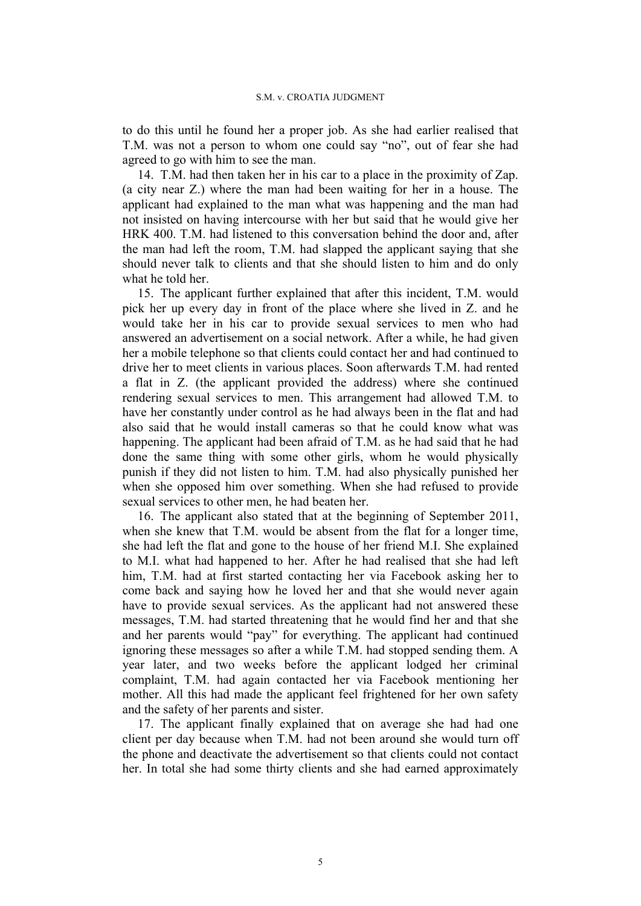to do this until he found her a proper job. As she had earlier realised that T.M. was not a person to whom one could say “no”, out of fear she had agreed to go with him to see the man.

14. T.M. had then taken her in his car to a place in the proximity of Zap. (a city near Z.) where the man had been waiting for her in a house. The applicant had explained to the man what was happening and the man had not insisted on having intercourse with her but said that he would give her HRK 400. T.M. had listened to this conversation behind the door and, after the man had left the room, T.M. had slapped the applicant saying that she should never talk to clients and that she should listen to him and do only what he told her.

15. The applicant further explained that after this incident, T.M. would pick her up every day in front of the place where she lived in Z. and he would take her in his car to provide sexual services to men who had answered an advertisement on a social network. After a while, he had given her a mobile telephone so that clients could contact her and had continued to drive her to meet clients in various places. Soon afterwards T.M. had rented a flat in Z. (the applicant provided the address) where she continued rendering sexual services to men. This arrangement had allowed T.M. to have her constantly under control as he had always been in the flat and had also said that he would install cameras so that he could know what was happening. The applicant had been afraid of T.M. as he had said that he had done the same thing with some other girls, whom he would physically punish if they did not listen to him. T.M. had also physically punished her when she opposed him over something. When she had refused to provide sexual services to other men, he had beaten her.

16. The applicant also stated that at the beginning of September 2011, when she knew that T.M. would be absent from the flat for a longer time, she had left the flat and gone to the house of her friend M.I. She explained to M.I. what had happened to her. After he had realised that she had left him, T.M. had at first started contacting her via Facebook asking her to come back and saying how he loved her and that she would never again have to provide sexual services. As the applicant had not answered these messages, T.M. had started threatening that he would find her and that she and her parents would “pay” for everything. The applicant had continued ignoring these messages so after a while T.M. had stopped sending them. A year later, and two weeks before the applicant lodged her criminal complaint, T.M. had again contacted her via Facebook mentioning her mother. All this had made the applicant feel frightened for her own safety and the safety of her parents and sister.

17. The applicant finally explained that on average she had had one client per day because when T.M. had not been around she would turn off the phone and deactivate the advertisement so that clients could not contact her. In total she had some thirty clients and she had earned approximately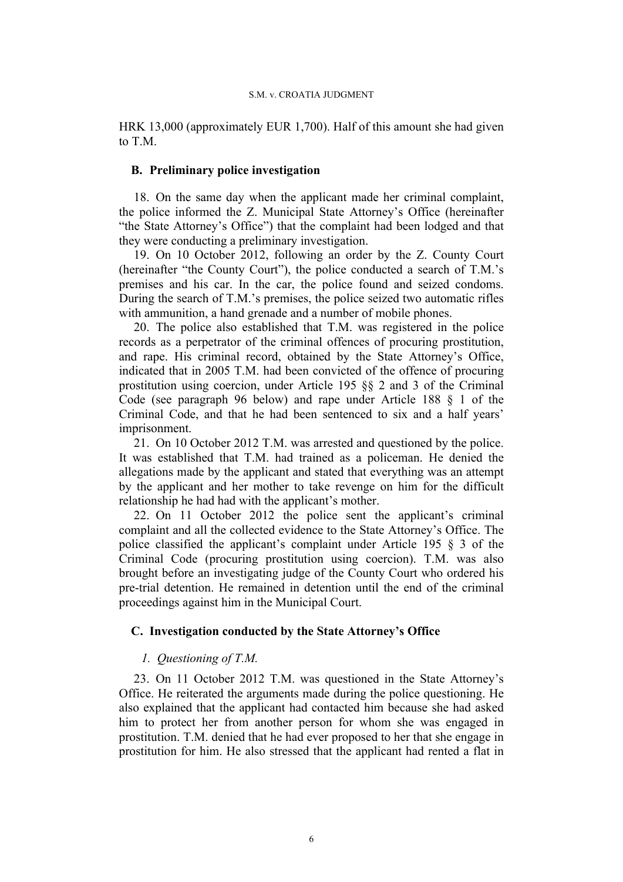HRK 13,000 (approximately EUR 1,700). Half of this amount she had given to T.M.

## B. Preliminary police investigation

18. On the same day when the applicant made her criminal complaint, the police informed the Z. Municipal State Attorney's Office (hereinafter "the State Attorney's Office") that the complaint had been lodged and that they were conducting a preliminary investigation.

19. On 10 October 2012, following an order by the Z. County Court (hereinafter "the County Court"), the police conducted a search of T.M.'s premises and his car. In the car, the police found and seized condoms. During the search of T.M.'s premises, the police seized two automatic rifles with ammunition, a hand grenade and a number of mobile phones.

20. The police also established that T.M. was registered in the police records as a perpetrator of the criminal offences of procuring prostitution, and rape. His criminal record, obtained by the State Attorney's Office, indicated that in 2005 T.M. had been convicted of the offence of procuring prostitution using coercion, under Article 195 §§ 2 and 3 of the Criminal Code (see paragraph 96 below) and rape under Article 188 § 1 of the Criminal Code, and that he had been sentenced to six and a half years' imprisonment.

21. On 10 October 2012 T.M. was arrested and questioned by the police. It was established that T.M. had trained as a policeman. He denied the allegations made by the applicant and stated that everything was an attempt by the applicant and her mother to take revenge on him for the difficult relationship he had had with the applicant's mother.

22. On 11 October 2012 the police sent the applicant's criminal complaint and all the collected evidence to the State Attorney's Office. The police classified the applicant's complaint under Article 195 § 3 of the Criminal Code (procuring prostitution using coercion). T.M. was also brought before an investigating judge of the County Court who ordered his pre-trial detention. He remained in detention until the end of the criminal proceedings against him in the Municipal Court.

## C. Investigation conducted by the State Attorney's Office

### *1. Questioning of T.M.*

23. On 11 October 2012 T.M. was questioned in the State Attorney's Office. He reiterated the arguments made during the police questioning. He also explained that the applicant had contacted him because she had asked him to protect her from another person for whom she was engaged in prostitution. T.M. denied that he had ever proposed to her that she engage in prostitution for him. He also stressed that the applicant had rented a flat in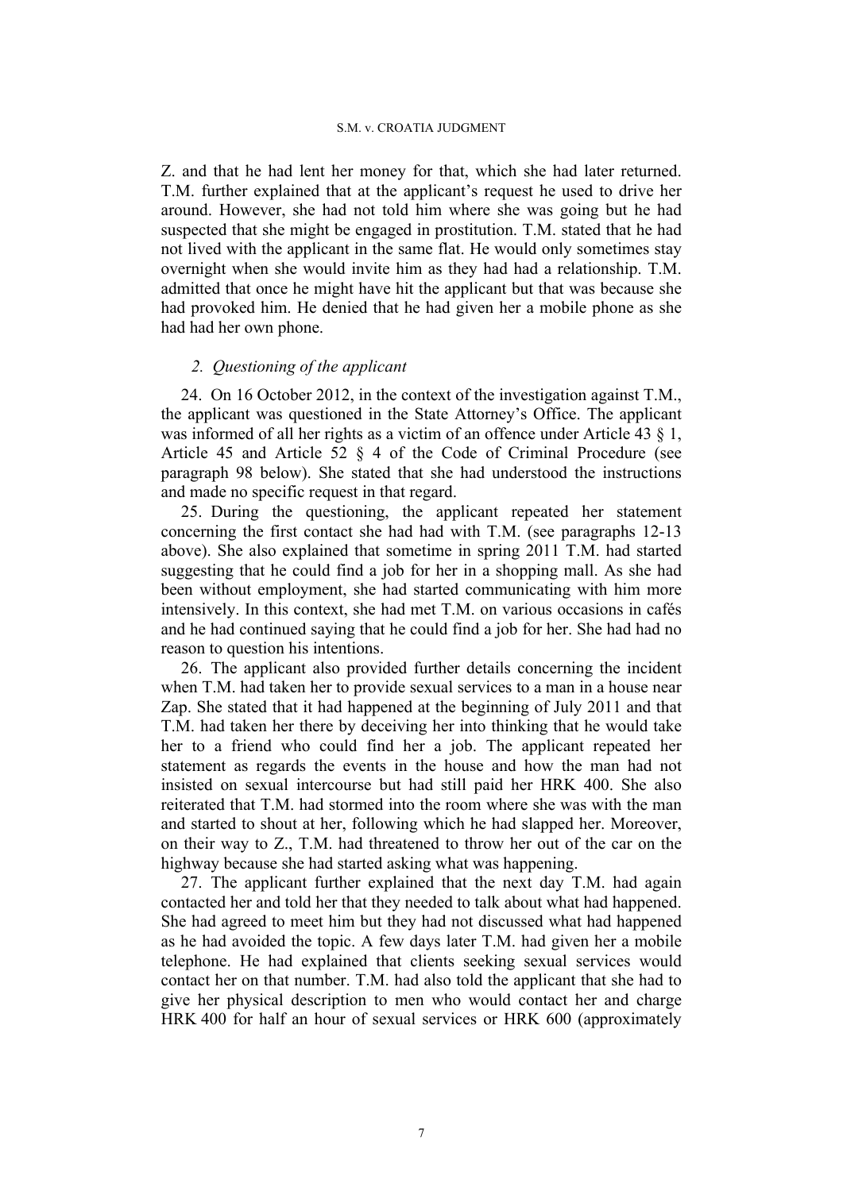Z. and that he had lent her money for that, which she had later returned. T.M. further explained that at the applicant's request he used to drive her around. However, she had not told him where she was going but he had suspected that she might be engaged in prostitution. T.M. stated that he had not lived with the applicant in the same flat. He would only sometimes stay overnight when she would invite him as they had had a relationship. T.M. admitted that once he might have hit the applicant but that was because she had provoked him. He denied that he had given her a mobile phone as she had had her own phone.

### *2. Questioning of the applicant*

24. On 16 October 2012, in the context of the investigation against T.M., the applicant was questioned in the State Attorney's Office. The applicant was informed of all her rights as a victim of an offence under Article 43 § 1, Article 45 and Article 52 § 4 of the Code of Criminal Procedure (see paragraph 98 below). She stated that she had understood the instructions and made no specific request in that regard.

25. During the questioning, the applicant repeated her statement concerning the first contact she had had with T.M. (see paragraphs 12-13 above). She also explained that sometime in spring 2011 T.M. had started suggesting that he could find a job for her in a shopping mall. As she had been without employment, she had started communicating with him more intensively. In this context, she had met T.M. on various occasions in cafés and he had continued saying that he could find a job for her. She had had no reason to question his intentions.

26. The applicant also provided further details concerning the incident when T.M. had taken her to provide sexual services to a man in a house near Zap. She stated that it had happened at the beginning of July 2011 and that T.M. had taken her there by deceiving her into thinking that he would take her to a friend who could find her a job. The applicant repeated her statement as regards the events in the house and how the man had not insisted on sexual intercourse but had still paid her HRK 400. She also reiterated that T.M. had stormed into the room where she was with the man and started to shout at her, following which he had slapped her. Moreover, on their way to Z., T.M. had threatened to throw her out of the car on the highway because she had started asking what was happening.

27. The applicant further explained that the next day T.M. had again contacted her and told her that they needed to talk about what had happened. She had agreed to meet him but they had not discussed what had happened as he had avoided the topic. A few days later T.M. had given her a mobile telephone. He had explained that clients seeking sexual services would contact her on that number. T.M. had also told the applicant that she had to give her physical description to men who would contact her and charge HRK 400 for half an hour of sexual services or HRK 600 (approximately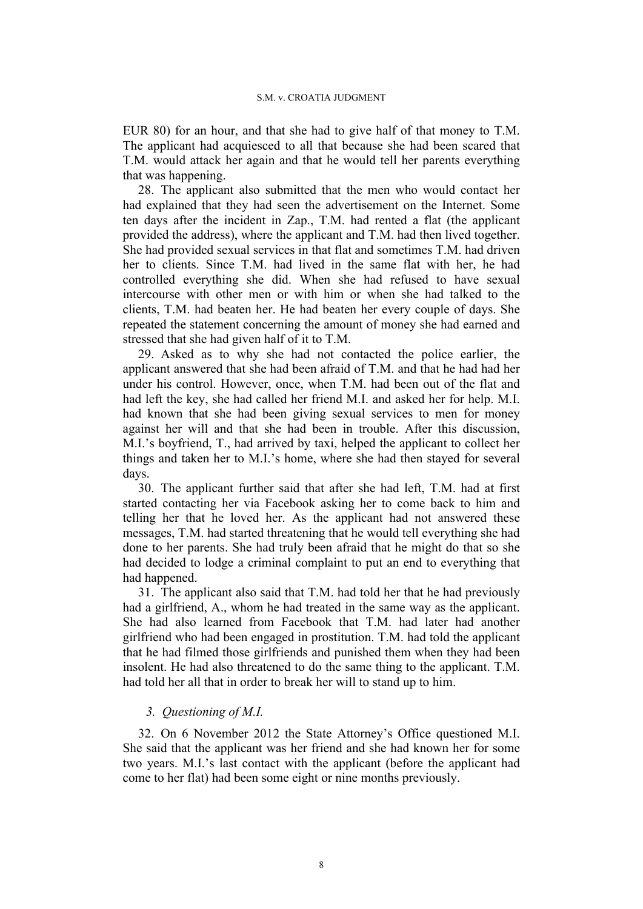EUR 80) for an hour, and that she had to give half of that money to T.M. The applicant had acquiesced to all that because she had been scared that T.M. would attack her again and that he would tell her parents everything that was happening.

28. The applicant also submitted that the men who would contact her had explained that they had seen the advertisement on the Internet. Some ten days after the incident in Zap., T.M. had rented a flat (the applicant provided the address), where the applicant and T.M. had then lived together. She had provided sexual services in that flat and sometimes T.M. had driven her to clients. Since T.M. had lived in the same flat with her, he had controlled everything she did. When she had refused to have sexual intercourse with other men or with him or when she had talked to the clients, T.M. had beaten her. He had beaten her every couple of days. She repeated the statement concerning the amount of money she had earned and stressed that she had given half of it to T.M.

29. Asked as to why she had not contacted the police earlier, the applicant answered that she had been afraid of T.M. and that he had had her under his control. However, once, when T.M. had been out of the flat and had left the key, she had called her friend M.I. and asked her for help. M.I. had known that she had been giving sexual services to men for money against her will and that she had been in trouble. After this discussion, M.I.'s boyfriend, T., had arrived by taxi, helped the applicant to collect her things and taken her to M.I.'s home, where she had then stayed for several days.

30. The applicant further said that after she had left, T.M. had at first started contacting her via Facebook asking her to come back to him and telling her that he loved her. As the applicant had not answered these messages, T.M. had started threatening that he would tell everything she had done to her parents. She had truly been afraid that he might do that so she had decided to lodge a criminal complaint to put an end to everything that had happened.

31. The applicant also said that T.M. had told her that he had previously had a girlfriend, A., whom he had treated in the same way as the applicant. She had also learned from Facebook that T.M. had later had another girlfriend who had been engaged in prostitution. T.M. had told the applicant that he had filmed those girlfriends and punished them when they had been insolent. He had also threatened to do the same thing to the applicant. T.M. had told her all that in order to break her will to stand up to him.

*3. Questioning of M.I.*

32. On 6 November 2012 the State Attorney's Office questioned M.I. She said that the applicant was her friend and she had known her for some two years. M.I.'s last contact with the applicant (before the applicant had come to her flat) had been some eight or nine months previously.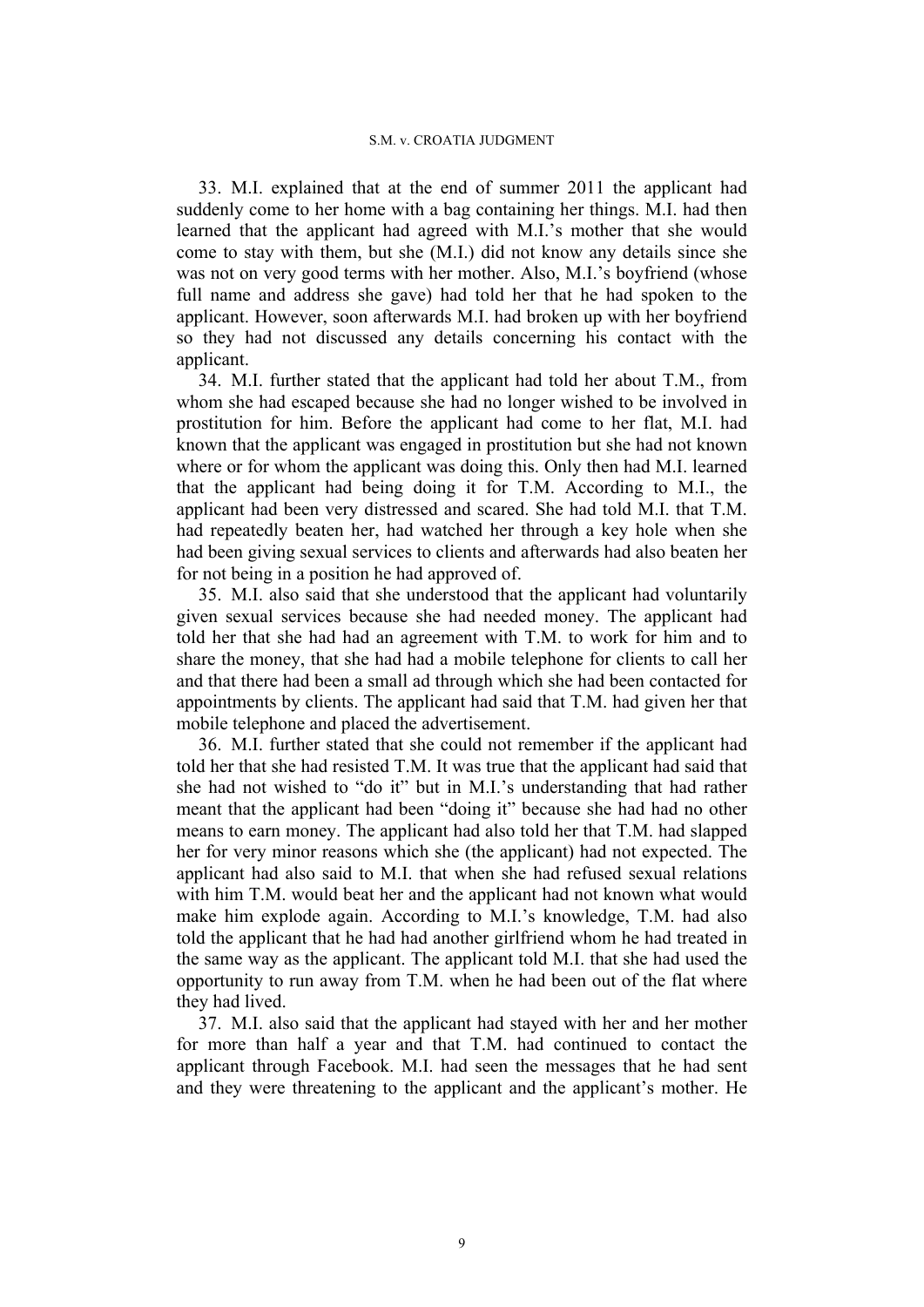33. M.I. explained that at the end of summer 2011 the applicant had suddenly come to her home with a bag containing her things. M.I. had then learned that the applicant had agreed with M.I.'s mother that she would come to stay with them, but she (M.I.) did not know any details since she was not on very good terms with her mother. Also, M.I.'s boyfriend (whose full name and address she gave) had told her that he had spoken to the applicant. However, soon afterwards M.I. had broken up with her boyfriend so they had not discussed any details concerning his contact with the applicant.

34. M.I. further stated that the applicant had told her about T.M., from whom she had escaped because she had no longer wished to be involved in prostitution for him. Before the applicant had come to her flat, M.I. had known that the applicant was engaged in prostitution but she had not known where or for whom the applicant was doing this. Only then had M.I. learned that the applicant had being doing it for T.M. According to M.I., the applicant had been very distressed and scared. She had told M.I. that T.M. had repeatedly beaten her, had watched her through a key hole when she had been giving sexual services to clients and afterwards had also beaten her for not being in a position he had approved of.

35. M.I. also said that she understood that the applicant had voluntarily given sexual services because she had needed money. The applicant had told her that she had had an agreement with T.M. to work for him and to share the money, that she had had a mobile telephone for clients to call her and that there had been a small ad through which she had been contacted for appointments by clients. The applicant had said that T.M. had given her that mobile telephone and placed the advertisement.

36. M.I. further stated that she could not remember if the applicant had told her that she had resisted T.M. It was true that the applicant had said that she had not wished to "do it" but in M.I.'s understanding that had rather meant that the applicant had been "doing it" because she had had no other means to earn money. The applicant had also told her that T.M. had slapped her for very minor reasons which she (the applicant) had not expected. The applicant had also said to M.I. that when she had refused sexual relations with him T.M. would beat her and the applicant had not known what would make him explode again. According to M.I.'s knowledge, T.M. had also told the applicant that he had had another girlfriend whom he had treated in the same way as the applicant. The applicant told M.I. that she had used the opportunity to run away from T.M. when he had been out of the flat where they had lived.

37. M.I. also said that the applicant had stayed with her and her mother for more than half a year and that T.M. had continued to contact the applicant through Facebook. M.I. had seen the messages that he had sent and they were threatening to the applicant and the applicant's mother. He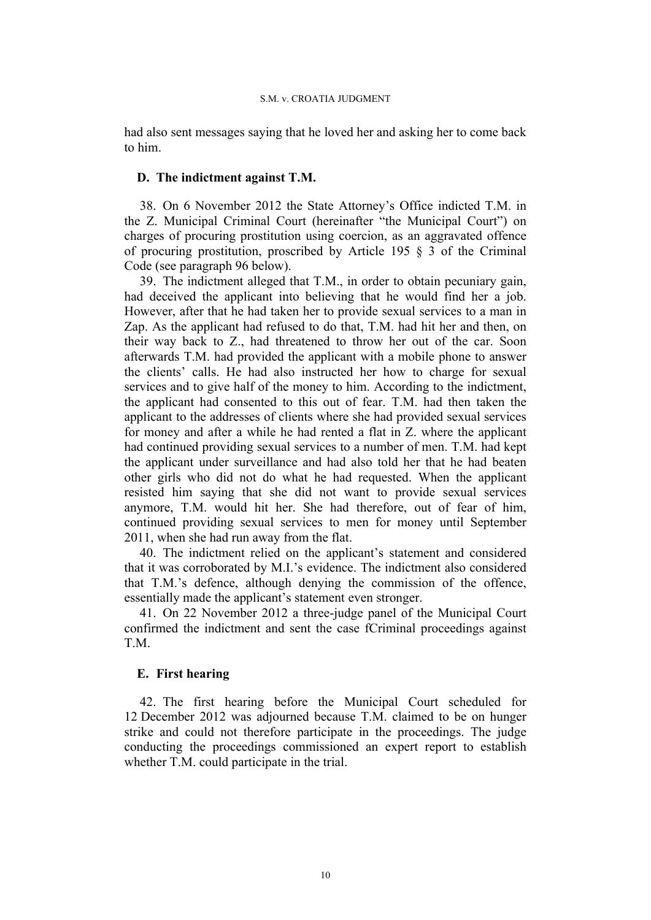had also sent messages saying that he loved her and asking her to come back to him.

## D. The indictment against T.M.

38. On 6 November 2012 the State Attorney's Office indicted T.M. in the Z. Municipal Criminal Court (hereinafter "the Municipal Court") on charges of procuring prostitution using coercion, as an aggravated offence of procuring prostitution, proscribed by Article 195 § 3 of the Criminal Code (see paragraph 96 below).

39. The indictment alleged that T.M., in order to obtain pecuniary gain, had deceived the applicant into believing that he would find her a job. However, after that he had taken her to provide sexual services to a man in Zap. As the applicant had refused to do that, T.M. had hit her and then, on their way back to Z., had threatened to throw her out of the car. Soon afterwards T.M. had provided the applicant with a mobile phone to answer the clients' calls. He had also instructed her how to charge for sexual services and to give half of the money to him. According to the indictment, the applicant had consented to this out of fear. T.M. had then taken the applicant to the addresses of clients where she had provided sexual services for money and after a while he had rented a flat in Z. where the applicant had continued providing sexual services to a number of men. T.M. had kept the applicant under surveillance and had also told her that he had beaten other girls who did not do what he had requested. When the applicant resisted him saying that she did not want to provide sexual services anymore, T.M. would hit her. She had therefore, out of fear of him, continued providing sexual services to men for money until September 2011, when she had run away from the flat.

40. The indictment relied on the applicant's statement and considered that it was corroborated by M.I.'s evidence. The indictment also considered that T.M.'s defence, although denying the commission of the offence, essentially made the applicant's statement even stronger.

41. On 22 November 2012 a three-judge panel of the Municipal Court confirmed the indictment and sent the case fCriminal proceedings against T.M.

## E. First hearing

42. The first hearing before the Municipal Court scheduled for 12 December 2012 was adjourned because T.M. claimed to be on hunger strike and could not therefore participate in the proceedings. The judge conducting the proceedings commissioned an expert report to establish whether T.M. could participate in the trial.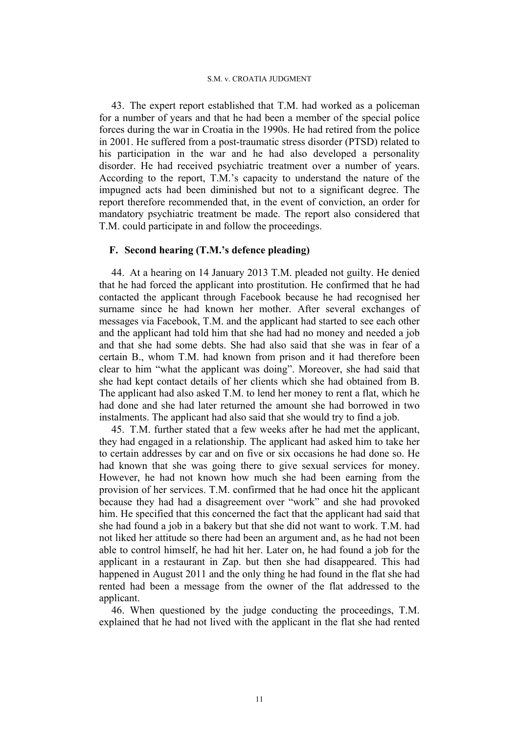43. The expert report established that T.M. had worked as a policeman for a number of years and that he had been a member of the special police forces during the war in Croatia in the 1990s. He had retired from the police in 2001. He suffered from a post-traumatic stress disorder (PTSD) related to his participation in the war and he had also developed a personality disorder. He had received psychiatric treatment over a number of years. According to the report, T.M.'s capacity to understand the nature of the impugned acts had been diminished but not to a significant degree. The report therefore recommended that, in the event of conviction, an order for mandatory psychiatric treatment be made. The report also considered that T.M. could participate in and follow the proceedings.

## F. Second hearing (T.M.'s defence pleading)

44. At a hearing on 14 January 2013 T.M. pleaded not guilty. He denied that he had forced the applicant into prostitution. He confirmed that he had contacted the applicant through Facebook because he had recognised her surname since he had known her mother. After several exchanges of messages via Facebook, T.M. and the applicant had started to see each other and the applicant had told him that she had had no money and needed a job and that she had some debts. She had also said that she was in fear of a certain B., whom T.M. had known from prison and it had therefore been clear to him "what the applicant was doing". Moreover, she had said that she had kept contact details of her clients which she had obtained from B. The applicant had also asked T.M. to lend her money to rent a flat, which he had done and she had later returned the amount she had borrowed in two instalments. The applicant had also said that she would try to find a job.

45. T.M. further stated that a few weeks after he had met the applicant, they had engaged in a relationship. The applicant had asked him to take her to certain addresses by car and on five or six occasions he had done so. He had known that she was going there to give sexual services for money. However, he had not known how much she had been earning from the provision of her services. T.M. confirmed that he had once hit the applicant because they had had a disagreement over "work" and she had provoked him. He specified that this concerned the fact that the applicant had said that she had found a job in a bakery but that she did not want to work. T.M. had not liked her attitude so there had been an argument and, as he had not been able to control himself, he had hit her. Later on, he had found a job for the applicant in a restaurant in Zap. but then she had disappeared. This had happened in August 2011 and the only thing he had found in the flat she had rented had been a message from the owner of the flat addressed to the applicant.

46. When questioned by the judge conducting the proceedings, T.M. explained that he had not lived with the applicant in the flat she had rented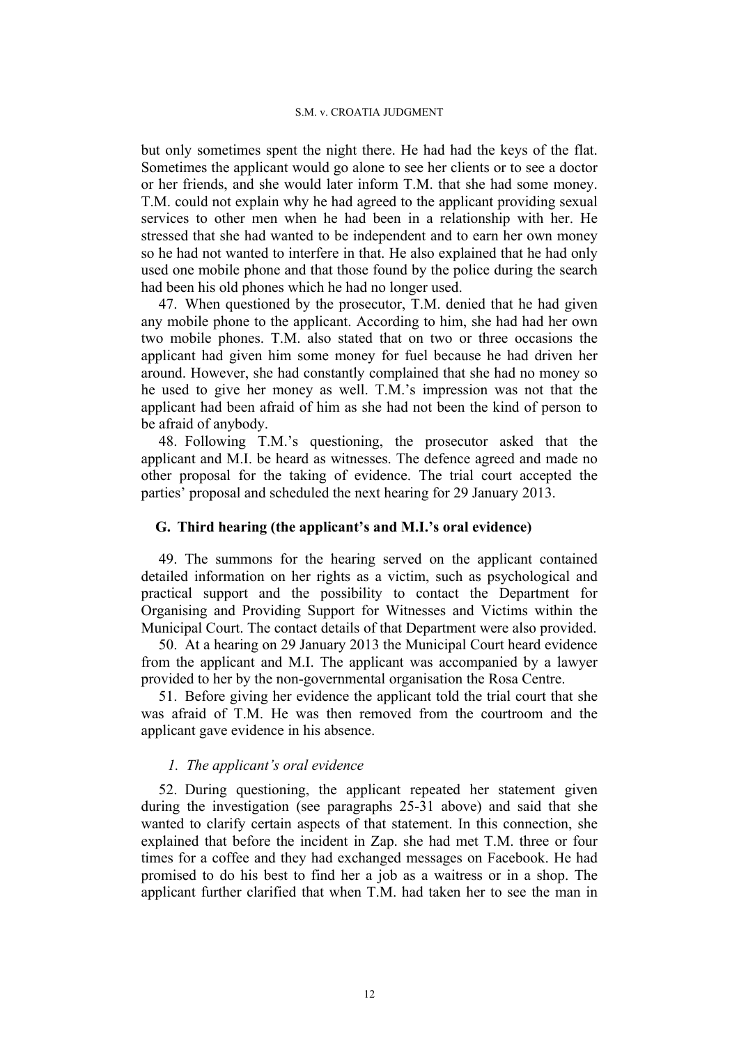but only sometimes spent the night there. He had had the keys of the flat. Sometimes the applicant would go alone to see her clients or to see a doctor or her friends, and she would later inform T.M. that she had some money. T.M. could not explain why he had agreed to the applicant providing sexual services to other men when he had been in a relationship with her. He stressed that she had wanted to be independent and to earn her own money so he had not wanted to interfere in that. He also explained that he had only used one mobile phone and that those found by the police during the search had been his old phones which he had no longer used.

47. When questioned by the prosecutor, T.M. denied that he had given any mobile phone to the applicant. According to him, she had had her own two mobile phones. T.M. also stated that on two or three occasions the applicant had given him some money for fuel because he had driven her around. However, she had constantly complained that she had no money so he used to give her money as well. T.M.'s impression was not that the applicant had been afraid of him as she had not been the kind of person to be afraid of anybody.

48. Following T.M.'s questioning, the prosecutor asked that the applicant and M.I. be heard as witnesses. The defence agreed and made no other proposal for the taking of evidence. The trial court accepted the parties' proposal and scheduled the next hearing for 29 January 2013.

## G. Third hearing (the applicant's and M.I.'s oral evidence)

49. The summons for the hearing served on the applicant contained detailed information on her rights as a victim, such as psychological and practical support and the possibility to contact the Department for Organising and Providing Support for Witnesses and Victims within the Municipal Court. The contact details of that Department were also provided.

50. At a hearing on 29 January 2013 the Municipal Court heard evidence from the applicant and M.I. The applicant was accompanied by a lawyer provided to her by the non-governmental organisation the Rosa Centre.

51. Before giving her evidence the applicant told the trial court that she was afraid of T.M. He was then removed from the courtroom and the applicant gave evidence in his absence.

### *1. The applicant's oral evidence*

52. During questioning, the applicant repeated her statement given during the investigation (see paragraphs 25-31 above) and said that she wanted to clarify certain aspects of that statement. In this connection, she explained that before the incident in Zap. she had met T.M. three or four times for a coffee and they had exchanged messages on Facebook. He had promised to do his best to find her a job as a waitress or in a shop. The applicant further clarified that when T.M. had taken her to see the man in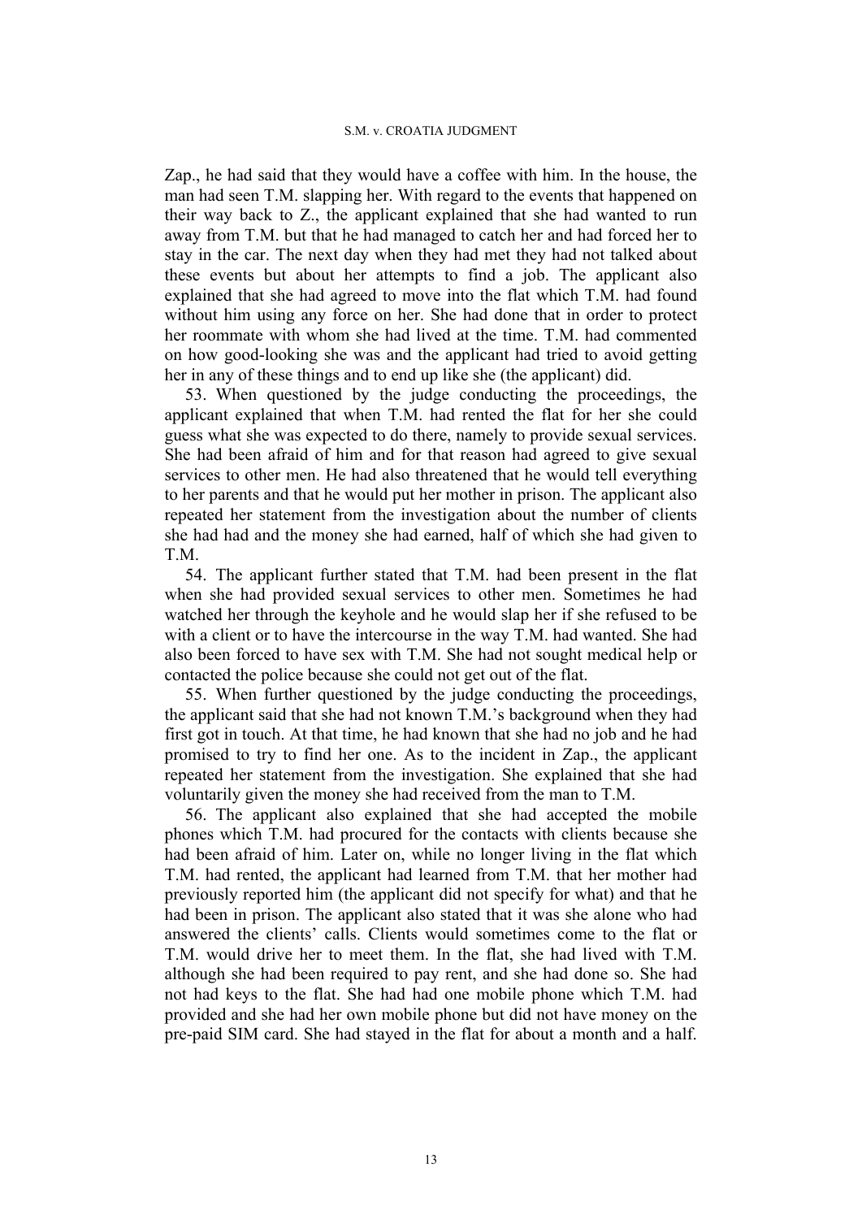Zap., he had said that they would have a coffee with him. In the house, the man had seen T.M. slapping her. With regard to the events that happened on their way back to Z., the applicant explained that she had wanted to run away from T.M. but that he had managed to catch her and had forced her to stay in the car. The next day when they had met they had not talked about these events but about her attempts to find a job. The applicant also explained that she had agreed to move into the flat which T.M. had found without him using any force on her. She had done that in order to protect her roommate with whom she had lived at the time. T.M. had commented on how good-looking she was and the applicant had tried to avoid getting her in any of these things and to end up like she (the applicant) did.

53. When questioned by the judge conducting the proceedings, the applicant explained that when T.M. had rented the flat for her she could guess what she was expected to do there, namely to provide sexual services. She had been afraid of him and for that reason had agreed to give sexual services to other men. He had also threatened that he would tell everything to her parents and that he would put her mother in prison. The applicant also repeated her statement from the investigation about the number of clients she had had and the money she had earned, half of which she had given to T.M.

54. The applicant further stated that T.M. had been present in the flat when she had provided sexual services to other men. Sometimes he had watched her through the keyhole and he would slap her if she refused to be with a client or to have the intercourse in the way T.M. had wanted. She had also been forced to have sex with T.M. She had not sought medical help or contacted the police because she could not get out of the flat.

55. When further questioned by the judge conducting the proceedings, the applicant said that she had not known T.M.'s background when they had first got in touch. At that time, he had known that she had no job and he had promised to try to find her one. As to the incident in Zap., the applicant repeated her statement from the investigation. She explained that she had voluntarily given the money she had received from the man to T.M.

56. The applicant also explained that she had accepted the mobile phones which T.M. had procured for the contacts with clients because she had been afraid of him. Later on, while no longer living in the flat which T.M. had rented, the applicant had learned from T.M. that her mother had previously reported him (the applicant did not specify for what) and that he had been in prison. The applicant also stated that it was she alone who had answered the clients' calls. Clients would sometimes come to the flat or T.M. would drive her to meet them. In the flat, she had lived with T.M. although she had been required to pay rent, and she had done so. She had not had keys to the flat. She had had one mobile phone which T.M. had provided and she had her own mobile phone but did not have money on the pre-paid SIM card. She had stayed in the flat for about a month and a half.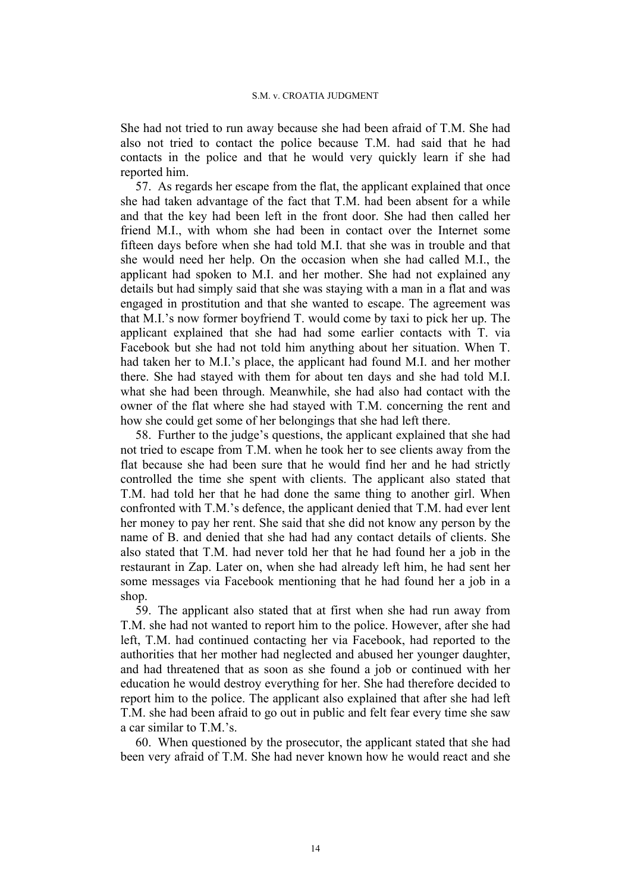She had not tried to run away because she had been afraid of T.M. She had also not tried to contact the police because T.M. had said that he had contacts in the police and that he would very quickly learn if she had reported him.

57. As regards her escape from the flat, the applicant explained that once she had taken advantage of the fact that T.M. had been absent for a while and that the key had been left in the front door. She had then called her friend M.I., with whom she had been in contact over the Internet some fifteen days before when she had told M.I. that she was in trouble and that she would need her help. On the occasion when she had called M.I., the applicant had spoken to M.I. and her mother. She had not explained any details but had simply said that she was staying with a man in a flat and was engaged in prostitution and that she wanted to escape. The agreement was that M.I.'s now former boyfriend T. would come by taxi to pick her up. The applicant explained that she had had some earlier contacts with T. via Facebook but she had not told him anything about her situation. When T. had taken her to M.I.'s place, the applicant had found M.I. and her mother there. She had stayed with them for about ten days and she had told M.I. what she had been through. Meanwhile, she had also had contact with the owner of the flat where she had stayed with T.M. concerning the rent and how she could get some of her belongings that she had left there.

58. Further to the judge's questions, the applicant explained that she had not tried to escape from T.M. when he took her to see clients away from the flat because she had been sure that he would find her and he had strictly controlled the time she spent with clients. The applicant also stated that T.M. had told her that he had done the same thing to another girl. When confronted with T.M.'s defence, the applicant denied that T.M. had ever lent her money to pay her rent. She said that she did not know any person by the name of B. and denied that she had had any contact details of clients. She also stated that T.M. had never told her that he had found her a job in the restaurant in Zap. Later on, when she had already left him, he had sent her some messages via Facebook mentioning that he had found her a job in a shop.

59. The applicant also stated that at first when she had run away from T.M. she had not wanted to report him to the police. However, after she had left, T.M. had continued contacting her via Facebook, had reported to the authorities that her mother had neglected and abused her younger daughter, and had threatened that as soon as she found a job or continued with her education he would destroy everything for her. She had therefore decided to report him to the police. The applicant also explained that after she had left T.M. she had been afraid to go out in public and felt fear every time she saw a car similar to T.M.'s.

60. When questioned by the prosecutor, the applicant stated that she had been very afraid of T.M. She had never known how he would react and she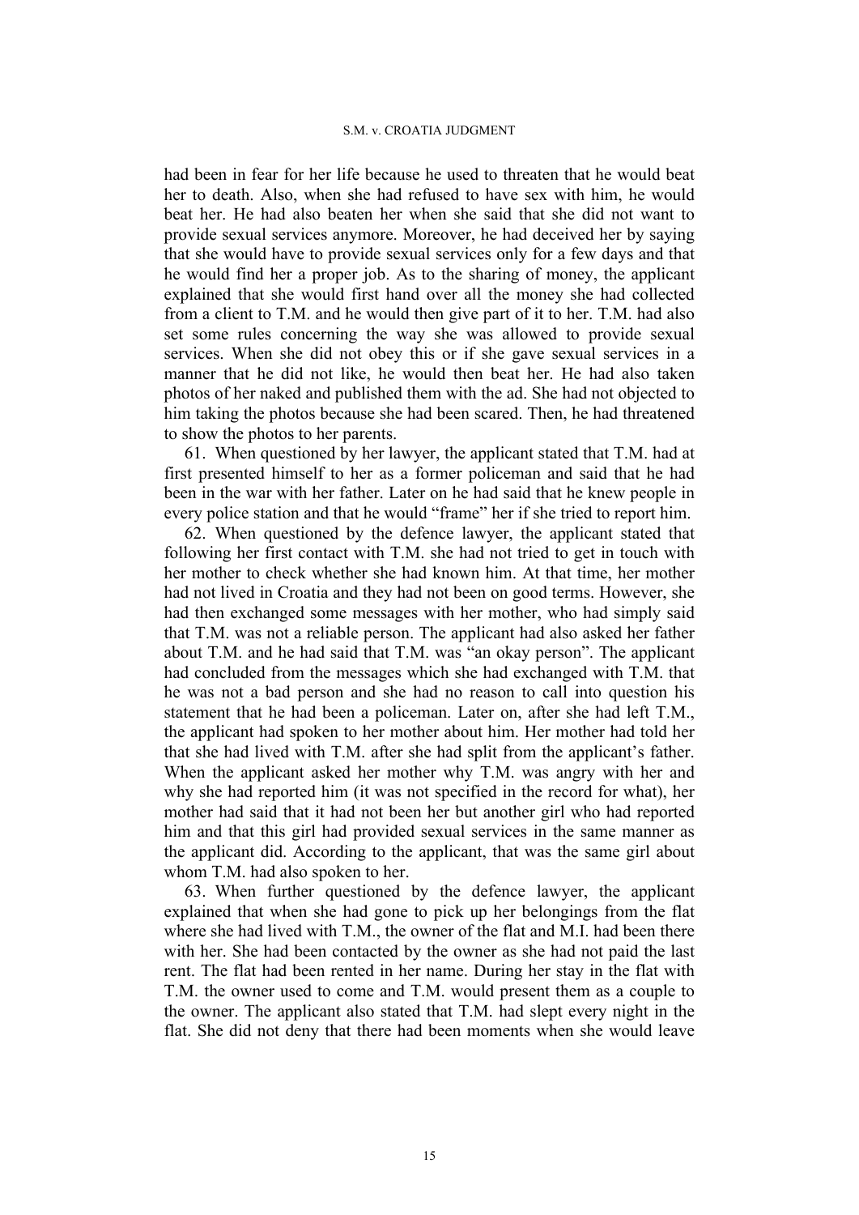had been in fear for her life because he used to threaten that he would beat her to death. Also, when she had refused to have sex with him, he would beat her. He had also beaten her when she said that she did not want to provide sexual services anymore. Moreover, he had deceived her by saying that she would have to provide sexual services only for a few days and that he would find her a proper job. As to the sharing of money, the applicant explained that she would first hand over all the money she had collected from a client to T.M. and he would then give part of it to her. T.M. had also set some rules concerning the way she was allowed to provide sexual services. When she did not obey this or if she gave sexual services in a manner that he did not like, he would then beat her. He had also taken photos of her naked and published them with the ad. She had not objected to him taking the photos because she had been scared. Then, he had threatened to show the photos to her parents.

61. When questioned by her lawyer, the applicant stated that T.M. had at first presented himself to her as a former policeman and said that he had been in the war with her father. Later on he had said that he knew people in every police station and that he would "frame" her if she tried to report him.

62. When questioned by the defence lawyer, the applicant stated that following her first contact with T.M. she had not tried to get in touch with her mother to check whether she had known him. At that time, her mother had not lived in Croatia and they had not been on good terms. However, she had then exchanged some messages with her mother, who had simply said that T.M. was not a reliable person. The applicant had also asked her father about T.M. and he had said that T.M. was "an okay person". The applicant had concluded from the messages which she had exchanged with T.M. that he was not a bad person and she had no reason to call into question his statement that he had been a policeman. Later on, after she had left T.M., the applicant had spoken to her mother about him. Her mother had told her that she had lived with T.M. after she had split from the applicant's father. When the applicant asked her mother why T.M. was angry with her and why she had reported him (it was not specified in the record for what), her mother had said that it had not been her but another girl who had reported him and that this girl had provided sexual services in the same manner as the applicant did. According to the applicant, that was the same girl about whom T.M. had also spoken to her.

63. When further questioned by the defence lawyer, the applicant explained that when she had gone to pick up her belongings from the flat where she had lived with T.M., the owner of the flat and M.I. had been there with her. She had been contacted by the owner as she had not paid the last rent. The flat had been rented in her name. During her stay in the flat with T.M. the owner used to come and T.M. would present them as a couple to the owner. The applicant also stated that T.M. had slept every night in the flat. She did not deny that there had been moments when she would leave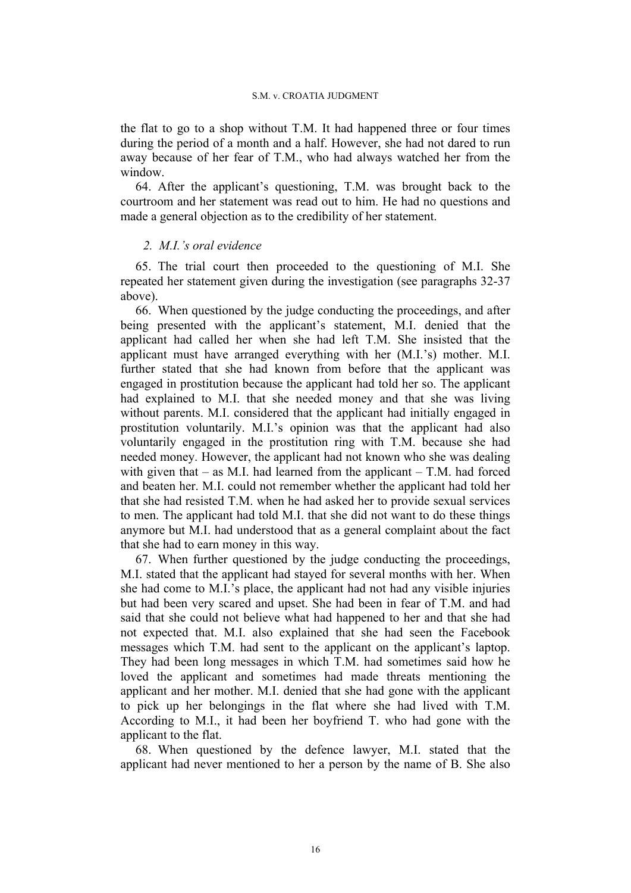the flat to go to a shop without T.M. It had happened three or four times during the period of a month and a half. However, she had not dared to run away because of her fear of T.M., who had always watched her from the window.

64. After the applicant's questioning, T.M. was brought back to the courtroom and her statement was read out to him. He had no questions and made a general objection as to the credibility of her statement.

### *2. M.I.'s oral evidence*

65. The trial court then proceeded to the questioning of M.I. She repeated her statement given during the investigation (see paragraphs 32-37 above).

66. When questioned by the judge conducting the proceedings, and after being presented with the applicant's statement, M.I. denied that the applicant had called her when she had left T.M. She insisted that the applicant must have arranged everything with her (M.I.'s) mother. M.I. further stated that she had known from before that the applicant was engaged in prostitution because the applicant had told her so. The applicant had explained to M.I. that she needed money and that she was living without parents. M.I. considered that the applicant had initially engaged in prostitution voluntarily. M.I.'s opinion was that the applicant had also voluntarily engaged in the prostitution ring with T.M. because she had needed money. However, the applicant had not known who she was dealing with given that – as M.I. had learned from the applicant – T.M. had forced and beaten her. M.I. could not remember whether the applicant had told her that she had resisted T.M. when he had asked her to provide sexual services to men. The applicant had told M.I. that she did not want to do these things anymore but M.I. had understood that as a general complaint about the fact that she had to earn money in this way.

67. When further questioned by the judge conducting the proceedings, M.I. stated that the applicant had stayed for several months with her. When she had come to M.I.'s place, the applicant had not had any visible injuries but had been very scared and upset. She had been in fear of T.M. and had said that she could not believe what had happened to her and that she had not expected that. M.I. also explained that she had seen the Facebook messages which T.M. had sent to the applicant on the applicant's laptop. They had been long messages in which T.M. had sometimes said how he loved the applicant and sometimes had made threats mentioning the applicant and her mother. M.I. denied that she had gone with the applicant to pick up her belongings in the flat where she had lived with T.M. According to M.I., it had been her boyfriend T. who had gone with the applicant to the flat.

68. When questioned by the defence lawyer, M.I. stated that the applicant had never mentioned to her a person by the name of B. She also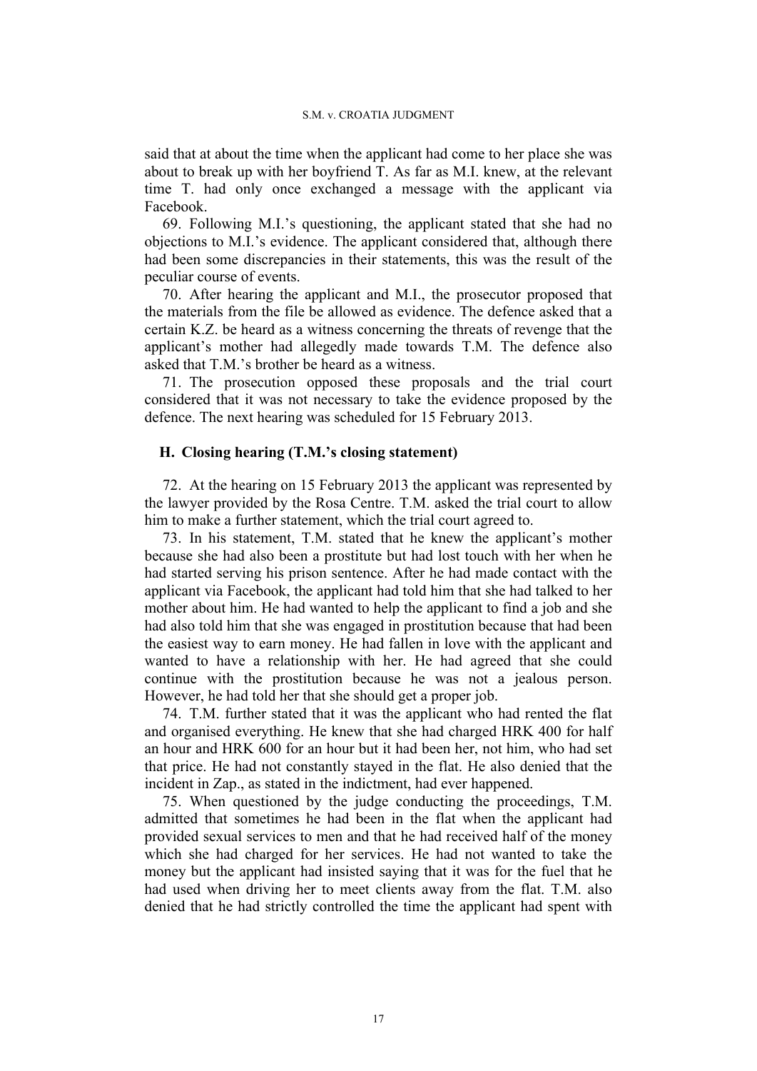said that at about the time when the applicant had come to her place she was about to break up with her boyfriend T. As far as M.I. knew, at the relevant time T. had only once exchanged a message with the applicant via Facebook.

69. Following M.I.'s questioning, the applicant stated that she had no objections to M.I.'s evidence. The applicant considered that, although there had been some discrepancies in their statements, this was the result of the peculiar course of events.

70. After hearing the applicant and M.I., the prosecutor proposed that the materials from the file be allowed as evidence. The defence asked that a certain K.Z. be heard as a witness concerning the threats of revenge that the applicant's mother had allegedly made towards T.M. The defence also asked that T.M.'s brother be heard as a witness.

71. The prosecution opposed these proposals and the trial court considered that it was not necessary to take the evidence proposed by the defence. The next hearing was scheduled for 15 February 2013.

### H. Closing hearing (T.M.'s closing statement)

72. At the hearing on 15 February 2013 the applicant was represented by the lawyer provided by the Rosa Centre. T.M. asked the trial court to allow him to make a further statement, which the trial court agreed to.

73. In his statement, T.M. stated that he knew the applicant's mother because she had also been a prostitute but had lost touch with her when he had started serving his prison sentence. After he had made contact with the applicant via Facebook, the applicant had told him that she had talked to her mother about him. He had wanted to help the applicant to find a job and she had also told him that she was engaged in prostitution because that had been the easiest way to earn money. He had fallen in love with the applicant and wanted to have a relationship with her. He had agreed that she could continue with the prostitution because he was not a jealous person. However, he had told her that she should get a proper job.

74. T.M. further stated that it was the applicant who had rented the flat and organised everything. He knew that she had charged HRK 400 for half an hour and HRK 600 for an hour but it had been her, not him, who had set that price. He had not constantly stayed in the flat. He also denied that the incident in Zap., as stated in the indictment, had ever happened.

75. When questioned by the judge conducting the proceedings, T.M. admitted that sometimes he had been in the flat when the applicant had provided sexual services to men and that he had received half of the money which she had charged for her services. He had not wanted to take the money but the applicant had insisted saying that it was for the fuel that he had used when driving her to meet clients away from the flat. T.M. also denied that he had strictly controlled the time the applicant had spent with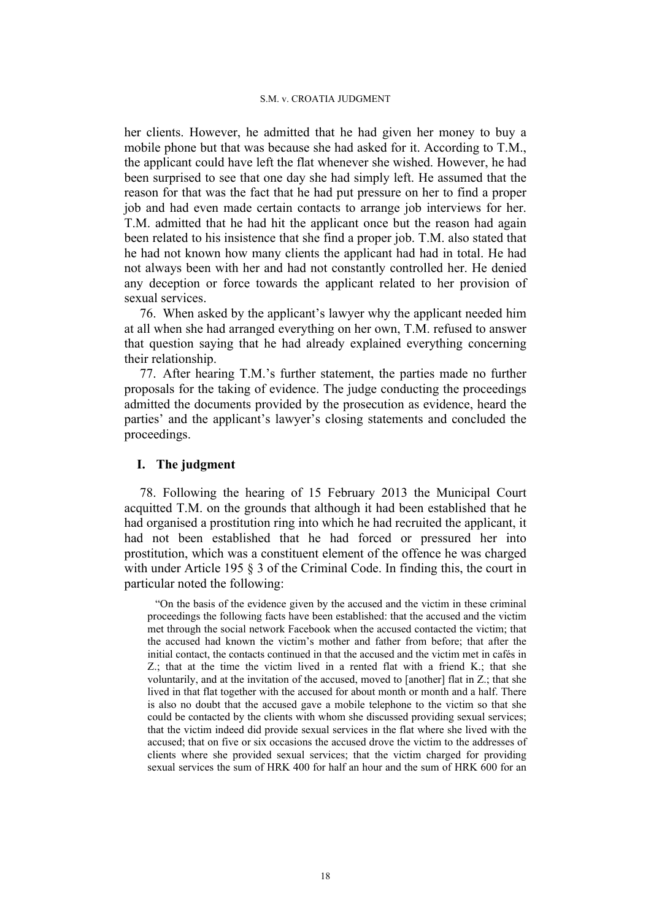her clients. However, he admitted that he had given her money to buy a mobile phone but that was because she had asked for it. According to T.M., the applicant could have left the flat whenever she wished. However, he had been surprised to see that one day she had simply left. He assumed that the reason for that was the fact that he had put pressure on her to find a proper job and had even made certain contacts to arrange job interviews for her. T.M. admitted that he had hit the applicant once but the reason had again been related to his insistence that she find a proper job. T.M. also stated that he had not known how many clients the applicant had had in total. He had not always been with her and had not constantly controlled her. He denied any deception or force towards the applicant related to her provision of sexual services.

76. When asked by the applicant's lawyer why the applicant needed him at all when she had arranged everything on her own, T.M. refused to answer that question saying that he had already explained everything concerning their relationship.

77. After hearing T.M.'s further statement, the parties made no further proposals for the taking of evidence. The judge conducting the proceedings admitted the documents provided by the prosecution as evidence, heard the parties' and the applicant's lawyer's closing statements and concluded the proceedings.

## I. The judgment

78. Following the hearing of 15 February 2013 the Municipal Court acquitted T.M. on the grounds that although it had been established that he had organised a prostitution ring into which he had recruited the applicant, it had not been established that he had forced or pressured her into prostitution, which was a constituent element of the offence he was charged with under Article 195 § 3 of the Criminal Code. In finding this, the court in particular noted the following:

> "On the basis of the evidence given by the accused and the victim in these criminal proceedings the following facts have been established: that the accused and the victim met through the social network Facebook when the accused contacted the victim; that the accused had known the victim's mother and father from before; that after the initial contact, the contacts continued in that the accused and the victim met in cafés in Z.; that at the time the victim lived in a rented flat with a friend K.; that she voluntarily, and at the invitation of the accused, moved to [another] flat in Z.; that she lived in that flat together with the accused for about month or month and a half. There is also no doubt that the accused gave a mobile telephone to the victim so that she could be contacted by the clients with whom she discussed providing sexual services; that the victim indeed did provide sexual services in the flat where she lived with the accused; that on five or six occasions the accused drove the victim to the addresses of clients where she provided sexual services; that the victim charged for providing sexual services the sum of HRK 400 for half an hour and the sum of HRK 600 for an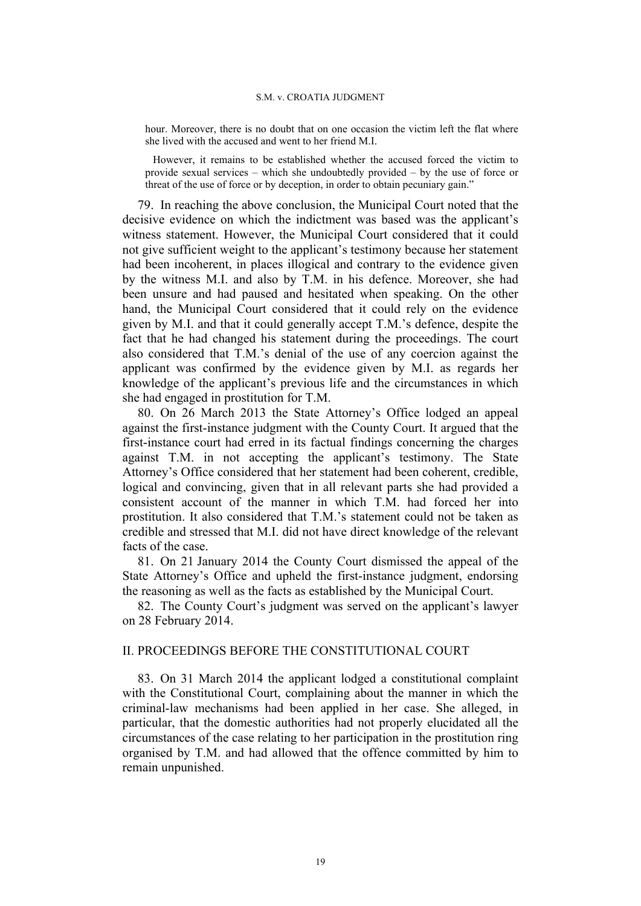> hour. Moreover, there is no doubt that on one occasion the victim left the flat where she lived with the accused and went to her friend M.I.
>
> However, it remains to be established whether the accused forced the victim to provide sexual services – which she undoubtedly provided – by the use of force or threat of the use of force or by deception, in order to obtain pecuniary gain."

79. In reaching the above conclusion, the Municipal Court noted that the decisive evidence on which the indictment was based was the applicant's witness statement. However, the Municipal Court considered that it could not give sufficient weight to the applicant's testimony because her statement had been incoherent, in places illogical and contrary to the evidence given by the witness M.I. and also by T.M. in his defence. Moreover, she had been unsure and had paused and hesitated when speaking. On the other hand, the Municipal Court considered that it could rely on the evidence given by M.I. and that it could generally accept T.M.'s defence, despite the fact that he had changed his statement during the proceedings. The court also considered that T.M.'s denial of the use of any coercion against the applicant was confirmed by the evidence given by M.I. as regards her knowledge of the applicant's previous life and the circumstances in which she had engaged in prostitution for T.M.

80. On 26 March 2013 the State Attorney's Office lodged an appeal against the first-instance judgment with the County Court. It argued that the first-instance court had erred in its factual findings concerning the charges against T.M. in not accepting the applicant's testimony. The State Attorney's Office considered that her statement had been coherent, credible, logical and convincing, given that in all relevant parts she had provided a consistent account of the manner in which T.M. had forced her into prostitution. It also considered that T.M.'s statement could not be taken as credible and stressed that M.I. did not have direct knowledge of the relevant facts of the case.

81. On 21 January 2014 the County Court dismissed the appeal of the State Attorney's Office and upheld the first-instance judgment, endorsing the reasoning as well as the facts as established by the Municipal Court.

82. The County Court's judgment was served on the applicant's lawyer on 28 February 2014.

## II. PROCEEDINGS BEFORE THE CONSTITUTIONAL COURT

83. On 31 March 2014 the applicant lodged a constitutional complaint with the Constitutional Court, complaining about the manner in which the criminal-law mechanisms had been applied in her case. She alleged, in particular, that the domestic authorities had not properly elucidated all the circumstances of the case relating to her participation in the prostitution ring organised by T.M. and had allowed that the offence committed by him to remain unpunished.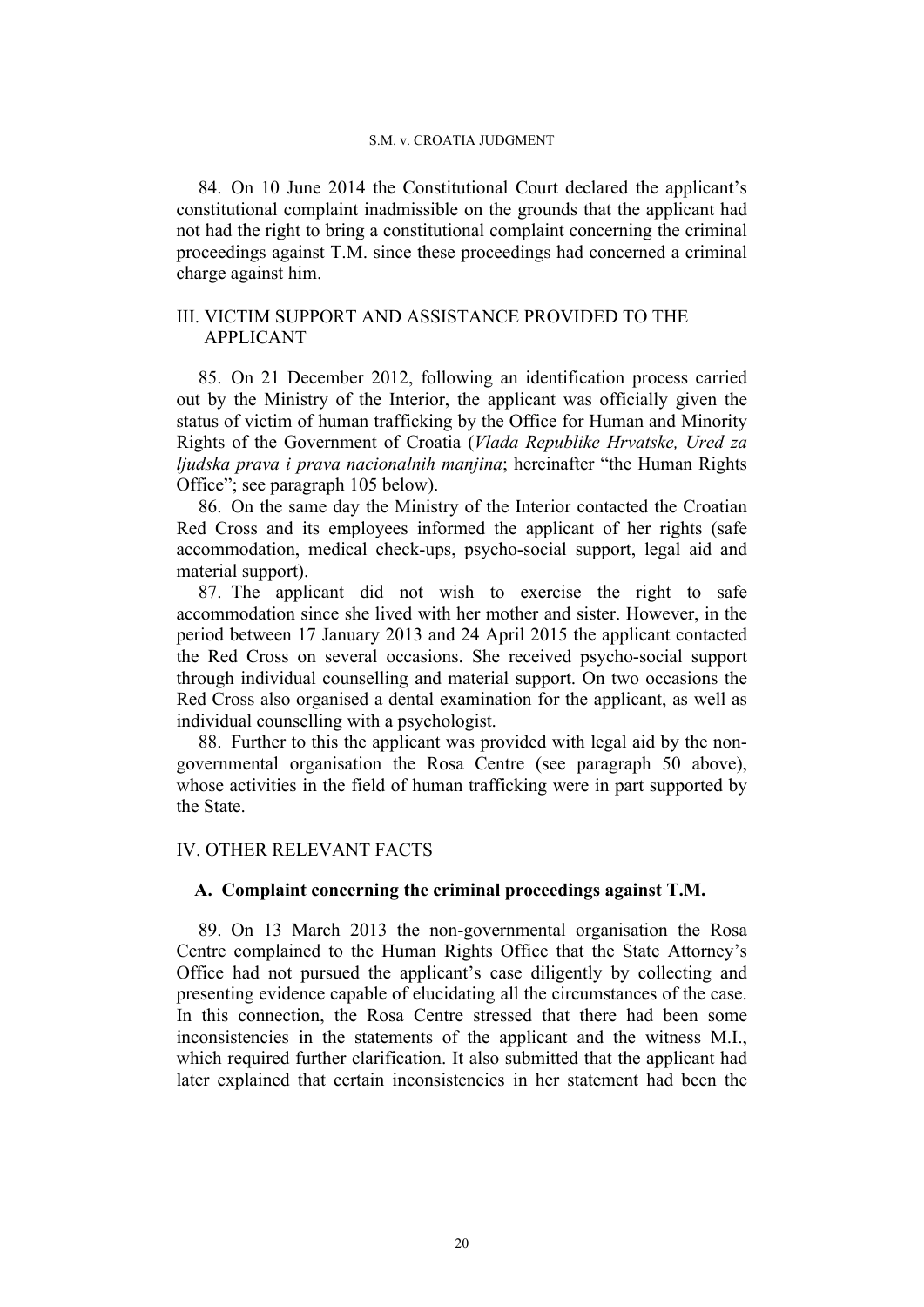84. On 10 June 2014 the Constitutional Court declared the applicant's constitutional complaint inadmissible on the grounds that the applicant had not had the right to bring a constitutional complaint concerning the criminal proceedings against T.M. since these proceedings had concerned a criminal charge against him.

## III. VICTIM SUPPORT AND ASSISTANCE PROVIDED TO THE APPLICANT

85. On 21 December 2012, following an identification process carried out by the Ministry of the Interior, the applicant was officially given the status of victim of human trafficking by the Office for Human and Minority Rights of the Government of Croatia (*Vlada Republike Hrvatske, Ured za ljudska prava i prava nacionalnih manjina*; hereinafter "the Human Rights Office"; see paragraph 105 below).

86. On the same day the Ministry of the Interior contacted the Croatian Red Cross and its employees informed the applicant of her rights (safe accommodation, medical check-ups, psycho-social support, legal aid and material support).

87. The applicant did not wish to exercise the right to safe accommodation since she lived with her mother and sister. However, in the period between 17 January 2013 and 24 April 2015 the applicant contacted the Red Cross on several occasions. She received psycho-social support through individual counselling and material support. On two occasions the Red Cross also organised a dental examination for the applicant, as well as individual counselling with a psychologist.

88. Further to this the applicant was provided with legal aid by the non-governmental organisation the Rosa Centre (see paragraph 50 above), whose activities in the field of human trafficking were in part supported by the State.

## IV. OTHER RELEVANT FACTS

### A. Complaint concerning the criminal proceedings against T.M.

89. On 13 March 2013 the non-governmental organisation the Rosa Centre complained to the Human Rights Office that the State Attorney's Office had not pursued the applicant's case diligently by collecting and presenting evidence capable of elucidating all the circumstances of the case. In this connection, the Rosa Centre stressed that there had been some inconsistencies in the statements of the applicant and the witness M.I., which required further clarification. It also submitted that the applicant had later explained that certain inconsistencies in her statement had been the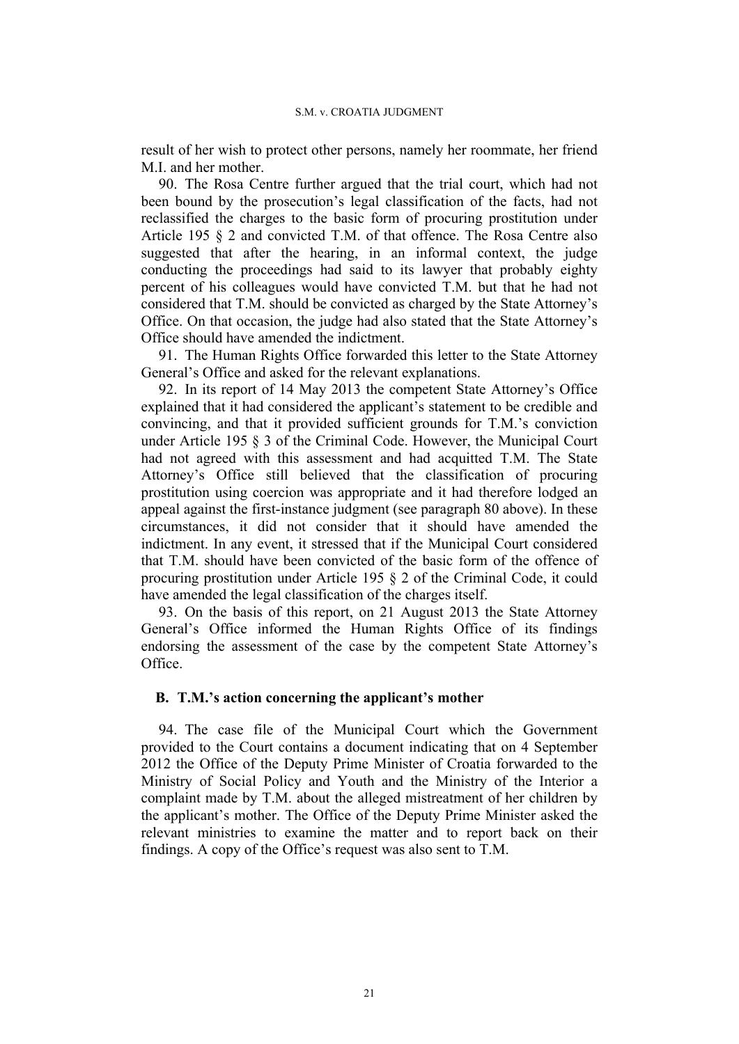result of her wish to protect other persons, namely her roommate, her friend M.I. and her mother.

90. The Rosa Centre further argued that the trial court, which had not been bound by the prosecution's legal classification of the facts, had not reclassified the charges to the basic form of procuring prostitution under Article 195 § 2 and convicted T.M. of that offence. The Rosa Centre also suggested that after the hearing, in an informal context, the judge conducting the proceedings had said to its lawyer that probably eighty percent of his colleagues would have convicted T.M. but that he had not considered that T.M. should be convicted as charged by the State Attorney's Office. On that occasion, the judge had also stated that the State Attorney's Office should have amended the indictment.

91. The Human Rights Office forwarded this letter to the State Attorney General's Office and asked for the relevant explanations.

92. In its report of 14 May 2013 the competent State Attorney's Office explained that it had considered the applicant's statement to be credible and convincing, and that it provided sufficient grounds for T.M.'s conviction under Article 195 § 3 of the Criminal Code. However, the Municipal Court had not agreed with this assessment and had acquitted T.M. The State Attorney's Office still believed that the classification of procuring prostitution using coercion was appropriate and it had therefore lodged an appeal against the first-instance judgment (see paragraph 80 above). In these circumstances, it did not consider that it should have amended the indictment. In any event, it stressed that if the Municipal Court considered that T.M. should have been convicted of the basic form of the offence of procuring prostitution under Article 195 § 2 of the Criminal Code, it could have amended the legal classification of the charges itself.

93. On the basis of this report, on 21 August 2013 the State Attorney General's Office informed the Human Rights Office of its findings endorsing the assessment of the case by the competent State Attorney's Office.

### B. T.M.'s action concerning the applicant's mother

94. The case file of the Municipal Court which the Government provided to the Court contains a document indicating that on 4 September 2012 the Office of the Deputy Prime Minister of Croatia forwarded to the Ministry of Social Policy and Youth and the Ministry of the Interior a complaint made by T.M. about the alleged mistreatment of her children by the applicant's mother. The Office of the Deputy Prime Minister asked the relevant ministries to examine the matter and to report back on their findings. A copy of the Office's request was also sent to T.M.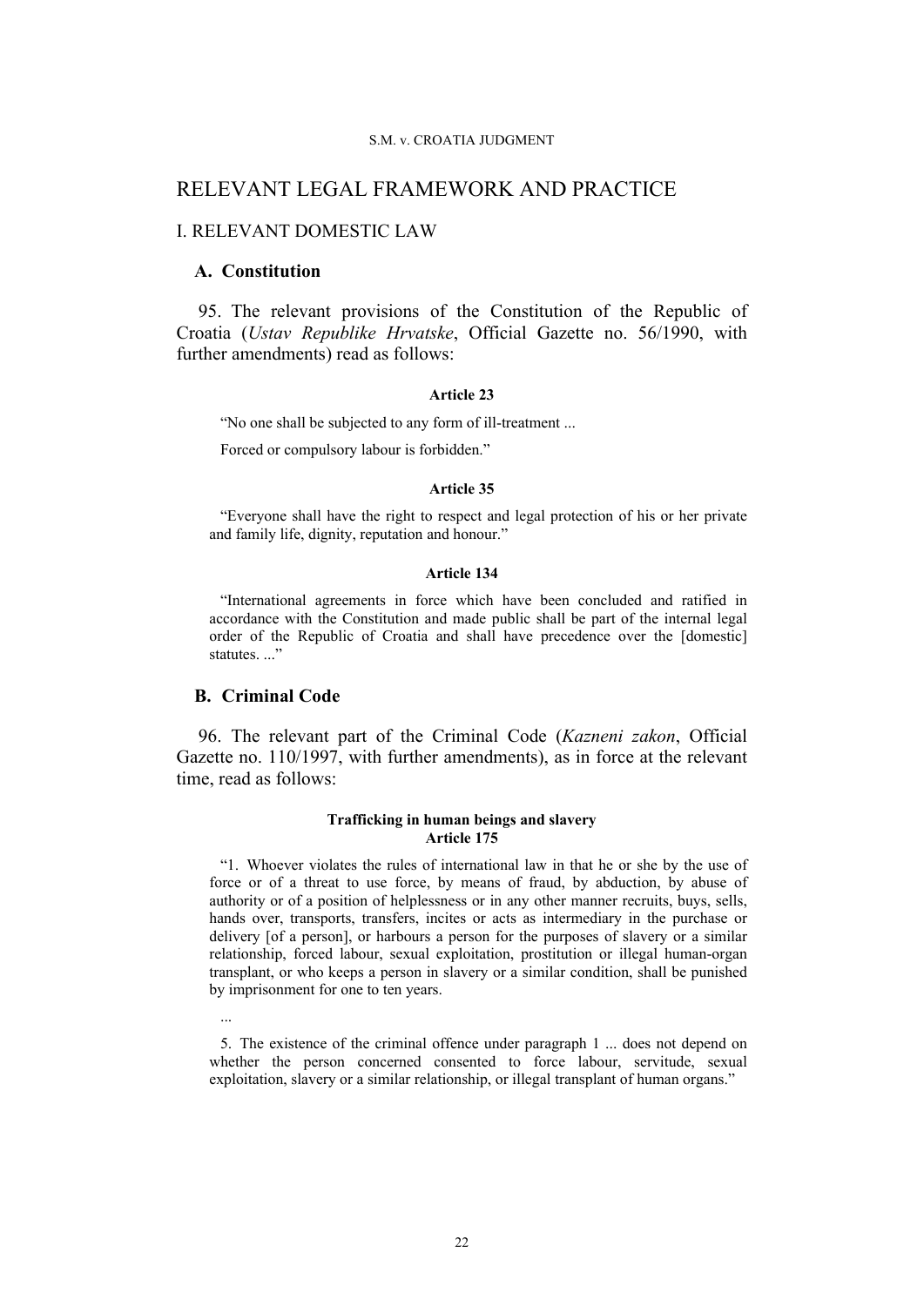# RELEVANT LEGAL FRAMEWORK AND PRACTICE

## I. RELEVANT DOMESTIC LAW

### A. Constitution

95. The relevant provisions of the Constitution of the Republic of Croatia (*Ustav Republike Hrvatske*, Official Gazette no. 56/1990, with further amendments) read as follows:

**Article 23**

> "No one shall be subjected to any form of ill-treatment ...
>
> Forced or compulsory labour is forbidden."

**Article 35**

> "Everyone shall have the right to respect and legal protection of his or her private and family life, dignity, reputation and honour."

**Article 134**

> "International agreements in force which have been concluded and ratified in accordance with the Constitution and made public shall be part of the internal legal order of the Republic of Croatia and shall have precedence over the [domestic] statutes. ..."

### B. Criminal Code

96. The relevant part of the Criminal Code (*Kazneni zakon*, Official Gazette no. 110/1997, with further amendments), as in force at the relevant time, read as follows:

**Trafficking in human beings and slavery**
**Article 175**

> "1. Whoever violates the rules of international law in that he or she by the use of force or of a threat to use force, by means of fraud, by abduction, by abuse of authority or of a position of helplessness or in any other manner recruits, buys, sells, hands over, transports, transfers, incites or acts as intermediary in the purchase or delivery [of a person], or harbours a person for the purposes of slavery or a similar relationship, forced labour, sexual exploitation, prostitution or illegal human-organ transplant, or who keeps a person in slavery or a similar condition, shall be punished by imprisonment for one to ten years.
>
> ...
>
> 5. The existence of the criminal offence under paragraph 1 ... does not depend on whether the person concerned consented to force labour, servitude, sexual exploitation, slavery or a similar relationship, or illegal transplant of human organs."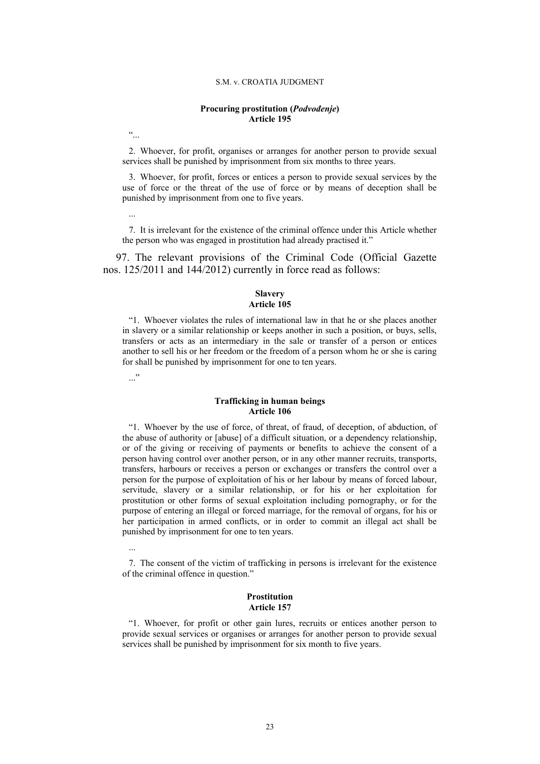**Procuring prostitution (*Podvođenje*)**
**Article 195**

"...

2. Whoever, for profit, organises or arranges for another person to provide sexual services shall be punished by imprisonment from six months to three years.

3. Whoever, for profit, forces or entices a person to provide sexual services by the use of force or the threat of the use of force or by means of deception shall be punished by imprisonment from one to five years.

...

7. It is irrelevant for the existence of the criminal offence under this Article whether the person who was engaged in prostitution had already practised it."

97. The relevant provisions of the Criminal Code (Official Gazette nos. 125/2011 and 144/2012) currently in force read as follows:

**Slavery**
**Article 105**

"1. Whoever violates the rules of international law in that he or she places another in slavery or a similar relationship or keeps another in such a position, or buys, sells, transfers or acts as an intermediary in the sale or transfer of a person or entices another to sell his or her freedom or the freedom of a person whom he or she is caring for shall be punished by imprisonment for one to ten years.

..."

**Trafficking in human beings**
**Article 106**

"1. Whoever by the use of force, of threat, of fraud, of deception, of abduction, of the abuse of authority or [abuse] of a difficult situation, or a dependency relationship, or of the giving or receiving of payments or benefits to achieve the consent of a person having control over another person, or in any other manner recruits, transports, transfers, harbours or receives a person or exchanges or transfers the control over a person for the purpose of exploitation of his or her labour by means of forced labour, servitude, slavery or a similar relationship, or for his or her exploitation for prostitution or other forms of sexual exploitation including pornography, or for the purpose of entering an illegal or forced marriage, for the removal of organs, for his or her participation in armed conflicts, or in order to commit an illegal act shall be punished by imprisonment for one to ten years.

...

7. The consent of the victim of trafficking in persons is irrelevant for the existence of the criminal offence in question."

**Prostitution**
**Article 157**

"1. Whoever, for profit or other gain lures, recruits or entices another person to provide sexual services or organises or arranges for another person to provide sexual services shall be punished by imprisonment for six month to five years.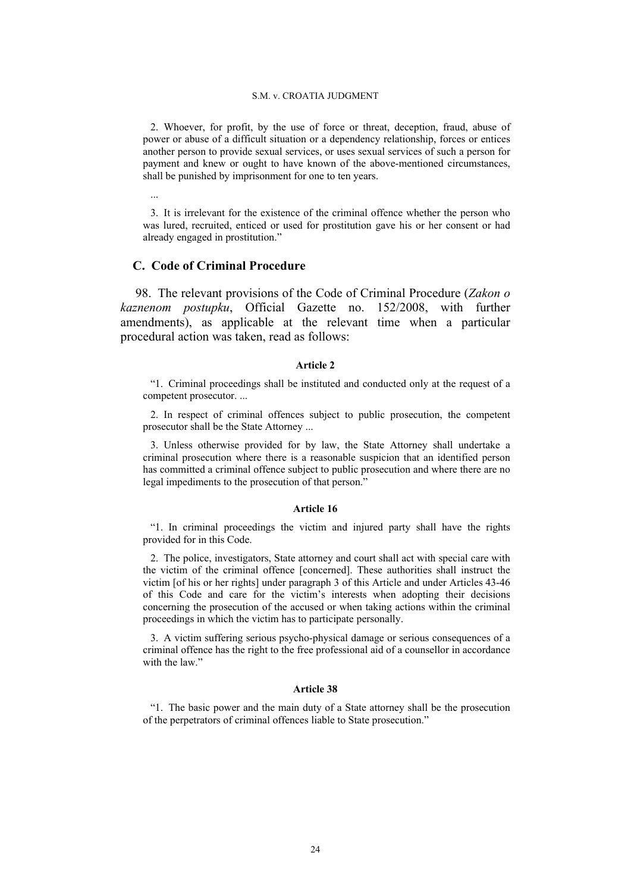2. Whoever, for profit, by the use of force or threat, deception, fraud, abuse of power or abuse of a difficult situation or a dependency relationship, forces or entices another person to provide sexual services, or uses sexual services of such a person for payment and knew or ought to have known of the above-mentioned circumstances, shall be punished by imprisonment for one to ten years.

...

3. It is irrelevant for the existence of the criminal offence whether the person who was lured, recruited, enticed or used for prostitution gave his or her consent or had already engaged in prostitution."

### C. Code of Criminal Procedure

98. The relevant provisions of the Code of Criminal Procedure (*Zakon o kaznenom postupku*, Official Gazette no. 152/2008, with further amendments), as applicable at the relevant time when a particular procedural action was taken, read as follows:

**Article 2**

"1. Criminal proceedings shall be instituted and conducted only at the request of a competent prosecutor. ...

2. In respect of criminal offences subject to public prosecution, the competent prosecutor shall be the State Attorney ...

3. Unless otherwise provided for by law, the State Attorney shall undertake a criminal prosecution where there is a reasonable suspicion that an identified person has committed a criminal offence subject to public prosecution and where there are no legal impediments to the prosecution of that person."

**Article 16**

"1. In criminal proceedings the victim and injured party shall have the rights provided for in this Code.

2. The police, investigators, State attorney and court shall act with special care with the victim of the criminal offence [concerned]. These authorities shall instruct the victim [of his or her rights] under paragraph 3 of this Article and under Articles 43-46 of this Code and care for the victim's interests when adopting their decisions concerning the prosecution of the accused or when taking actions within the criminal proceedings in which the victim has to participate personally.

3. A victim suffering serious psycho-physical damage or serious consequences of a criminal offence has the right to the free professional aid of a counsellor in accordance with the law."

**Article 38**

"1. The basic power and the main duty of a State attorney shall be the prosecution of the perpetrators of criminal offences liable to State prosecution."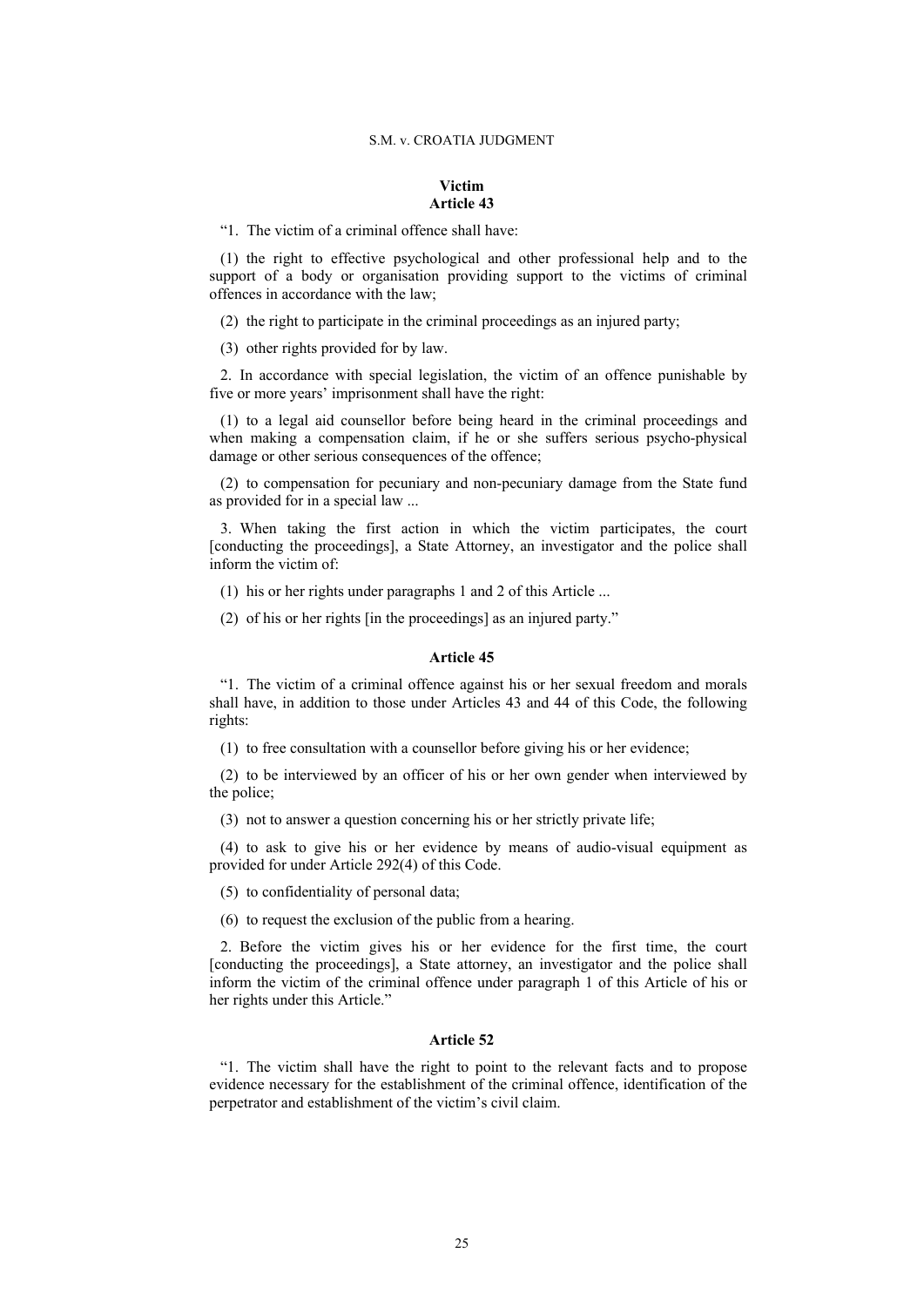**Victim**
**Article 43**

“1. The victim of a criminal offence shall have:

(1) the right to effective psychological and other professional help and to the support of a body or organisation providing support to the victims of criminal offences in accordance with the law;

(2) the right to participate in the criminal proceedings as an injured party;

(3) other rights provided for by law.

2. In accordance with special legislation, the victim of an offence punishable by five or more years’ imprisonment shall have the right:

(1) to a legal aid counsellor before being heard in the criminal proceedings and when making a compensation claim, if he or she suffers serious psycho-physical damage or other serious consequences of the offence;

(2) to compensation for pecuniary and non-pecuniary damage from the State fund as provided for in a special law ...

3. When taking the first action in which the victim participates, the court [conducting the proceedings], a State Attorney, an investigator and the police shall inform the victim of:

(1) his or her rights under paragraphs 1 and 2 of this Article ...

(2) of his or her rights [in the proceedings] as an injured party.”

**Article 45**

“1. The victim of a criminal offence against his or her sexual freedom and morals shall have, in addition to those under Articles 43 and 44 of this Code, the following rights:

(1) to free consultation with a counsellor before giving his or her evidence;

(2) to be interviewed by an officer of his or her own gender when interviewed by the police;

(3) not to answer a question concerning his or her strictly private life;

(4) to ask to give his or her evidence by means of audio-visual equipment as provided for under Article 292(4) of this Code.

(5) to confidentiality of personal data;

(6) to request the exclusion of the public from a hearing.

2. Before the victim gives his or her evidence for the first time, the court [conducting the proceedings], a State attorney, an investigator and the police shall inform the victim of the criminal offence under paragraph 1 of this Article of his or her rights under this Article.”

**Article 52**

“1. The victim shall have the right to point to the relevant facts and to propose evidence necessary for the establishment of the criminal offence, identification of the perpetrator and establishment of the victim’s civil claim.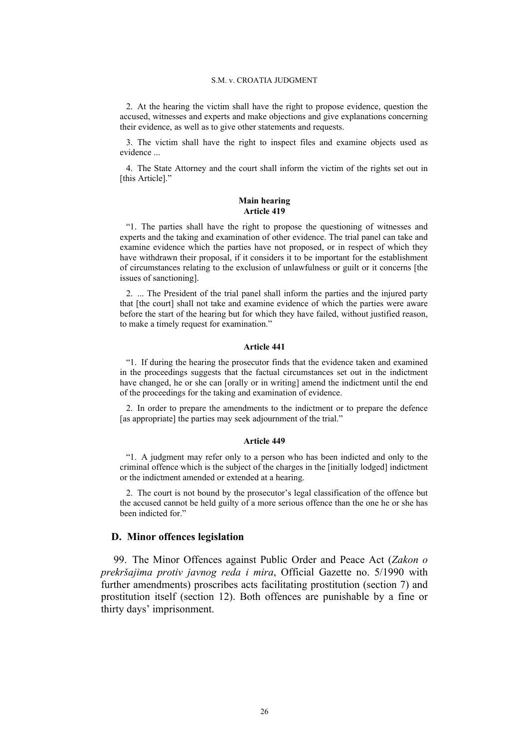2. At the hearing the victim shall have the right to propose evidence, question the accused, witnesses and experts and make objections and give explanations concerning their evidence, as well as to give other statements and requests.

3. The victim shall have the right to inspect files and examine objects used as evidence ...

4. The State Attorney and the court shall inform the victim of the rights set out in [this Article]."

**Main hearing**
**Article 419**

"1. The parties shall have the right to propose the questioning of witnesses and experts and the taking and examination of other evidence. The trial panel can take and examine evidence which the parties have not proposed, or in respect of which they have withdrawn their proposal, if it considers it to be important for the establishment of circumstances relating to the exclusion of unlawfulness or guilt or it concerns [the issues of sanctioning].

2. ... The President of the trial panel shall inform the parties and the injured party that [the court] shall not take and examine evidence of which the parties were aware before the start of the hearing but for which they have failed, without justified reason, to make a timely request for examination."

**Article 441**

"1. If during the hearing the prosecutor finds that the evidence taken and examined in the proceedings suggests that the factual circumstances set out in the indictment have changed, he or she can [orally or in writing] amend the indictment until the end of the proceedings for the taking and examination of evidence.

2. In order to prepare the amendments to the indictment or to prepare the defence [as appropriate] the parties may seek adjournment of the trial."

**Article 449**

"1. A judgment may refer only to a person who has been indicted and only to the criminal offence which is the subject of the charges in the [initially lodged] indictment or the indictment amended or extended at a hearing.

2. The court is not bound by the prosecutor's legal classification of the offence but the accused cannot be held guilty of a more serious offence than the one he or she has been indicted for."

### D. Minor offences legislation

99. The Minor Offences against Public Order and Peace Act (*Zakon o prekršajima protiv javnog reda i mira*, Official Gazette no. 5/1990 with further amendments) proscribes acts facilitating prostitution (section 7) and prostitution itself (section 12). Both offences are punishable by a fine or thirty days' imprisonment.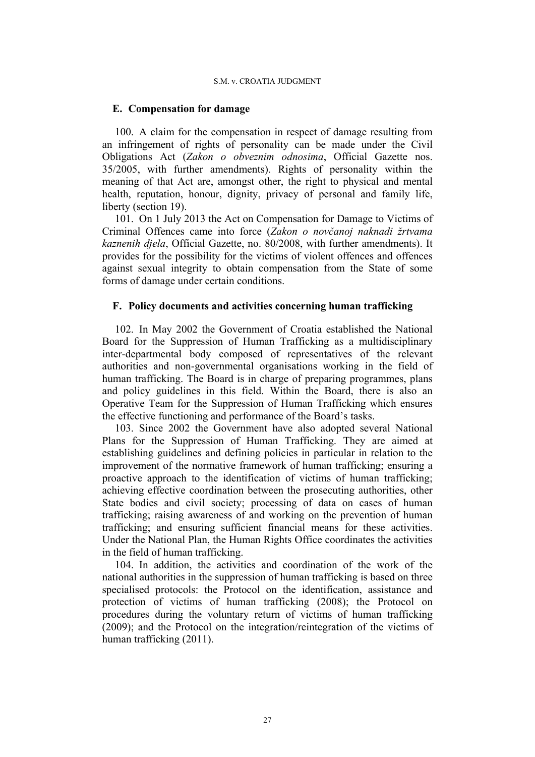### E. Compensation for damage

100. A claim for the compensation in respect of damage resulting from an infringement of rights of personality can be made under the Civil Obligations Act (*Zakon o obveznim odnosima*, Official Gazette nos. 35/2005, with further amendments). Rights of personality within the meaning of that Act are, amongst other, the right to physical and mental health, reputation, honour, dignity, privacy of personal and family life, liberty (section 19).

101. On 1 July 2013 the Act on Compensation for Damage to Victims of Criminal Offences came into force (*Zakon o novčanoj naknadi žrtvama kaznenih djela*, Official Gazette, no. 80/2008, with further amendments). It provides for the possibility for the victims of violent offences and offences against sexual integrity to obtain compensation from the State of some forms of damage under certain conditions.

### F. Policy documents and activities concerning human trafficking

102. In May 2002 the Government of Croatia established the National Board for the Suppression of Human Trafficking as a multidisciplinary inter-departmental body composed of representatives of the relevant authorities and non-governmental organisations working in the field of human trafficking. The Board is in charge of preparing programmes, plans and policy guidelines in this field. Within the Board, there is also an Operative Team for the Suppression of Human Trafficking which ensures the effective functioning and performance of the Board's tasks.

103. Since 2002 the Government have also adopted several National Plans for the Suppression of Human Trafficking. They are aimed at establishing guidelines and defining policies in particular in relation to the improvement of the normative framework of human trafficking; ensuring a proactive approach to the identification of victims of human trafficking; achieving effective coordination between the prosecuting authorities, other State bodies and civil society; processing of data on cases of human trafficking; raising awareness of and working on the prevention of human trafficking; and ensuring sufficient financial means for these activities. Under the National Plan, the Human Rights Office coordinates the activities in the field of human trafficking.

104. In addition, the activities and coordination of the work of the national authorities in the suppression of human trafficking is based on three specialised protocols: the Protocol on the identification, assistance and protection of victims of human trafficking (2008); the Protocol on procedures during the voluntary return of victims of human trafficking (2009); and the Protocol on the integration/reintegration of the victims of human trafficking (2011).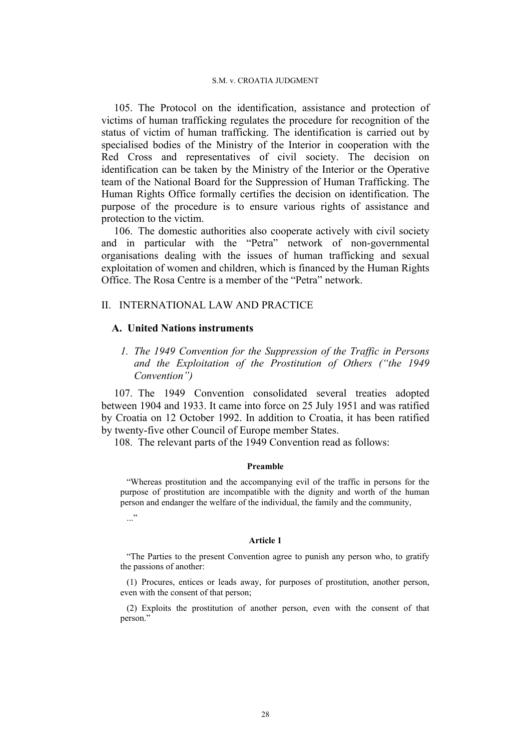105. The Protocol on the identification, assistance and protection of victims of human trafficking regulates the procedure for recognition of the status of victim of human trafficking. The identification is carried out by specialised bodies of the Ministry of the Interior in cooperation with the Red Cross and representatives of civil society. The decision on identification can be taken by the Ministry of the Interior or the Operative team of the National Board for the Suppression of Human Trafficking. The Human Rights Office formally certifies the decision on identification. The purpose of the procedure is to ensure various rights of assistance and protection to the victim.

106. The domestic authorities also cooperate actively with civil society and in particular with the "Petra" network of non-governmental organisations dealing with the issues of human trafficking and sexual exploitation of women and children, which is financed by the Human Rights Office. The Rosa Centre is a member of the "Petra" network.

## II. INTERNATIONAL LAW AND PRACTICE

### A. United Nations instruments

#### *1. The 1949 Convention for the Suppression of the Traffic in Persons and the Exploitation of the Prostitution of Others ("the 1949 Convention")*

107. The 1949 Convention consolidated several treaties adopted between 1904 and 1933. It came into force on 25 July 1951 and was ratified by Croatia on 12 October 1992. In addition to Croatia, it has been ratified by twenty-five other Council of Europe member States.

108. The relevant parts of the 1949 Convention read as follows:

**Preamble**

"Whereas prostitution and the accompanying evil of the traffic in persons for the purpose of prostitution are incompatible with the dignity and worth of the human person and endanger the welfare of the individual, the family and the community,

..."

**Article 1**

"The Parties to the present Convention agree to punish any person who, to gratify the passions of another:

(1) Procures, entices or leads away, for purposes of prostitution, another person, even with the consent of that person;

(2) Exploits the prostitution of another person, even with the consent of that person."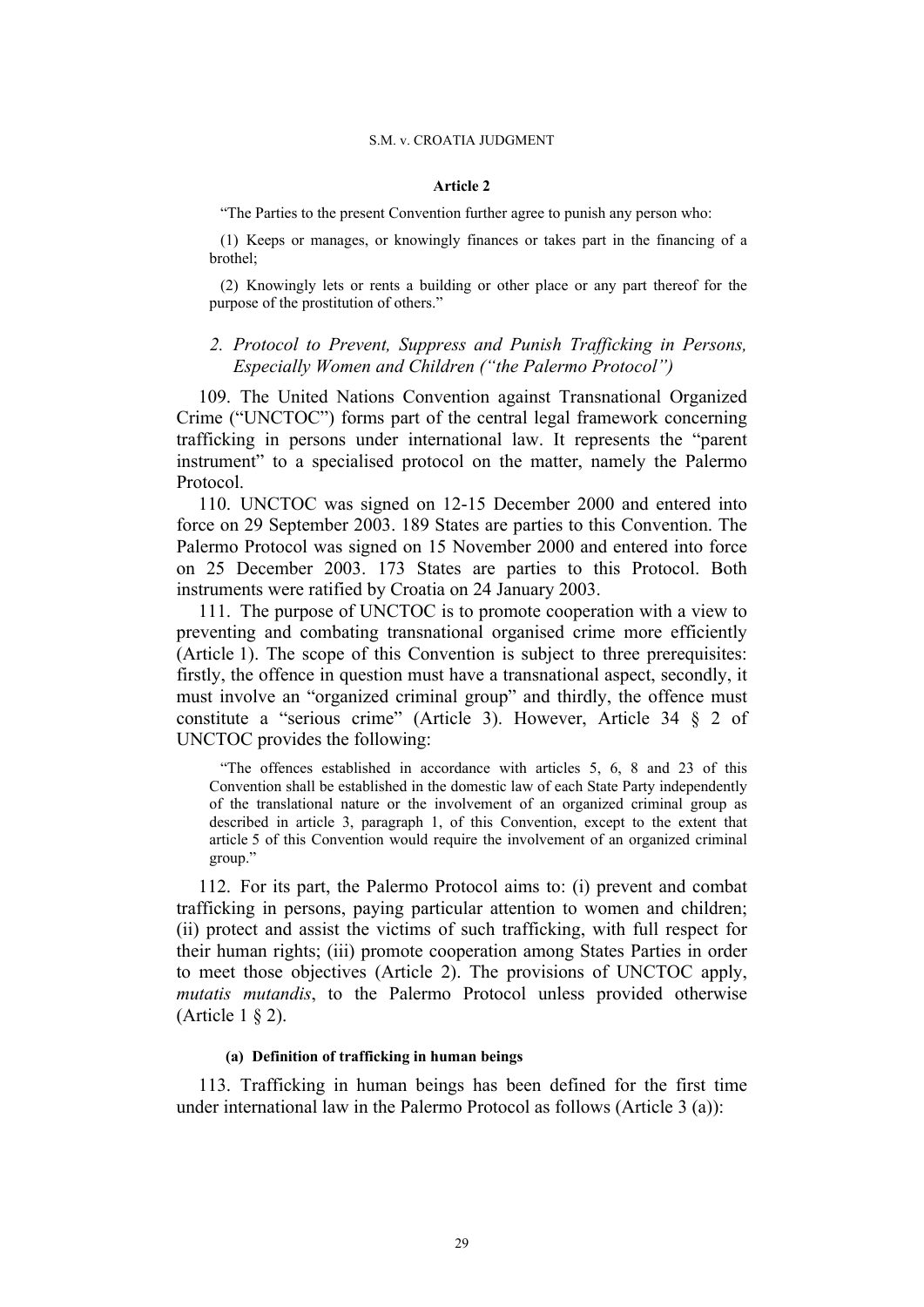#### Article 2

"The Parties to the present Convention further agree to punish any person who:

(1) Keeps or manages, or knowingly finances or takes part in the financing of a brothel;

(2) Knowingly lets or rents a building or other place or any part thereof for the purpose of the prostitution of others."

### *2. Protocol to Prevent, Suppress and Punish Trafficking in Persons, Especially Women and Children ("the Palermo Protocol")*

109. The United Nations Convention against Transnational Organized Crime ("UNCTOC") forms part of the central legal framework concerning trafficking in persons under international law. It represents the "parent instrument" to a specialised protocol on the matter, namely the Palermo Protocol.

110. UNCTOC was signed on 12-15 December 2000 and entered into force on 29 September 2003. 189 States are parties to this Convention. The Palermo Protocol was signed on 15 November 2000 and entered into force on 25 December 2003. 173 States are parties to this Protocol. Both instruments were ratified by Croatia on 24 January 2003.

111. The purpose of UNCTOC is to promote cooperation with a view to preventing and combating transnational organised crime more efficiently (Article 1). The scope of this Convention is subject to three prerequisites: firstly, the offence in question must have a transnational aspect, secondly, it must involve an "organized criminal group" and thirdly, the offence must constitute a "serious crime" (Article 3). However, Article 34 § 2 of UNCTOC provides the following:

"The offences established in accordance with articles 5, 6, 8 and 23 of this Convention shall be established in the domestic law of each State Party independently of the translational nature or the involvement of an organized criminal group as described in article 3, paragraph 1, of this Convention, except to the extent that article 5 of this Convention would require the involvement of an organized criminal group."

112. For its part, the Palermo Protocol aims to: (i) prevent and combat trafficking in persons, paying particular attention to women and children; (ii) protect and assist the victims of such trafficking, with full respect for their human rights; (iii) promote cooperation among States Parties in order to meet those objectives (Article 2). The provisions of UNCTOC apply, *mutatis mutandis*, to the Palermo Protocol unless provided otherwise (Article 1 § 2).

#### (a) Definition of trafficking in human beings

113. Trafficking in human beings has been defined for the first time under international law in the Palermo Protocol as follows (Article 3 (a)):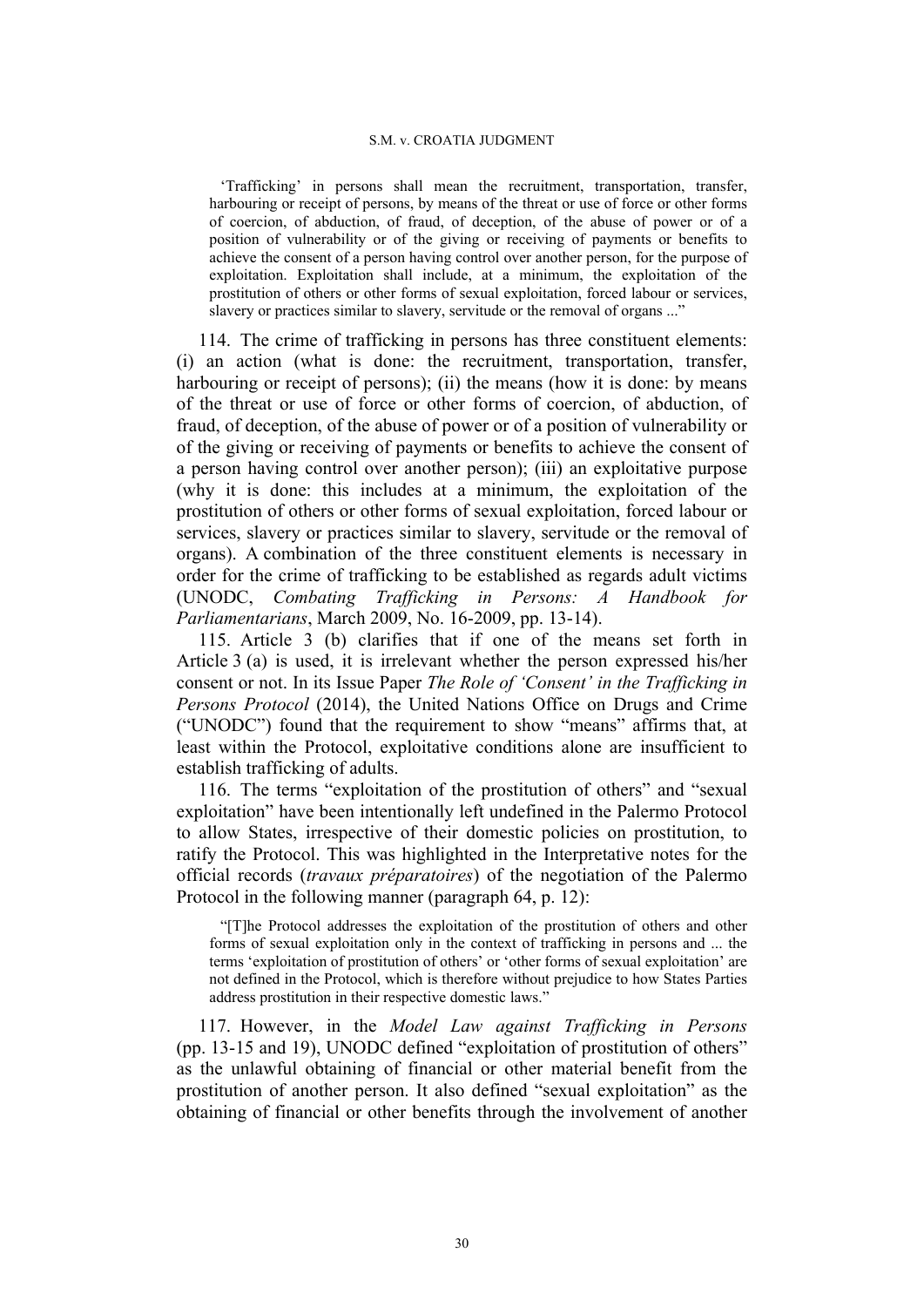> 'Trafficking' in persons shall mean the recruitment, transportation, transfer, harbouring or receipt of persons, by means of the threat or use of force or other forms of coercion, of abduction, of fraud, of deception, of the abuse of power or of a position of vulnerability or of the giving or receiving of payments or benefits to achieve the consent of a person having control over another person, for the purpose of exploitation. Exploitation shall include, at a minimum, the exploitation of the prostitution of others or other forms of sexual exploitation, forced labour or services, slavery or practices similar to slavery, servitude or the removal of organs ..."

114. The crime of trafficking in persons has three constituent elements: (i) an action (what is done: the recruitment, transportation, transfer, harbouring or receipt of persons); (ii) the means (how it is done: by means of the threat or use of force or other forms of coercion, of abduction, of fraud, of deception, of the abuse of power or of a position of vulnerability or of the giving or receiving of payments or benefits to achieve the consent of a person having control over another person); (iii) an exploitative purpose (why it is done: this includes at a minimum, the exploitation of the prostitution of others or other forms of sexual exploitation, forced labour or services, slavery or practices similar to slavery, servitude or the removal of organs). A combination of the three constituent elements is necessary in order for the crime of trafficking to be established as regards adult victims (UNODC, *Combating Trafficking in Persons: A Handbook for Parliamentarians*, March 2009, No. 16-2009, pp. 13-14).

115. Article 3 (b) clarifies that if one of the means set forth in Article 3 (a) is used, it is irrelevant whether the person expressed his/her consent or not. In its Issue Paper *The Role of 'Consent' in the Trafficking in Persons Protocol* (2014), the United Nations Office on Drugs and Crime ("UNODC") found that the requirement to show "means" affirms that, at least within the Protocol, exploitative conditions alone are insufficient to establish trafficking of adults.

116. The terms "exploitation of the prostitution of others" and "sexual exploitation" have been intentionally left undefined in the Palermo Protocol to allow States, irrespective of their domestic policies on prostitution, to ratify the Protocol. This was highlighted in the Interpretative notes for the official records (*travaux préparatoires*) of the negotiation of the Palermo Protocol in the following manner (paragraph 64, p. 12):

> "[T]he Protocol addresses the exploitation of the prostitution of others and other forms of sexual exploitation only in the context of trafficking in persons and ... the terms 'exploitation of prostitution of others' or 'other forms of sexual exploitation' are not defined in the Protocol, which is therefore without prejudice to how States Parties address prostitution in their respective domestic laws."

117. However, in the *Model Law against Trafficking in Persons* (pp. 13-15 and 19), UNODC defined "exploitation of prostitution of others" as the unlawful obtaining of financial or other material benefit from the prostitution of another person. It also defined "sexual exploitation" as the obtaining of financial or other benefits through the involvement of another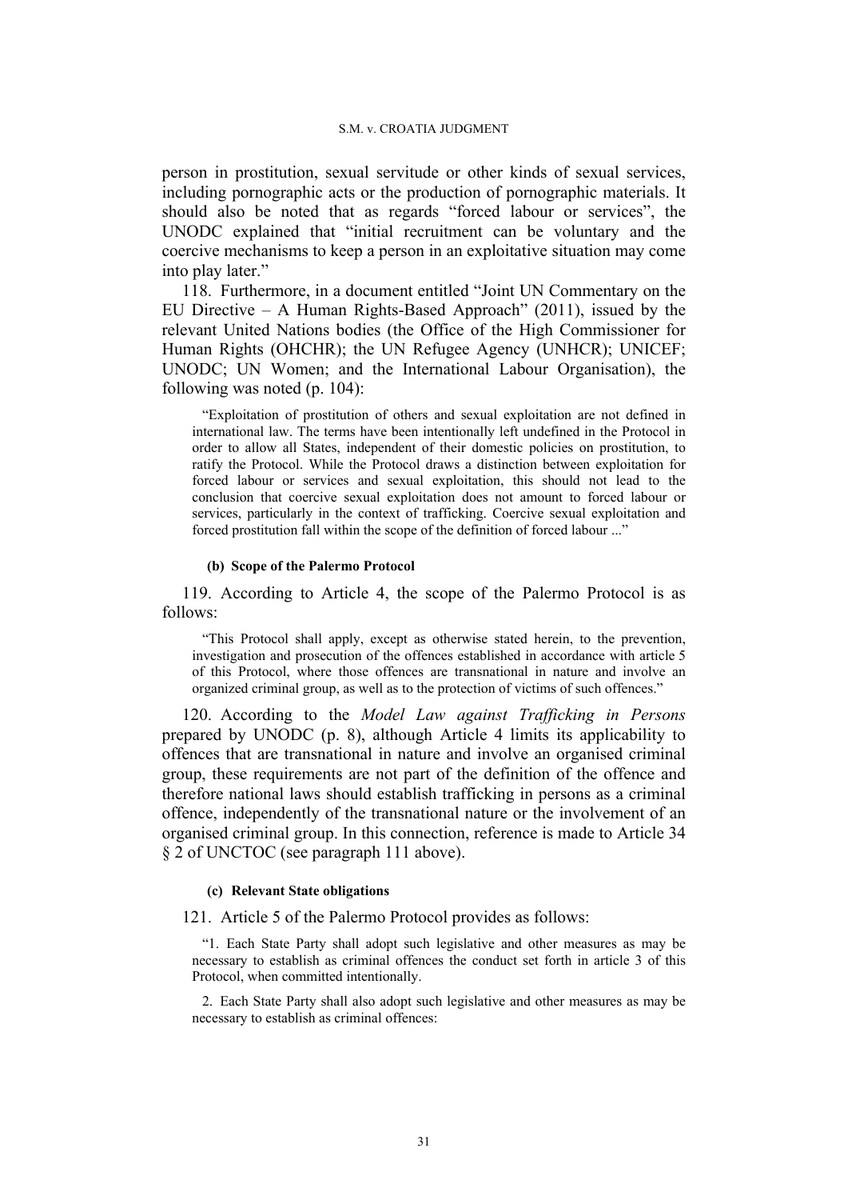person in prostitution, sexual servitude or other kinds of sexual services, including pornographic acts or the production of pornographic materials. It should also be noted that as regards "forced labour or services", the UNODC explained that "initial recruitment can be voluntary and the coercive mechanisms to keep a person in an exploitative situation may come into play later."

118. Furthermore, in a document entitled "Joint UN Commentary on the EU Directive – A Human Rights-Based Approach" (2011), issued by the relevant United Nations bodies (the Office of the High Commissioner for Human Rights (OHCHR); the UN Refugee Agency (UNHCR); UNICEF; UNODC; UN Women; and the International Labour Organisation), the following was noted (p. 104):

> "Exploitation of prostitution of others and sexual exploitation are not defined in international law. The terms have been intentionally left undefined in the Protocol in order to allow all States, independent of their domestic policies on prostitution, to ratify the Protocol. While the Protocol draws a distinction between exploitation for forced labour or services and sexual exploitation, this should not lead to the conclusion that coercive sexual exploitation does not amount to forced labour or services, particularly in the context of trafficking. Coercive sexual exploitation and forced prostitution fall within the scope of the definition of forced labour ..."

#### (b) Scope of the Palermo Protocol

119. According to Article 4, the scope of the Palermo Protocol is as follows:

> "This Protocol shall apply, except as otherwise stated herein, to the prevention, investigation and prosecution of the offences established in accordance with article 5 of this Protocol, where those offences are transnational in nature and involve an organized criminal group, as well as to the protection of victims of such offences."

120. According to the *Model Law against Trafficking in Persons* prepared by UNODC (p. 8), although Article 4 limits its applicability to offences that are transnational in nature and involve an organised criminal group, these requirements are not part of the definition of the offence and therefore national laws should establish trafficking in persons as a criminal offence, independently of the transnational nature or the involvement of an organised criminal group. In this connection, reference is made to Article 34 § 2 of UNCTOC (see paragraph 111 above).

#### (c) Relevant State obligations

121. Article 5 of the Palermo Protocol provides as follows:

> "1. Each State Party shall adopt such legislative and other measures as may be necessary to establish as criminal offences the conduct set forth in article 3 of this Protocol, when committed intentionally.
>
> 2. Each State Party shall also adopt such legislative and other measures as may be necessary to establish as criminal offences: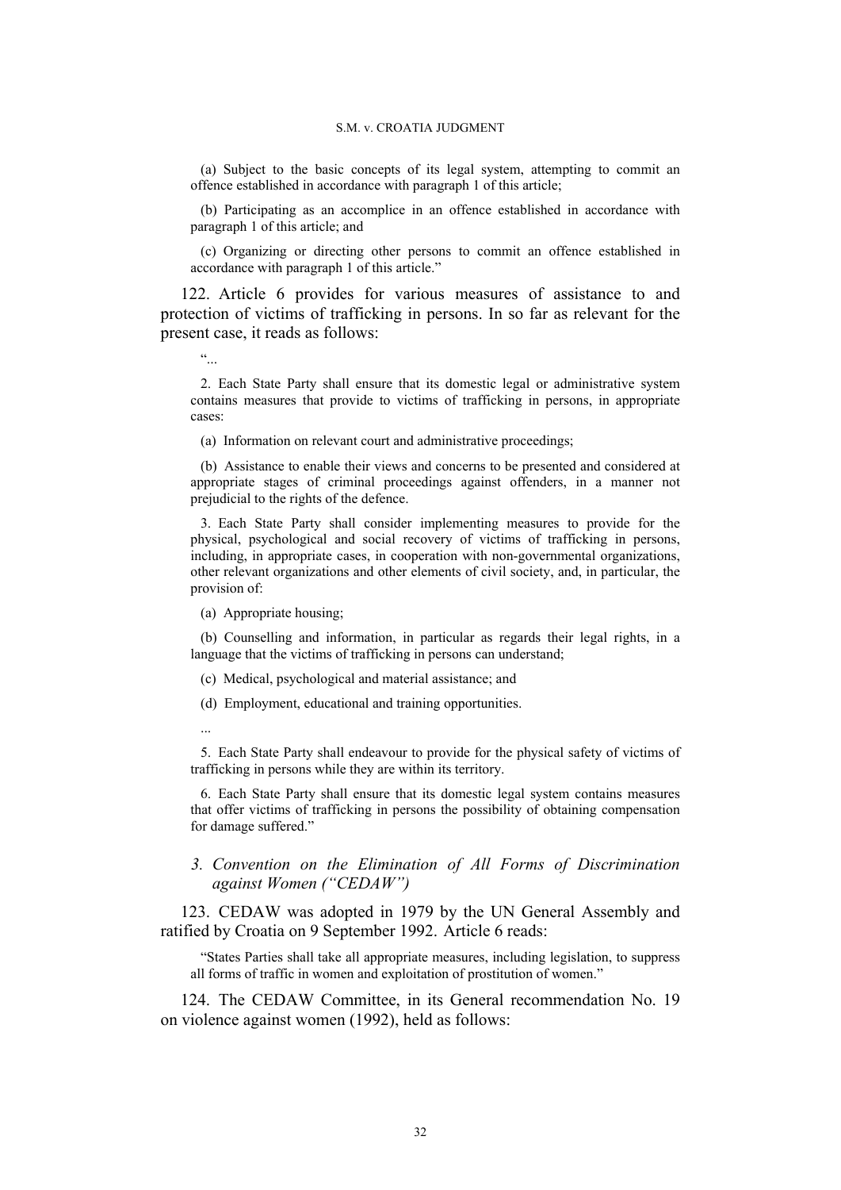(a) Subject to the basic concepts of its legal system, attempting to commit an offence established in accordance with paragraph 1 of this article;

(b) Participating as an accomplice in an offence established in accordance with paragraph 1 of this article; and

(c) Organizing or directing other persons to commit an offence established in accordance with paragraph 1 of this article."

122. Article 6 provides for various measures of assistance to and protection of victims of trafficking in persons. In so far as relevant for the present case, it reads as follows:

"...

2. Each State Party shall ensure that its domestic legal or administrative system contains measures that provide to victims of trafficking in persons, in appropriate cases:

(a) Information on relevant court and administrative proceedings;

(b) Assistance to enable their views and concerns to be presented and considered at appropriate stages of criminal proceedings against offenders, in a manner not prejudicial to the rights of the defence.

3. Each State Party shall consider implementing measures to provide for the physical, psychological and social recovery of victims of trafficking in persons, including, in appropriate cases, in cooperation with non-governmental organizations, other relevant organizations and other elements of civil society, and, in particular, the provision of:

(a) Appropriate housing;

(b) Counselling and information, in particular as regards their legal rights, in a language that the victims of trafficking in persons can understand;

(c) Medical, psychological and material assistance; and

(d) Employment, educational and training opportunities.

...

5. Each State Party shall endeavour to provide for the physical safety of victims of trafficking in persons while they are within its territory.

6. Each State Party shall ensure that its domestic legal system contains measures that offer victims of trafficking in persons the possibility of obtaining compensation for damage suffered."

### *3. Convention on the Elimination of All Forms of Discrimination against Women ("CEDAW")*

123. CEDAW was adopted in 1979 by the UN General Assembly and ratified by Croatia on 9 September 1992. Article 6 reads:

"States Parties shall take all appropriate measures, including legislation, to suppress all forms of traffic in women and exploitation of prostitution of women."

124. The CEDAW Committee, in its General recommendation No. 19 on violence against women (1992), held as follows: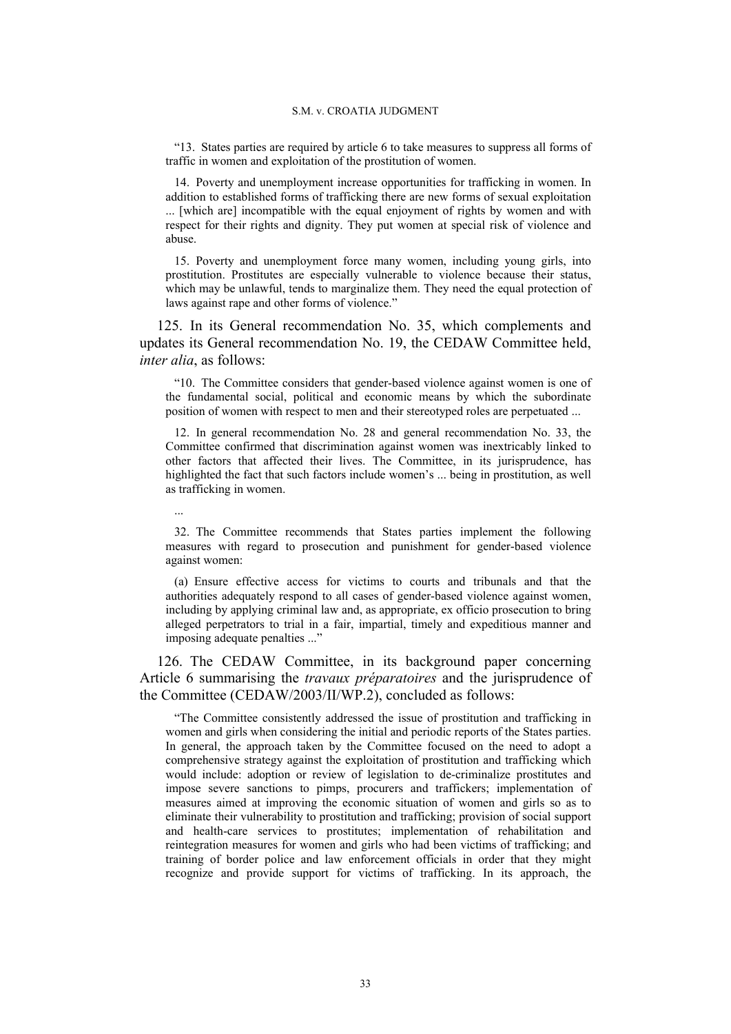"13. States parties are required by article 6 to take measures to suppress all forms of traffic in women and exploitation of the prostitution of women.

14. Poverty and unemployment increase opportunities for trafficking in women. In addition to established forms of trafficking there are new forms of sexual exploitation ... [which are] incompatible with the equal enjoyment of rights by women and with respect for their rights and dignity. They put women at special risk of violence and abuse.

15. Poverty and unemployment force many women, including young girls, into prostitution. Prostitutes are especially vulnerable to violence because their status, which may be unlawful, tends to marginalize them. They need the equal protection of laws against rape and other forms of violence."

125. In its General recommendation No. 35, which complements and updates its General recommendation No. 19, the CEDAW Committee held, *inter alia*, as follows:

"10. The Committee considers that gender-based violence against women is one of the fundamental social, political and economic means by which the subordinate position of women with respect to men and their stereotyped roles are perpetuated ...

12. In general recommendation No. 28 and general recommendation No. 33, the Committee confirmed that discrimination against women was inextricably linked to other factors that affected their lives. The Committee, in its jurisprudence, has highlighted the fact that such factors include women's ... being in prostitution, as well as trafficking in women.

...

32. The Committee recommends that States parties implement the following measures with regard to prosecution and punishment for gender-based violence against women:

(a) Ensure effective access for victims to courts and tribunals and that the authorities adequately respond to all cases of gender-based violence against women, including by applying criminal law and, as appropriate, ex officio prosecution to bring alleged perpetrators to trial in a fair, impartial, timely and expeditious manner and imposing adequate penalties ..."

126. The CEDAW Committee, in its background paper concerning Article 6 summarising the *travaux préparatoires* and the jurisprudence of the Committee (CEDAW/2003/II/WP.2), concluded as follows:

"The Committee consistently addressed the issue of prostitution and trafficking in women and girls when considering the initial and periodic reports of the States parties. In general, the approach taken by the Committee focused on the need to adopt a comprehensive strategy against the exploitation of prostitution and trafficking which would include: adoption or review of legislation to de-criminalize prostitutes and impose severe sanctions to pimps, procurers and traffickers; implementation of measures aimed at improving the economic situation of women and girls so as to eliminate their vulnerability to prostitution and trafficking; provision of social support and health-care services to prostitutes; implementation of rehabilitation and reintegration measures for women and girls who had been victims of trafficking; and training of border police and law enforcement officials in order that they might recognize and provide support for victims of trafficking. In its approach, the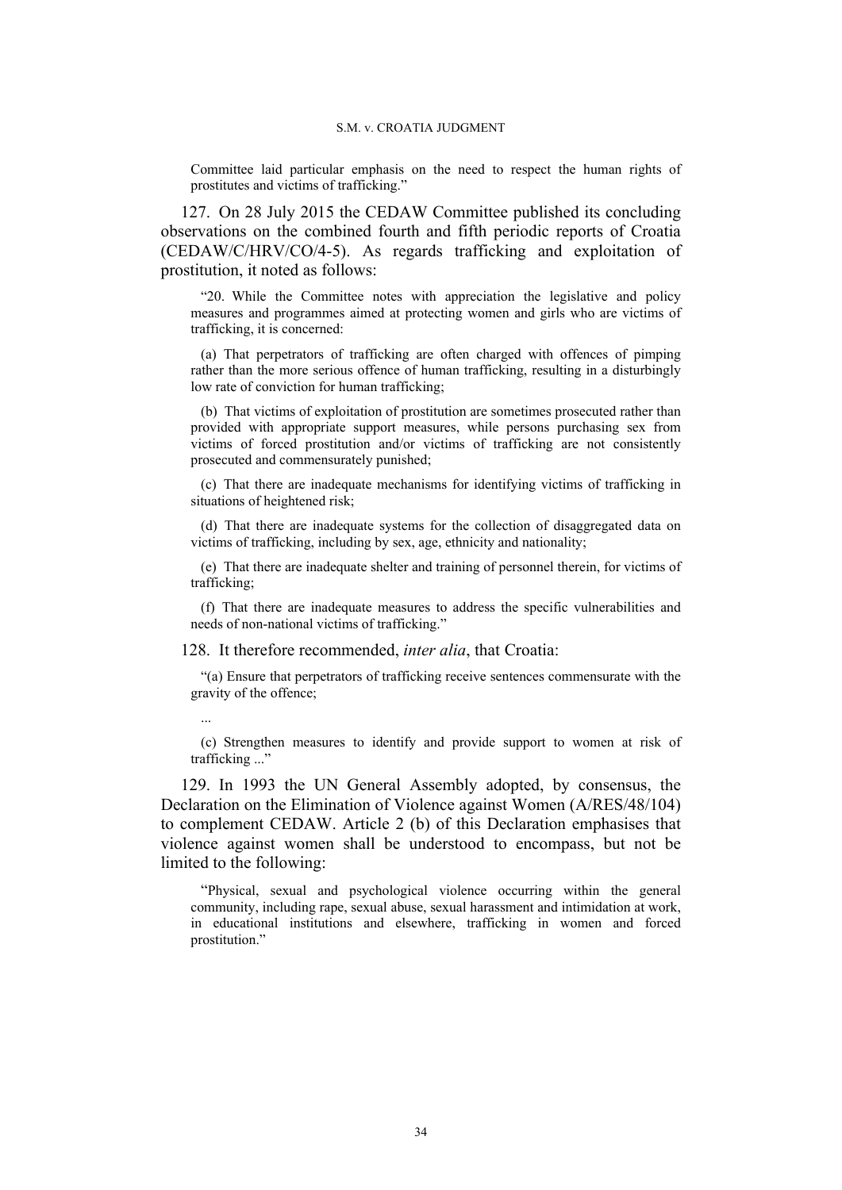> Committee laid particular emphasis on the need to respect the human rights of prostitutes and victims of trafficking."

127. On 28 July 2015 the CEDAW Committee published its concluding observations on the combined fourth and fifth periodic reports of Croatia (CEDAW/C/HRV/CO/4-5). As regards trafficking and exploitation of prostitution, it noted as follows:

> "20. While the Committee notes with appreciation the legislative and policy measures and programmes aimed at protecting women and girls who are victims of trafficking, it is concerned:
>
> (a) That perpetrators of trafficking are often charged with offences of pimping rather than the more serious offence of human trafficking, resulting in a disturbingly low rate of conviction for human trafficking;
>
> (b) That victims of exploitation of prostitution are sometimes prosecuted rather than provided with appropriate support measures, while persons purchasing sex from victims of forced prostitution and/or victims of trafficking are not consistently prosecuted and commensurately punished;
>
> (c) That there are inadequate mechanisms for identifying victims of trafficking in situations of heightened risk;
>
> (d) That there are inadequate systems for the collection of disaggregated data on victims of trafficking, including by sex, age, ethnicity and nationality;
>
> (e) That there are inadequate shelter and training of personnel therein, for victims of trafficking;
>
> (f) That there are inadequate measures to address the specific vulnerabilities and needs of non-national victims of trafficking."

128. It therefore recommended, *inter alia*, that Croatia:

> "(a) Ensure that perpetrators of trafficking receive sentences commensurate with the gravity of the offence;
>
> ...
>
> (c) Strengthen measures to identify and provide support to women at risk of trafficking ..."

129. In 1993 the UN General Assembly adopted, by consensus, the Declaration on the Elimination of Violence against Women (A/RES/48/104) to complement CEDAW. Article 2 (b) of this Declaration emphasises that violence against women shall be understood to encompass, but not be limited to the following:

> "Physical, sexual and psychological violence occurring within the general community, including rape, sexual abuse, sexual harassment and intimidation at work, in educational institutions and elsewhere, trafficking in women and forced prostitution."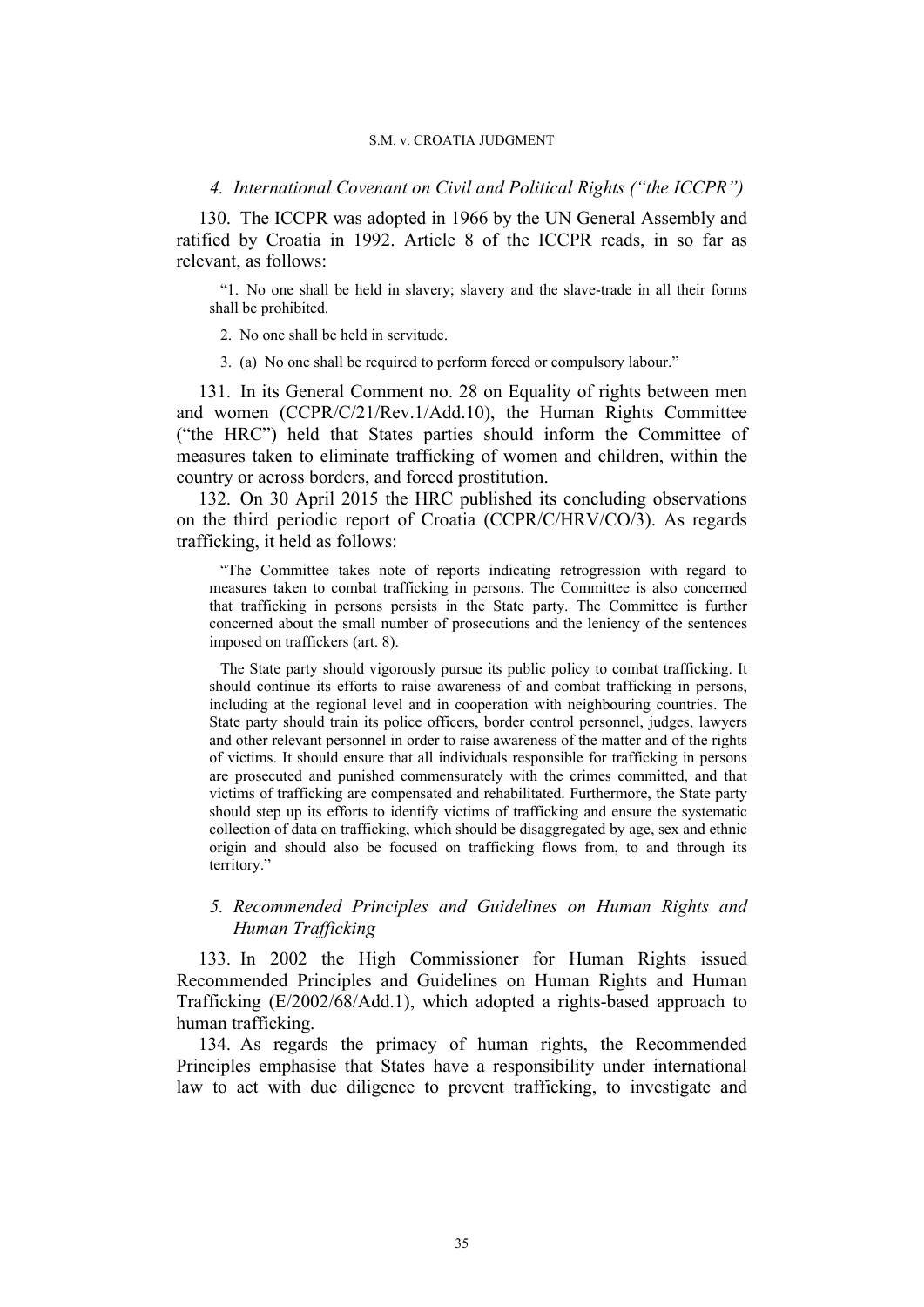*4. International Covenant on Civil and Political Rights ("the ICCPR")*

130. The ICCPR was adopted in 1966 by the UN General Assembly and ratified by Croatia in 1992. Article 8 of the ICCPR reads, in so far as relevant, as follows:

> "1. No one shall be held in slavery; slavery and the slave-trade in all their forms shall be prohibited.
>
> 2. No one shall be held in servitude.
>
> 3. (a) No one shall be required to perform forced or compulsory labour."

131. In its General Comment no. 28 on Equality of rights between men and women (CCPR/C/21/Rev.1/Add.10), the Human Rights Committee ("the HRC") held that States parties should inform the Committee of measures taken to eliminate trafficking of women and children, within the country or across borders, and forced prostitution.

132. On 30 April 2015 the HRC published its concluding observations on the third periodic report of Croatia (CCPR/C/HRV/CO/3). As regards trafficking, it held as follows:

> "The Committee takes note of reports indicating retrogression with regard to measures taken to combat trafficking in persons. The Committee is also concerned that trafficking in persons persists in the State party. The Committee is further concerned about the small number of prosecutions and the leniency of the sentences imposed on traffickers (art. 8).
>
> The State party should vigorously pursue its public policy to combat trafficking. It should continue its efforts to raise awareness of and combat trafficking in persons, including at the regional level and in cooperation with neighbouring countries. The State party should train its police officers, border control personnel, judges, lawyers and other relevant personnel in order to raise awareness of the matter and of the rights of victims. It should ensure that all individuals responsible for trafficking in persons are prosecuted and punished commensurately with the crimes committed, and that victims of trafficking are compensated and rehabilitated. Furthermore, the State party should step up its efforts to identify victims of trafficking and ensure the systematic collection of data on trafficking, which should be disaggregated by age, sex and ethnic origin and should also be focused on trafficking flows from, to and through its territory."

*5. Recommended Principles and Guidelines on Human Rights and Human Trafficking*

133. In 2002 the High Commissioner for Human Rights issued Recommended Principles and Guidelines on Human Rights and Human Trafficking (E/2002/68/Add.1), which adopted a rights-based approach to human trafficking.

134. As regards the primacy of human rights, the Recommended Principles emphasise that States have a responsibility under international law to act with due diligence to prevent trafficking, to investigate and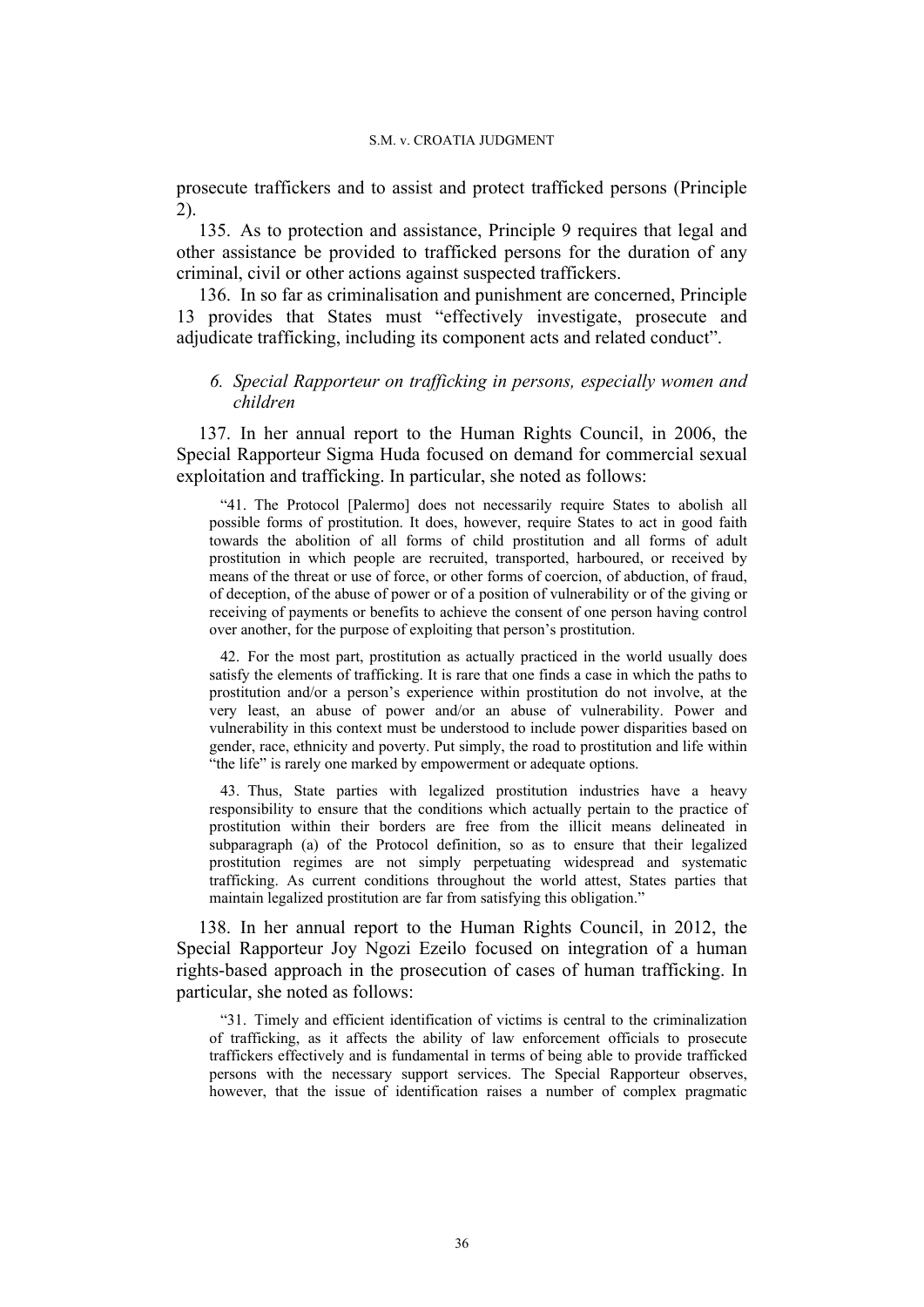prosecute traffickers and to assist and protect trafficked persons (Principle 2).

135. As to protection and assistance, Principle 9 requires that legal and other assistance be provided to trafficked persons for the duration of any criminal, civil or other actions against suspected traffickers.

136. In so far as criminalisation and punishment are concerned, Principle 13 provides that States must "effectively investigate, prosecute and adjudicate trafficking, including its component acts and related conduct".

### *6. Special Rapporteur on trafficking in persons, especially women and children*

137. In her annual report to the Human Rights Council, in 2006, the Special Rapporteur Sigma Huda focused on demand for commercial sexual exploitation and trafficking. In particular, she noted as follows:

> "41. The Protocol [Palermo] does not necessarily require States to abolish all possible forms of prostitution. It does, however, require States to act in good faith towards the abolition of all forms of child prostitution and all forms of adult prostitution in which people are recruited, transported, harboured, or received by means of the threat or use of force, or other forms of coercion, of abduction, of fraud, of deception, of the abuse of power or of a position of vulnerability or of the giving or receiving of payments or benefits to achieve the consent of one person having control over another, for the purpose of exploiting that person's prostitution.
>
> 42. For the most part, prostitution as actually practiced in the world usually does satisfy the elements of trafficking. It is rare that one finds a case in which the paths to prostitution and/or a person's experience within prostitution do not involve, at the very least, an abuse of power and/or an abuse of vulnerability. Power and vulnerability in this context must be understood to include power disparities based on gender, race, ethnicity and poverty. Put simply, the road to prostitution and life within "the life" is rarely one marked by empowerment or adequate options.
>
> 43. Thus, State parties with legalized prostitution industries have a heavy responsibility to ensure that the conditions which actually pertain to the practice of prostitution within their borders are free from the illicit means delineated in subparagraph (a) of the Protocol definition, so as to ensure that their legalized prostitution regimes are not simply perpetuating widespread and systematic trafficking. As current conditions throughout the world attest, States parties that maintain legalized prostitution are far from satisfying this obligation."

138. In her annual report to the Human Rights Council, in 2012, the Special Rapporteur Joy Ngozi Ezeilo focused on integration of a human rights-based approach in the prosecution of cases of human trafficking. In particular, she noted as follows:

> "31. Timely and efficient identification of victims is central to the criminalization of trafficking, as it affects the ability of law enforcement officials to prosecute traffickers effectively and is fundamental in terms of being able to provide trafficked persons with the necessary support services. The Special Rapporteur observes, however, that the issue of identification raises a number of complex pragmatic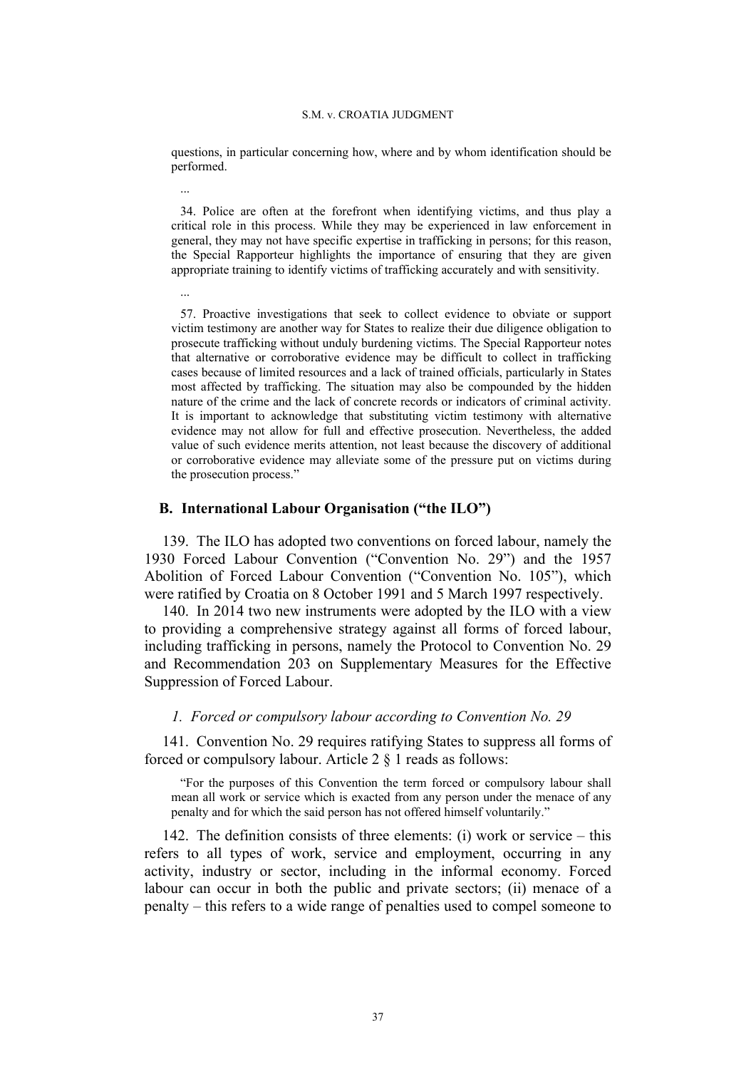questions, in particular concerning how, where and by whom identification should be performed.

...

34. Police are often at the forefront when identifying victims, and thus play a critical role in this process. While they may be experienced in law enforcement in general, they may not have specific expertise in trafficking in persons; for this reason, the Special Rapporteur highlights the importance of ensuring that they are given appropriate training to identify victims of trafficking accurately and with sensitivity.

...

57. Proactive investigations that seek to collect evidence to obviate or support victim testimony are another way for States to realize their due diligence obligation to prosecute trafficking without unduly burdening victims. The Special Rapporteur notes that alternative or corroborative evidence may be difficult to collect in trafficking cases because of limited resources and a lack of trained officials, particularly in States most affected by trafficking. The situation may also be compounded by the hidden nature of the crime and the lack of concrete records or indicators of criminal activity. It is important to acknowledge that substituting victim testimony with alternative evidence may not allow for full and effective prosecution. Nevertheless, the added value of such evidence merits attention, not least because the discovery of additional or corroborative evidence may alleviate some of the pressure put on victims during the prosecution process."

### B. International Labour Organisation ("the ILO")

139. The ILO has adopted two conventions on forced labour, namely the 1930 Forced Labour Convention ("Convention No. 29") and the 1957 Abolition of Forced Labour Convention ("Convention No. 105"), which were ratified by Croatia on 8 October 1991 and 5 March 1997 respectively.

140. In 2014 two new instruments were adopted by the ILO with a view to providing a comprehensive strategy against all forms of forced labour, including trafficking in persons, namely the Protocol to Convention No. 29 and Recommendation 203 on Supplementary Measures for the Effective Suppression of Forced Labour.

#### *1. Forced or compulsory labour according to Convention No. 29*

141. Convention No. 29 requires ratifying States to suppress all forms of forced or compulsory labour. Article 2 § 1 reads as follows:

"For the purposes of this Convention the term forced or compulsory labour shall mean all work or service which is exacted from any person under the menace of any penalty and for which the said person has not offered himself voluntarily."

142. The definition consists of three elements: (i) work or service – this refers to all types of work, service and employment, occurring in any activity, industry or sector, including in the informal economy. Forced labour can occur in both the public and private sectors; (ii) menace of a penalty – this refers to a wide range of penalties used to compel someone to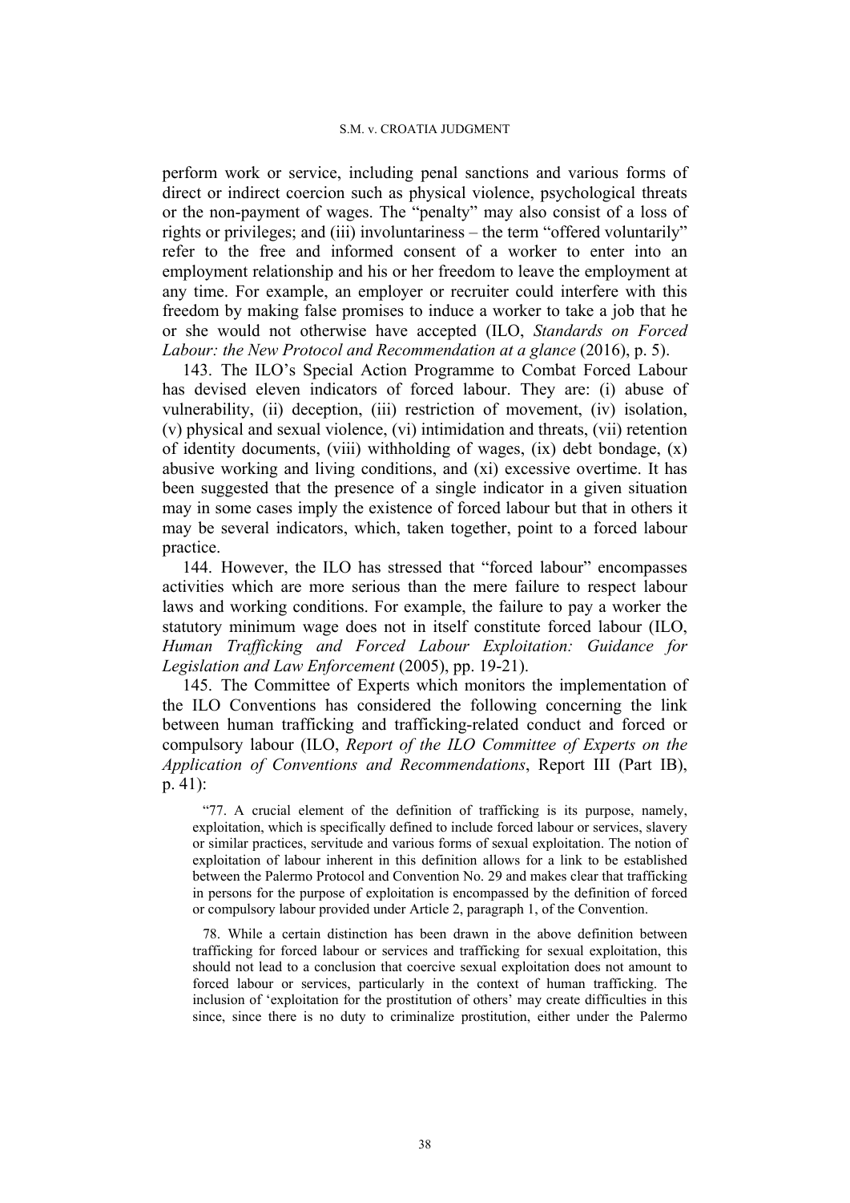perform work or service, including penal sanctions and various forms of direct or indirect coercion such as physical violence, psychological threats or the non-payment of wages. The "penalty" may also consist of a loss of rights or privileges; and (iii) involuntariness – the term "offered voluntarily" refer to the free and informed consent of a worker to enter into an employment relationship and his or her freedom to leave the employment at any time. For example, an employer or recruiter could interfere with this freedom by making false promises to induce a worker to take a job that he or she would not otherwise have accepted (ILO, *Standards on Forced Labour: the New Protocol and Recommendation at a glance* (2016), p. 5).

143. The ILO's Special Action Programme to Combat Forced Labour has devised eleven indicators of forced labour. They are: (i) abuse of vulnerability, (ii) deception, (iii) restriction of movement, (iv) isolation, (v) physical and sexual violence, (vi) intimidation and threats, (vii) retention of identity documents, (viii) withholding of wages, (ix) debt bondage, (x) abusive working and living conditions, and (xi) excessive overtime. It has been suggested that the presence of a single indicator in a given situation may in some cases imply the existence of forced labour but that in others it may be several indicators, which, taken together, point to a forced labour practice.

144. However, the ILO has stressed that "forced labour" encompasses activities which are more serious than the mere failure to respect labour laws and working conditions. For example, the failure to pay a worker the statutory minimum wage does not in itself constitute forced labour (ILO, *Human Trafficking and Forced Labour Exploitation: Guidance for Legislation and Law Enforcement* (2005), pp. 19-21).

145. The Committee of Experts which monitors the implementation of the ILO Conventions has considered the following concerning the link between human trafficking and trafficking-related conduct and forced or compulsory labour (ILO, *Report of the ILO Committee of Experts on the Application of Conventions and Recommendations*, Report III (Part IB), p. 41):

> "77. A crucial element of the definition of trafficking is its purpose, namely, exploitation, which is specifically defined to include forced labour or services, slavery or similar practices, servitude and various forms of sexual exploitation. The notion of exploitation of labour inherent in this definition allows for a link to be established between the Palermo Protocol and Convention No. 29 and makes clear that trafficking in persons for the purpose of exploitation is encompassed by the definition of forced or compulsory labour provided under Article 2, paragraph 1, of the Convention.
>
> 78. While a certain distinction has been drawn in the above definition between trafficking for forced labour or services and trafficking for sexual exploitation, this should not lead to a conclusion that coercive sexual exploitation does not amount to forced labour or services, particularly in the context of human trafficking. The inclusion of 'exploitation for the prostitution of others' may create difficulties in this since, since there is no duty to criminalize prostitution, either under the Palermo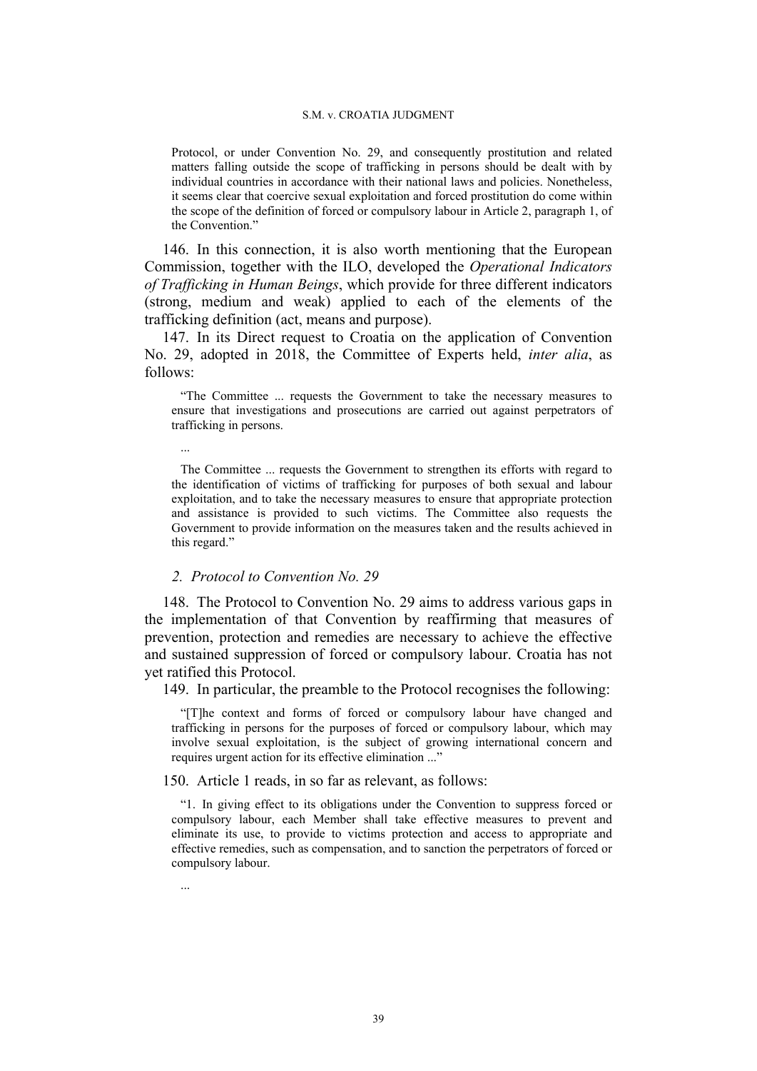> Protocol, or under Convention No. 29, and consequently prostitution and related matters falling outside the scope of trafficking in persons should be dealt with by individual countries in accordance with their national laws and policies. Nonetheless, it seems clear that coercive sexual exploitation and forced prostitution do come within the scope of the definition of forced or compulsory labour in Article 2, paragraph 1, of the Convention."

146. In this connection, it is also worth mentioning that the European Commission, together with the ILO, developed the *Operational Indicators of Trafficking in Human Beings*, which provide for three different indicators (strong, medium and weak) applied to each of the elements of the trafficking definition (act, means and purpose).

147. In its Direct request to Croatia on the application of Convention No. 29, adopted in 2018, the Committee of Experts held, *inter alia*, as follows:

> "The Committee ... requests the Government to take the necessary measures to ensure that investigations and prosecutions are carried out against perpetrators of trafficking in persons.
>
> ...
>
> The Committee ... requests the Government to strengthen its efforts with regard to the identification of victims of trafficking for purposes of both sexual and labour exploitation, and to take the necessary measures to ensure that appropriate protection and assistance is provided to such victims. The Committee also requests the Government to provide information on the measures taken and the results achieved in this regard."

### *2. Protocol to Convention No. 29*

148. The Protocol to Convention No. 29 aims to address various gaps in the implementation of that Convention by reaffirming that measures of prevention, protection and remedies are necessary to achieve the effective and sustained suppression of forced or compulsory labour. Croatia has not yet ratified this Protocol.

149. In particular, the preamble to the Protocol recognises the following:

> "[T]he context and forms of forced or compulsory labour have changed and trafficking in persons for the purposes of forced or compulsory labour, which may involve sexual exploitation, is the subject of growing international concern and requires urgent action for its effective elimination ..."

150. Article 1 reads, in so far as relevant, as follows:

> "1. In giving effect to its obligations under the Convention to suppress forced or compulsory labour, each Member shall take effective measures to prevent and eliminate its use, to provide to victims protection and access to appropriate and effective remedies, such as compensation, and to sanction the perpetrators of forced or compulsory labour.
>
> ...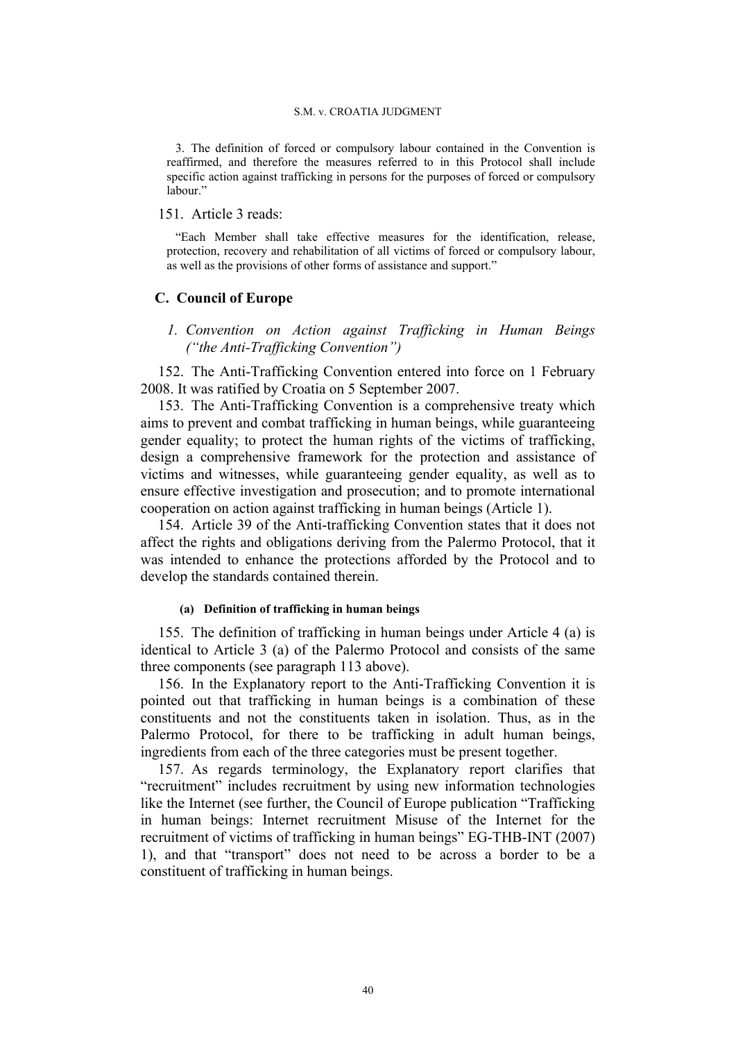> 3. The definition of forced or compulsory labour contained in the Convention is reaffirmed, and therefore the measures referred to in this Protocol shall include specific action against trafficking in persons for the purposes of forced or compulsory labour."

151. Article 3 reads:

> "Each Member shall take effective measures for the identification, release, protection, recovery and rehabilitation of all victims of forced or compulsory labour, as well as the provisions of other forms of assistance and support."

## C. Council of Europe

### *1. Convention on Action against Trafficking in Human Beings ("the Anti-Trafficking Convention")*

152. The Anti-Trafficking Convention entered into force on 1 February 2008. It was ratified by Croatia on 5 September 2007.

153. The Anti-Trafficking Convention is a comprehensive treaty which aims to prevent and combat trafficking in human beings, while guaranteeing gender equality; to protect the human rights of the victims of trafficking, design a comprehensive framework for the protection and assistance of victims and witnesses, while guaranteeing gender equality, as well as to ensure effective investigation and prosecution; and to promote international cooperation on action against trafficking in human beings (Article 1).

154. Article 39 of the Anti-trafficking Convention states that it does not affect the rights and obligations deriving from the Palermo Protocol, that it was intended to enhance the protections afforded by the Protocol and to develop the standards contained therein.

#### (a) Definition of trafficking in human beings

155. The definition of trafficking in human beings under Article 4 (a) is identical to Article 3 (a) of the Palermo Protocol and consists of the same three components (see paragraph 113 above).

156. In the Explanatory report to the Anti-Trafficking Convention it is pointed out that trafficking in human beings is a combination of these constituents and not the constituents taken in isolation. Thus, as in the Palermo Protocol, for there to be trafficking in adult human beings, ingredients from each of the three categories must be present together.

157. As regards terminology, the Explanatory report clarifies that "recruitment" includes recruitment by using new information technologies like the Internet (see further, the Council of Europe publication "Trafficking in human beings: Internet recruitment Misuse of the Internet for the recruitment of victims of trafficking in human beings" EG-THB-INT (2007) 1), and that "transport" does not need to be across a border to be a constituent of trafficking in human beings.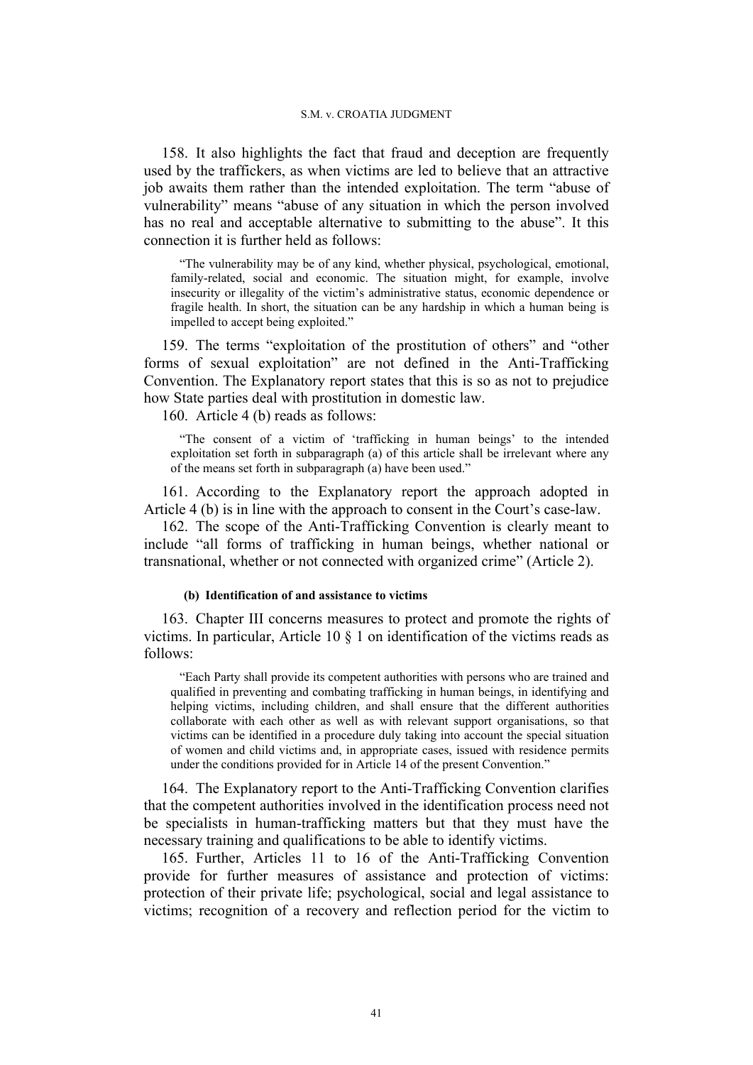158. It also highlights the fact that fraud and deception are frequently used by the traffickers, as when victims are led to believe that an attractive job awaits them rather than the intended exploitation. The term "abuse of vulnerability" means "abuse of any situation in which the person involved has no real and acceptable alternative to submitting to the abuse". It this connection it is further held as follows:

> "The vulnerability may be of any kind, whether physical, psychological, emotional, family-related, social and economic. The situation might, for example, involve insecurity or illegality of the victim's administrative status, economic dependence or fragile health. In short, the situation can be any hardship in which a human being is impelled to accept being exploited."

159. The terms "exploitation of the prostitution of others" and "other forms of sexual exploitation" are not defined in the Anti-Trafficking Convention. The Explanatory report states that this is so as not to prejudice how State parties deal with prostitution in domestic law.

160. Article 4 (b) reads as follows:

> "The consent of a victim of 'trafficking in human beings' to the intended exploitation set forth in subparagraph (a) of this article shall be irrelevant where any of the means set forth in subparagraph (a) have been used."

161. According to the Explanatory report the approach adopted in Article 4 (b) is in line with the approach to consent in the Court's case-law.

162. The scope of the Anti-Trafficking Convention is clearly meant to include "all forms of trafficking in human beings, whether national or transnational, whether or not connected with organized crime" (Article 2).

#### (b) Identification of and assistance to victims

163. Chapter III concerns measures to protect and promote the rights of victims. In particular, Article 10 § 1 on identification of the victims reads as follows:

> "Each Party shall provide its competent authorities with persons who are trained and qualified in preventing and combating trafficking in human beings, in identifying and helping victims, including children, and shall ensure that the different authorities collaborate with each other as well as with relevant support organisations, so that victims can be identified in a procedure duly taking into account the special situation of women and child victims and, in appropriate cases, issued with residence permits under the conditions provided for in Article 14 of the present Convention."

164. The Explanatory report to the Anti-Trafficking Convention clarifies that the competent authorities involved in the identification process need not be specialists in human-trafficking matters but that they must have the necessary training and qualifications to be able to identify victims.

165. Further, Articles 11 to 16 of the Anti-Trafficking Convention provide for further measures of assistance and protection of victims: protection of their private life; psychological, social and legal assistance to victims; recognition of a recovery and reflection period for the victim to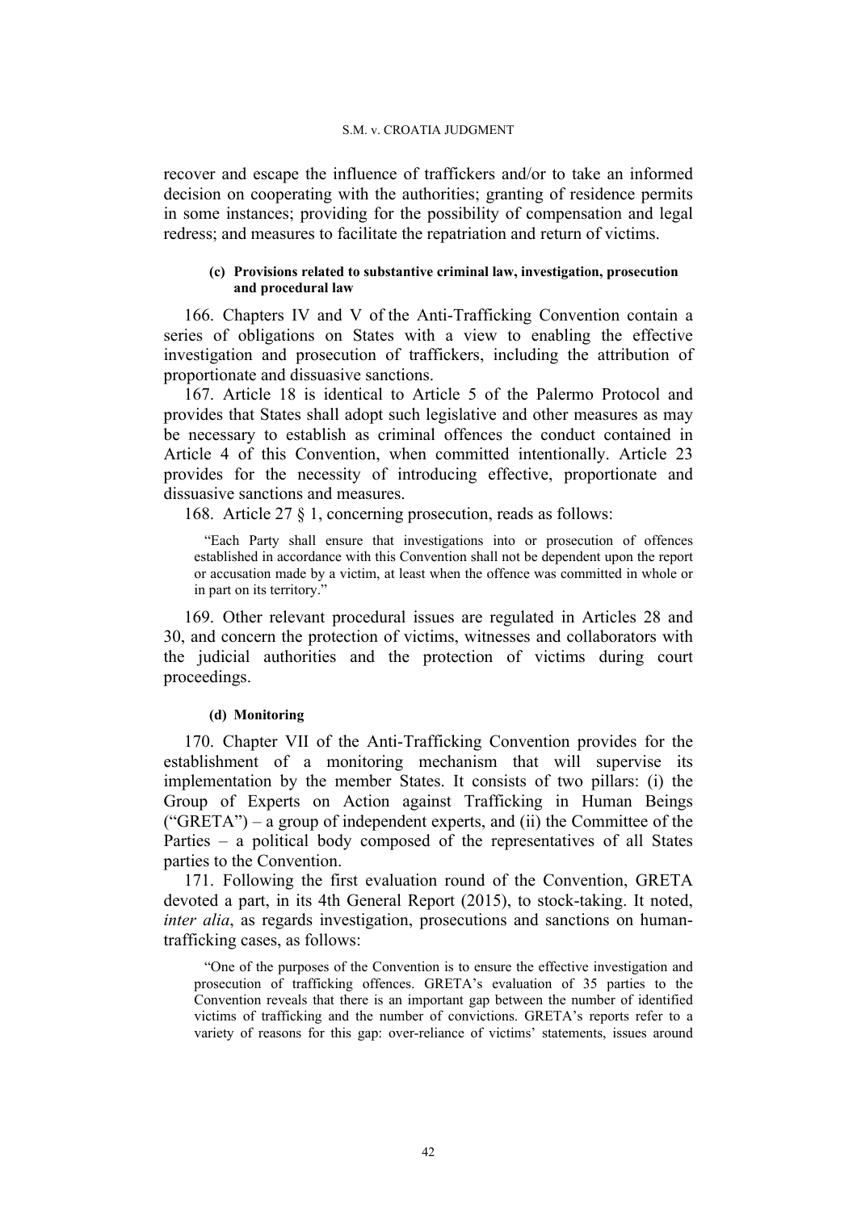recover and escape the influence of traffickers and/or to take an informed decision on cooperating with the authorities; granting of residence permits in some instances; providing for the possibility of compensation and legal redress; and measures to facilitate the repatriation and return of victims.

#### (c) Provisions related to substantive criminal law, investigation, prosecution and procedural law

166. Chapters IV and V of the Anti-Trafficking Convention contain a series of obligations on States with a view to enabling the effective investigation and prosecution of traffickers, including the attribution of proportionate and dissuasive sanctions.

167. Article 18 is identical to Article 5 of the Palermo Protocol and provides that States shall adopt such legislative and other measures as may be necessary to establish as criminal offences the conduct contained in Article 4 of this Convention, when committed intentionally. Article 23 provides for the necessity of introducing effective, proportionate and dissuasive sanctions and measures.

168. Article 27 § 1, concerning prosecution, reads as follows:

> "Each Party shall ensure that investigations into or prosecution of offences established in accordance with this Convention shall not be dependent upon the report or accusation made by a victim, at least when the offence was committed in whole or in part on its territory."

169. Other relevant procedural issues are regulated in Articles 28 and 30, and concern the protection of victims, witnesses and collaborators with the judicial authorities and the protection of victims during court proceedings.

#### (d) Monitoring

170. Chapter VII of the Anti-Trafficking Convention provides for the establishment of a monitoring mechanism that will supervise its implementation by the member States. It consists of two pillars: (i) the Group of Experts on Action against Trafficking in Human Beings ("GRETA") – a group of independent experts, and (ii) the Committee of the Parties – a political body composed of the representatives of all States parties to the Convention.

171. Following the first evaluation round of the Convention, GRETA devoted a part, in its 4th General Report (2015), to stock-taking. It noted, *inter alia*, as regards investigation, prosecutions and sanctions on human-trafficking cases, as follows:

> "One of the purposes of the Convention is to ensure the effective investigation and prosecution of trafficking offences. GRETA's evaluation of 35 parties to the Convention reveals that there is an important gap between the number of identified victims of trafficking and the number of convictions. GRETA's reports refer to a variety of reasons for this gap: over-reliance of victims' statements, issues around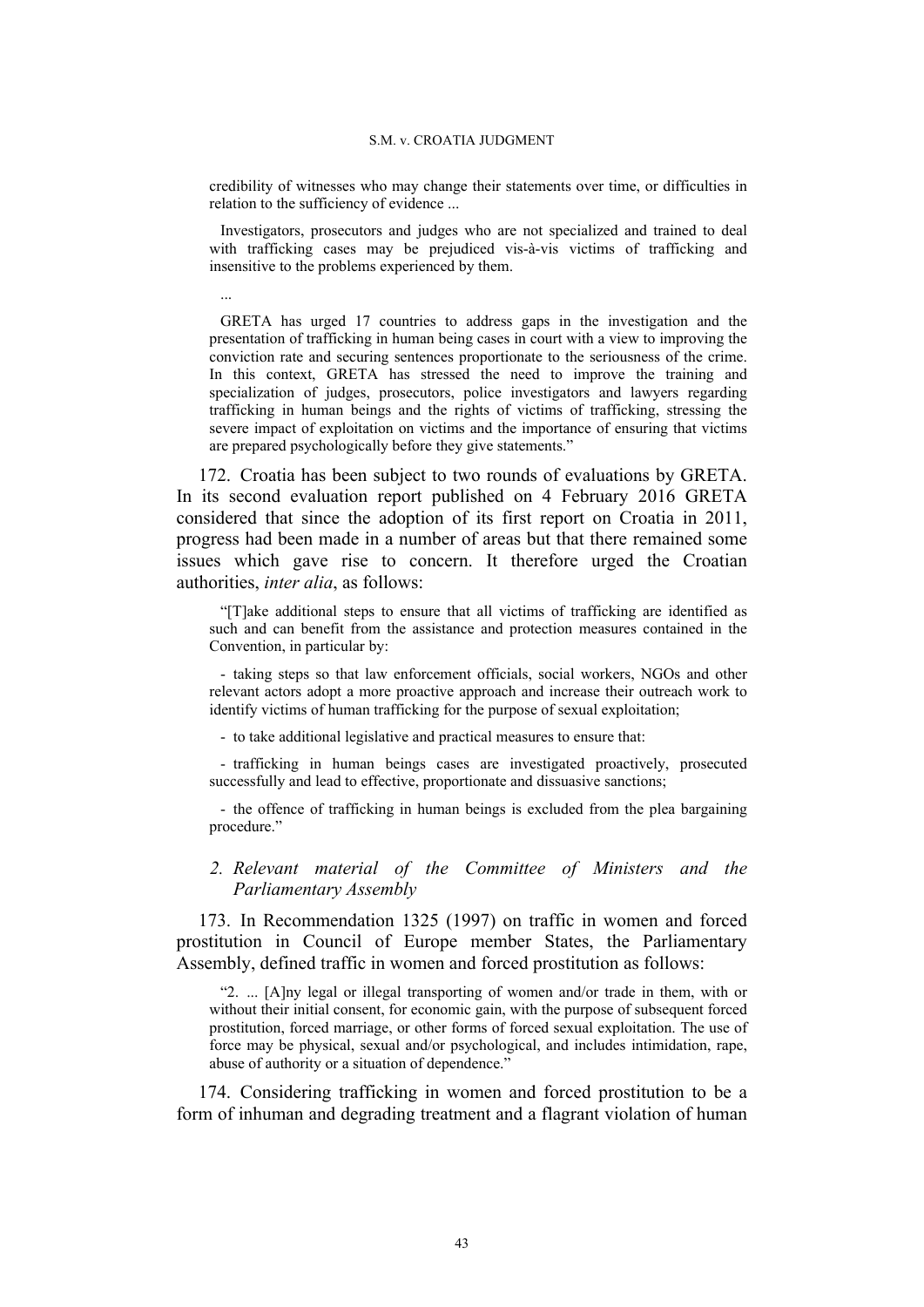> credibility of witnesses who may change their statements over time, or difficulties in relation to the sufficiency of evidence ...
>
> Investigators, prosecutors and judges who are not specialized and trained to deal with trafficking cases may be prejudiced vis-à-vis victims of trafficking and insensitive to the problems experienced by them.
>
> ...
>
> GRETA has urged 17 countries to address gaps in the investigation and the presentation of trafficking in human being cases in court with a view to improving the conviction rate and securing sentences proportionate to the seriousness of the crime. In this context, GRETA has stressed the need to improve the training and specialization of judges, prosecutors, police investigators and lawyers regarding trafficking in human beings and the rights of victims of trafficking, stressing the severe impact of exploitation on victims and the importance of ensuring that victims are prepared psychologically before they give statements."

172. Croatia has been subject to two rounds of evaluations by GRETA. In its second evaluation report published on 4 February 2016 GRETA considered that since the adoption of its first report on Croatia in 2011, progress had been made in a number of areas but that there remained some issues which gave rise to concern. It therefore urged the Croatian authorities, *inter alia*, as follows:

> "[T]ake additional steps to ensure that all victims of trafficking are identified as such and can benefit from the assistance and protection measures contained in the Convention, in particular by:
>
> - taking steps so that law enforcement officials, social workers, NGOs and other relevant actors adopt a more proactive approach and increase their outreach work to identify victims of human trafficking for the purpose of sexual exploitation;
>
> - to take additional legislative and practical measures to ensure that:
>
> - trafficking in human beings cases are investigated proactively, prosecuted successfully and lead to effective, proportionate and dissuasive sanctions;
>
> - the offence of trafficking in human beings is excluded from the plea bargaining procedure."

### *2. Relevant material of the Committee of Ministers and the Parliamentary Assembly*

173. In Recommendation 1325 (1997) on traffic in women and forced prostitution in Council of Europe member States, the Parliamentary Assembly, defined traffic in women and forced prostitution as follows:

> "2. ... [A]ny legal or illegal transporting of women and/or trade in them, with or without their initial consent, for economic gain, with the purpose of subsequent forced prostitution, forced marriage, or other forms of forced sexual exploitation. The use of force may be physical, sexual and/or psychological, and includes intimidation, rape, abuse of authority or a situation of dependence."

174. Considering trafficking in women and forced prostitution to be a form of inhuman and degrading treatment and a flagrant violation of human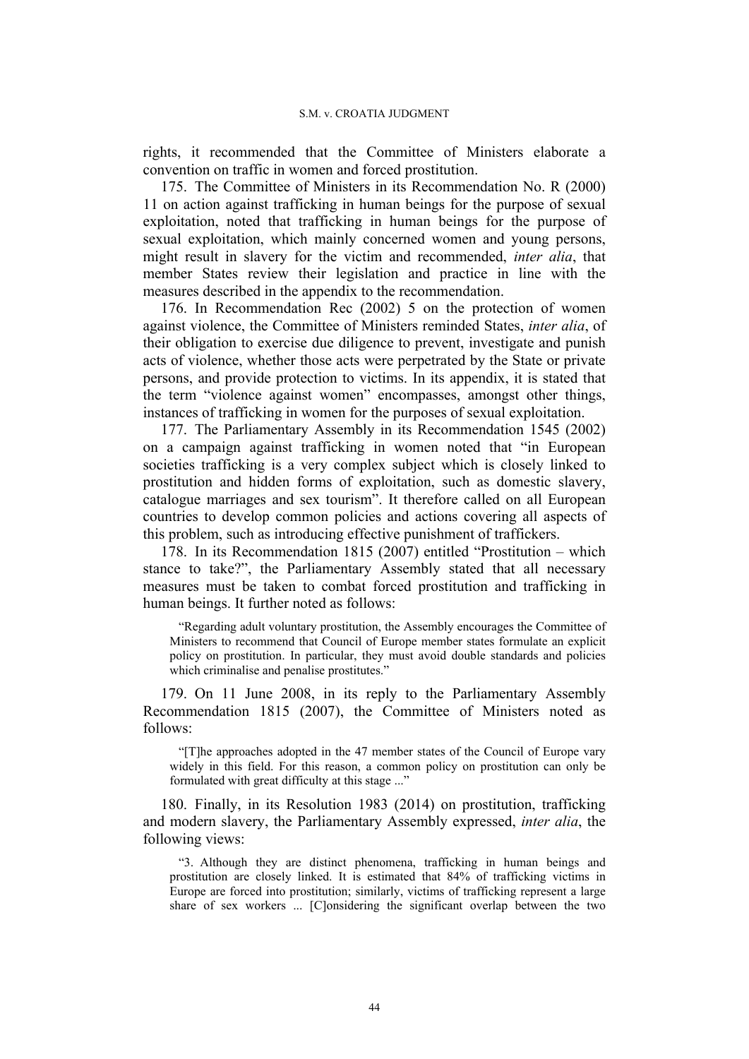rights, it recommended that the Committee of Ministers elaborate a convention on traffic in women and forced prostitution.

175. The Committee of Ministers in its Recommendation No. R (2000) 11 on action against trafficking in human beings for the purpose of sexual exploitation, noted that trafficking in human beings for the purpose of sexual exploitation, which mainly concerned women and young persons, might result in slavery for the victim and recommended, *inter alia*, that member States review their legislation and practice in line with the measures described in the appendix to the recommendation.

176. In Recommendation Rec (2002) 5 on the protection of women against violence, the Committee of Ministers reminded States, *inter alia*, of their obligation to exercise due diligence to prevent, investigate and punish acts of violence, whether those acts were perpetrated by the State or private persons, and provide protection to victims. In its appendix, it is stated that the term "violence against women" encompasses, amongst other things, instances of trafficking in women for the purposes of sexual exploitation.

177. The Parliamentary Assembly in its Recommendation 1545 (2002) on a campaign against trafficking in women noted that "in European societies trafficking is a very complex subject which is closely linked to prostitution and hidden forms of exploitation, such as domestic slavery, catalogue marriages and sex tourism". It therefore called on all European countries to develop common policies and actions covering all aspects of this problem, such as introducing effective punishment of traffickers.

178. In its Recommendation 1815 (2007) entitled "Prostitution – which stance to take?", the Parliamentary Assembly stated that all necessary measures must be taken to combat forced prostitution and trafficking in human beings. It further noted as follows:

> "Regarding adult voluntary prostitution, the Assembly encourages the Committee of Ministers to recommend that Council of Europe member states formulate an explicit policy on prostitution. In particular, they must avoid double standards and policies which criminalise and penalise prostitutes."

179. On 11 June 2008, in its reply to the Parliamentary Assembly Recommendation 1815 (2007), the Committee of Ministers noted as follows:

> "[T]he approaches adopted in the 47 member states of the Council of Europe vary widely in this field. For this reason, a common policy on prostitution can only be formulated with great difficulty at this stage ..."

180. Finally, in its Resolution 1983 (2014) on prostitution, trafficking and modern slavery, the Parliamentary Assembly expressed, *inter alia*, the following views:

> "3. Although they are distinct phenomena, trafficking in human beings and prostitution are closely linked. It is estimated that 84% of trafficking victims in Europe are forced into prostitution; similarly, victims of trafficking represent a large share of sex workers ... [C]onsidering the significant overlap between the two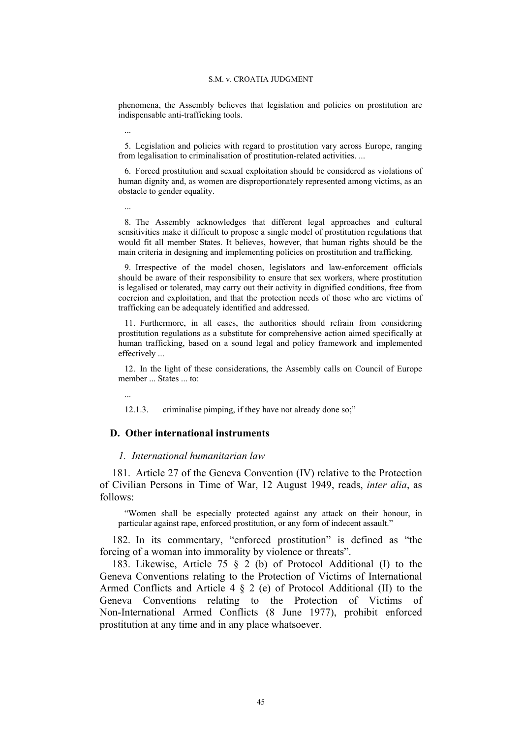phenomena, the Assembly believes that legislation and policies on prostitution are indispensable anti-trafficking tools.

...

5. Legislation and policies with regard to prostitution vary across Europe, ranging from legalisation to criminalisation of prostitution-related activities. ...

6. Forced prostitution and sexual exploitation should be considered as violations of human dignity and, as women are disproportionately represented among victims, as an obstacle to gender equality.

...

8. The Assembly acknowledges that different legal approaches and cultural sensitivities make it difficult to propose a single model of prostitution regulations that would fit all member States. It believes, however, that human rights should be the main criteria in designing and implementing policies on prostitution and trafficking.

9. Irrespective of the model chosen, legislators and law-enforcement officials should be aware of their responsibility to ensure that sex workers, where prostitution is legalised or tolerated, may carry out their activity in dignified conditions, free from coercion and exploitation, and that the protection needs of those who are victims of trafficking can be adequately identified and addressed.

11. Furthermore, in all cases, the authorities should refrain from considering prostitution regulations as a substitute for comprehensive action aimed specifically at human trafficking, based on a sound legal and policy framework and implemented effectively ...

12. In the light of these considerations, the Assembly calls on Council of Europe member ... States ... to:

...

12.1.3. criminalise pimping, if they have not already done so;"

## D. Other international instruments

### *1. International humanitarian law*

181. Article 27 of the Geneva Convention (IV) relative to the Protection of Civilian Persons in Time of War, 12 August 1949, reads, *inter alia*, as follows:

"Women shall be especially protected against any attack on their honour, in particular against rape, enforced prostitution, or any form of indecent assault."

182. In its commentary, "enforced prostitution" is defined as "the forcing of a woman into immorality by violence or threats".

183. Likewise, Article 75 § 2 (b) of Protocol Additional (I) to the Geneva Conventions relating to the Protection of Victims of International Armed Conflicts and Article 4 § 2 (e) of Protocol Additional (II) to the Geneva Conventions relating to the Protection of Victims of Non-International Armed Conflicts (8 June 1977), prohibit enforced prostitution at any time and in any place whatsoever.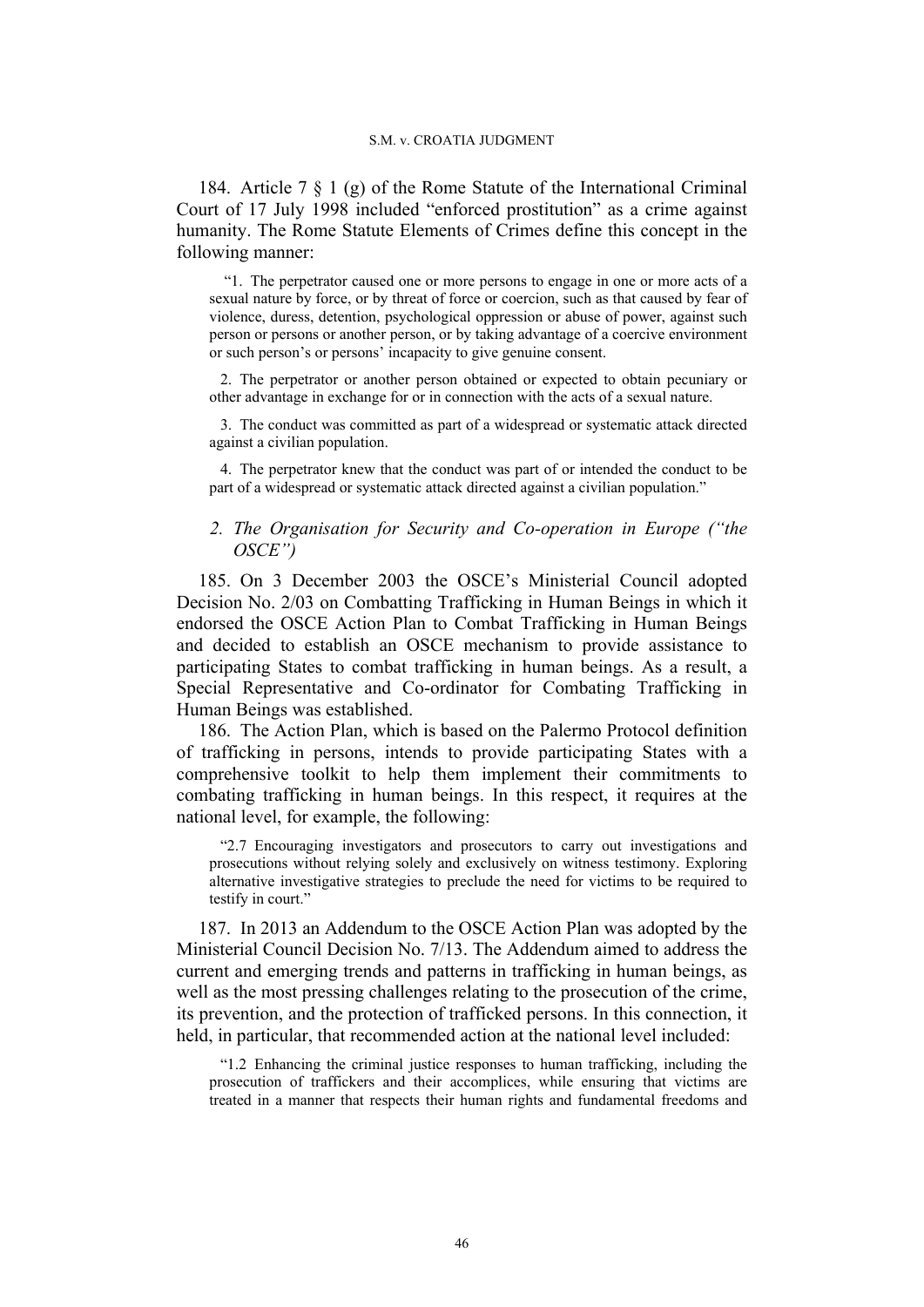184. Article 7 § 1 (g) of the Rome Statute of the International Criminal Court of 17 July 1998 included "enforced prostitution" as a crime against humanity. The Rome Statute Elements of Crimes define this concept in the following manner:

> "1. The perpetrator caused one or more persons to engage in one or more acts of a sexual nature by force, or by threat of force or coercion, such as that caused by fear of violence, duress, detention, psychological oppression or abuse of power, against such person or persons or another person, or by taking advantage of a coercive environment or such person's or persons' incapacity to give genuine consent.
>
> 2. The perpetrator or another person obtained or expected to obtain pecuniary or other advantage in exchange for or in connection with the acts of a sexual nature.
>
> 3. The conduct was committed as part of a widespread or systematic attack directed against a civilian population.
>
> 4. The perpetrator knew that the conduct was part of or intended the conduct to be part of a widespread or systematic attack directed against a civilian population."

*2. The Organisation for Security and Co-operation in Europe ("the OSCE")*

185. On 3 December 2003 the OSCE's Ministerial Council adopted Decision No. 2/03 on Combatting Trafficking in Human Beings in which it endorsed the OSCE Action Plan to Combat Trafficking in Human Beings and decided to establish an OSCE mechanism to provide assistance to participating States to combat trafficking in human beings. As a result, a Special Representative and Co-ordinator for Combating Trafficking in Human Beings was established.

186. The Action Plan, which is based on the Palermo Protocol definition of trafficking in persons, intends to provide participating States with a comprehensive toolkit to help them implement their commitments to combating trafficking in human beings. In this respect, it requires at the national level, for example, the following:

> "2.7 Encouraging investigators and prosecutors to carry out investigations and prosecutions without relying solely and exclusively on witness testimony. Exploring alternative investigative strategies to preclude the need for victims to be required to testify in court."

187. In 2013 an Addendum to the OSCE Action Plan was adopted by the Ministerial Council Decision No. 7/13. The Addendum aimed to address the current and emerging trends and patterns in trafficking in human beings, as well as the most pressing challenges relating to the prosecution of the crime, its prevention, and the protection of trafficked persons. In this connection, it held, in particular, that recommended action at the national level included:

> "1.2 Enhancing the criminal justice responses to human trafficking, including the prosecution of traffickers and their accomplices, while ensuring that victims are treated in a manner that respects their human rights and fundamental freedoms and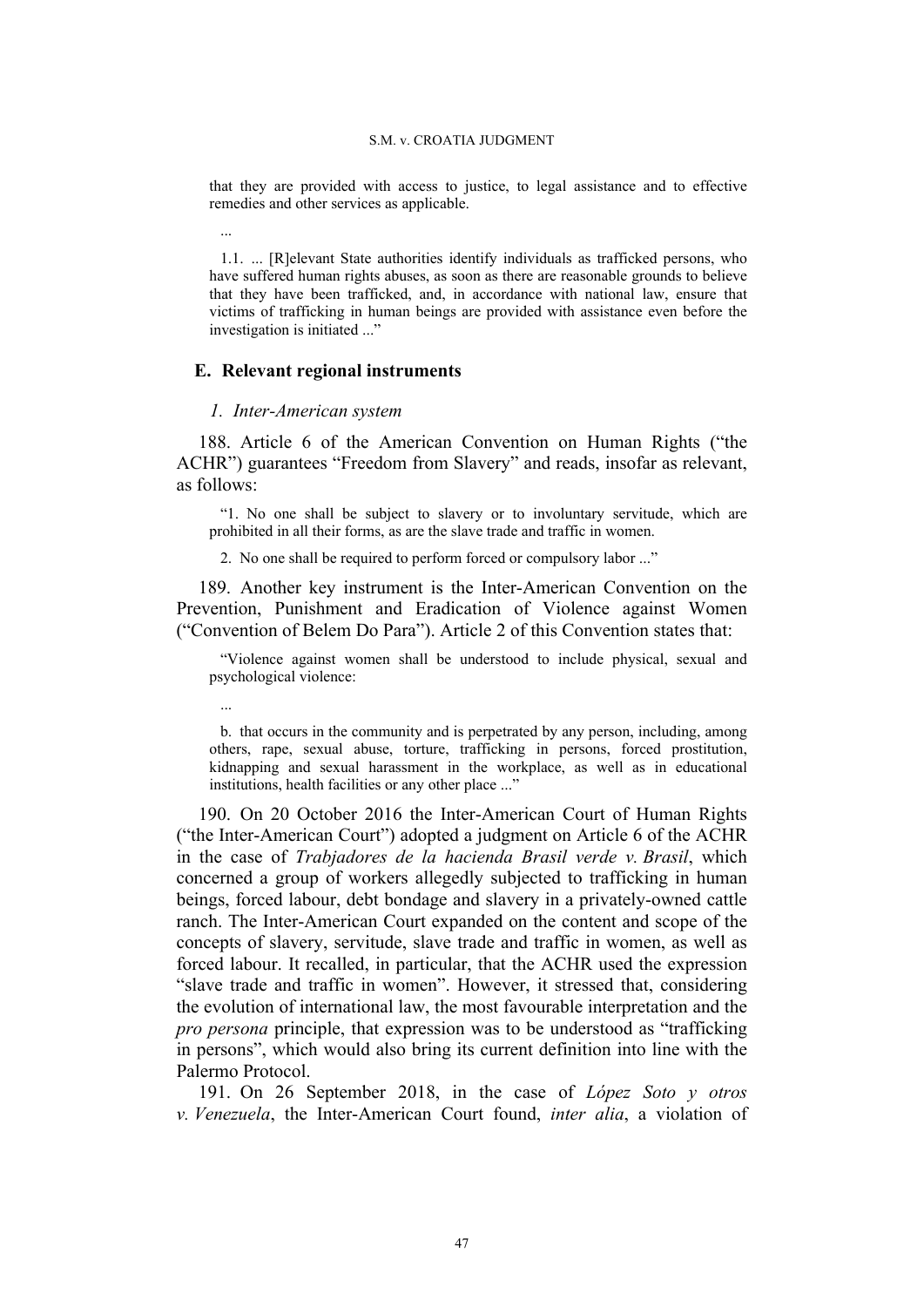that they are provided with access to justice, to legal assistance and to effective remedies and other services as applicable.

> ...
>
> 1.1. ... [R]elevant State authorities identify individuals as trafficked persons, who have suffered human rights abuses, as soon as there are reasonable grounds to believe that they have been trafficked, and, in accordance with national law, ensure that victims of trafficking in human beings are provided with assistance even before the investigation is initiated ...”

## E. Relevant regional instruments

### *1. Inter-American system*

188. Article 6 of the American Convention on Human Rights (“the ACHR”) guarantees “Freedom from Slavery” and reads, insofar as relevant, as follows:

> “1. No one shall be subject to slavery or to involuntary servitude, which are prohibited in all their forms, as are the slave trade and traffic in women.
>
> 2. No one shall be required to perform forced or compulsory labor ...”

189. Another key instrument is the Inter-American Convention on the Prevention, Punishment and Eradication of Violence against Women (“Convention of Belem Do Para”). Article 2 of this Convention states that:

> “Violence against women shall be understood to include physical, sexual and psychological violence:
>
> ...
>
> b. that occurs in the community and is perpetrated by any person, including, among others, rape, sexual abuse, torture, trafficking in persons, forced prostitution, kidnapping and sexual harassment in the workplace, as well as in educational institutions, health facilities or any other place ...”

190. On 20 October 2016 the Inter-American Court of Human Rights (“the Inter-American Court”) adopted a judgment on Article 6 of the ACHR in the case of *Trabjadores de la hacienda Brasil verde v. Brasil*, which concerned a group of workers allegedly subjected to trafficking in human beings, forced labour, debt bondage and slavery in a privately-owned cattle ranch. The Inter-American Court expanded on the content and scope of the concepts of slavery, servitude, slave trade and traffic in women, as well as forced labour. It recalled, in particular, that the ACHR used the expression “slave trade and traffic in women”. However, it stressed that, considering the evolution of international law, the most favourable interpretation and the *pro persona* principle, that expression was to be understood as “trafficking in persons”, which would also bring its current definition into line with the Palermo Protocol.

191. On 26 September 2018, in the case of *López Soto y otros v. Venezuela*, the Inter-American Court found, *inter alia*, a violation of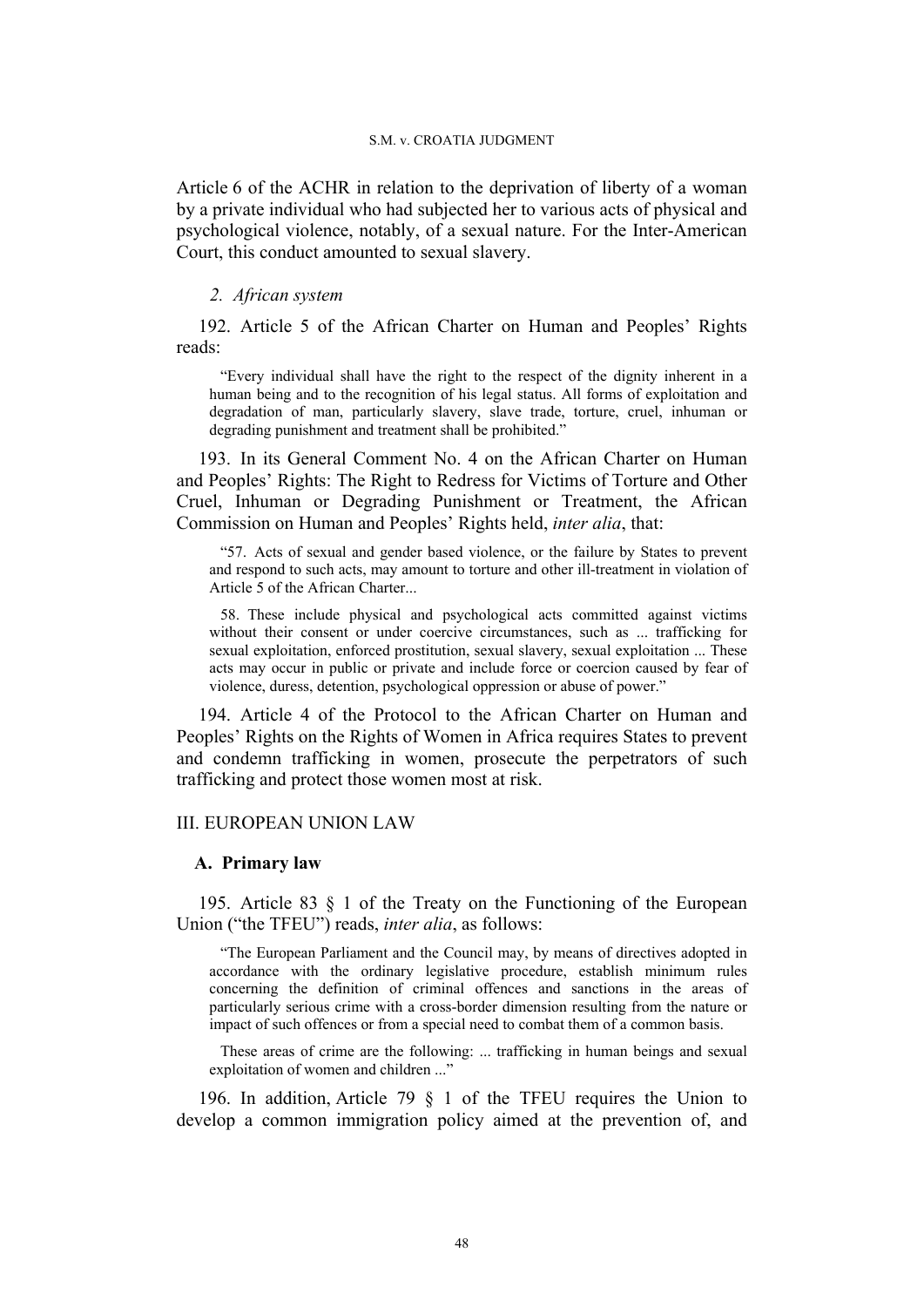Article 6 of the ACHR in relation to the deprivation of liberty of a woman by a private individual who had subjected her to various acts of physical and psychological violence, notably, of a sexual nature. For the Inter-American Court, this conduct amounted to sexual slavery.

### *2. African system*

192. Article 5 of the African Charter on Human and Peoples' Rights reads:

> "Every individual shall have the right to the respect of the dignity inherent in a human being and to the recognition of his legal status. All forms of exploitation and degradation of man, particularly slavery, slave trade, torture, cruel, inhuman or degrading punishment and treatment shall be prohibited."

193. In its General Comment No. 4 on the African Charter on Human and Peoples' Rights: The Right to Redress for Victims of Torture and Other Cruel, Inhuman or Degrading Punishment or Treatment, the African Commission on Human and Peoples' Rights held, *inter alia*, that:

> "57. Acts of sexual and gender based violence, or the failure by States to prevent and respond to such acts, may amount to torture and other ill-treatment in violation of Article 5 of the African Charter...
>
> 58. These include physical and psychological acts committed against victims without their consent or under coercive circumstances, such as ... trafficking for sexual exploitation, enforced prostitution, sexual slavery, sexual exploitation ... These acts may occur in public or private and include force or coercion caused by fear of violence, duress, detention, psychological oppression or abuse of power."

194. Article 4 of the Protocol to the African Charter on Human and Peoples' Rights on the Rights of Women in Africa requires States to prevent and condemn trafficking in women, prosecute the perpetrators of such trafficking and protect those women most at risk.

## III. EUROPEAN UNION LAW

### A. Primary law

195. Article 83 § 1 of the Treaty on the Functioning of the European Union ("the TFEU") reads, *inter alia*, as follows:

> "The European Parliament and the Council may, by means of directives adopted in accordance with the ordinary legislative procedure, establish minimum rules concerning the definition of criminal offences and sanctions in the areas of particularly serious crime with a cross-border dimension resulting from the nature or impact of such offences or from a special need to combat them of a common basis.
>
> These areas of crime are the following: ... trafficking in human beings and sexual exploitation of women and children ..."

196. In addition, Article 79 § 1 of the TFEU requires the Union to develop a common immigration policy aimed at the prevention of, and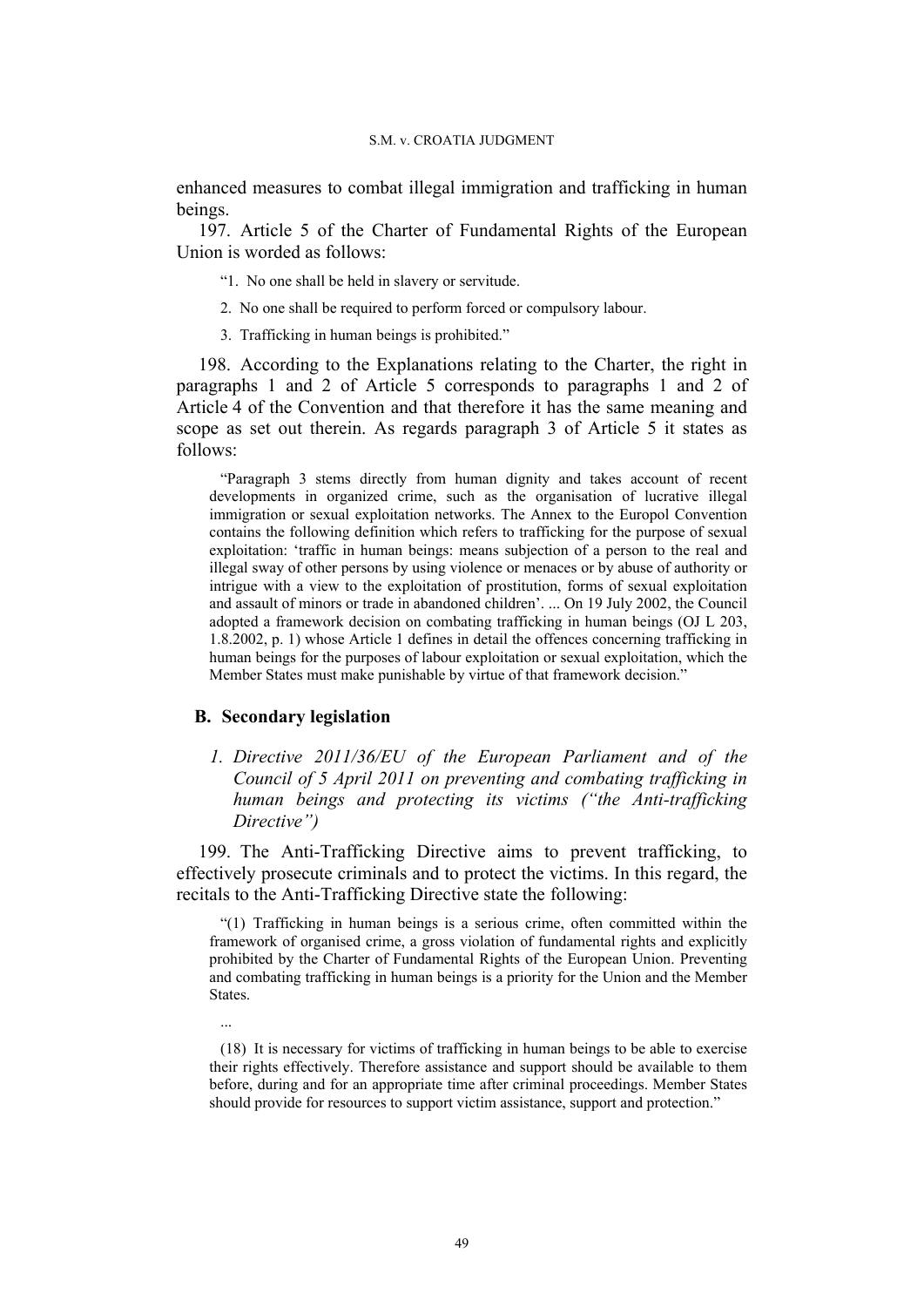enhanced measures to combat illegal immigration and trafficking in human beings.

197. Article 5 of the Charter of Fundamental Rights of the European Union is worded as follows:

> "1. No one shall be held in slavery or servitude.
>
> 2. No one shall be required to perform forced or compulsory labour.
>
> 3. Trafficking in human beings is prohibited."

198. According to the Explanations relating to the Charter, the right in paragraphs 1 and 2 of Article 5 corresponds to paragraphs 1 and 2 of Article 4 of the Convention and that therefore it has the same meaning and scope as set out therein. As regards paragraph 3 of Article 5 it states as follows:

> "Paragraph 3 stems directly from human dignity and takes account of recent developments in organized crime, such as the organisation of lucrative illegal immigration or sexual exploitation networks. The Annex to the Europol Convention contains the following definition which refers to trafficking for the purpose of sexual exploitation: 'traffic in human beings: means subjection of a person to the real and illegal sway of other persons by using violence or menaces or by abuse of authority or intrigue with a view to the exploitation of prostitution, forms of sexual exploitation and assault of minors or trade in abandoned children'. ... On 19 July 2002, the Council adopted a framework decision on combating trafficking in human beings (OJ L 203, 1.8.2002, p. 1) whose Article 1 defines in detail the offences concerning trafficking in human beings for the purposes of labour exploitation or sexual exploitation, which the Member States must make punishable by virtue of that framework decision."

### B. Secondary legislation

#### *1. Directive 2011/36/EU of the European Parliament and of the Council of 5 April 2011 on preventing and combating trafficking in human beings and protecting its victims ("the Anti-trafficking Directive")*

199. The Anti-Trafficking Directive aims to prevent trafficking, to effectively prosecute criminals and to protect the victims. In this regard, the recitals to the Anti-Trafficking Directive state the following:

> "(1) Trafficking in human beings is a serious crime, often committed within the framework of organised crime, a gross violation of fundamental rights and explicitly prohibited by the Charter of Fundamental Rights of the European Union. Preventing and combating trafficking in human beings is a priority for the Union and the Member States.
>
> ...
>
> (18) It is necessary for victims of trafficking in human beings to be able to exercise their rights effectively. Therefore assistance and support should be available to them before, during and for an appropriate time after criminal proceedings. Member States should provide for resources to support victim assistance, support and protection."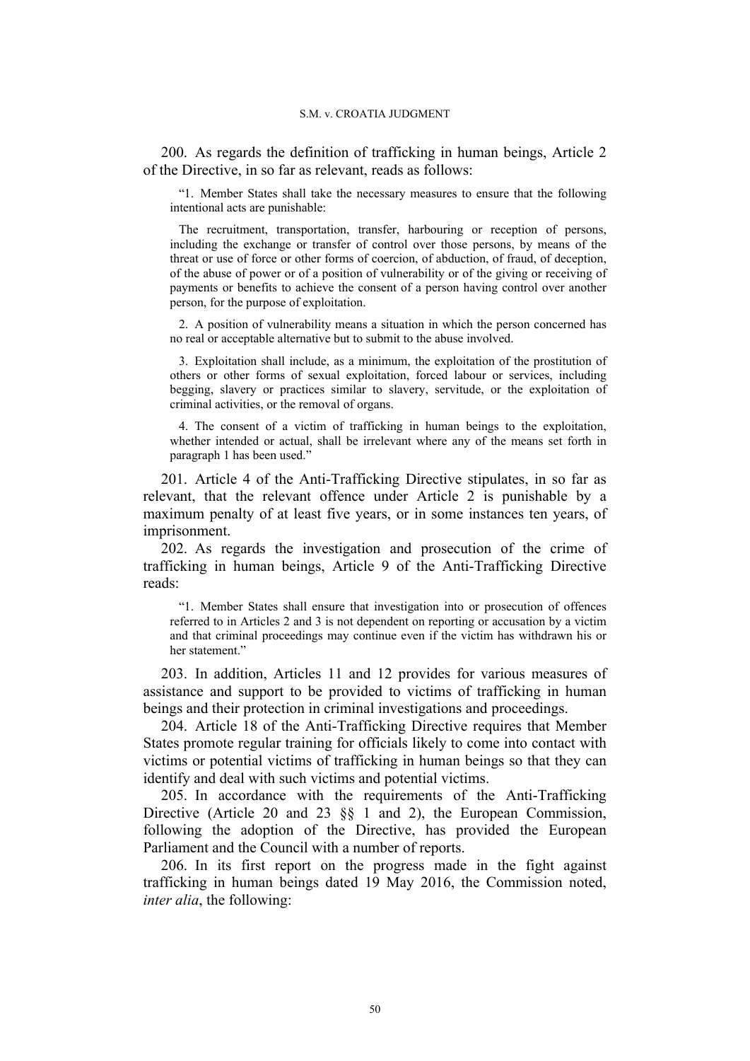200. As regards the definition of trafficking in human beings, Article 2 of the Directive, in so far as relevant, reads as follows:

> "1. Member States shall take the necessary measures to ensure that the following intentional acts are punishable:
>
> The recruitment, transportation, transfer, harbouring or reception of persons, including the exchange or transfer of control over those persons, by means of the threat or use of force or other forms of coercion, of abduction, of fraud, of deception, of the abuse of power or of a position of vulnerability or of the giving or receiving of payments or benefits to achieve the consent of a person having control over another person, for the purpose of exploitation.
>
> 2. A position of vulnerability means a situation in which the person concerned has no real or acceptable alternative but to submit to the abuse involved.
>
> 3. Exploitation shall include, as a minimum, the exploitation of the prostitution of others or other forms of sexual exploitation, forced labour or services, including begging, slavery or practices similar to slavery, servitude, or the exploitation of criminal activities, or the removal of organs.
>
> 4. The consent of a victim of trafficking in human beings to the exploitation, whether intended or actual, shall be irrelevant where any of the means set forth in paragraph 1 has been used."

201. Article 4 of the Anti-Trafficking Directive stipulates, in so far as relevant, that the relevant offence under Article 2 is punishable by a maximum penalty of at least five years, or in some instances ten years, of imprisonment.

202. As regards the investigation and prosecution of the crime of trafficking in human beings, Article 9 of the Anti-Trafficking Directive reads:

> "1. Member States shall ensure that investigation into or prosecution of offences referred to in Articles 2 and 3 is not dependent on reporting or accusation by a victim and that criminal proceedings may continue even if the victim has withdrawn his or her statement."

203. In addition, Articles 11 and 12 provides for various measures of assistance and support to be provided to victims of trafficking in human beings and their protection in criminal investigations and proceedings.

204. Article 18 of the Anti-Trafficking Directive requires that Member States promote regular training for officials likely to come into contact with victims or potential victims of trafficking in human beings so that they can identify and deal with such victims and potential victims.

205. In accordance with the requirements of the Anti-Trafficking Directive (Article 20 and 23 §§ 1 and 2), the European Commission, following the adoption of the Directive, has provided the European Parliament and the Council with a number of reports.

206. In its first report on the progress made in the fight against trafficking in human beings dated 19 May 2016, the Commission noted, *inter alia*, the following: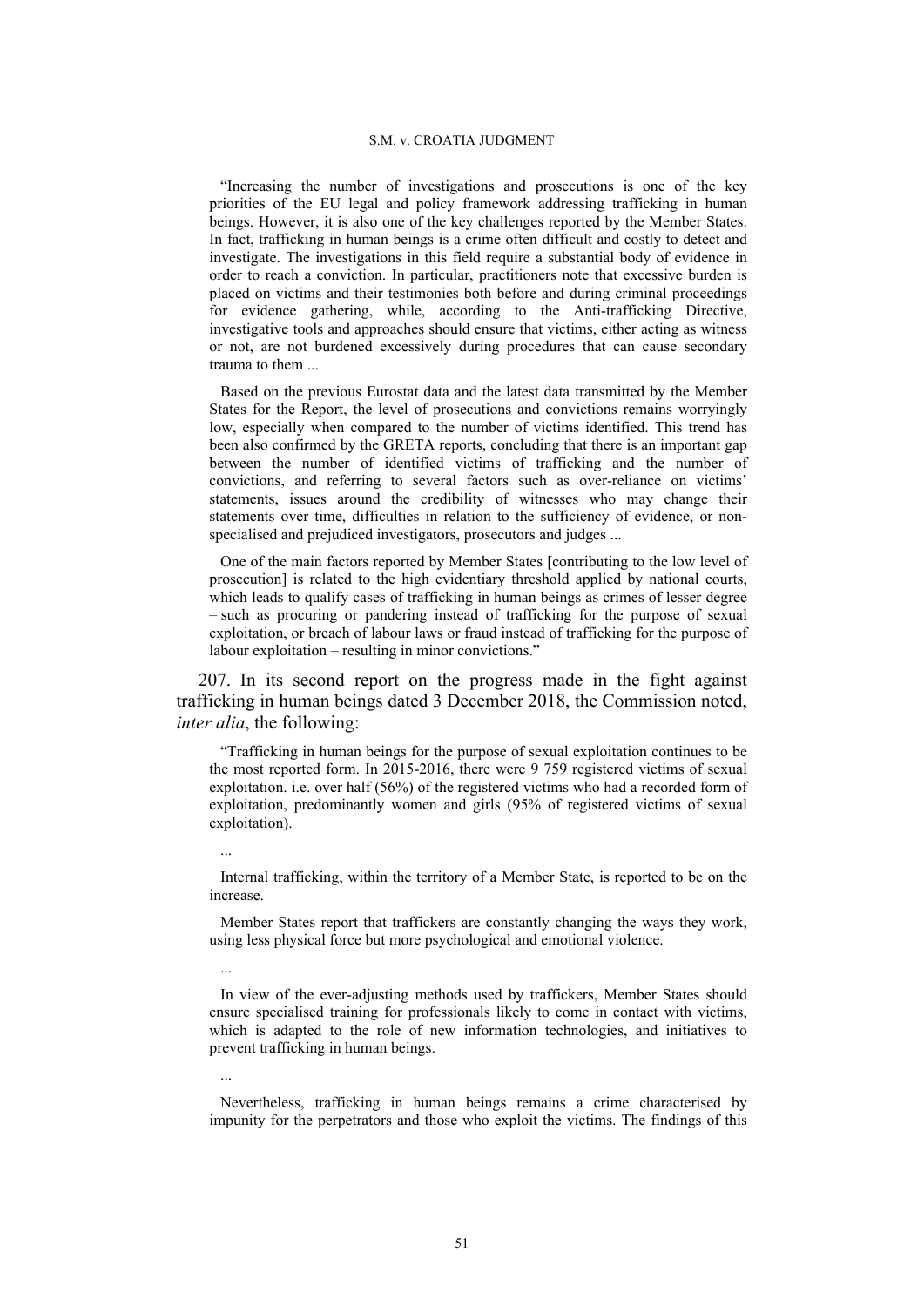"Increasing the number of investigations and prosecutions is one of the key priorities of the EU legal and policy framework addressing trafficking in human beings. However, it is also one of the key challenges reported by the Member States. In fact, trafficking in human beings is a crime often difficult and costly to detect and investigate. The investigations in this field require a substantial body of evidence in order to reach a conviction. In particular, practitioners note that excessive burden is placed on victims and their testimonies both before and during criminal proceedings for evidence gathering, while, according to the Anti-trafficking Directive, investigative tools and approaches should ensure that victims, either acting as witness or not, are not burdened excessively during procedures that can cause secondary trauma to them ...

Based on the previous Eurostat data and the latest data transmitted by the Member States for the Report, the level of prosecutions and convictions remains worryingly low, especially when compared to the number of victims identified. This trend has been also confirmed by the GRETA reports, concluding that there is an important gap between the number of identified victims of trafficking and the number of convictions, and referring to several factors such as over-reliance on victims' statements, issues around the credibility of witnesses who may change their statements over time, difficulties in relation to the sufficiency of evidence, or non-specialised and prejudiced investigators, prosecutors and judges ...

One of the main factors reported by Member States [contributing to the low level of prosecution] is related to the high evidentiary threshold applied by national courts, which leads to qualify cases of trafficking in human beings as crimes of lesser degree – such as procuring or pandering instead of trafficking for the purpose of sexual exploitation, or breach of labour laws or fraud instead of trafficking for the purpose of labour exploitation – resulting in minor convictions."

207. In its second report on the progress made in the fight against trafficking in human beings dated 3 December 2018, the Commission noted, *inter alia*, the following:

"Trafficking in human beings for the purpose of sexual exploitation continues to be the most reported form. In 2015-2016, there were 9 759 registered victims of sexual exploitation. i.e. over half (56%) of the registered victims who had a recorded form of exploitation, predominantly women and girls (95% of registered victims of sexual exploitation).

...

Internal trafficking, within the territory of a Member State, is reported to be on the increase.

Member States report that traffickers are constantly changing the ways they work, using less physical force but more psychological and emotional violence.

...

In view of the ever-adjusting methods used by traffickers, Member States should ensure specialised training for professionals likely to come in contact with victims, which is adapted to the role of new information technologies, and initiatives to prevent trafficking in human beings.

...

Nevertheless, trafficking in human beings remains a crime characterised by impunity for the perpetrators and those who exploit the victims. The findings of this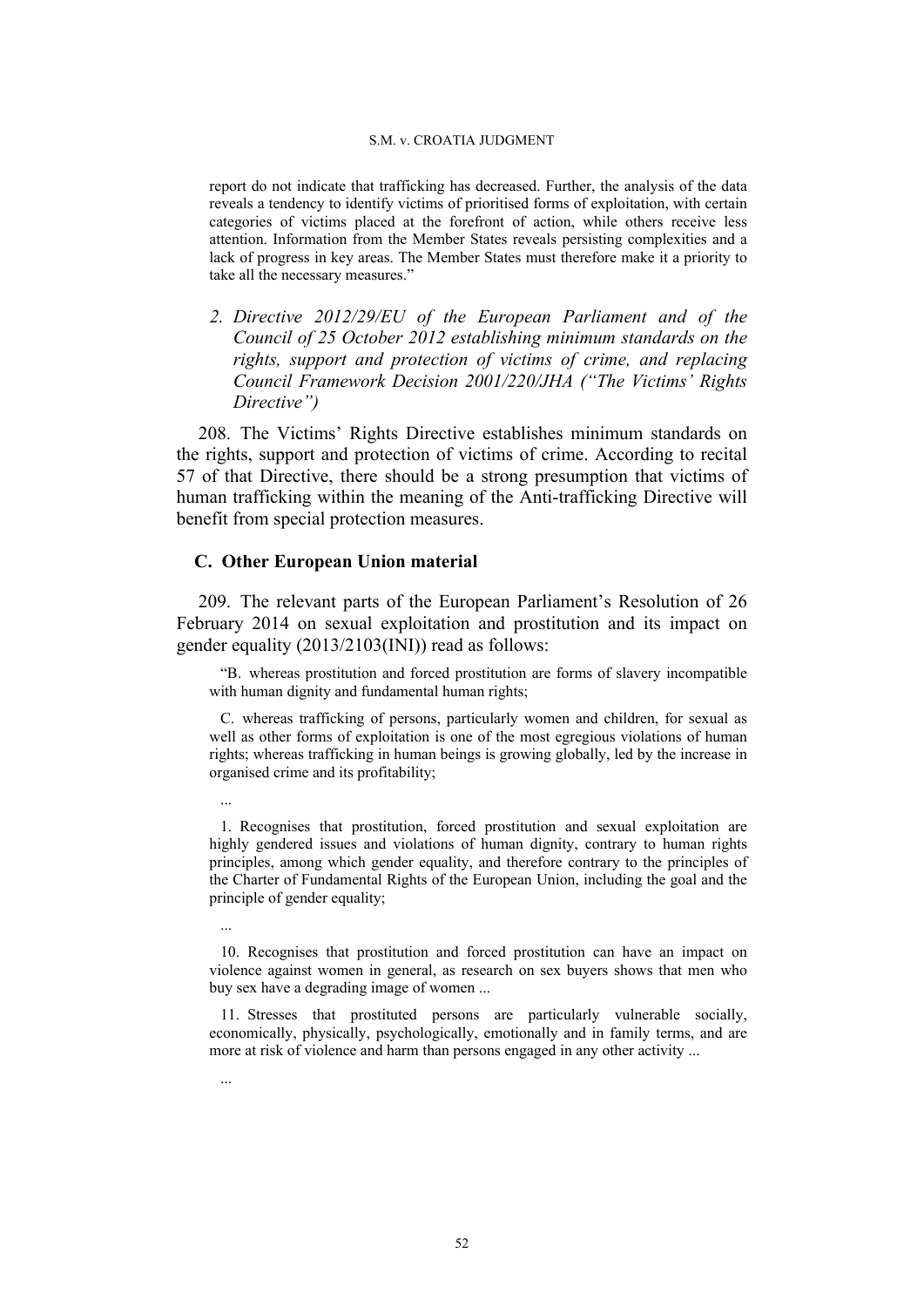report do not indicate that trafficking has decreased. Further, the analysis of the data reveals a tendency to identify victims of prioritised forms of exploitation, with certain categories of victims placed at the forefront of action, while others receive less attention. Information from the Member States reveals persisting complexities and a lack of progress in key areas. The Member States must therefore make it a priority to take all the necessary measures."

### *2. Directive 2012/29/EU of the European Parliament and of the Council of 25 October 2012 establishing minimum standards on the rights, support and protection of victims of crime, and replacing Council Framework Decision 2001/220/JHA ("The Victims' Rights Directive")*

208. The Victims' Rights Directive establishes minimum standards on the rights, support and protection of victims of crime. According to recital 57 of that Directive, there should be a strong presumption that victims of human trafficking within the meaning of the Anti-trafficking Directive will benefit from special protection measures.

## C. Other European Union material

209. The relevant parts of the European Parliament's Resolution of 26 February 2014 on sexual exploitation and prostitution and its impact on gender equality (2013/2103(INI)) read as follows:

> "B. whereas prostitution and forced prostitution are forms of slavery incompatible with human dignity and fundamental human rights;
>
> C. whereas trafficking of persons, particularly women and children, for sexual as well as other forms of exploitation is one of the most egregious violations of human rights; whereas trafficking in human beings is growing globally, led by the increase in organised crime and its profitability;
>
> ...
>
> 1. Recognises that prostitution, forced prostitution and sexual exploitation are highly gendered issues and violations of human dignity, contrary to human rights principles, among which gender equality, and therefore contrary to the principles of the Charter of Fundamental Rights of the European Union, including the goal and the principle of gender equality;
>
> ...
>
> 10. Recognises that prostitution and forced prostitution can have an impact on violence against women in general, as research on sex buyers shows that men who buy sex have a degrading image of women ...
>
> 11. Stresses that prostituted persons are particularly vulnerable socially, economically, physically, psychologically, emotionally and in family terms, and are more at risk of violence and harm than persons engaged in any other activity ...
>
> ...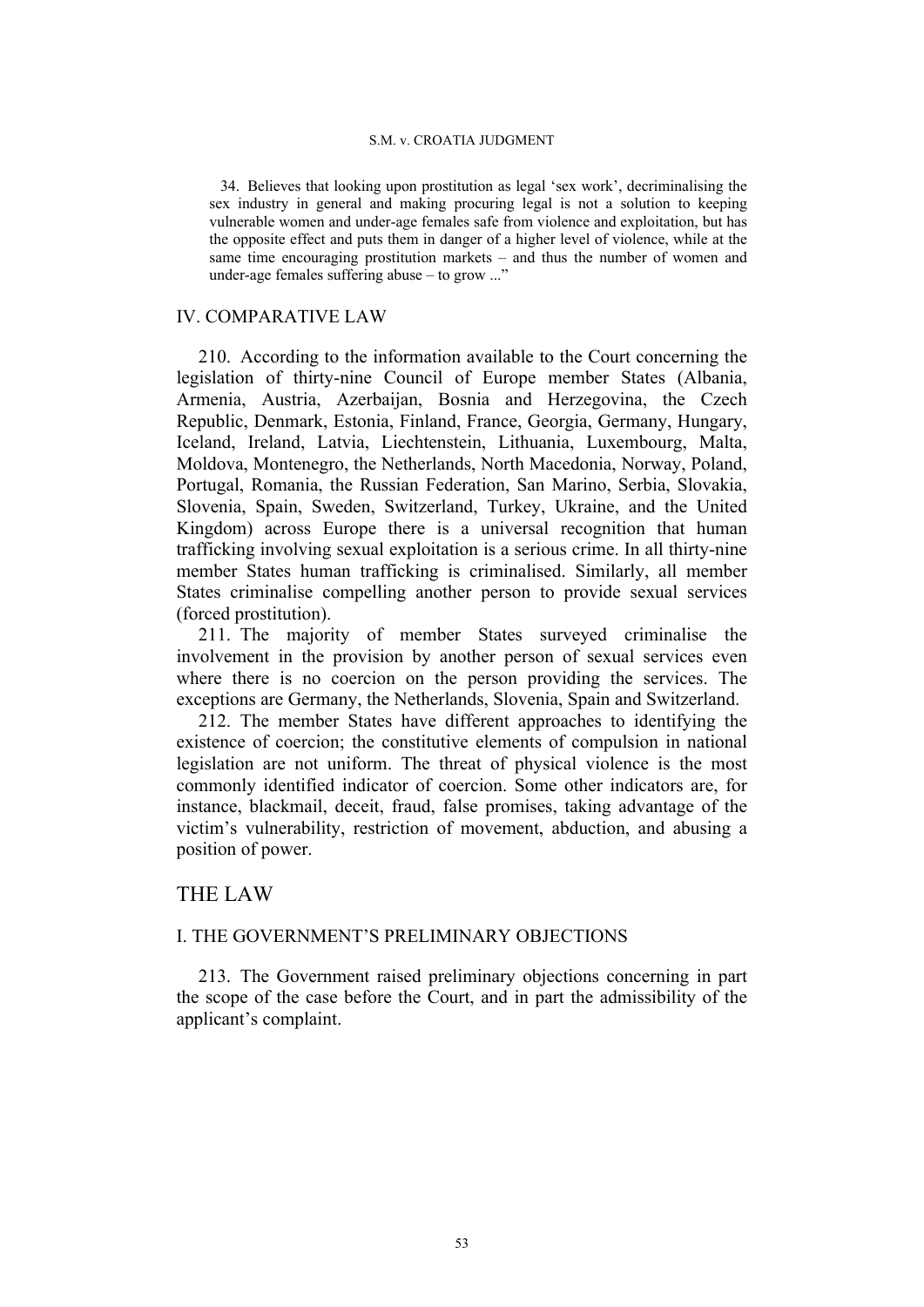> 34. Believes that looking upon prostitution as legal 'sex work', decriminalising the sex industry in general and making procuring legal is not a solution to keeping vulnerable women and under-age females safe from violence and exploitation, but has the opposite effect and puts them in danger of a higher level of violence, while at the same time encouraging prostitution markets – and thus the number of women and under-age females suffering abuse – to grow ..."

### IV. COMPARATIVE LAW

210. According to the information available to the Court concerning the legislation of thirty-nine Council of Europe member States (Albania, Armenia, Austria, Azerbaijan, Bosnia and Herzegovina, the Czech Republic, Denmark, Estonia, Finland, France, Georgia, Germany, Hungary, Iceland, Ireland, Latvia, Liechtenstein, Lithuania, Luxembourg, Malta, Moldova, Montenegro, the Netherlands, North Macedonia, Norway, Poland, Portugal, Romania, the Russian Federation, San Marino, Serbia, Slovakia, Slovenia, Spain, Sweden, Switzerland, Turkey, Ukraine, and the United Kingdom) across Europe there is a universal recognition that human trafficking involving sexual exploitation is a serious crime. In all thirty-nine member States human trafficking is criminalised. Similarly, all member States criminalise compelling another person to provide sexual services (forced prostitution).

211. The majority of member States surveyed criminalise the involvement in the provision by another person of sexual services even where there is no coercion on the person providing the services. The exceptions are Germany, the Netherlands, Slovenia, Spain and Switzerland.

212. The member States have different approaches to identifying the existence of coercion; the constitutive elements of compulsion in national legislation are not uniform. The threat of physical violence is the most commonly identified indicator of coercion. Some other indicators are, for instance, blackmail, deceit, fraud, false promises, taking advantage of the victim's vulnerability, restriction of movement, abduction, and abusing a position of power.

## THE LAW

### I. THE GOVERNMENT'S PRELIMINARY OBJECTIONS

213. The Government raised preliminary objections concerning in part the scope of the case before the Court, and in part the admissibility of the applicant's complaint.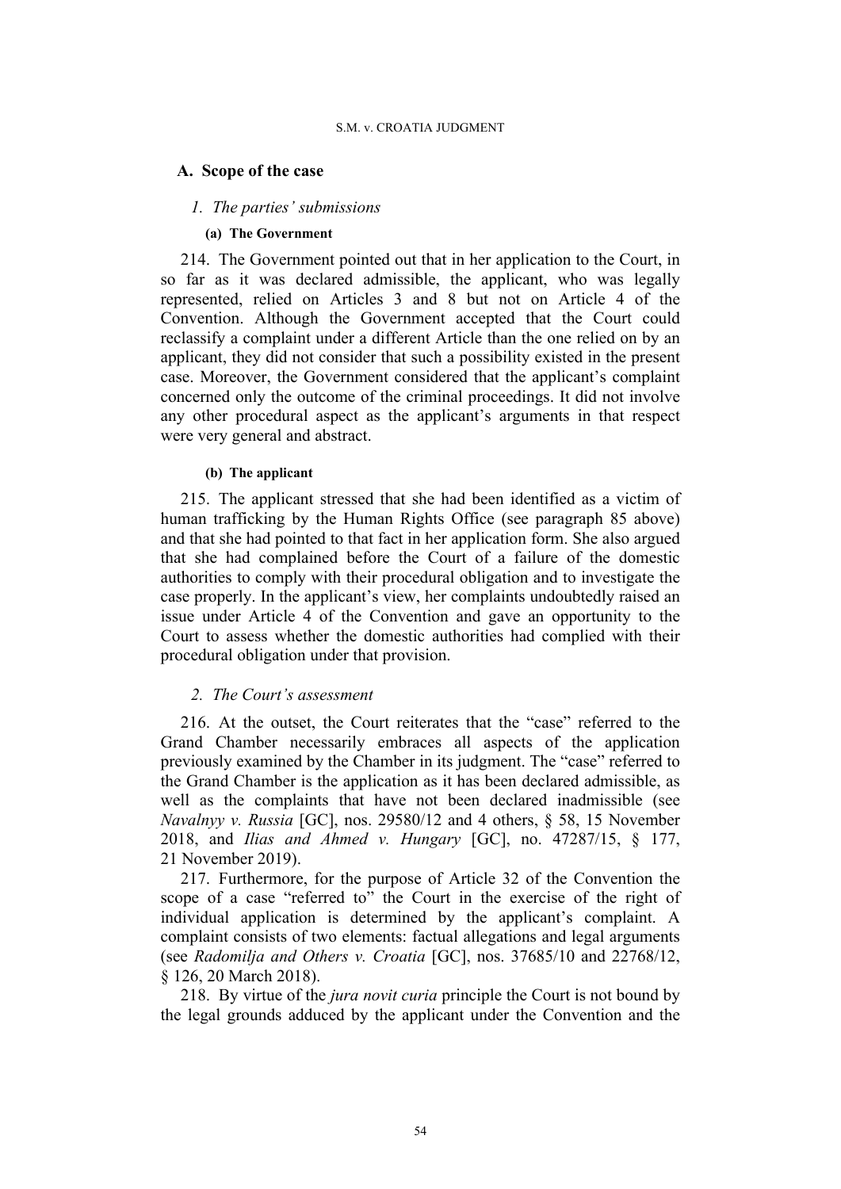## A. Scope of the case

### *1. The parties' submissions*

#### (a) The Government

214. The Government pointed out that in her application to the Court, in so far as it was declared admissible, the applicant, who was legally represented, relied on Articles 3 and 8 but not on Article 4 of the Convention. Although the Government accepted that the Court could reclassify a complaint under a different Article than the one relied on by an applicant, they did not consider that such a possibility existed in the present case. Moreover, the Government considered that the applicant's complaint concerned only the outcome of the criminal proceedings. It did not involve any other procedural aspect as the applicant's arguments in that respect were very general and abstract.

#### (b) The applicant

215. The applicant stressed that she had been identified as a victim of human trafficking by the Human Rights Office (see paragraph 85 above) and that she had pointed to that fact in her application form. She also argued that she had complained before the Court of a failure of the domestic authorities to comply with their procedural obligation and to investigate the case properly. In the applicant's view, her complaints undoubtedly raised an issue under Article 4 of the Convention and gave an opportunity to the Court to assess whether the domestic authorities had complied with their procedural obligation under that provision.

### *2. The Court's assessment*

216. At the outset, the Court reiterates that the "case" referred to the Grand Chamber necessarily embraces all aspects of the application previously examined by the Chamber in its judgment. The "case" referred to the Grand Chamber is the application as it has been declared admissible, as well as the complaints that have not been declared inadmissible (see *Navalnyy v. Russia* [GC], nos. 29580/12 and 4 others, § 58, 15 November 2018, and *Ilias and Ahmed v. Hungary* [GC], no. 47287/15, § 177, 21 November 2019).

217. Furthermore, for the purpose of Article 32 of the Convention the scope of a case "referred to" the Court in the exercise of the right of individual application is determined by the applicant's complaint. A complaint consists of two elements: factual allegations and legal arguments (see *Radomilja and Others v. Croatia* [GC], nos. 37685/10 and 22768/12, § 126, 20 March 2018).

218. By virtue of the *jura novit curia* principle the Court is not bound by the legal grounds adduced by the applicant under the Convention and the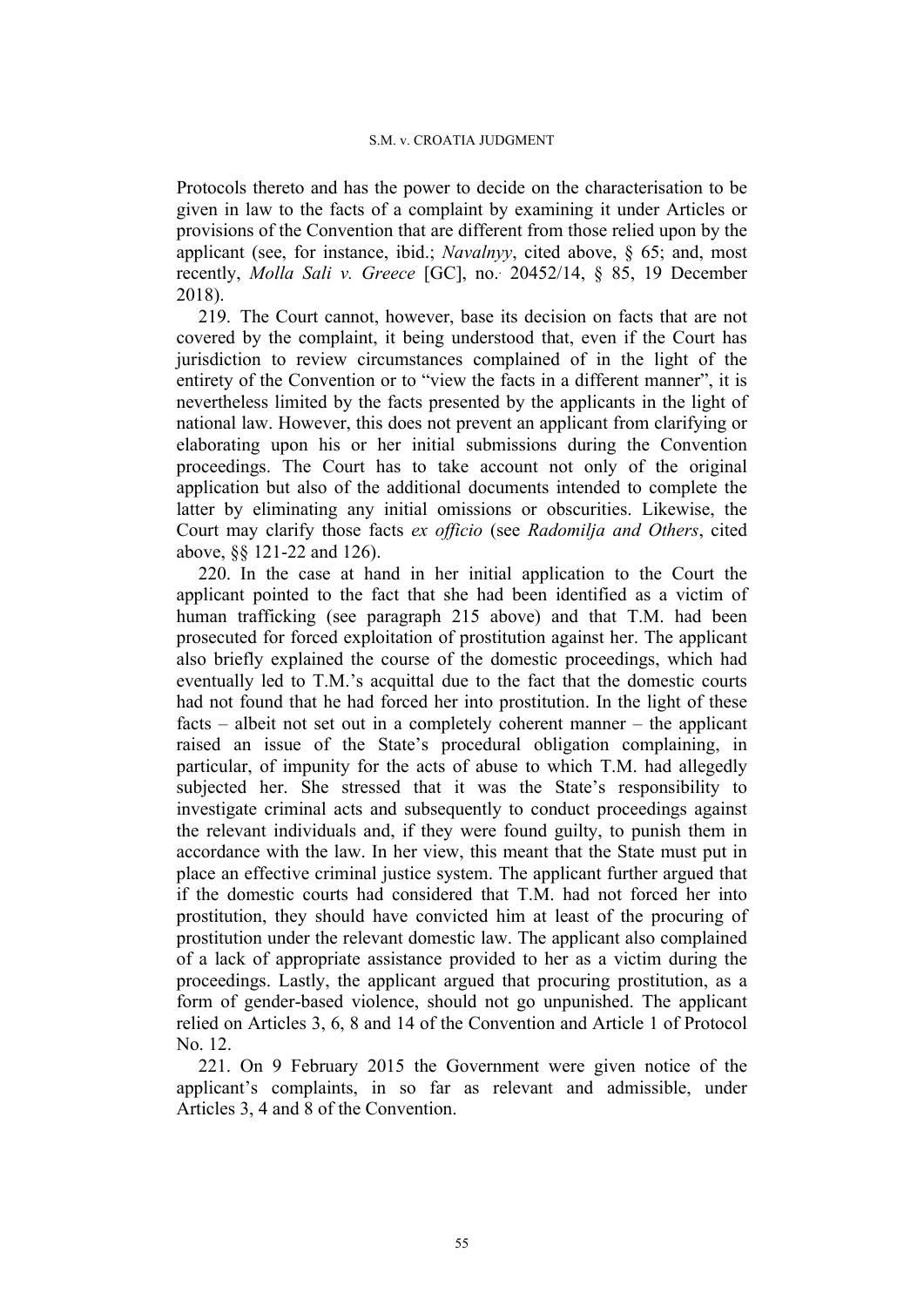Protocols thereto and has the power to decide on the characterisation to be given in law to the facts of a complaint by examining it under Articles or provisions of the Convention that are different from those relied upon by the applicant (see, for instance, ibid.; *Navalnyy*, cited above, § 65; and, most recently, *Molla Sali v. Greece* [GC], no. 20452/14, § 85, 19 December 2018).

219. The Court cannot, however, base its decision on facts that are not covered by the complaint, it being understood that, even if the Court has jurisdiction to review circumstances complained of in the light of the entirety of the Convention or to "view the facts in a different manner", it is nevertheless limited by the facts presented by the applicants in the light of national law. However, this does not prevent an applicant from clarifying or elaborating upon his or her initial submissions during the Convention proceedings. The Court has to take account not only of the original application but also of the additional documents intended to complete the latter by eliminating any initial omissions or obscurities. Likewise, the Court may clarify those facts *ex officio* (see *Radomilja and Others*, cited above, §§ 121-22 and 126).

220. In the case at hand in her initial application to the Court the applicant pointed to the fact that she had been identified as a victim of human trafficking (see paragraph 215 above) and that T.M. had been prosecuted for forced exploitation of prostitution against her. The applicant also briefly explained the course of the domestic proceedings, which had eventually led to T.M.'s acquittal due to the fact that the domestic courts had not found that he had forced her into prostitution. In the light of these facts – albeit not set out in a completely coherent manner – the applicant raised an issue of the State's procedural obligation complaining, in particular, of impunity for the acts of abuse to which T.M. had allegedly subjected her. She stressed that it was the State's responsibility to investigate criminal acts and subsequently to conduct proceedings against the relevant individuals and, if they were found guilty, to punish them in accordance with the law. In her view, this meant that the State must put in place an effective criminal justice system. The applicant further argued that if the domestic courts had considered that T.M. had not forced her into prostitution, they should have convicted him at least of the procuring of prostitution under the relevant domestic law. The applicant also complained of a lack of appropriate assistance provided to her as a victim during the proceedings. Lastly, the applicant argued that procuring prostitution, as a form of gender-based violence, should not go unpunished. The applicant relied on Articles 3, 6, 8 and 14 of the Convention and Article 1 of Protocol No. 12.

221. On 9 February 2015 the Government were given notice of the applicant's complaints, in so far as relevant and admissible, under Articles 3, 4 and 8 of the Convention.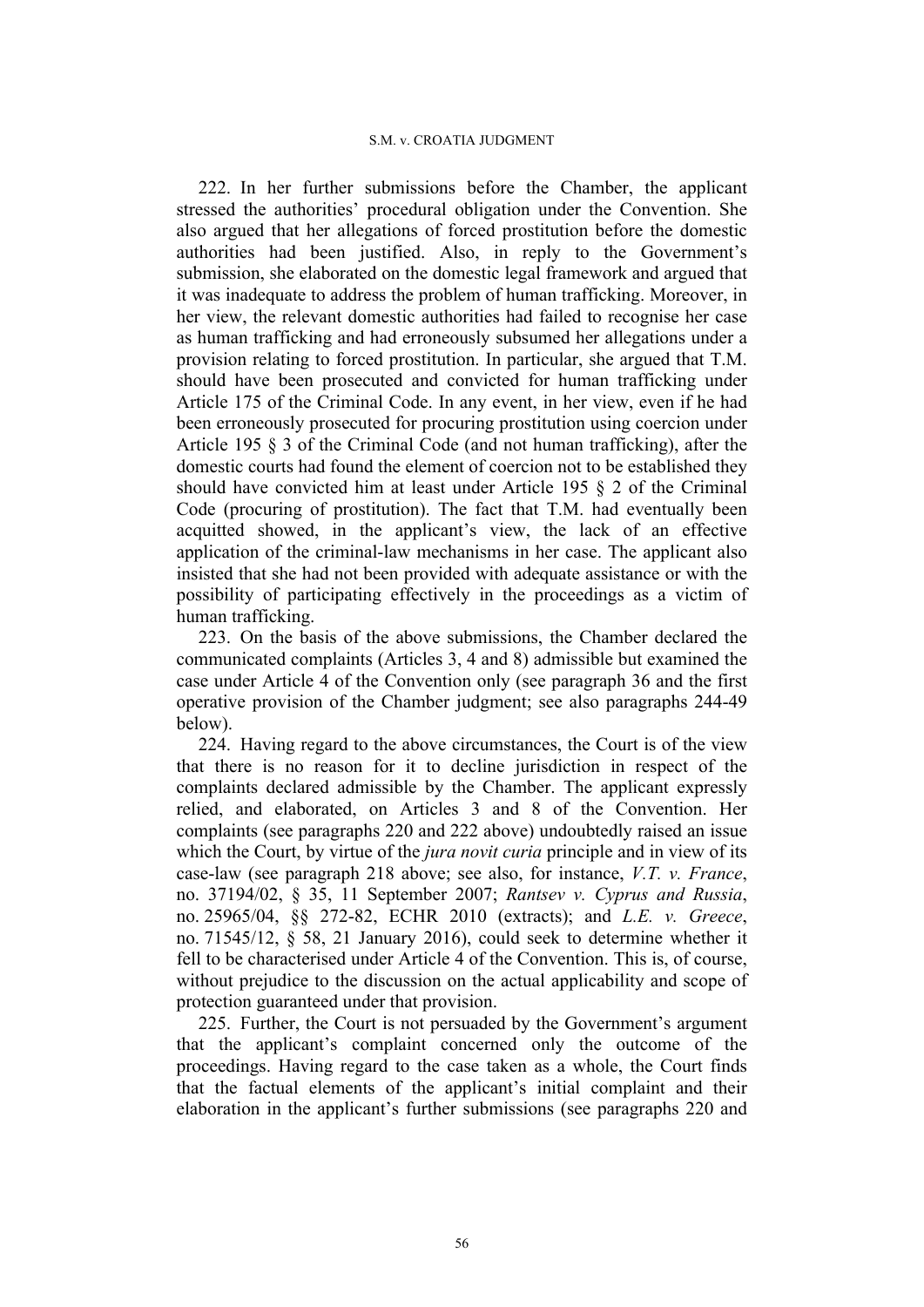222. In her further submissions before the Chamber, the applicant stressed the authorities' procedural obligation under the Convention. She also argued that her allegations of forced prostitution before the domestic authorities had been justified. Also, in reply to the Government's submission, she elaborated on the domestic legal framework and argued that it was inadequate to address the problem of human trafficking. Moreover, in her view, the relevant domestic authorities had failed to recognise her case as human trafficking and had erroneously subsumed her allegations under a provision relating to forced prostitution. In particular, she argued that T.M. should have been prosecuted and convicted for human trafficking under Article 175 of the Criminal Code. In any event, in her view, even if he had been erroneously prosecuted for procuring prostitution using coercion under Article 195 § 3 of the Criminal Code (and not human trafficking), after the domestic courts had found the element of coercion not to be established they should have convicted him at least under Article 195 § 2 of the Criminal Code (procuring of prostitution). The fact that T.M. had eventually been acquitted showed, in the applicant's view, the lack of an effective application of the criminal-law mechanisms in her case. The applicant also insisted that she had not been provided with adequate assistance or with the possibility of participating effectively in the proceedings as a victim of human trafficking.

223. On the basis of the above submissions, the Chamber declared the communicated complaints (Articles 3, 4 and 8) admissible but examined the case under Article 4 of the Convention only (see paragraph 36 and the first operative provision of the Chamber judgment; see also paragraphs 244-49 below).

224. Having regard to the above circumstances, the Court is of the view that there is no reason for it to decline jurisdiction in respect of the complaints declared admissible by the Chamber. The applicant expressly relied, and elaborated, on Articles 3 and 8 of the Convention. Her complaints (see paragraphs 220 and 222 above) undoubtedly raised an issue which the Court, by virtue of the *jura novit curia* principle and in view of its case-law (see paragraph 218 above; see also, for instance, *V.T. v. France*, no. 37194/02, § 35, 11 September 2007; *Rantsev v. Cyprus and Russia*, no. 25965/04, §§ 272-82, ECHR 2010 (extracts); and *L.E. v. Greece*, no. 71545/12, § 58, 21 January 2016), could seek to determine whether it fell to be characterised under Article 4 of the Convention. This is, of course, without prejudice to the discussion on the actual applicability and scope of protection guaranteed under that provision.

225. Further, the Court is not persuaded by the Government's argument that the applicant's complaint concerned only the outcome of the proceedings. Having regard to the case taken as a whole, the Court finds that the factual elements of the applicant's initial complaint and their elaboration in the applicant's further submissions (see paragraphs 220 and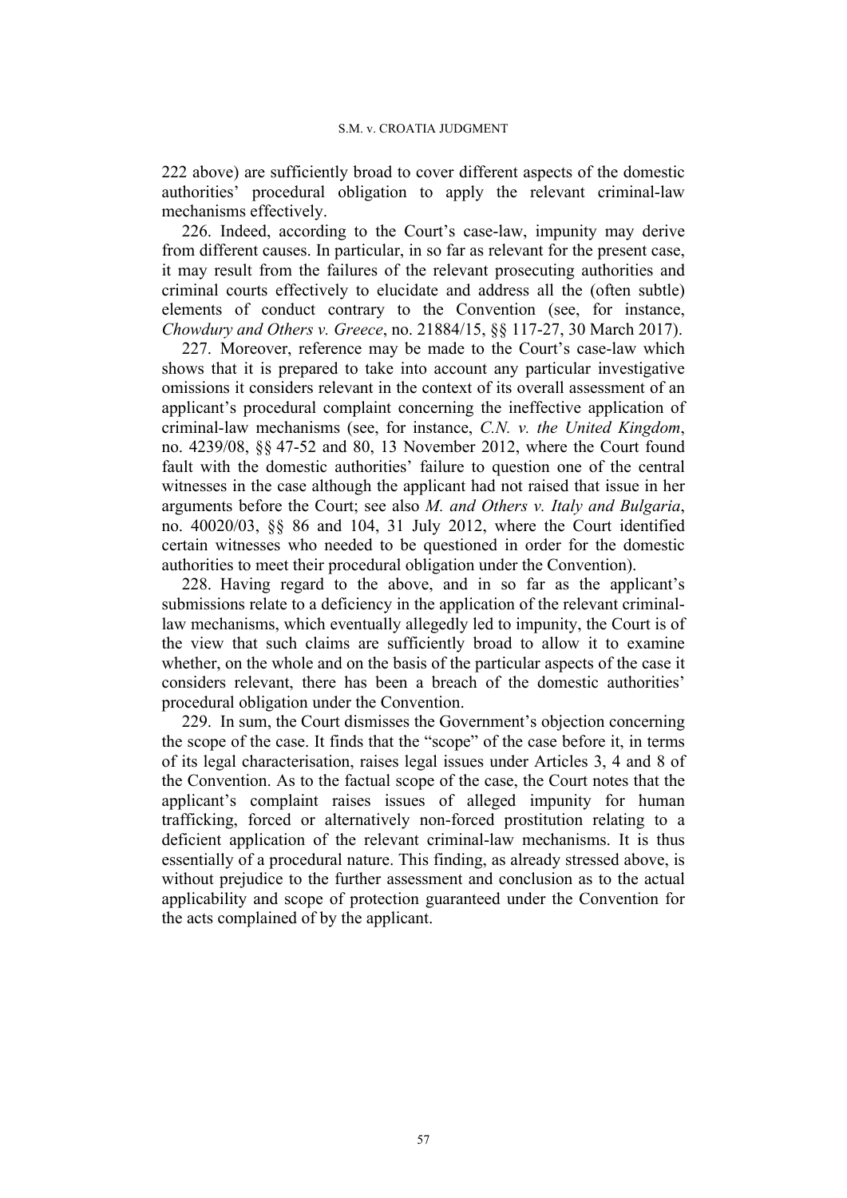222 above) are sufficiently broad to cover different aspects of the domestic authorities' procedural obligation to apply the relevant criminal-law mechanisms effectively.

226. Indeed, according to the Court's case-law, impunity may derive from different causes. In particular, in so far as relevant for the present case, it may result from the failures of the relevant prosecuting authorities and criminal courts effectively to elucidate and address all the (often subtle) elements of conduct contrary to the Convention (see, for instance, *Chowdury and Others v. Greece*, no. 21884/15, §§ 117-27, 30 March 2017).

227. Moreover, reference may be made to the Court's case-law which shows that it is prepared to take into account any particular investigative omissions it considers relevant in the context of its overall assessment of an applicant's procedural complaint concerning the ineffective application of criminal-law mechanisms (see, for instance, *C.N. v. the United Kingdom*, no. 4239/08, §§ 47-52 and 80, 13 November 2012, where the Court found fault with the domestic authorities' failure to question one of the central witnesses in the case although the applicant had not raised that issue in her arguments before the Court; see also *M. and Others v. Italy and Bulgaria*, no. 40020/03, §§ 86 and 104, 31 July 2012, where the Court identified certain witnesses who needed to be questioned in order for the domestic authorities to meet their procedural obligation under the Convention).

228. Having regard to the above, and in so far as the applicant's submissions relate to a deficiency in the application of the relevant criminal-law mechanisms, which eventually allegedly led to impunity, the Court is of the view that such claims are sufficiently broad to allow it to examine whether, on the whole and on the basis of the particular aspects of the case it considers relevant, there has been a breach of the domestic authorities' procedural obligation under the Convention.

229. In sum, the Court dismisses the Government's objection concerning the scope of the case. It finds that the "scope" of the case before it, in terms of its legal characterisation, raises legal issues under Articles 3, 4 and 8 of the Convention. As to the factual scope of the case, the Court notes that the applicant's complaint raises issues of alleged impunity for human trafficking, forced or alternatively non-forced prostitution relating to a deficient application of the relevant criminal-law mechanisms. It is thus essentially of a procedural nature. This finding, as already stressed above, is without prejudice to the further assessment and conclusion as to the actual applicability and scope of protection guaranteed under the Convention for the acts complained of by the applicant.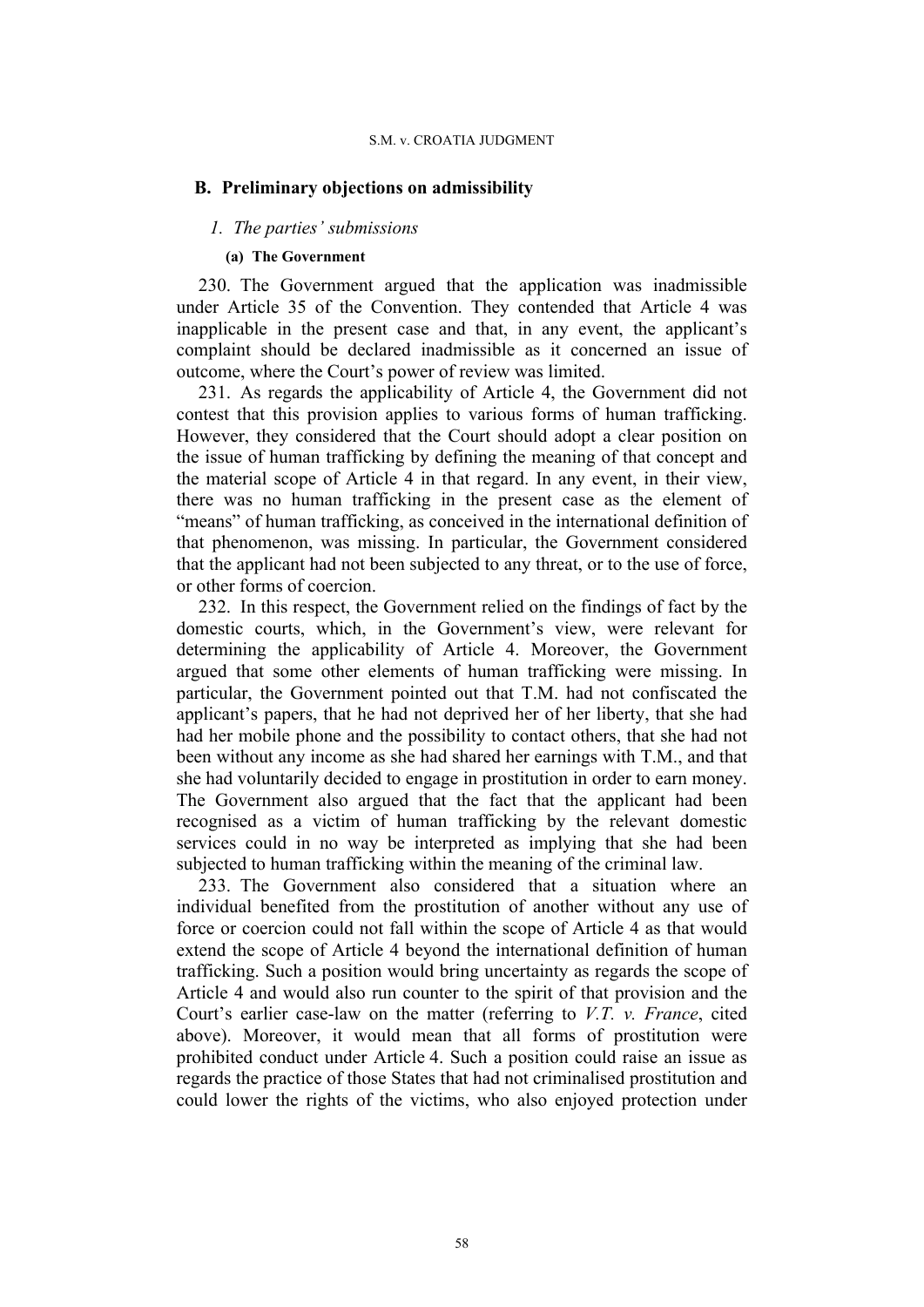## B. Preliminary objections on admissibility

### *1. The parties' submissions*

#### (a) The Government

230. The Government argued that the application was inadmissible under Article 35 of the Convention. They contended that Article 4 was inapplicable in the present case and that, in any event, the applicant's complaint should be declared inadmissible as it concerned an issue of outcome, where the Court's power of review was limited.

231. As regards the applicability of Article 4, the Government did not contest that this provision applies to various forms of human trafficking. However, they considered that the Court should adopt a clear position on the issue of human trafficking by defining the meaning of that concept and the material scope of Article 4 in that regard. In any event, in their view, there was no human trafficking in the present case as the element of "means" of human trafficking, as conceived in the international definition of that phenomenon, was missing. In particular, the Government considered that the applicant had not been subjected to any threat, or to the use of force, or other forms of coercion.

232. In this respect, the Government relied on the findings of fact by the domestic courts, which, in the Government's view, were relevant for determining the applicability of Article 4. Moreover, the Government argued that some other elements of human trafficking were missing. In particular, the Government pointed out that T.M. had not confiscated the applicant's papers, that he had not deprived her of her liberty, that she had had her mobile phone and the possibility to contact others, that she had not been without any income as she had shared her earnings with T.M., and that she had voluntarily decided to engage in prostitution in order to earn money. The Government also argued that the fact that the applicant had been recognised as a victim of human trafficking by the relevant domestic services could in no way be interpreted as implying that she had been subjected to human trafficking within the meaning of the criminal law.

233. The Government also considered that a situation where an individual benefited from the prostitution of another without any use of force or coercion could not fall within the scope of Article 4 as that would extend the scope of Article 4 beyond the international definition of human trafficking. Such a position would bring uncertainty as regards the scope of Article 4 and would also run counter to the spirit of that provision and the Court's earlier case-law on the matter (referring to *V.T. v. France*, cited above). Moreover, it would mean that all forms of prostitution were prohibited conduct under Article 4. Such a position could raise an issue as regards the practice of those States that had not criminalised prostitution and could lower the rights of the victims, who also enjoyed protection under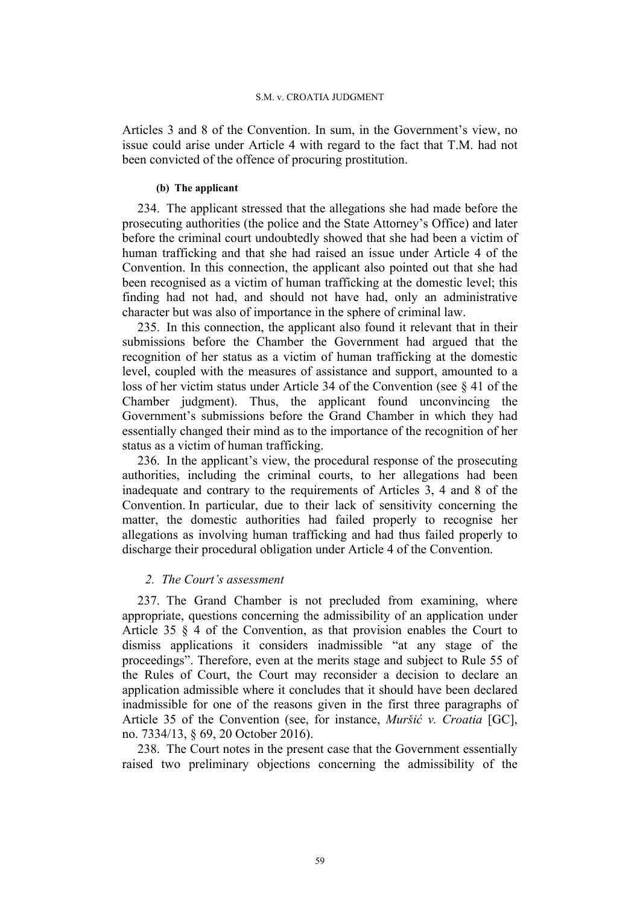Articles 3 and 8 of the Convention. In sum, in the Government's view, no issue could arise under Article 4 with regard to the fact that T.M. had not been convicted of the offence of procuring prostitution.

#### (b) The applicant

234. The applicant stressed that the allegations she had made before the prosecuting authorities (the police and the State Attorney's Office) and later before the criminal court undoubtedly showed that she had been a victim of human trafficking and that she had raised an issue under Article 4 of the Convention. In this connection, the applicant also pointed out that she had been recognised as a victim of human trafficking at the domestic level; this finding had not had, and should not have had, only an administrative character but was also of importance in the sphere of criminal law.

235. In this connection, the applicant also found it relevant that in their submissions before the Chamber the Government had argued that the recognition of her status as a victim of human trafficking at the domestic level, coupled with the measures of assistance and support, amounted to a loss of her victim status under Article 34 of the Convention (see § 41 of the Chamber judgment). Thus, the applicant found unconvincing the Government's submissions before the Grand Chamber in which they had essentially changed their mind as to the importance of the recognition of her status as a victim of human trafficking.

236. In the applicant's view, the procedural response of the prosecuting authorities, including the criminal courts, to her allegations had been inadequate and contrary to the requirements of Articles 3, 4 and 8 of the Convention. In particular, due to their lack of sensitivity concerning the matter, the domestic authorities had failed properly to recognise her allegations as involving human trafficking and had thus failed properly to discharge their procedural obligation under Article 4 of the Convention.

### *2. The Court's assessment*

237. The Grand Chamber is not precluded from examining, where appropriate, questions concerning the admissibility of an application under Article 35 § 4 of the Convention, as that provision enables the Court to dismiss applications it considers inadmissible "at any stage of the proceedings". Therefore, even at the merits stage and subject to Rule 55 of the Rules of Court, the Court may reconsider a decision to declare an application admissible where it concludes that it should have been declared inadmissible for one of the reasons given in the first three paragraphs of Article 35 of the Convention (see, for instance, *Muršić v. Croatia* [GC], no. 7334/13, § 69, 20 October 2016).

238. The Court notes in the present case that the Government essentially raised two preliminary objections concerning the admissibility of the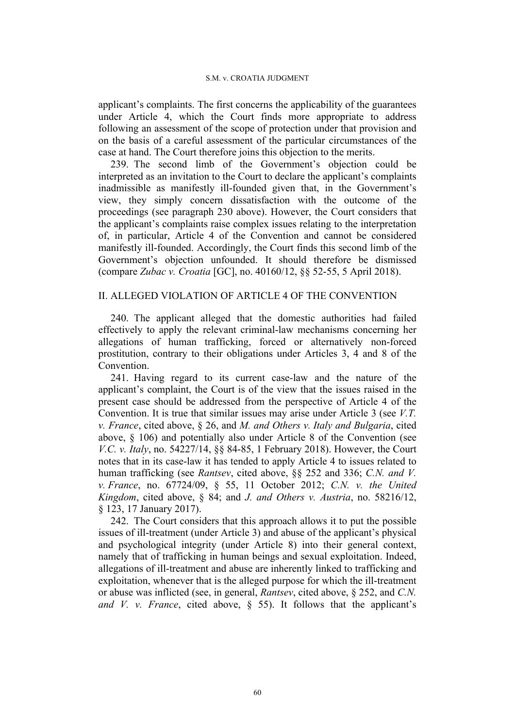applicant's complaints. The first concerns the applicability of the guarantees under Article 4, which the Court finds more appropriate to address following an assessment of the scope of protection under that provision and on the basis of a careful assessment of the particular circumstances of the case at hand. The Court therefore joins this objection to the merits.

239. The second limb of the Government's objection could be interpreted as an invitation to the Court to declare the applicant's complaints inadmissible as manifestly ill-founded given that, in the Government's view, they simply concern dissatisfaction with the outcome of the proceedings (see paragraph 230 above). However, the Court considers that the applicant's complaints raise complex issues relating to the interpretation of, in particular, Article 4 of the Convention and cannot be considered manifestly ill-founded. Accordingly, the Court finds this second limb of the Government's objection unfounded. It should therefore be dismissed (compare *Zubac v. Croatia* [GC], no. 40160/12, §§ 52-55, 5 April 2018).

## II. ALLEGED VIOLATION OF ARTICLE 4 OF THE CONVENTION

240. The applicant alleged that the domestic authorities had failed effectively to apply the relevant criminal-law mechanisms concerning her allegations of human trafficking, forced or alternatively non-forced prostitution, contrary to their obligations under Articles 3, 4 and 8 of the Convention.

241. Having regard to its current case-law and the nature of the applicant's complaint, the Court is of the view that the issues raised in the present case should be addressed from the perspective of Article 4 of the Convention. It is true that similar issues may arise under Article 3 (see *V.T. v. France*, cited above, § 26, and *M. and Others v. Italy and Bulgaria*, cited above, § 106) and potentially also under Article 8 of the Convention (see *V.C. v. Italy*, no. 54227/14, §§ 84-85, 1 February 2018). However, the Court notes that in its case-law it has tended to apply Article 4 to issues related to human trafficking (see *Rantsev*, cited above, §§ 252 and 336; *C.N. and V. v. France*, no. 67724/09, § 55, 11 October 2012; *C.N. v. the United Kingdom*, cited above, § 84; and *J. and Others v. Austria*, no. 58216/12, § 123, 17 January 2017).

242. The Court considers that this approach allows it to put the possible issues of ill-treatment (under Article 3) and abuse of the applicant's physical and psychological integrity (under Article 8) into their general context, namely that of trafficking in human beings and sexual exploitation. Indeed, allegations of ill-treatment and abuse are inherently linked to trafficking and exploitation, whenever that is the alleged purpose for which the ill-treatment or abuse was inflicted (see, in general, *Rantsev*, cited above, § 252, and *C.N. and V. v. France*, cited above, § 55). It follows that the applicant's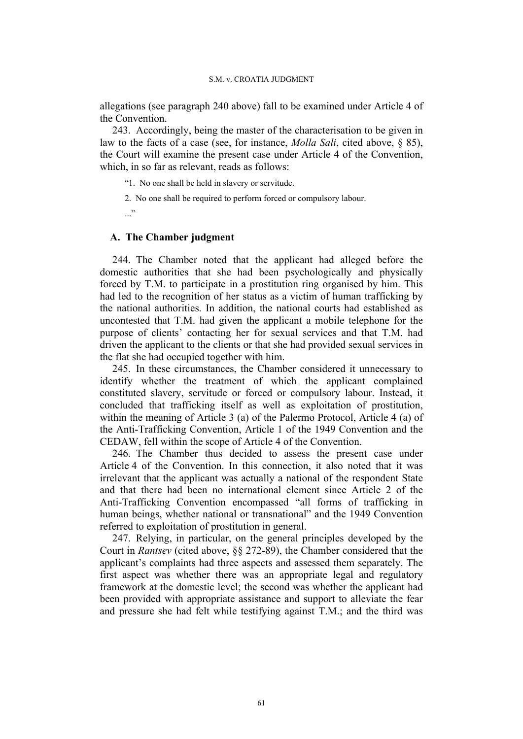allegations (see paragraph 240 above) fall to be examined under Article 4 of the Convention.

243. Accordingly, being the master of the characterisation to be given in law to the facts of a case (see, for instance, *Molla Sali*, cited above, § 85), the Court will examine the present case under Article 4 of the Convention, which, in so far as relevant, reads as follows:

> "1. No one shall be held in slavery or servitude.
>
> 2. No one shall be required to perform forced or compulsory labour.
>
> ..."

## A. The Chamber judgment

244. The Chamber noted that the applicant had alleged before the domestic authorities that she had been psychologically and physically forced by T.M. to participate in a prostitution ring organised by him. This had led to the recognition of her status as a victim of human trafficking by the national authorities. In addition, the national courts had established as uncontested that T.M. had given the applicant a mobile telephone for the purpose of clients' contacting her for sexual services and that T.M. had driven the applicant to the clients or that she had provided sexual services in the flat she had occupied together with him.

245. In these circumstances, the Chamber considered it unnecessary to identify whether the treatment of which the applicant complained constituted slavery, servitude or forced or compulsory labour. Instead, it concluded that trafficking itself as well as exploitation of prostitution, within the meaning of Article 3 (a) of the Palermo Protocol, Article 4 (a) of the Anti-Trafficking Convention, Article 1 of the 1949 Convention and the CEDAW, fell within the scope of Article 4 of the Convention.

246. The Chamber thus decided to assess the present case under Article 4 of the Convention. In this connection, it also noted that it was irrelevant that the applicant was actually a national of the respondent State and that there had been no international element since Article 2 of the Anti-Trafficking Convention encompassed "all forms of trafficking in human beings, whether national or transnational" and the 1949 Convention referred to exploitation of prostitution in general.

247. Relying, in particular, on the general principles developed by the Court in *Rantsev* (cited above, §§ 272-89), the Chamber considered that the applicant's complaints had three aspects and assessed them separately. The first aspect was whether there was an appropriate legal and regulatory framework at the domestic level; the second was whether the applicant had been provided with appropriate assistance and support to alleviate the fear and pressure she had felt while testifying against T.M.; and the third was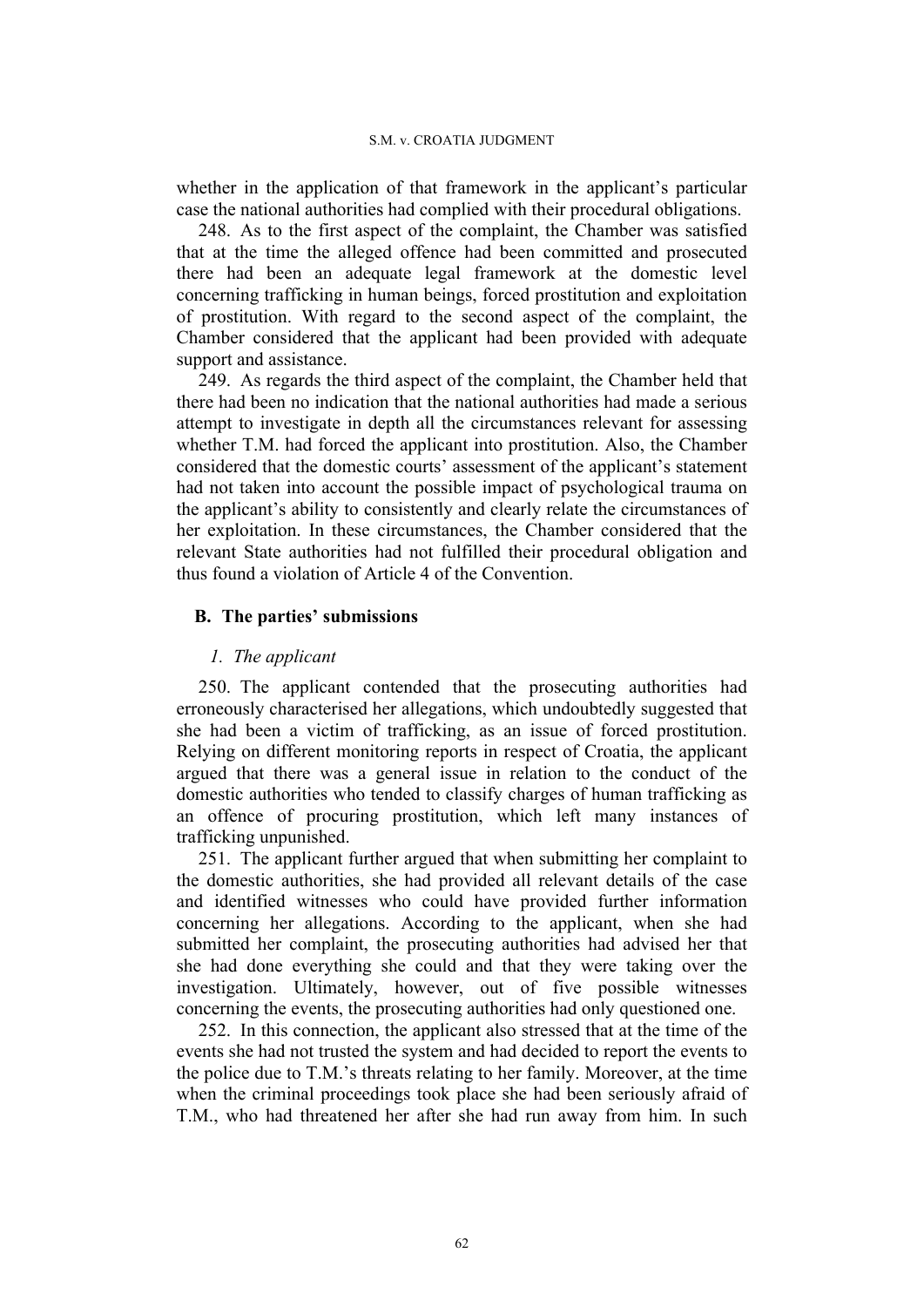whether in the application of that framework in the applicant's particular case the national authorities had complied with their procedural obligations.

248. As to the first aspect of the complaint, the Chamber was satisfied that at the time the alleged offence had been committed and prosecuted there had been an adequate legal framework at the domestic level concerning trafficking in human beings, forced prostitution and exploitation of prostitution. With regard to the second aspect of the complaint, the Chamber considered that the applicant had been provided with adequate support and assistance.

249. As regards the third aspect of the complaint, the Chamber held that there had been no indication that the national authorities had made a serious attempt to investigate in depth all the circumstances relevant for assessing whether T.M. had forced the applicant into prostitution. Also, the Chamber considered that the domestic courts' assessment of the applicant's statement had not taken into account the possible impact of psychological trauma on the applicant's ability to consistently and clearly relate the circumstances of her exploitation. In these circumstances, the Chamber considered that the relevant State authorities had not fulfilled their procedural obligation and thus found a violation of Article 4 of the Convention.

## B. The parties' submissions

### *1. The applicant*

250. The applicant contended that the prosecuting authorities had erroneously characterised her allegations, which undoubtedly suggested that she had been a victim of trafficking, as an issue of forced prostitution. Relying on different monitoring reports in respect of Croatia, the applicant argued that there was a general issue in relation to the conduct of the domestic authorities who tended to classify charges of human trafficking as an offence of procuring prostitution, which left many instances of trafficking unpunished.

251. The applicant further argued that when submitting her complaint to the domestic authorities, she had provided all relevant details of the case and identified witnesses who could have provided further information concerning her allegations. According to the applicant, when she had submitted her complaint, the prosecuting authorities had advised her that she had done everything she could and that they were taking over the investigation. Ultimately, however, out of five possible witnesses concerning the events, the prosecuting authorities had only questioned one.

252. In this connection, the applicant also stressed that at the time of the events she had not trusted the system and had decided to report the events to the police due to T.M.'s threats relating to her family. Moreover, at the time when the criminal proceedings took place she had been seriously afraid of T.M., who had threatened her after she had run away from him. In such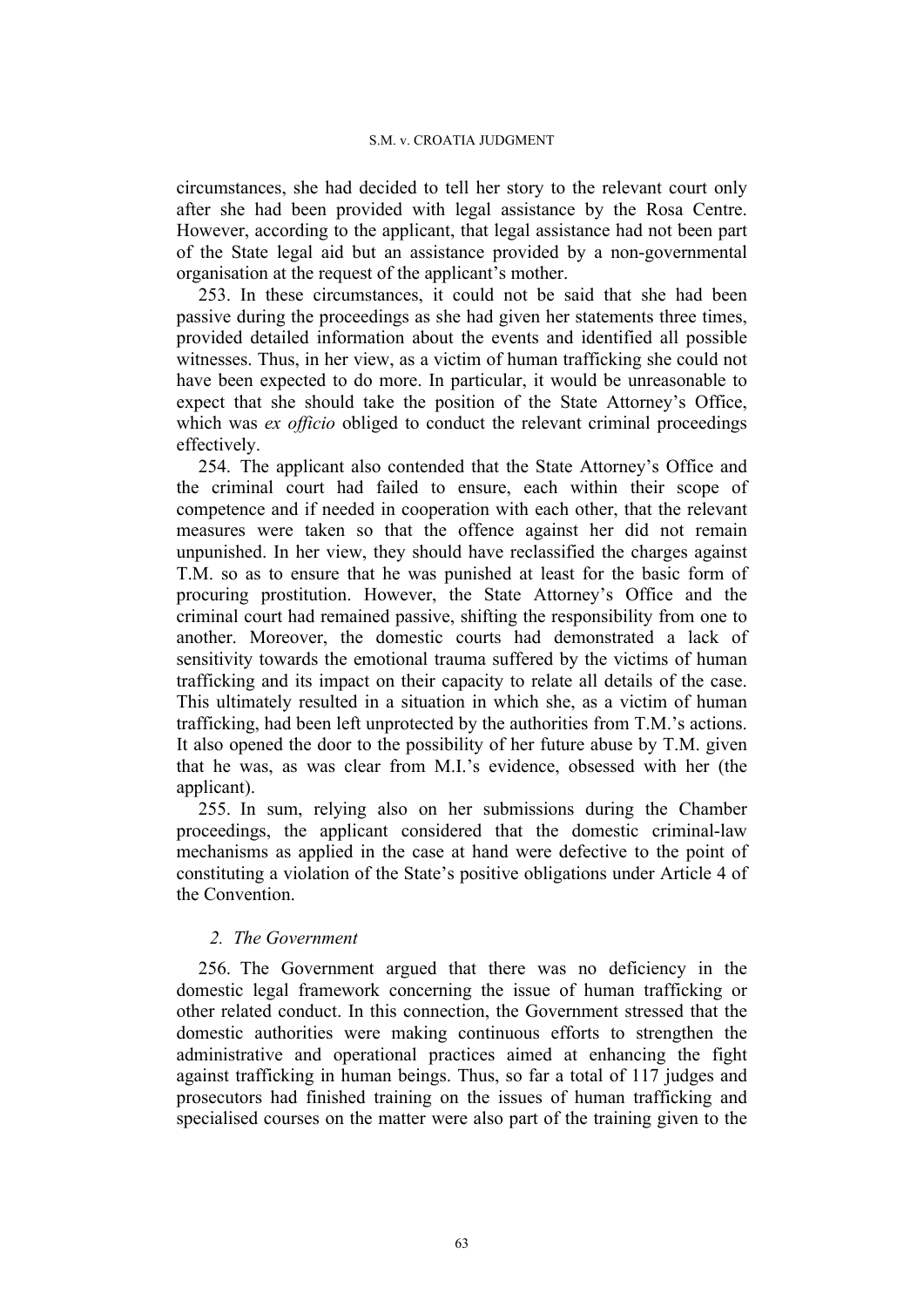circumstances, she had decided to tell her story to the relevant court only after she had been provided with legal assistance by the Rosa Centre. However, according to the applicant, that legal assistance had not been part of the State legal aid but an assistance provided by a non-governmental organisation at the request of the applicant's mother.

253. In these circumstances, it could not be said that she had been passive during the proceedings as she had given her statements three times, provided detailed information about the events and identified all possible witnesses. Thus, in her view, as a victim of human trafficking she could not have been expected to do more. In particular, it would be unreasonable to expect that she should take the position of the State Attorney's Office, which was *ex officio* obliged to conduct the relevant criminal proceedings effectively.

254. The applicant also contended that the State Attorney's Office and the criminal court had failed to ensure, each within their scope of competence and if needed in cooperation with each other, that the relevant measures were taken so that the offence against her did not remain unpunished. In her view, they should have reclassified the charges against T.M. so as to ensure that he was punished at least for the basic form of procuring prostitution. However, the State Attorney's Office and the criminal court had remained passive, shifting the responsibility from one to another. Moreover, the domestic courts had demonstrated a lack of sensitivity towards the emotional trauma suffered by the victims of human trafficking and its impact on their capacity to relate all details of the case. This ultimately resulted in a situation in which she, as a victim of human trafficking, had been left unprotected by the authorities from T.M.'s actions. It also opened the door to the possibility of her future abuse by T.M. given that he was, as was clear from M.I.'s evidence, obsessed with her (the applicant).

255. In sum, relying also on her submissions during the Chamber proceedings, the applicant considered that the domestic criminal-law mechanisms as applied in the case at hand were defective to the point of constituting a violation of the State's positive obligations under Article 4 of the Convention.

*2. The Government*

256. The Government argued that there was no deficiency in the domestic legal framework concerning the issue of human trafficking or other related conduct. In this connection, the Government stressed that the domestic authorities were making continuous efforts to strengthen the administrative and operational practices aimed at enhancing the fight against trafficking in human beings. Thus, so far a total of 117 judges and prosecutors had finished training on the issues of human trafficking and specialised courses on the matter were also part of the training given to the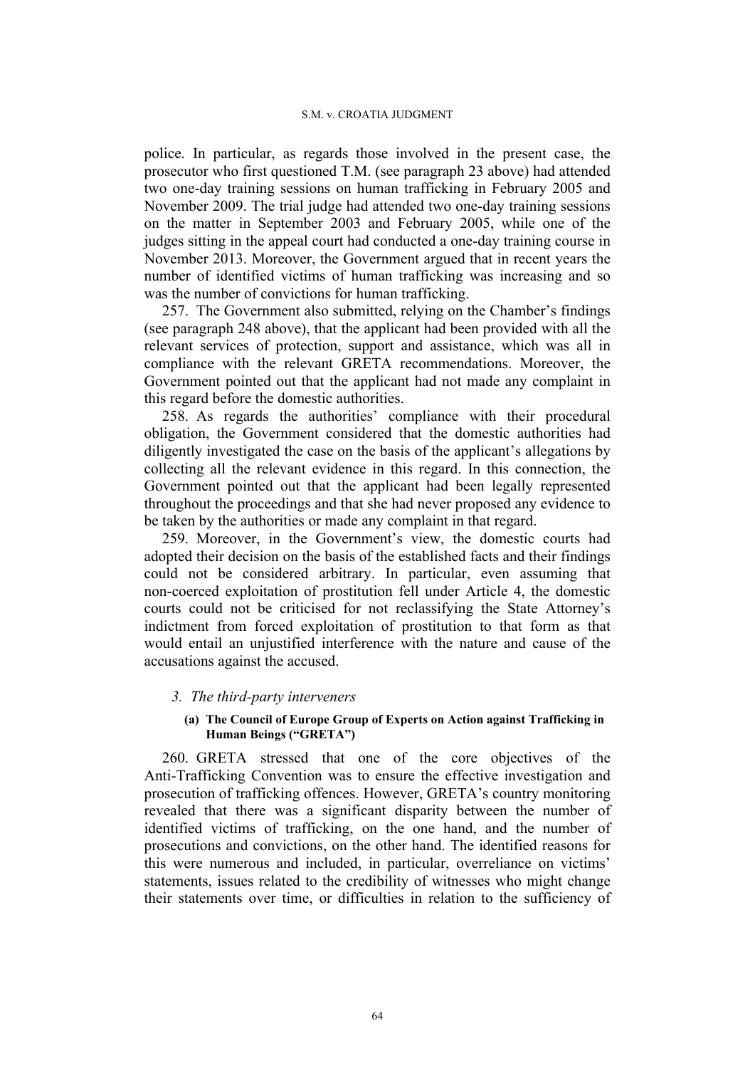police. In particular, as regards those involved in the present case, the prosecutor who first questioned T.M. (see paragraph 23 above) had attended two one-day training sessions on human trafficking in February 2005 and November 2009. The trial judge had attended two one-day training sessions on the matter in September 2003 and February 2005, while one of the judges sitting in the appeal court had conducted a one-day training course in November 2013. Moreover, the Government argued that in recent years the number of identified victims of human trafficking was increasing and so was the number of convictions for human trafficking.

257. The Government also submitted, relying on the Chamber's findings (see paragraph 248 above), that the applicant had been provided with all the relevant services of protection, support and assistance, which was all in compliance with the relevant GRETA recommendations. Moreover, the Government pointed out that the applicant had not made any complaint in this regard before the domestic authorities.

258. As regards the authorities' compliance with their procedural obligation, the Government considered that the domestic authorities had diligently investigated the case on the basis of the applicant's allegations by collecting all the relevant evidence in this regard. In this connection, the Government pointed out that the applicant had been legally represented throughout the proceedings and that she had never proposed any evidence to be taken by the authorities or made any complaint in that regard.

259. Moreover, in the Government's view, the domestic courts had adopted their decision on the basis of the established facts and their findings could not be considered arbitrary. In particular, even assuming that non-coerced exploitation of prostitution fell under Article 4, the domestic courts could not be criticised for not reclassifying the State Attorney's indictment from forced exploitation of prostitution to that form as that would entail an unjustified interference with the nature and cause of the accusations against the accused.

### *3. The third-party interveners*

#### (a) The Council of Europe Group of Experts on Action against Trafficking in Human Beings ("GRETA")

260. GRETA stressed that one of the core objectives of the Anti-Trafficking Convention was to ensure the effective investigation and prosecution of trafficking offences. However, GRETA's country monitoring revealed that there was a significant disparity between the number of identified victims of trafficking, on the one hand, and the number of prosecutions and convictions, on the other hand. The identified reasons for this were numerous and included, in particular, overreliance on victims' statements, issues related to the credibility of witnesses who might change their statements over time, or difficulties in relation to the sufficiency of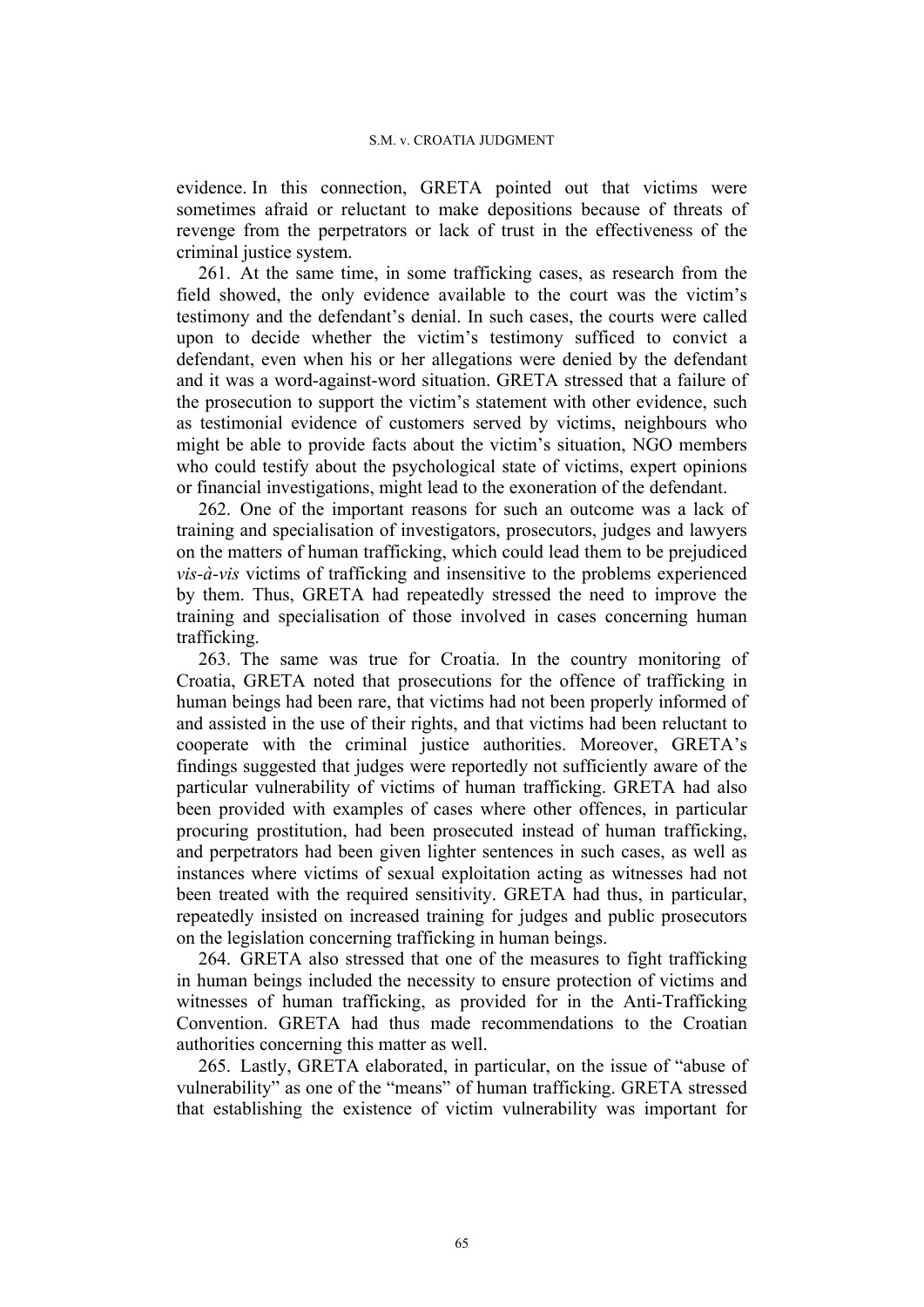evidence. In this connection, GRETA pointed out that victims were sometimes afraid or reluctant to make depositions because of threats of revenge from the perpetrators or lack of trust in the effectiveness of the criminal justice system.

261. At the same time, in some trafficking cases, as research from the field showed, the only evidence available to the court was the victim's testimony and the defendant's denial. In such cases, the courts were called upon to decide whether the victim's testimony sufficed to convict a defendant, even when his or her allegations were denied by the defendant and it was a word-against-word situation. GRETA stressed that a failure of the prosecution to support the victim's statement with other evidence, such as testimonial evidence of customers served by victims, neighbours who might be able to provide facts about the victim's situation, NGO members who could testify about the psychological state of victims, expert opinions or financial investigations, might lead to the exoneration of the defendant.

262. One of the important reasons for such an outcome was a lack of training and specialisation of investigators, prosecutors, judges and lawyers on the matters of human trafficking, which could lead them to be prejudiced *vis-à-vis* victims of trafficking and insensitive to the problems experienced by them. Thus, GRETA had repeatedly stressed the need to improve the training and specialisation of those involved in cases concerning human trafficking.

263. The same was true for Croatia. In the country monitoring of Croatia, GRETA noted that prosecutions for the offence of trafficking in human beings had been rare, that victims had not been properly informed of and assisted in the use of their rights, and that victims had been reluctant to cooperate with the criminal justice authorities. Moreover, GRETA's findings suggested that judges were reportedly not sufficiently aware of the particular vulnerability of victims of human trafficking. GRETA had also been provided with examples of cases where other offences, in particular procuring prostitution, had been prosecuted instead of human trafficking, and perpetrators had been given lighter sentences in such cases, as well as instances where victims of sexual exploitation acting as witnesses had not been treated with the required sensitivity. GRETA had thus, in particular, repeatedly insisted on increased training for judges and public prosecutors on the legislation concerning trafficking in human beings.

264. GRETA also stressed that one of the measures to fight trafficking in human beings included the necessity to ensure protection of victims and witnesses of human trafficking, as provided for in the Anti-Trafficking Convention. GRETA had thus made recommendations to the Croatian authorities concerning this matter as well.

265. Lastly, GRETA elaborated, in particular, on the issue of "abuse of vulnerability" as one of the "means" of human trafficking. GRETA stressed that establishing the existence of victim vulnerability was important for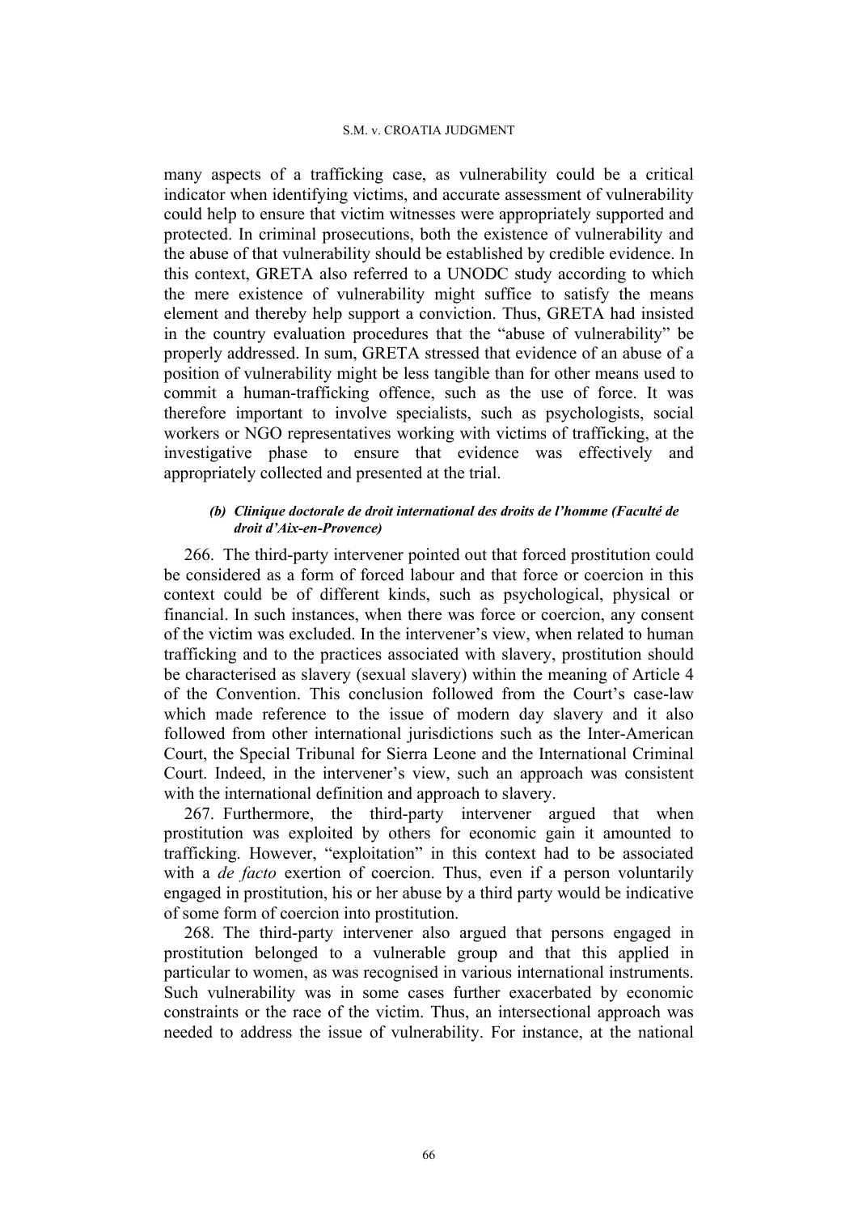many aspects of a trafficking case, as vulnerability could be a critical indicator when identifying victims, and accurate assessment of vulnerability could help to ensure that victim witnesses were appropriately supported and protected. In criminal prosecutions, both the existence of vulnerability and the abuse of that vulnerability should be established by credible evidence. In this context, GRETA also referred to a UNODC study according to which the mere existence of vulnerability might suffice to satisfy the means element and thereby help support a conviction. Thus, GRETA had insisted in the country evaluation procedures that the "abuse of vulnerability" be properly addressed. In sum, GRETA stressed that evidence of an abuse of a position of vulnerability might be less tangible than for other means used to commit a human-trafficking offence, such as the use of force. It was therefore important to involve specialists, such as psychologists, social workers or NGO representatives working with victims of trafficking, at the investigative phase to ensure that evidence was effectively and appropriately collected and presented at the trial.

#### *(b) Clinique doctorale de droit international des droits de l'homme (Faculté de droit d'Aix-en-Provence)*

266. The third-party intervener pointed out that forced prostitution could be considered as a form of forced labour and that force or coercion in this context could be of different kinds, such as psychological, physical or financial. In such instances, when there was force or coercion, any consent of the victim was excluded. In the intervener's view, when related to human trafficking and to the practices associated with slavery, prostitution should be characterised as slavery (sexual slavery) within the meaning of Article 4 of the Convention. This conclusion followed from the Court's case-law which made reference to the issue of modern day slavery and it also followed from other international jurisdictions such as the Inter-American Court, the Special Tribunal for Sierra Leone and the International Criminal Court. Indeed, in the intervener's view, such an approach was consistent with the international definition and approach to slavery.

267. Furthermore, the third-party intervener argued that when prostitution was exploited by others for economic gain it amounted to trafficking. However, "exploitation" in this context had to be associated with a *de facto* exertion of coercion. Thus, even if a person voluntarily engaged in prostitution, his or her abuse by a third party would be indicative of some form of coercion into prostitution.

268. The third-party intervener also argued that persons engaged in prostitution belonged to a vulnerable group and that this applied in particular to women, as was recognised in various international instruments. Such vulnerability was in some cases further exacerbated by economic constraints or the race of the victim. Thus, an intersectional approach was needed to address the issue of vulnerability. For instance, at the national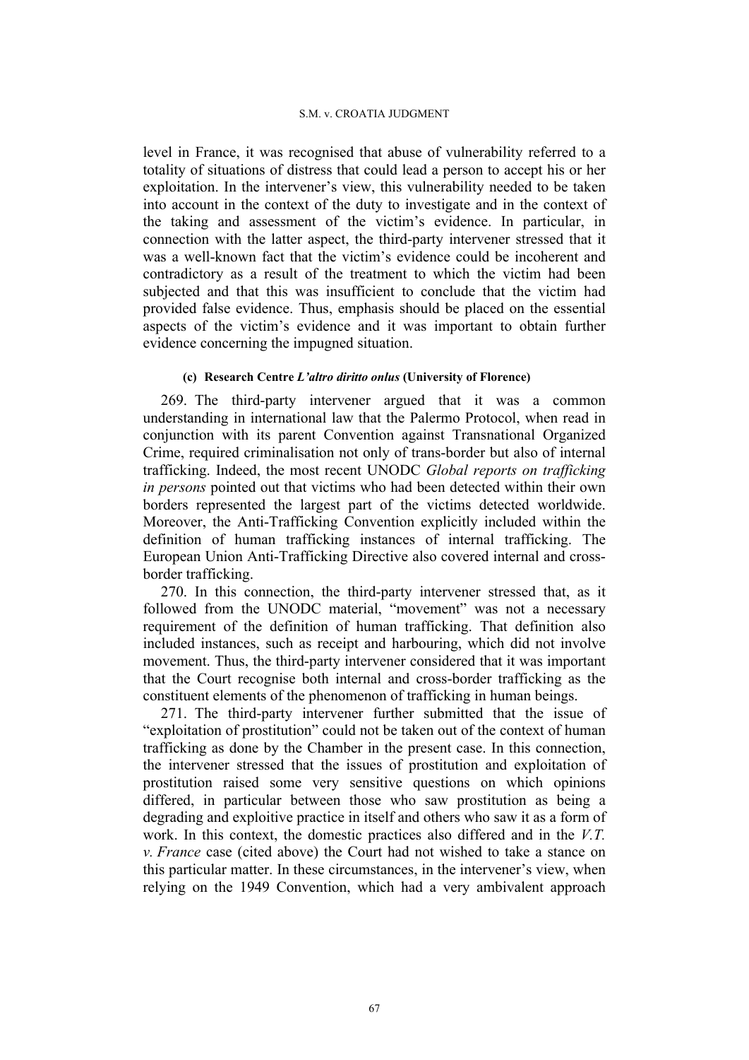level in France, it was recognised that abuse of vulnerability referred to a totality of situations of distress that could lead a person to accept his or her exploitation. In the intervener's view, this vulnerability needed to be taken into account in the context of the duty to investigate and in the context of the taking and assessment of the victim's evidence. In particular, in connection with the latter aspect, the third-party intervener stressed that it was a well-known fact that the victim's evidence could be incoherent and contradictory as a result of the treatment to which the victim had been subjected and that this was insufficient to conclude that the victim had provided false evidence. Thus, emphasis should be placed on the essential aspects of the victim's evidence and it was important to obtain further evidence concerning the impugned situation.

#### (c) Research Centre *L'altro diritto onlus* (University of Florence)

269. The third-party intervener argued that it was a common understanding in international law that the Palermo Protocol, when read in conjunction with its parent Convention against Transnational Organized Crime, required criminalisation not only of trans-border but also of internal trafficking. Indeed, the most recent UNODC *Global reports on trafficking in persons* pointed out that victims who had been detected within their own borders represented the largest part of the victims detected worldwide. Moreover, the Anti-Trafficking Convention explicitly included within the definition of human trafficking instances of internal trafficking. The European Union Anti-Trafficking Directive also covered internal and cross-border trafficking.

270. In this connection, the third-party intervener stressed that, as it followed from the UNODC material, "movement" was not a necessary requirement of the definition of human trafficking. That definition also included instances, such as receipt and harbouring, which did not involve movement. Thus, the third-party intervener considered that it was important that the Court recognise both internal and cross-border trafficking as the constituent elements of the phenomenon of trafficking in human beings.

271. The third-party intervener further submitted that the issue of "exploitation of prostitution" could not be taken out of the context of human trafficking as done by the Chamber in the present case. In this connection, the intervener stressed that the issues of prostitution and exploitation of prostitution raised some very sensitive questions on which opinions differed, in particular between those who saw prostitution as being a degrading and exploitive practice in itself and others who saw it as a form of work. In this context, the domestic practices also differed and in the *V.T. v. France* case (cited above) the Court had not wished to take a stance on this particular matter. In these circumstances, in the intervener's view, when relying on the 1949 Convention, which had a very ambivalent approach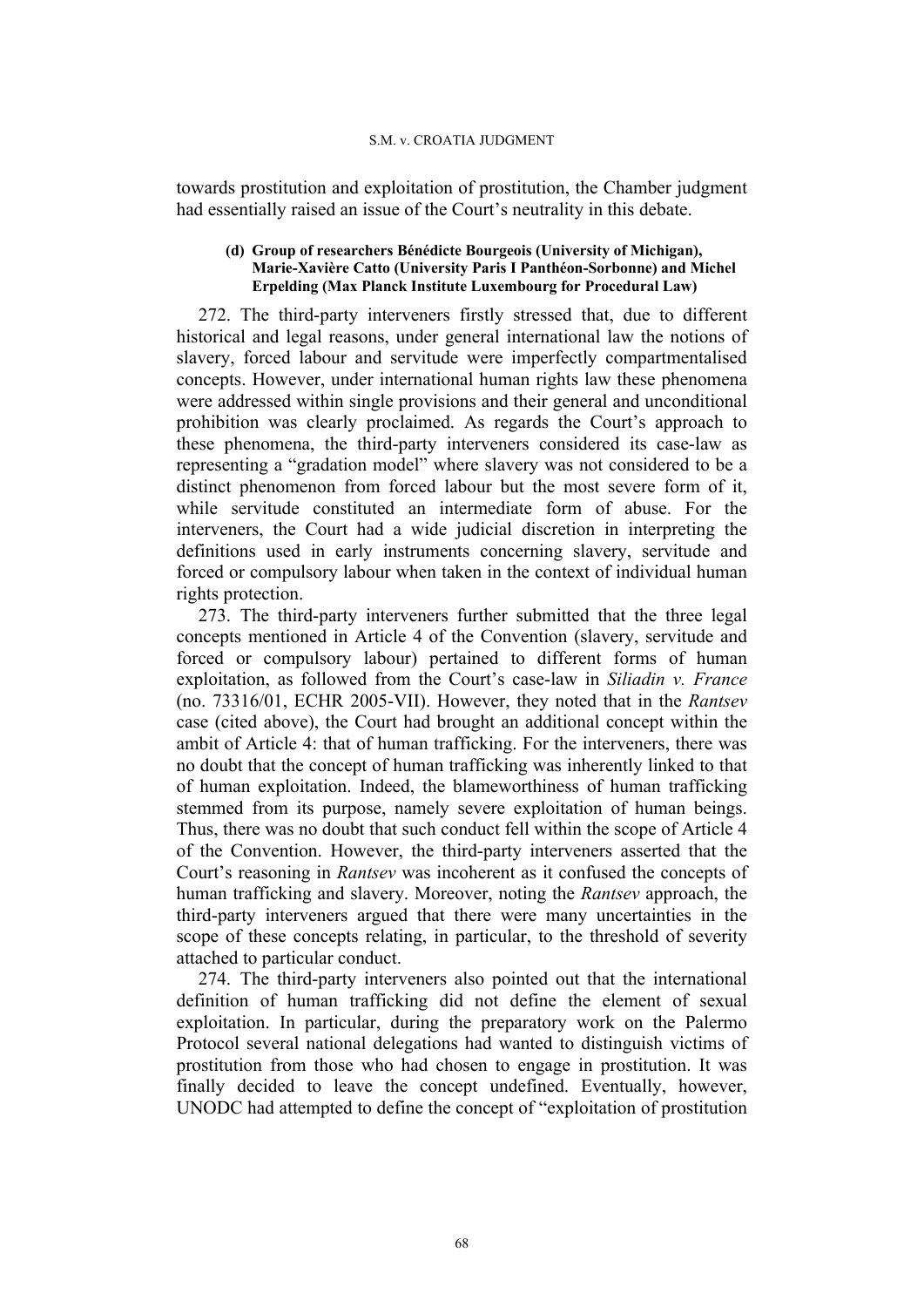towards prostitution and exploitation of prostitution, the Chamber judgment had essentially raised an issue of the Court's neutrality in this debate.

#### (d) Group of researchers Bénédicte Bourgeois (University of Michigan), Marie-Xavière Catto (University Paris I Panthéon-Sorbonne) and Michel Erpelding (Max Planck Institute Luxembourg for Procedural Law)

272. The third-party interveners firstly stressed that, due to different historical and legal reasons, under general international law the notions of slavery, forced labour and servitude were imperfectly compartmentalised concepts. However, under international human rights law these phenomena were addressed within single provisions and their general and unconditional prohibition was clearly proclaimed. As regards the Court's approach to these phenomena, the third-party interveners considered its case-law as representing a "gradation model" where slavery was not considered to be a distinct phenomenon from forced labour but the most severe form of it, while servitude constituted an intermediate form of abuse. For the interveners, the Court had a wide judicial discretion in interpreting the definitions used in early instruments concerning slavery, servitude and forced or compulsory labour when taken in the context of individual human rights protection.

273. The third-party interveners further submitted that the three legal concepts mentioned in Article 4 of the Convention (slavery, servitude and forced or compulsory labour) pertained to different forms of human exploitation, as followed from the Court's case-law in *Siliadin v. France* (no. 73316/01, ECHR 2005-VII). However, they noted that in the *Rantsev* case (cited above), the Court had brought an additional concept within the ambit of Article 4: that of human trafficking. For the interveners, there was no doubt that the concept of human trafficking was inherently linked to that of human exploitation. Indeed, the blameworthiness of human trafficking stemmed from its purpose, namely severe exploitation of human beings. Thus, there was no doubt that such conduct fell within the scope of Article 4 of the Convention. However, the third-party interveners asserted that the Court's reasoning in *Rantsev* was incoherent as it confused the concepts of human trafficking and slavery. Moreover, noting the *Rantsev* approach, the third-party interveners argued that there were many uncertainties in the scope of these concepts relating, in particular, to the threshold of severity attached to particular conduct.

274. The third-party interveners also pointed out that the international definition of human trafficking did not define the element of sexual exploitation. In particular, during the preparatory work on the Palermo Protocol several national delegations had wanted to distinguish victims of prostitution from those who had chosen to engage in prostitution. It was finally decided to leave the concept undefined. Eventually, however, UNODC had attempted to define the concept of "exploitation of prostitution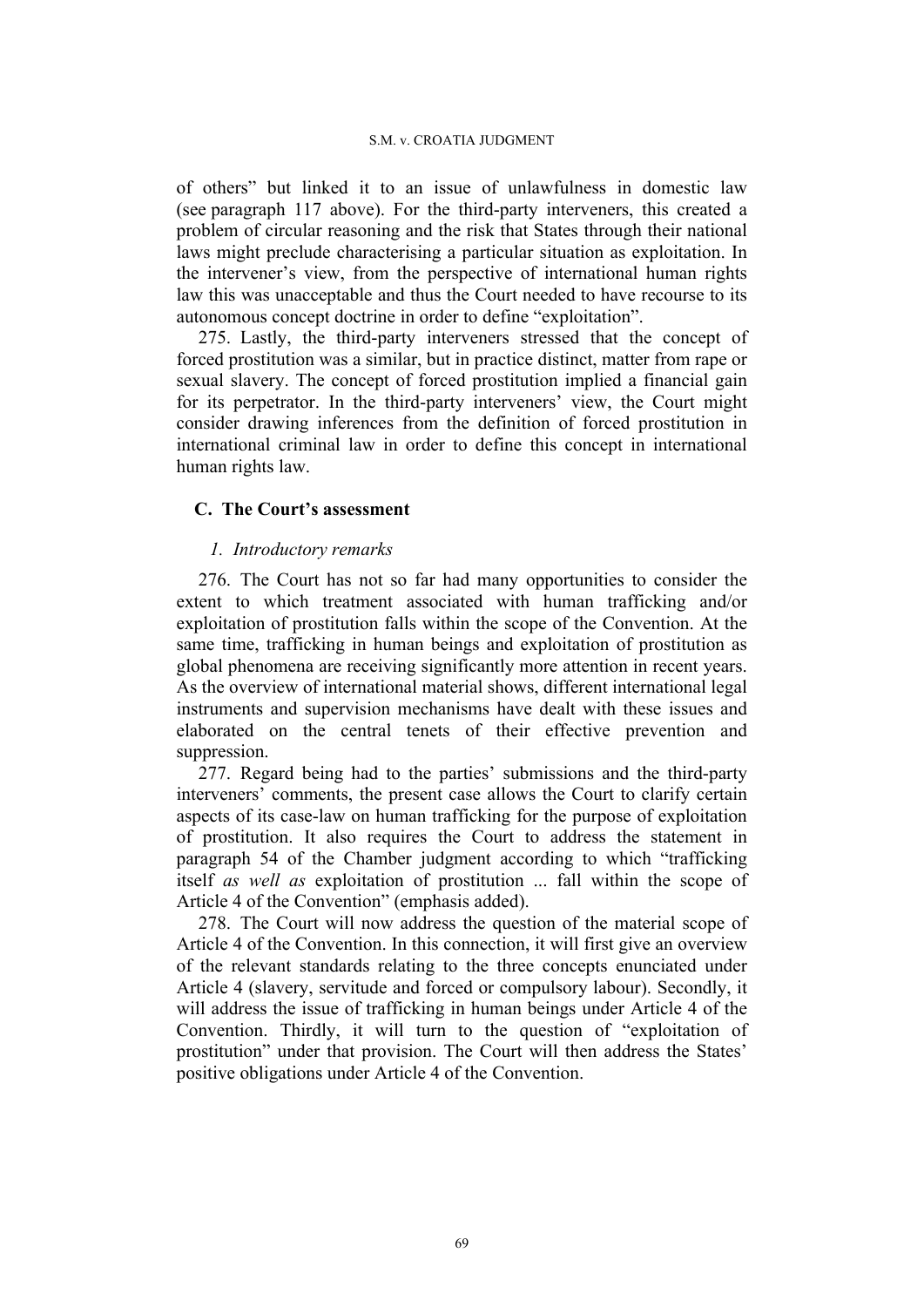of others" but linked it to an issue of unlawfulness in domestic law (see paragraph 117 above). For the third-party interveners, this created a problem of circular reasoning and the risk that States through their national laws might preclude characterising a particular situation as exploitation. In the intervener's view, from the perspective of international human rights law this was unacceptable and thus the Court needed to have recourse to its autonomous concept doctrine in order to define "exploitation".

275. Lastly, the third-party interveners stressed that the concept of forced prostitution was a similar, but in practice distinct, matter from rape or sexual slavery. The concept of forced prostitution implied a financial gain for its perpetrator. In the third-party interveners' view, the Court might consider drawing inferences from the definition of forced prostitution in international criminal law in order to define this concept in international human rights law.

## C. The Court's assessment

### *1. Introductory remarks*

276. The Court has not so far had many opportunities to consider the extent to which treatment associated with human trafficking and/or exploitation of prostitution falls within the scope of the Convention. At the same time, trafficking in human beings and exploitation of prostitution as global phenomena are receiving significantly more attention in recent years. As the overview of international material shows, different international legal instruments and supervision mechanisms have dealt with these issues and elaborated on the central tenets of their effective prevention and suppression.

277. Regard being had to the parties' submissions and the third-party interveners' comments, the present case allows the Court to clarify certain aspects of its case-law on human trafficking for the purpose of exploitation of prostitution. It also requires the Court to address the statement in paragraph 54 of the Chamber judgment according to which "trafficking itself *as well as* exploitation of prostitution ... fall within the scope of Article 4 of the Convention" (emphasis added).

278. The Court will now address the question of the material scope of Article 4 of the Convention. In this connection, it will first give an overview of the relevant standards relating to the three concepts enunciated under Article 4 (slavery, servitude and forced or compulsory labour). Secondly, it will address the issue of trafficking in human beings under Article 4 of the Convention. Thirdly, it will turn to the question of "exploitation of prostitution" under that provision. The Court will then address the States' positive obligations under Article 4 of the Convention.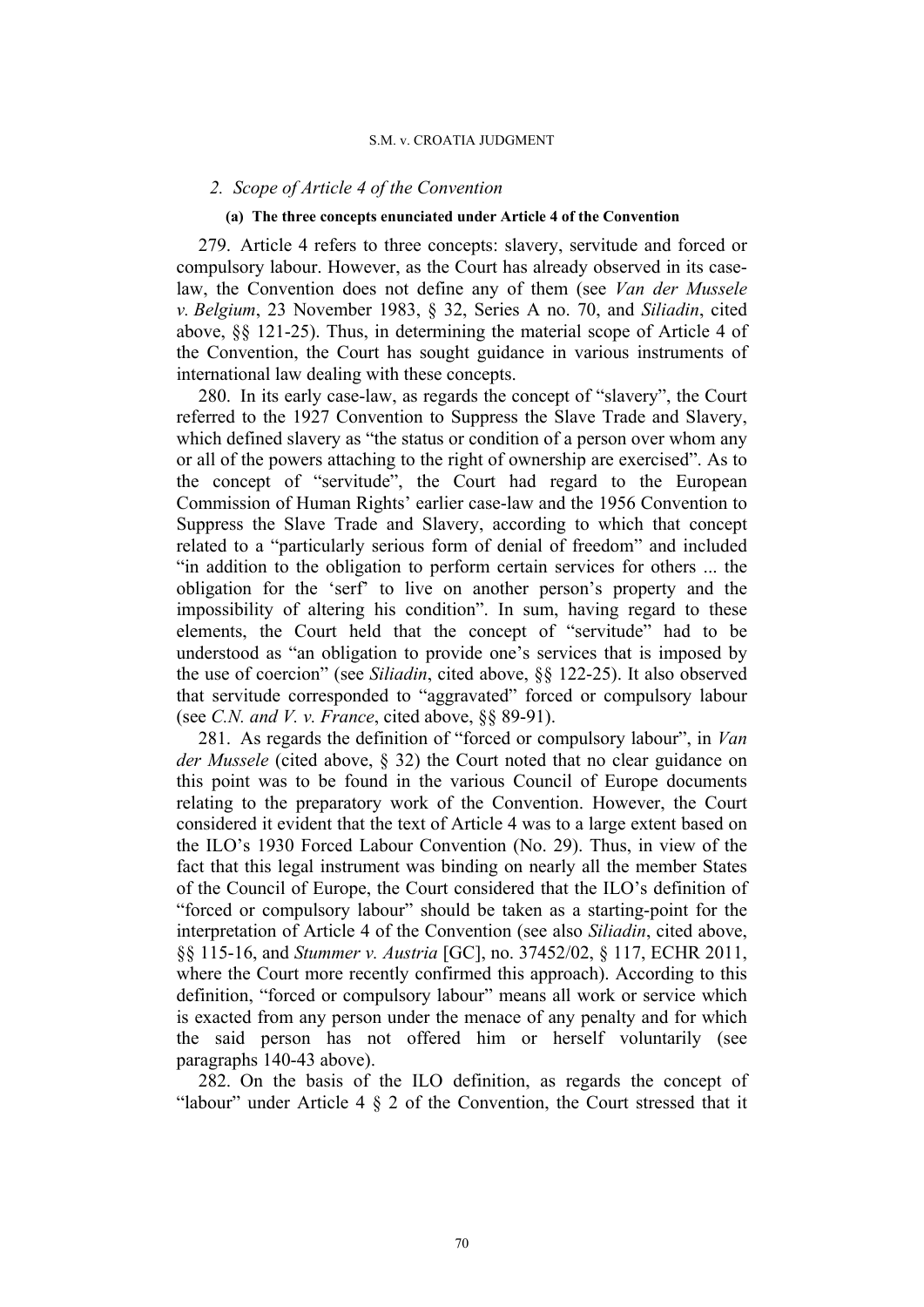## 2. *Scope of Article 4 of the Convention*

### (a) The three concepts enunciated under Article 4 of the Convention

279. Article 4 refers to three concepts: slavery, servitude and forced or compulsory labour. However, as the Court has already observed in its case-law, the Convention does not define any of them (see *Van der Mussele v. Belgium*, 23 November 1983, § 32, Series A no. 70, and *Siliadin*, cited above, §§ 121-25). Thus, in determining the material scope of Article 4 of the Convention, the Court has sought guidance in various instruments of international law dealing with these concepts.

280. In its early case-law, as regards the concept of "slavery", the Court referred to the 1927 Convention to Suppress the Slave Trade and Slavery, which defined slavery as "the status or condition of a person over whom any or all of the powers attaching to the right of ownership are exercised". As to the concept of "servitude", the Court had regard to the European Commission of Human Rights' earlier case-law and the 1956 Convention to Suppress the Slave Trade and Slavery, according to which that concept related to a "particularly serious form of denial of freedom" and included "in addition to the obligation to perform certain services for others ... the obligation for the 'serf' to live on another person's property and the impossibility of altering his condition". In sum, having regard to these elements, the Court held that the concept of "servitude" had to be understood as "an obligation to provide one's services that is imposed by the use of coercion" (see *Siliadin*, cited above, §§ 122-25). It also observed that servitude corresponded to "aggravated" forced or compulsory labour (see *C.N. and V. v. France*, cited above, §§ 89-91).

281. As regards the definition of "forced or compulsory labour", in *Van der Mussele* (cited above, § 32) the Court noted that no clear guidance on this point was to be found in the various Council of Europe documents relating to the preparatory work of the Convention. However, the Court considered it evident that the text of Article 4 was to a large extent based on the ILO's 1930 Forced Labour Convention (No. 29). Thus, in view of the fact that this legal instrument was binding on nearly all the member States of the Council of Europe, the Court considered that the ILO's definition of "forced or compulsory labour" should be taken as a starting-point for the interpretation of Article 4 of the Convention (see also *Siliadin*, cited above, §§ 115-16, and *Stummer v. Austria* [GC], no. 37452/02, § 117, ECHR 2011, where the Court more recently confirmed this approach). According to this definition, "forced or compulsory labour" means all work or service which is exacted from any person under the menace of any penalty and for which the said person has not offered him or herself voluntarily (see paragraphs 140-43 above).

282. On the basis of the ILO definition, as regards the concept of "labour" under Article 4 § 2 of the Convention, the Court stressed that it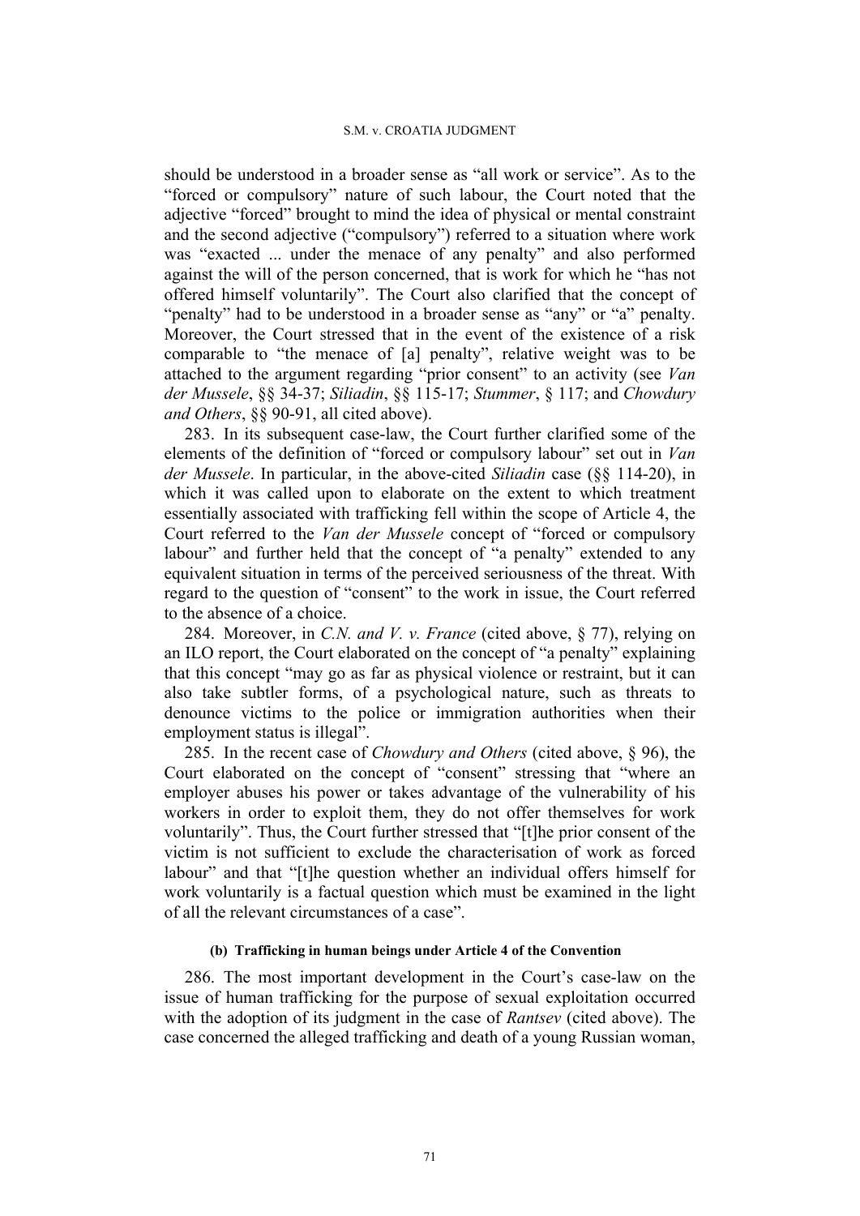should be understood in a broader sense as "all work or service". As to the "forced or compulsory" nature of such labour, the Court noted that the adjective "forced" brought to mind the idea of physical or mental constraint and the second adjective ("compulsory") referred to a situation where work was "exacted ... under the menace of any penalty" and also performed against the will of the person concerned, that is work for which he "has not offered himself voluntarily". The Court also clarified that the concept of "penalty" had to be understood in a broader sense as "any" or "a" penalty. Moreover, the Court stressed that in the event of the existence of a risk comparable to "the menace of [a] penalty", relative weight was to be attached to the argument regarding "prior consent" to an activity (see *Van der Mussele*, §§ 34-37; *Siliadin*, §§ 115-17; *Stummer*, § 117; and *Chowdury and Others*, §§ 90-91, all cited above).

283. In its subsequent case-law, the Court further clarified some of the elements of the definition of "forced or compulsory labour" set out in *Van der Mussele*. In particular, in the above-cited *Siliadin* case (§§ 114-20), in which it was called upon to elaborate on the extent to which treatment essentially associated with trafficking fell within the scope of Article 4, the Court referred to the *Van der Mussele* concept of "forced or compulsory labour" and further held that the concept of "a penalty" extended to any equivalent situation in terms of the perceived seriousness of the threat. With regard to the question of "consent" to the work in issue, the Court referred to the absence of a choice.

284. Moreover, in *C.N. and V. v. France* (cited above, § 77), relying on an ILO report, the Court elaborated on the concept of "a penalty" explaining that this concept "may go as far as physical violence or restraint, but it can also take subtler forms, of a psychological nature, such as threats to denounce victims to the police or immigration authorities when their employment status is illegal".

285. In the recent case of *Chowdury and Others* (cited above, § 96), the Court elaborated on the concept of "consent" stressing that "where an employer abuses his power or takes advantage of the vulnerability of his workers in order to exploit them, they do not offer themselves for work voluntarily". Thus, the Court further stressed that "[t]he prior consent of the victim is not sufficient to exclude the characterisation of work as forced labour" and that "[t]he question whether an individual offers himself for work voluntarily is a factual question which must be examined in the light of all the relevant circumstances of a case".

#### (b) Trafficking in human beings under Article 4 of the Convention

286. The most important development in the Court's case-law on the issue of human trafficking for the purpose of sexual exploitation occurred with the adoption of its judgment in the case of *Rantsev* (cited above). The case concerned the alleged trafficking and death of a young Russian woman,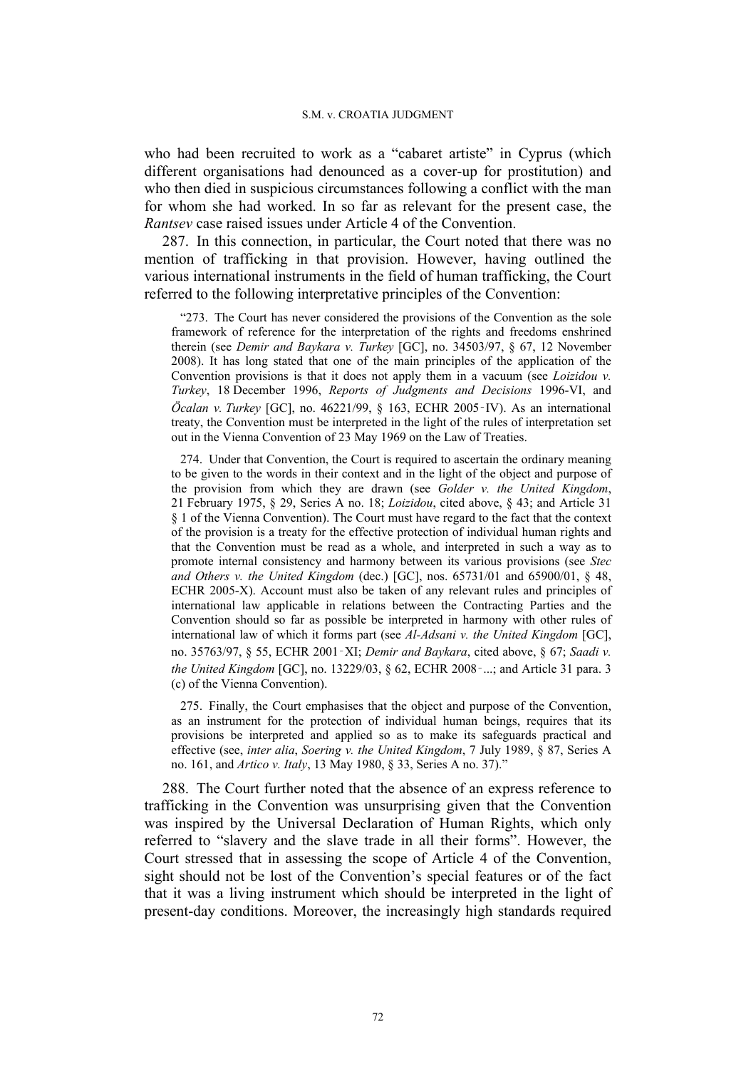who had been recruited to work as a "cabaret artiste" in Cyprus (which different organisations had denounced as a cover-up for prostitution) and who then died in suspicious circumstances following a conflict with the man for whom she had worked. In so far as relevant for the present case, the *Rantsev* case raised issues under Article 4 of the Convention.

287. In this connection, in particular, the Court noted that there was no mention of trafficking in that provision. However, having outlined the various international instruments in the field of human trafficking, the Court referred to the following interpretative principles of the Convention:

> "273. The Court has never considered the provisions of the Convention as the sole framework of reference for the interpretation of the rights and freedoms enshrined therein (see *Demir and Baykara v. Turkey* [GC], no. 34503/97, § 67, 12 November 2008). It has long stated that one of the main principles of the application of the Convention provisions is that it does not apply them in a vacuum (see *Loizidou v. Turkey*, 18 December 1996, *Reports of Judgments and Decisions* 1996-VI, and *Öcalan v. Turkey* [GC], no. 46221/99, § 163, ECHR 2005‑IV). As an international treaty, the Convention must be interpreted in the light of the rules of interpretation set out in the Vienna Convention of 23 May 1969 on the Law of Treaties.
>
> 274. Under that Convention, the Court is required to ascertain the ordinary meaning to be given to the words in their context and in the light of the object and purpose of the provision from which they are drawn (see *Golder v. the United Kingdom*, 21 February 1975, § 29, Series A no. 18; *Loizidou*, cited above, § 43; and Article 31 § 1 of the Vienna Convention). The Court must have regard to the fact that the context of the provision is a treaty for the effective protection of individual human rights and that the Convention must be read as a whole, and interpreted in such a way as to promote internal consistency and harmony between its various provisions (see *Stec and Others v. the United Kingdom* (dec.) [GC], nos. 65731/01 and 65900/01, § 48, ECHR 2005-X). Account must also be taken of any relevant rules and principles of international law applicable in relations between the Contracting Parties and the Convention should so far as possible be interpreted in harmony with other rules of international law of which it forms part (see *Al-Adsani v. the United Kingdom* [GC], no. 35763/97, § 55, ECHR 2001‑XI; *Demir and Baykara*, cited above, § 67; *Saadi v. the United Kingdom* [GC], no. 13229/03, § 62, ECHR 2008‑...; and Article 31 para. 3 (c) of the Vienna Convention).
>
> 275. Finally, the Court emphasises that the object and purpose of the Convention, as an instrument for the protection of individual human beings, requires that its provisions be interpreted and applied so as to make its safeguards practical and effective (see, *inter alia*, *Soering v. the United Kingdom*, 7 July 1989, § 87, Series A no. 161, and *Artico v. Italy*, 13 May 1980, § 33, Series A no. 37)."

288. The Court further noted that the absence of an express reference to trafficking in the Convention was unsurprising given that the Convention was inspired by the Universal Declaration of Human Rights, which only referred to "slavery and the slave trade in all their forms". However, the Court stressed that in assessing the scope of Article 4 of the Convention, sight should not be lost of the Convention's special features or of the fact that it was a living instrument which should be interpreted in the light of present-day conditions. Moreover, the increasingly high standards required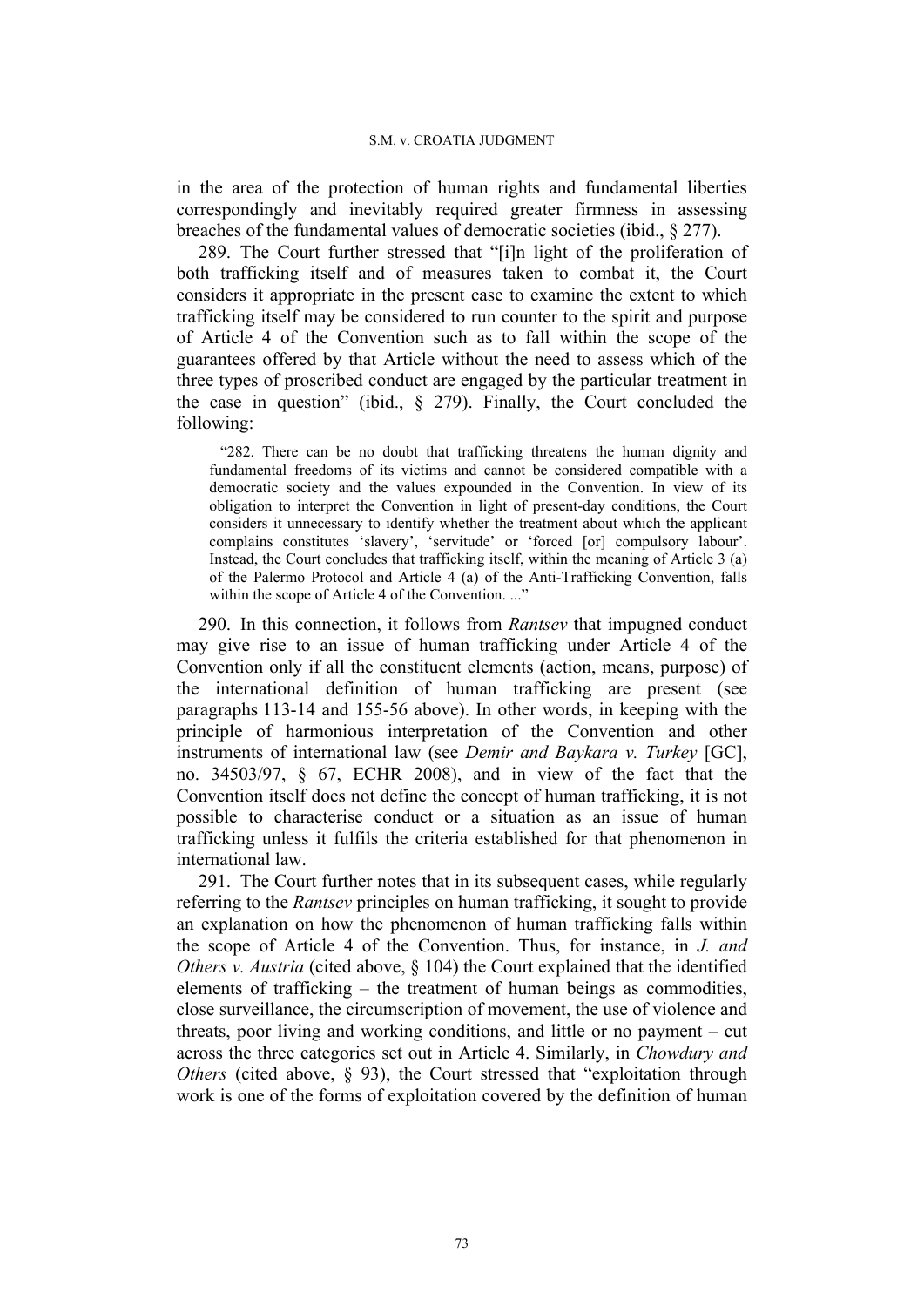in the area of the protection of human rights and fundamental liberties correspondingly and inevitably required greater firmness in assessing breaches of the fundamental values of democratic societies (ibid., § 277).

289. The Court further stressed that "[i]n light of the proliferation of both trafficking itself and of measures taken to combat it, the Court considers it appropriate in the present case to examine the extent to which trafficking itself may be considered to run counter to the spirit and purpose of Article 4 of the Convention such as to fall within the scope of the guarantees offered by that Article without the need to assess which of the three types of proscribed conduct are engaged by the particular treatment in the case in question" (ibid., § 279). Finally, the Court concluded the following:

> "282. There can be no doubt that trafficking threatens the human dignity and fundamental freedoms of its victims and cannot be considered compatible with a democratic society and the values expounded in the Convention. In view of its obligation to interpret the Convention in light of present-day conditions, the Court considers it unnecessary to identify whether the treatment about which the applicant complains constitutes 'slavery', 'servitude' or 'forced [or] compulsory labour'. Instead, the Court concludes that trafficking itself, within the meaning of Article 3 (a) of the Palermo Protocol and Article 4 (a) of the Anti-Trafficking Convention, falls within the scope of Article 4 of the Convention. ..."

290. In this connection, it follows from *Rantsev* that impugned conduct may give rise to an issue of human trafficking under Article 4 of the Convention only if all the constituent elements (action, means, purpose) of the international definition of human trafficking are present (see paragraphs 113-14 and 155-56 above). In other words, in keeping with the principle of harmonious interpretation of the Convention and other instruments of international law (see *Demir and Baykara v. Turkey* [GC], no. 34503/97, § 67, ECHR 2008), and in view of the fact that the Convention itself does not define the concept of human trafficking, it is not possible to characterise conduct or a situation as an issue of human trafficking unless it fulfils the criteria established for that phenomenon in international law.

291. The Court further notes that in its subsequent cases, while regularly referring to the *Rantsev* principles on human trafficking, it sought to provide an explanation on how the phenomenon of human trafficking falls within the scope of Article 4 of the Convention. Thus, for instance, in *J. and Others v. Austria* (cited above, § 104) the Court explained that the identified elements of trafficking – the treatment of human beings as commodities, close surveillance, the circumscription of movement, the use of violence and threats, poor living and working conditions, and little or no payment – cut across the three categories set out in Article 4. Similarly, in *Chowdury and Others* (cited above, § 93), the Court stressed that "exploitation through work is one of the forms of exploitation covered by the definition of human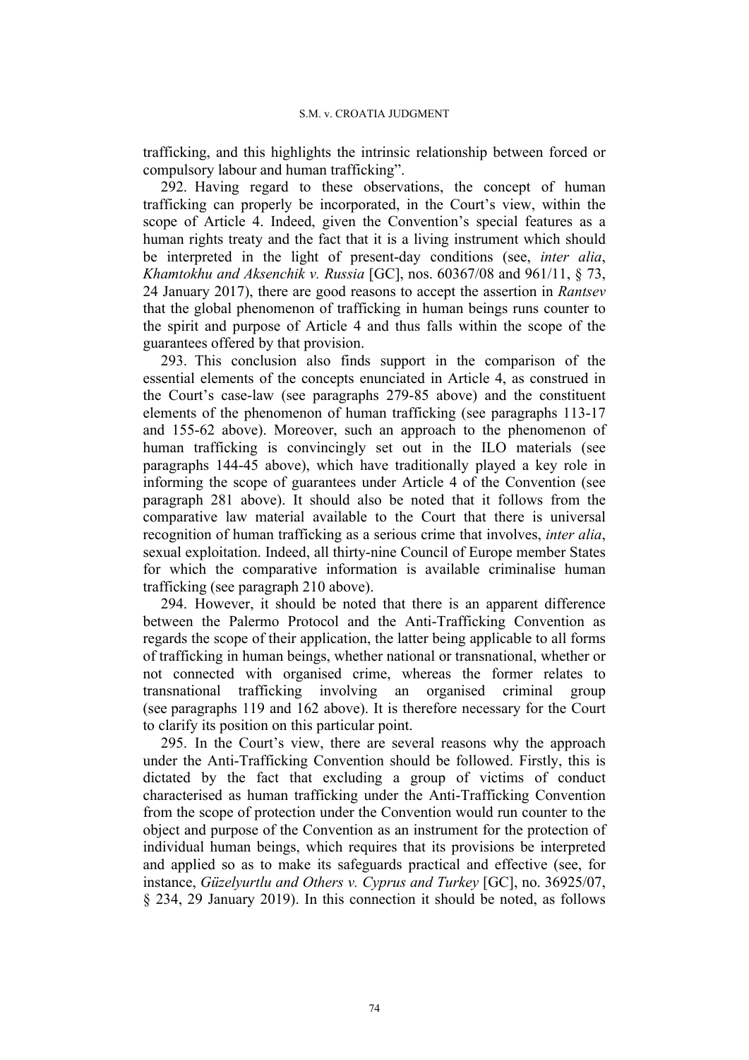trafficking, and this highlights the intrinsic relationship between forced or compulsory labour and human trafficking".

292. Having regard to these observations, the concept of human trafficking can properly be incorporated, in the Court's view, within the scope of Article 4. Indeed, given the Convention's special features as a human rights treaty and the fact that it is a living instrument which should be interpreted in the light of present-day conditions (see, *inter alia*, *Khamtokhu and Aksenchik v. Russia* [GC], nos. 60367/08 and 961/11, § 73, 24 January 2017), there are good reasons to accept the assertion in *Rantsev* that the global phenomenon of trafficking in human beings runs counter to the spirit and purpose of Article 4 and thus falls within the scope of the guarantees offered by that provision.

293. This conclusion also finds support in the comparison of the essential elements of the concepts enunciated in Article 4, as construed in the Court's case-law (see paragraphs 279-85 above) and the constituent elements of the phenomenon of human trafficking (see paragraphs 113-17 and 155-62 above). Moreover, such an approach to the phenomenon of human trafficking is convincingly set out in the ILO materials (see paragraphs 144-45 above), which have traditionally played a key role in informing the scope of guarantees under Article 4 of the Convention (see paragraph 281 above). It should also be noted that it follows from the comparative law material available to the Court that there is universal recognition of human trafficking as a serious crime that involves, *inter alia*, sexual exploitation. Indeed, all thirty-nine Council of Europe member States for which the comparative information is available criminalise human trafficking (see paragraph 210 above).

294. However, it should be noted that there is an apparent difference between the Palermo Protocol and the Anti-Trafficking Convention as regards the scope of their application, the latter being applicable to all forms of trafficking in human beings, whether national or transnational, whether or not connected with organised crime, whereas the former relates to transnational trafficking involving an organised criminal group (see paragraphs 119 and 162 above). It is therefore necessary for the Court to clarify its position on this particular point.

295. In the Court's view, there are several reasons why the approach under the Anti-Trafficking Convention should be followed. Firstly, this is dictated by the fact that excluding a group of victims of conduct characterised as human trafficking under the Anti-Trafficking Convention from the scope of protection under the Convention would run counter to the object and purpose of the Convention as an instrument for the protection of individual human beings, which requires that its provisions be interpreted and applied so as to make its safeguards practical and effective (see, for instance, *Güzelyurtlu and Others v. Cyprus and Turkey* [GC], no. 36925/07, § 234, 29 January 2019). In this connection it should be noted, as follows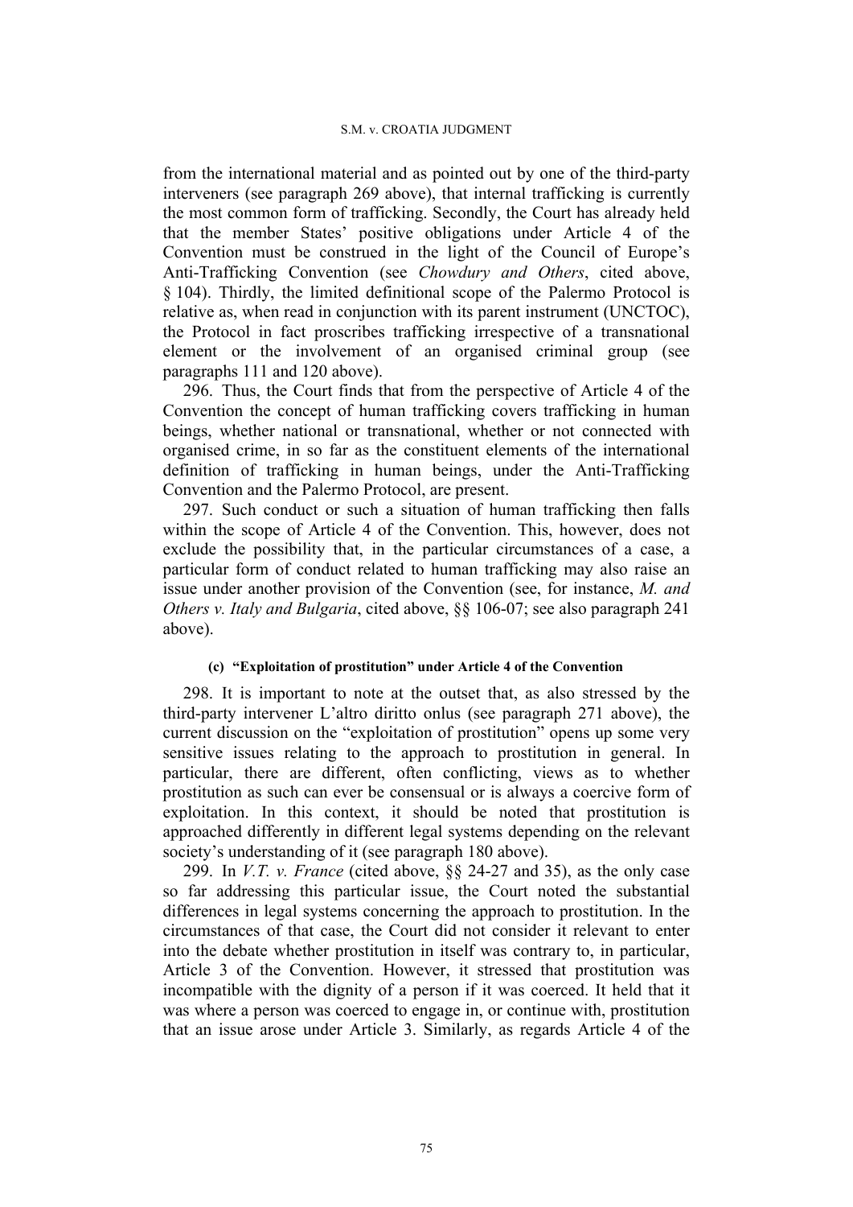from the international material and as pointed out by one of the third-party interveners (see paragraph 269 above), that internal trafficking is currently the most common form of trafficking. Secondly, the Court has already held that the member States' positive obligations under Article 4 of the Convention must be construed in the light of the Council of Europe's Anti-Trafficking Convention (see *Chowdury and Others*, cited above, § 104). Thirdly, the limited definitional scope of the Palermo Protocol is relative as, when read in conjunction with its parent instrument (UNCTOC), the Protocol in fact proscribes trafficking irrespective of a transnational element or the involvement of an organised criminal group (see paragraphs 111 and 120 above).

296. Thus, the Court finds that from the perspective of Article 4 of the Convention the concept of human trafficking covers trafficking in human beings, whether national or transnational, whether or not connected with organised crime, in so far as the constituent elements of the international definition of trafficking in human beings, under the Anti-Trafficking Convention and the Palermo Protocol, are present.

297. Such conduct or such a situation of human trafficking then falls within the scope of Article 4 of the Convention. This, however, does not exclude the possibility that, in the particular circumstances of a case, a particular form of conduct related to human trafficking may also raise an issue under another provision of the Convention (see, for instance, *M. and Others v. Italy and Bulgaria*, cited above, §§ 106-07; see also paragraph 241 above).

#### (c) "Exploitation of prostitution" under Article 4 of the Convention

298. It is important to note at the outset that, as also stressed by the third-party intervener L'altro diritto onlus (see paragraph 271 above), the current discussion on the "exploitation of prostitution" opens up some very sensitive issues relating to the approach to prostitution in general. In particular, there are different, often conflicting, views as to whether prostitution as such can ever be consensual or is always a coercive form of exploitation. In this context, it should be noted that prostitution is approached differently in different legal systems depending on the relevant society's understanding of it (see paragraph 180 above).

299. In *V.T. v. France* (cited above, §§ 24-27 and 35), as the only case so far addressing this particular issue, the Court noted the substantial differences in legal systems concerning the approach to prostitution. In the circumstances of that case, the Court did not consider it relevant to enter into the debate whether prostitution in itself was contrary to, in particular, Article 3 of the Convention. However, it stressed that prostitution was incompatible with the dignity of a person if it was coerced. It held that it was where a person was coerced to engage in, or continue with, prostitution that an issue arose under Article 3. Similarly, as regards Article 4 of the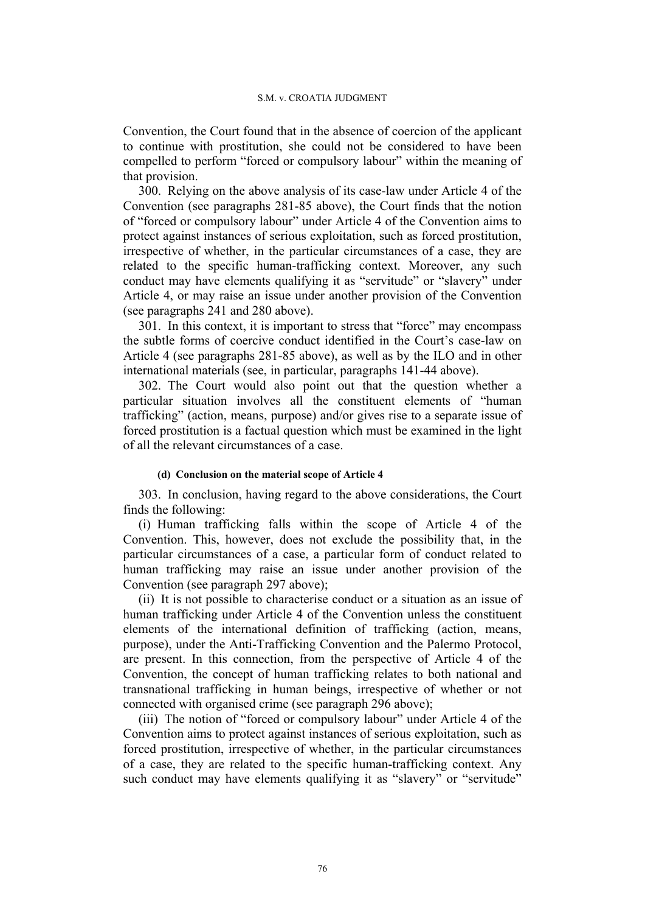Convention, the Court found that in the absence of coercion of the applicant to continue with prostitution, she could not be considered to have been compelled to perform "forced or compulsory labour" within the meaning of that provision.

300. Relying on the above analysis of its case-law under Article 4 of the Convention (see paragraphs 281-85 above), the Court finds that the notion of "forced or compulsory labour" under Article 4 of the Convention aims to protect against instances of serious exploitation, such as forced prostitution, irrespective of whether, in the particular circumstances of a case, they are related to the specific human-trafficking context. Moreover, any such conduct may have elements qualifying it as "servitude" or "slavery" under Article 4, or may raise an issue under another provision of the Convention (see paragraphs 241 and 280 above).

301. In this context, it is important to stress that "force" may encompass the subtle forms of coercive conduct identified in the Court's case-law on Article 4 (see paragraphs 281-85 above), as well as by the ILO and in other international materials (see, in particular, paragraphs 141-44 above).

302. The Court would also point out that the question whether a particular situation involves all the constituent elements of "human trafficking" (action, means, purpose) and/or gives rise to a separate issue of forced prostitution is a factual question which must be examined in the light of all the relevant circumstances of a case.

#### (d) Conclusion on the material scope of Article 4

303. In conclusion, having regard to the above considerations, the Court finds the following:

(i) Human trafficking falls within the scope of Article 4 of the Convention. This, however, does not exclude the possibility that, in the particular circumstances of a case, a particular form of conduct related to human trafficking may raise an issue under another provision of the Convention (see paragraph 297 above);

(ii) It is not possible to characterise conduct or a situation as an issue of human trafficking under Article 4 of the Convention unless the constituent elements of the international definition of trafficking (action, means, purpose), under the Anti-Trafficking Convention and the Palermo Protocol, are present. In this connection, from the perspective of Article 4 of the Convention, the concept of human trafficking relates to both national and transnational trafficking in human beings, irrespective of whether or not connected with organised crime (see paragraph 296 above);

(iii) The notion of "forced or compulsory labour" under Article 4 of the Convention aims to protect against instances of serious exploitation, such as forced prostitution, irrespective of whether, in the particular circumstances of a case, they are related to the specific human-trafficking context. Any such conduct may have elements qualifying it as "slavery" or "servitude"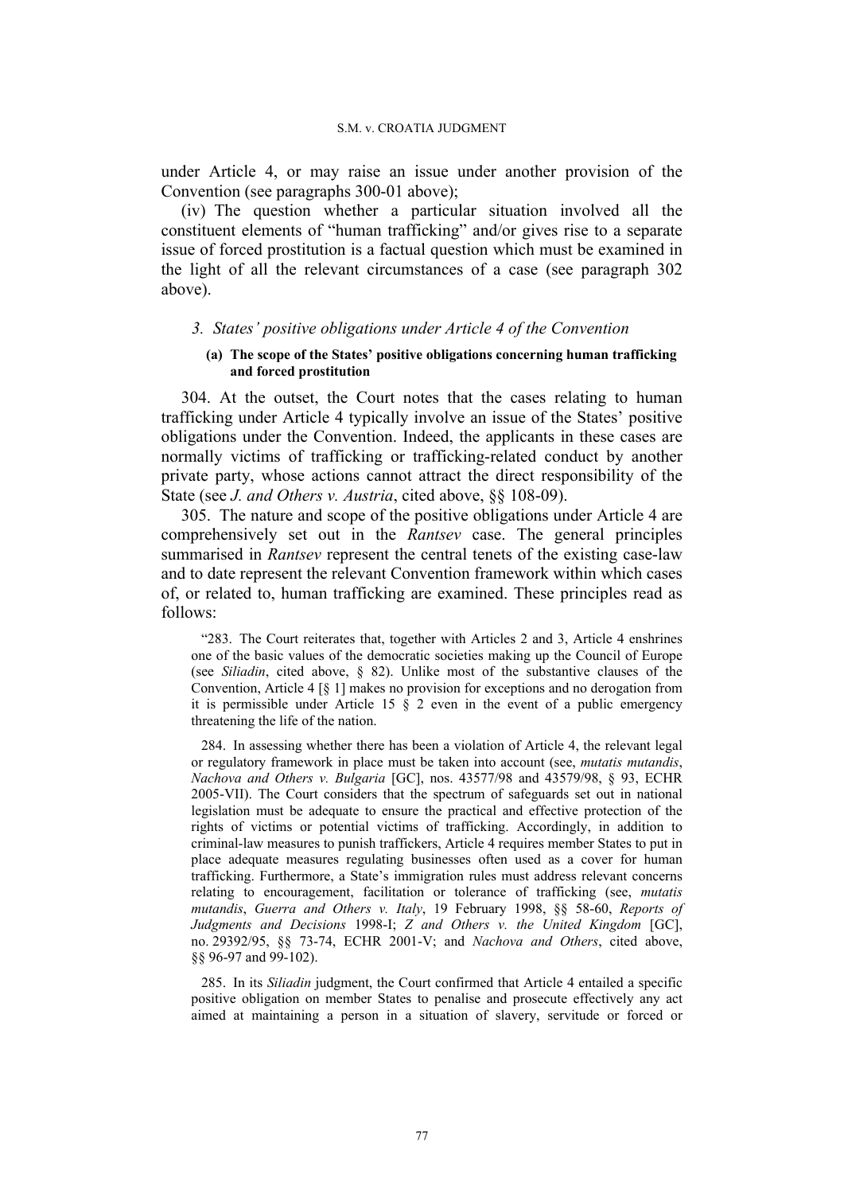under Article 4, or may raise an issue under another provision of the Convention (see paragraphs 300-01 above);

(iv) The question whether a particular situation involved all the constituent elements of "human trafficking" and/or gives rise to a separate issue of forced prostitution is a factual question which must be examined in the light of all the relevant circumstances of a case (see paragraph 302 above).

### *3. States' positive obligations under Article 4 of the Convention*

#### (a) The scope of the States' positive obligations concerning human trafficking and forced prostitution

304. At the outset, the Court notes that the cases relating to human trafficking under Article 4 typically involve an issue of the States' positive obligations under the Convention. Indeed, the applicants in these cases are normally victims of trafficking or trafficking-related conduct by another private party, whose actions cannot attract the direct responsibility of the State (see *J. and Others v. Austria*, cited above, §§ 108-09).

305. The nature and scope of the positive obligations under Article 4 are comprehensively set out in the *Rantsev* case. The general principles summarised in *Rantsev* represent the central tenets of the existing case-law and to date represent the relevant Convention framework within which cases of, or related to, human trafficking are examined. These principles read as follows:

> "283. The Court reiterates that, together with Articles 2 and 3, Article 4 enshrines one of the basic values of the democratic societies making up the Council of Europe (see *Siliadin*, cited above, § 82). Unlike most of the substantive clauses of the Convention, Article 4 [§ 1] makes no provision for exceptions and no derogation from it is permissible under Article 15 § 2 even in the event of a public emergency threatening the life of the nation.
>
> 284. In assessing whether there has been a violation of Article 4, the relevant legal or regulatory framework in place must be taken into account (see, *mutatis mutandis*, *Nachova and Others v. Bulgaria* [GC], nos. 43577/98 and 43579/98, § 93, ECHR 2005-VII). The Court considers that the spectrum of safeguards set out in national legislation must be adequate to ensure the practical and effective protection of the rights of victims or potential victims of trafficking. Accordingly, in addition to criminal-law measures to punish traffickers, Article 4 requires member States to put in place adequate measures regulating businesses often used as a cover for human trafficking. Furthermore, a State's immigration rules must address relevant concerns relating to encouragement, facilitation or tolerance of trafficking (see, *mutatis mutandis*, *Guerra and Others v. Italy*, 19 February 1998, §§ 58-60, *Reports of Judgments and Decisions* 1998-I; *Z and Others v. the United Kingdom* [GC], no. 29392/95, §§ 73-74, ECHR 2001-V; and *Nachova and Others*, cited above, §§ 96-97 and 99-102).
>
> 285. In its *Siliadin* judgment, the Court confirmed that Article 4 entailed a specific positive obligation on member States to penalise and prosecute effectively any act aimed at maintaining a person in a situation of slavery, servitude or forced or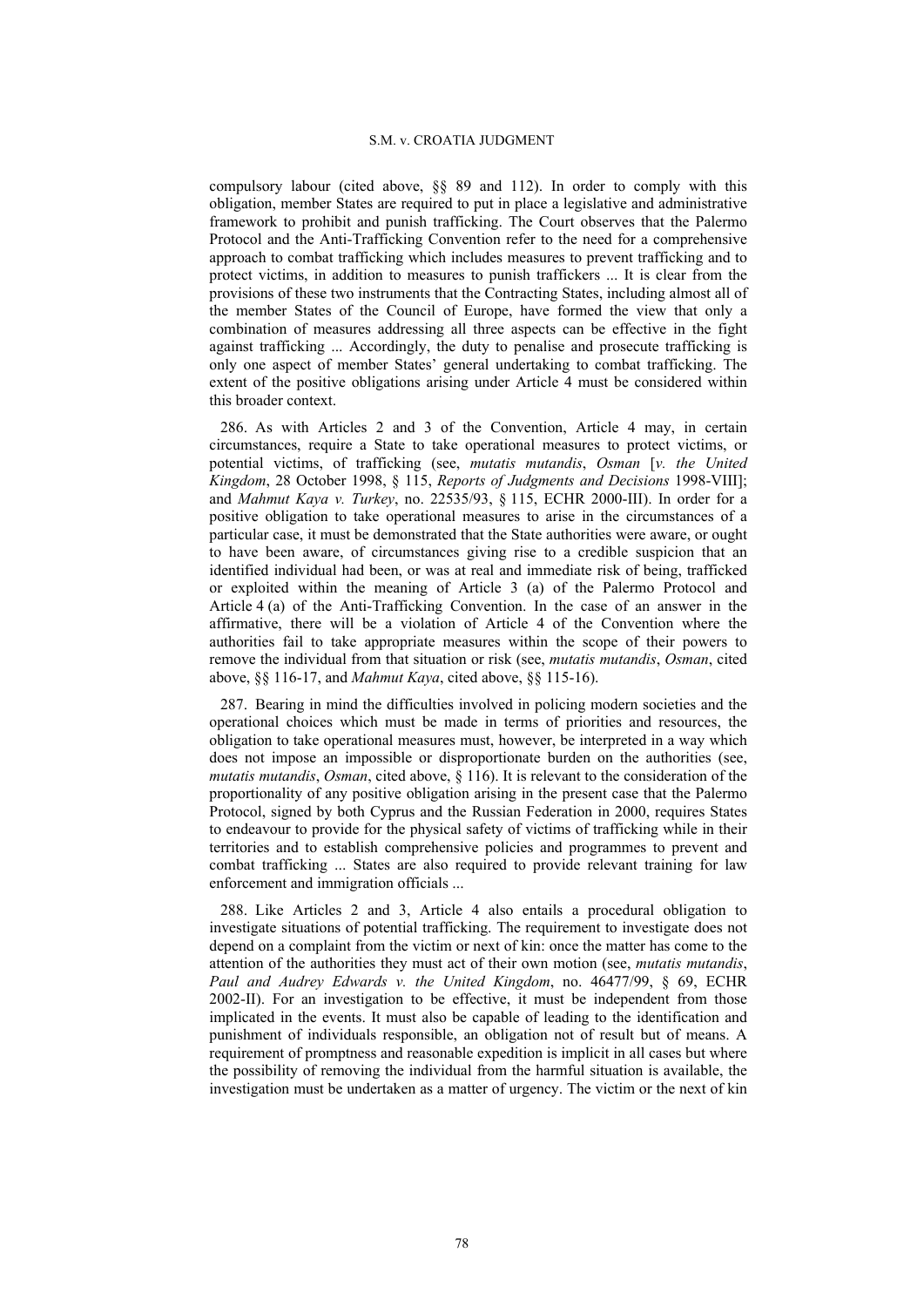compulsory labour (cited above, §§ 89 and 112). In order to comply with this obligation, member States are required to put in place a legislative and administrative framework to prohibit and punish trafficking. The Court observes that the Palermo Protocol and the Anti-Trafficking Convention refer to the need for a comprehensive approach to combat trafficking which includes measures to prevent trafficking and to protect victims, in addition to measures to punish traffickers ... It is clear from the provisions of these two instruments that the Contracting States, including almost all of the member States of the Council of Europe, have formed the view that only a combination of measures addressing all three aspects can be effective in the fight against trafficking ... Accordingly, the duty to penalise and prosecute trafficking is only one aspect of member States' general undertaking to combat trafficking. The extent of the positive obligations arising under Article 4 must be considered within this broader context.

286. As with Articles 2 and 3 of the Convention, Article 4 may, in certain circumstances, require a State to take operational measures to protect victims, or potential victims, of trafficking (see, *mutatis mutandis*, *Osman* [*v. the United Kingdom*, 28 October 1998, § 115, *Reports of Judgments and Decisions* 1998-VIII]; and *Mahmut Kaya v. Turkey*, no. 22535/93, § 115, ECHR 2000-III). In order for a positive obligation to take operational measures to arise in the circumstances of a particular case, it must be demonstrated that the State authorities were aware, or ought to have been aware, of circumstances giving rise to a credible suspicion that an identified individual had been, or was at real and immediate risk of being, trafficked or exploited within the meaning of Article 3 (a) of the Palermo Protocol and Article 4 (a) of the Anti-Trafficking Convention. In the case of an answer in the affirmative, there will be a violation of Article 4 of the Convention where the authorities fail to take appropriate measures within the scope of their powers to remove the individual from that situation or risk (see, *mutatis mutandis*, *Osman*, cited above, §§ 116-17, and *Mahmut Kaya*, cited above, §§ 115-16).

287. Bearing in mind the difficulties involved in policing modern societies and the operational choices which must be made in terms of priorities and resources, the obligation to take operational measures must, however, be interpreted in a way which does not impose an impossible or disproportionate burden on the authorities (see, *mutatis mutandis*, *Osman*, cited above, § 116). It is relevant to the consideration of the proportionality of any positive obligation arising in the present case that the Palermo Protocol, signed by both Cyprus and the Russian Federation in 2000, requires States to endeavour to provide for the physical safety of victims of trafficking while in their territories and to establish comprehensive policies and programmes to prevent and combat trafficking ... States are also required to provide relevant training for law enforcement and immigration officials ...

288. Like Articles 2 and 3, Article 4 also entails a procedural obligation to investigate situations of potential trafficking. The requirement to investigate does not depend on a complaint from the victim or next of kin: once the matter has come to the attention of the authorities they must act of their own motion (see, *mutatis mutandis*, *Paul and Audrey Edwards v. the United Kingdom*, no. 46477/99, § 69, ECHR 2002-II). For an investigation to be effective, it must be independent from those implicated in the events. It must also be capable of leading to the identification and punishment of individuals responsible, an obligation not of result but of means. A requirement of promptness and reasonable expedition is implicit in all cases but where the possibility of removing the individual from the harmful situation is available, the investigation must be undertaken as a matter of urgency. The victim or the next of kin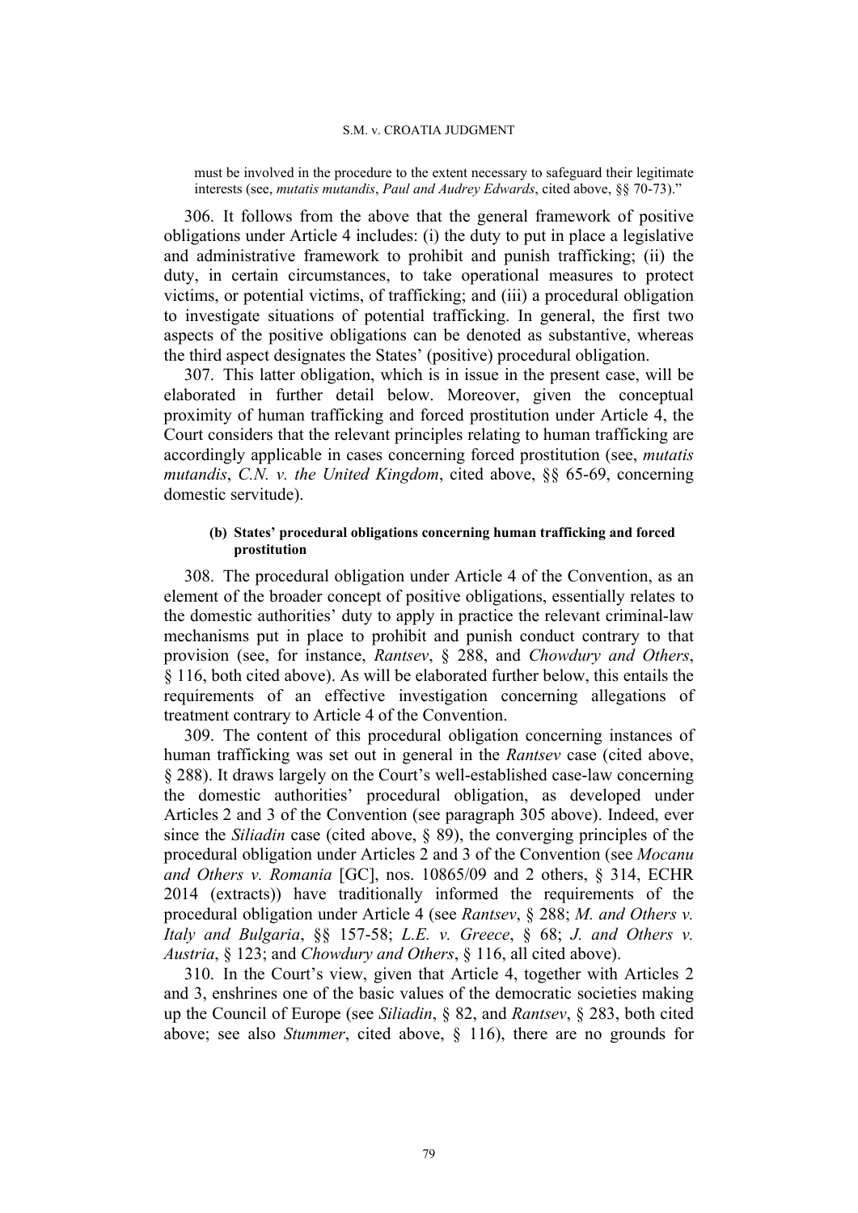must be involved in the procedure to the extent necessary to safeguard their legitimate interests (see, *mutatis mutandis*, *Paul and Audrey Edwards*, cited above, §§ 70-73)."

306. It follows from the above that the general framework of positive obligations under Article 4 includes: (i) the duty to put in place a legislative and administrative framework to prohibit and punish trafficking; (ii) the duty, in certain circumstances, to take operational measures to protect victims, or potential victims, of trafficking; and (iii) a procedural obligation to investigate situations of potential trafficking. In general, the first two aspects of the positive obligations can be denoted as substantive, whereas the third aspect designates the States' (positive) procedural obligation.

307. This latter obligation, which is in issue in the present case, will be elaborated in further detail below. Moreover, given the conceptual proximity of human trafficking and forced prostitution under Article 4, the Court considers that the relevant principles relating to human trafficking are accordingly applicable in cases concerning forced prostitution (see, *mutatis mutandis*, *C.N. v. the United Kingdom*, cited above, §§ 65-69, concerning domestic servitude).

**(b) States' procedural obligations concerning human trafficking and forced prostitution**

308. The procedural obligation under Article 4 of the Convention, as an element of the broader concept of positive obligations, essentially relates to the domestic authorities' duty to apply in practice the relevant criminal-law mechanisms put in place to prohibit and punish conduct contrary to that provision (see, for instance, *Rantsev*, § 288, and *Chowdury and Others*, § 116, both cited above). As will be elaborated further below, this entails the requirements of an effective investigation concerning allegations of treatment contrary to Article 4 of the Convention.

309. The content of this procedural obligation concerning instances of human trafficking was set out in general in the *Rantsev* case (cited above, § 288). It draws largely on the Court's well-established case-law concerning the domestic authorities' procedural obligation, as developed under Articles 2 and 3 of the Convention (see paragraph 305 above). Indeed, ever since the *Siliadin* case (cited above, § 89), the converging principles of the procedural obligation under Articles 2 and 3 of the Convention (see *Mocanu and Others v. Romania* [GC], nos. 10865/09 and 2 others, § 314, ECHR 2014 (extracts)) have traditionally informed the requirements of the procedural obligation under Article 4 (see *Rantsev*, § 288; *M. and Others v. Italy and Bulgaria*, §§ 157-58; *L.E. v. Greece*, § 68; *J. and Others v. Austria*, § 123; and *Chowdury and Others*, § 116, all cited above).

310. In the Court's view, given that Article 4, together with Articles 2 and 3, enshrines one of the basic values of the democratic societies making up the Council of Europe (see *Siliadin*, § 82, and *Rantsev*, § 283, both cited above; see also *Stummer*, cited above, § 116), there are no grounds for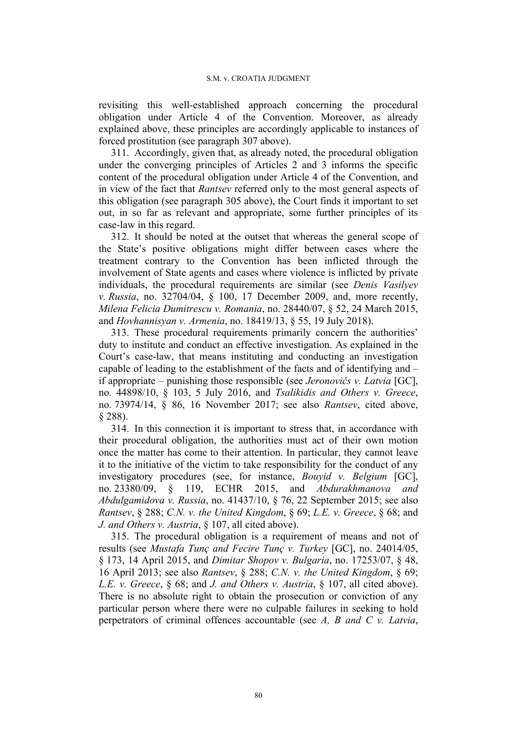revisiting this well-established approach concerning the procedural obligation under Article 4 of the Convention. Moreover, as already explained above, these principles are accordingly applicable to instances of forced prostitution (see paragraph 307 above).

311. Accordingly, given that, as already noted, the procedural obligation under the converging principles of Articles 2 and 3 informs the specific content of the procedural obligation under Article 4 of the Convention, and in view of the fact that *Rantsev* referred only to the most general aspects of this obligation (see paragraph 305 above), the Court finds it important to set out, in so far as relevant and appropriate, some further principles of its case-law in this regard.

312. It should be noted at the outset that whereas the general scope of the State's positive obligations might differ between cases where the treatment contrary to the Convention has been inflicted through the involvement of State agents and cases where violence is inflicted by private individuals, the procedural requirements are similar (see *Denis Vasilyev v. Russia*, no. 32704/04, § 100, 17 December 2009, and, more recently, *Milena Felicia Dumitrescu v. Romania*, no. 28440/07, § 52, 24 March 2015, and *Hovhannisyan v. Armenia*, no. 18419/13, § 55, 19 July 2018).

313. These procedural requirements primarily concern the authorities' duty to institute and conduct an effective investigation. As explained in the Court's case-law, that means instituting and conducting an investigation capable of leading to the establishment of the facts and of identifying and – if appropriate – punishing those responsible (see *Jeronovičs v. Latvia* [GC], no. 44898/10, § 103, 5 July 2016, and *Tsalikidis and Others v. Greece*, no. 73974/14, § 86, 16 November 2017; see also *Rantsev*, cited above, § 288).

314. In this connection it is important to stress that, in accordance with their procedural obligation, the authorities must act of their own motion once the matter has come to their attention. In particular, they cannot leave it to the initiative of the victim to take responsibility for the conduct of any investigatory procedures (see, for instance, *Bouyid v. Belgium* [GC], no. 23380/09, § 119, ECHR 2015, and *Abdurakhmanova and Abdulgamidova v. Russia*, no. 41437/10, § 76, 22 September 2015; see also *Rantsev*, § 288; *C.N. v. the United Kingdom*, § 69; *L.E. v. Greece*, § 68; and *J. and Others v. Austria*, § 107, all cited above).

315. The procedural obligation is a requirement of means and not of results (see *Mustafa Tunç and Fecire Tunç v. Turkey* [GC], no. 24014/05, § 173, 14 April 2015, and *Dimitar Shopov v. Bulgaria*, no. 17253/07, § 48, 16 April 2013; see also *Rantsev*, § 288; *C.N. v. the United Kingdom*, § 69; *L.E. v. Greece*, § 68; and *J. and Others v. Austria*, § 107, all cited above). There is no absolute right to obtain the prosecution or conviction of any particular person where there were no culpable failures in seeking to hold perpetrators of criminal offences accountable (see *A, B and C v. Latvia*,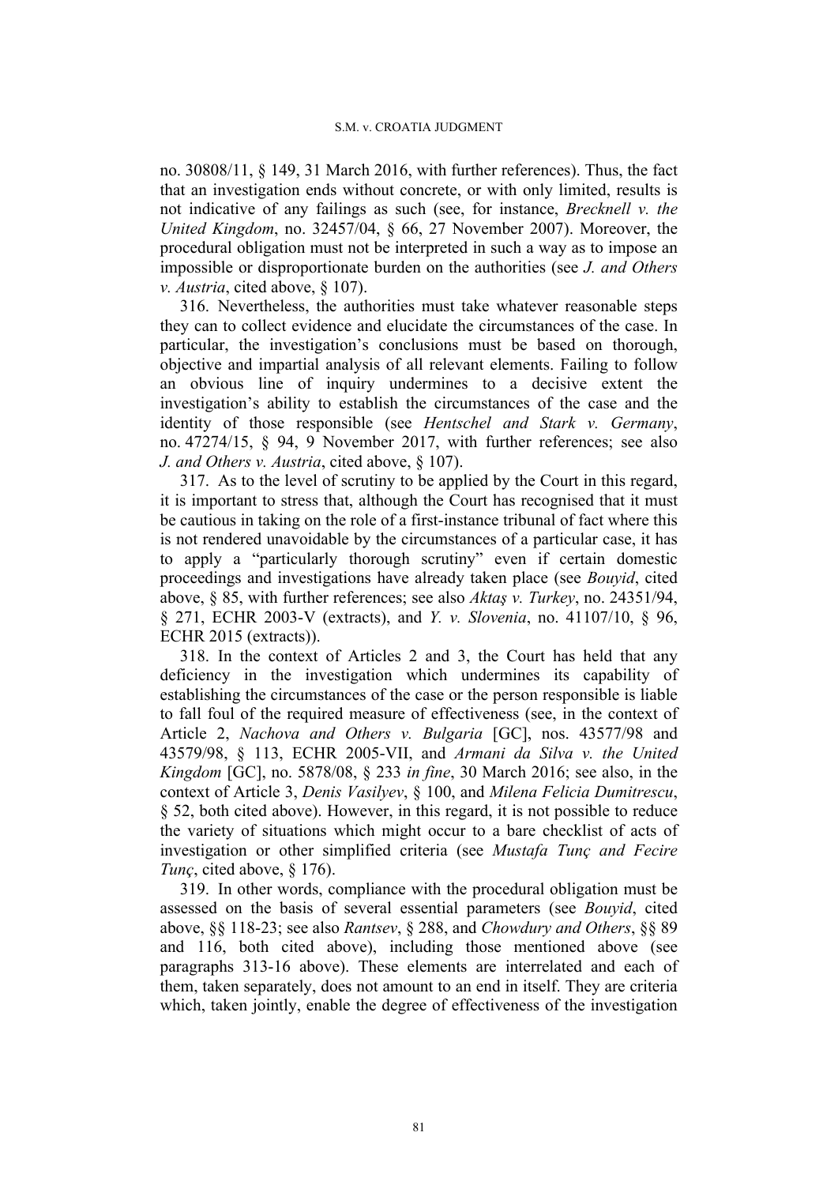no. 30808/11, § 149, 31 March 2016, with further references). Thus, the fact that an investigation ends without concrete, or with only limited, results is not indicative of any failings as such (see, for instance, *Brecknell v. the United Kingdom*, no. 32457/04, § 66, 27 November 2007). Moreover, the procedural obligation must not be interpreted in such a way as to impose an impossible or disproportionate burden on the authorities (see *J. and Others v. Austria*, cited above, § 107).

316. Nevertheless, the authorities must take whatever reasonable steps they can to collect evidence and elucidate the circumstances of the case. In particular, the investigation's conclusions must be based on thorough, objective and impartial analysis of all relevant elements. Failing to follow an obvious line of inquiry undermines to a decisive extent the investigation's ability to establish the circumstances of the case and the identity of those responsible (see *Hentschel and Stark v. Germany*, no. 47274/15, § 94, 9 November 2017, with further references; see also *J. and Others v. Austria*, cited above, § 107).

317. As to the level of scrutiny to be applied by the Court in this regard, it is important to stress that, although the Court has recognised that it must be cautious in taking on the role of a first-instance tribunal of fact where this is not rendered unavoidable by the circumstances of a particular case, it has to apply a "particularly thorough scrutiny" even if certain domestic proceedings and investigations have already taken place (see *Bouyid*, cited above, § 85, with further references; see also *Aktaş v. Turkey*, no. 24351/94, § 271, ECHR 2003-V (extracts), and *Y. v. Slovenia*, no. 41107/10, § 96, ECHR 2015 (extracts)).

318. In the context of Articles 2 and 3, the Court has held that any deficiency in the investigation which undermines its capability of establishing the circumstances of the case or the person responsible is liable to fall foul of the required measure of effectiveness (see, in the context of Article 2, *Nachova and Others v. Bulgaria* [GC], nos. 43577/98 and 43579/98, § 113, ECHR 2005-VII, and *Armani da Silva v. the United Kingdom* [GC], no. 5878/08, § 233 *in fine*, 30 March 2016; see also, in the context of Article 3, *Denis Vasilyev*, § 100, and *Milena Felicia Dumitrescu*, § 52, both cited above). However, in this regard, it is not possible to reduce the variety of situations which might occur to a bare checklist of acts of investigation or other simplified criteria (see *Mustafa Tunç and Fecire Tunç*, cited above, § 176).

319. In other words, compliance with the procedural obligation must be assessed on the basis of several essential parameters (see *Bouyid*, cited above, §§ 118-23; see also *Rantsev*, § 288, and *Chowdury and Others*, §§ 89 and 116, both cited above), including those mentioned above (see paragraphs 313-16 above). These elements are interrelated and each of them, taken separately, does not amount to an end in itself. They are criteria which, taken jointly, enable the degree of effectiveness of the investigation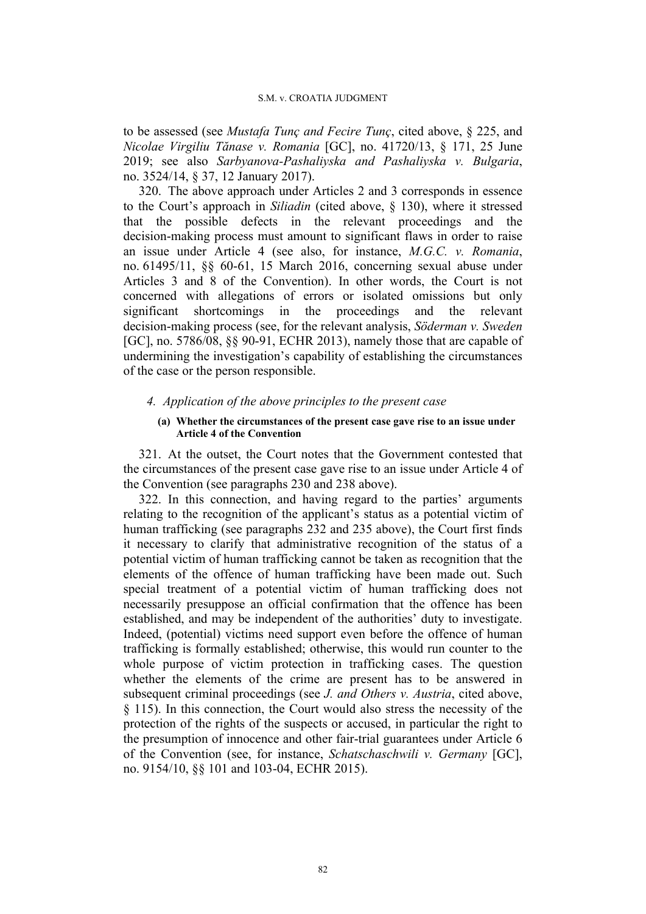to be assessed (see *Mustafa Tunç and Fecire Tunç*, cited above, § 225, and *Nicolae Virgiliu Tănase v. Romania* [GC], no. 41720/13, § 171, 25 June 2019; see also *Sarbyanova-Pashaliyska and Pashaliyska v. Bulgaria*, no. 3524/14, § 37, 12 January 2017).

320. The above approach under Articles 2 and 3 corresponds in essence to the Court's approach in *Siliadin* (cited above, § 130), where it stressed that the possible defects in the relevant proceedings and the decision-making process must amount to significant flaws in order to raise an issue under Article 4 (see also, for instance, *M.G.C. v. Romania*, no. 61495/11, §§ 60-61, 15 March 2016, concerning sexual abuse under Articles 3 and 8 of the Convention). In other words, the Court is not concerned with allegations of errors or isolated omissions but only significant shortcomings in the proceedings and the relevant decision-making process (see, for the relevant analysis, *Söderman v. Sweden* [GC], no. 5786/08, §§ 90-91, ECHR 2013), namely those that are capable of undermining the investigation's capability of establishing the circumstances of the case or the person responsible.

#### *4. Application of the above principles to the present case*

##### **(a) Whether the circumstances of the present case gave rise to an issue under Article 4 of the Convention**

321. At the outset, the Court notes that the Government contested that the circumstances of the present case gave rise to an issue under Article 4 of the Convention (see paragraphs 230 and 238 above).

322. In this connection, and having regard to the parties' arguments relating to the recognition of the applicant's status as a potential victim of human trafficking (see paragraphs 232 and 235 above), the Court first finds it necessary to clarify that administrative recognition of the status of a potential victim of human trafficking cannot be taken as recognition that the elements of the offence of human trafficking have been made out. Such special treatment of a potential victim of human trafficking does not necessarily presuppose an official confirmation that the offence has been established, and may be independent of the authorities' duty to investigate. Indeed, (potential) victims need support even before the offence of human trafficking is formally established; otherwise, this would run counter to the whole purpose of victim protection in trafficking cases. The question whether the elements of the crime are present has to be answered in subsequent criminal proceedings (see *J. and Others v. Austria*, cited above, § 115). In this connection, the Court would also stress the necessity of the protection of the rights of the suspects or accused, in particular the right to the presumption of innocence and other fair-trial guarantees under Article 6 of the Convention (see, for instance, *Schatschaschwili v. Germany* [GC], no. 9154/10, §§ 101 and 103-04, ECHR 2015).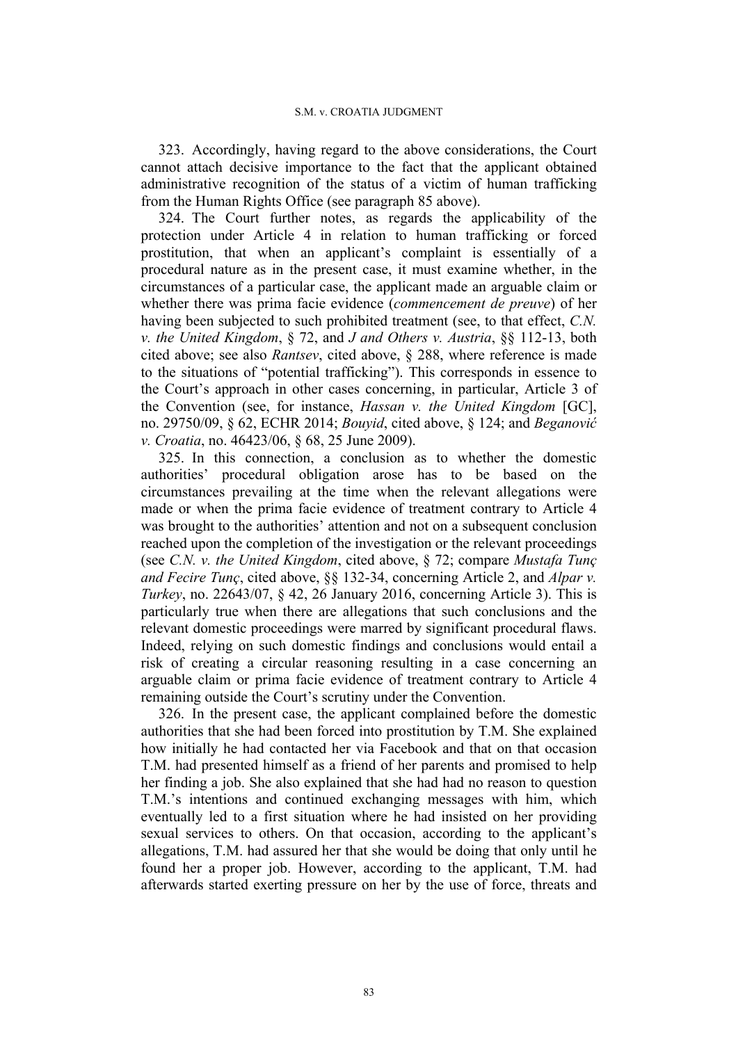323. Accordingly, having regard to the above considerations, the Court cannot attach decisive importance to the fact that the applicant obtained administrative recognition of the status of a victim of human trafficking from the Human Rights Office (see paragraph 85 above).

324. The Court further notes, as regards the applicability of the protection under Article 4 in relation to human trafficking or forced prostitution, that when an applicant's complaint is essentially of a procedural nature as in the present case, it must examine whether, in the circumstances of a particular case, the applicant made an arguable claim or whether there was prima facie evidence (*commencement de preuve*) of her having been subjected to such prohibited treatment (see, to that effect, *C.N. v. the United Kingdom*, § 72, and *J and Others v. Austria*, §§ 112-13, both cited above; see also *Rantsev*, cited above, § 288, where reference is made to the situations of "potential trafficking"). This corresponds in essence to the Court's approach in other cases concerning, in particular, Article 3 of the Convention (see, for instance, *Hassan v. the United Kingdom* [GC], no. 29750/09, § 62, ECHR 2014; *Bouyid*, cited above, § 124; and *Beganović v. Croatia*, no. 46423/06, § 68, 25 June 2009).

325. In this connection, a conclusion as to whether the domestic authorities' procedural obligation arose has to be based on the circumstances prevailing at the time when the relevant allegations were made or when the prima facie evidence of treatment contrary to Article 4 was brought to the authorities' attention and not on a subsequent conclusion reached upon the completion of the investigation or the relevant proceedings (see *C.N. v. the United Kingdom*, cited above, § 72; compare *Mustafa Tunç and Fecire Tunç*, cited above, §§ 132-34, concerning Article 2, and *Alpar v. Turkey*, no. 22643/07, § 42, 26 January 2016, concerning Article 3). This is particularly true when there are allegations that such conclusions and the relevant domestic proceedings were marred by significant procedural flaws. Indeed, relying on such domestic findings and conclusions would entail a risk of creating a circular reasoning resulting in a case concerning an arguable claim or prima facie evidence of treatment contrary to Article 4 remaining outside the Court's scrutiny under the Convention.

326. In the present case, the applicant complained before the domestic authorities that she had been forced into prostitution by T.M. She explained how initially he had contacted her via Facebook and that on that occasion T.M. had presented himself as a friend of her parents and promised to help her finding a job. She also explained that she had had no reason to question T.M.'s intentions and continued exchanging messages with him, which eventually led to a first situation where he had insisted on her providing sexual services to others. On that occasion, according to the applicant's allegations, T.M. had assured her that she would be doing that only until he found her a proper job. However, according to the applicant, T.M. had afterwards started exerting pressure on her by the use of force, threats and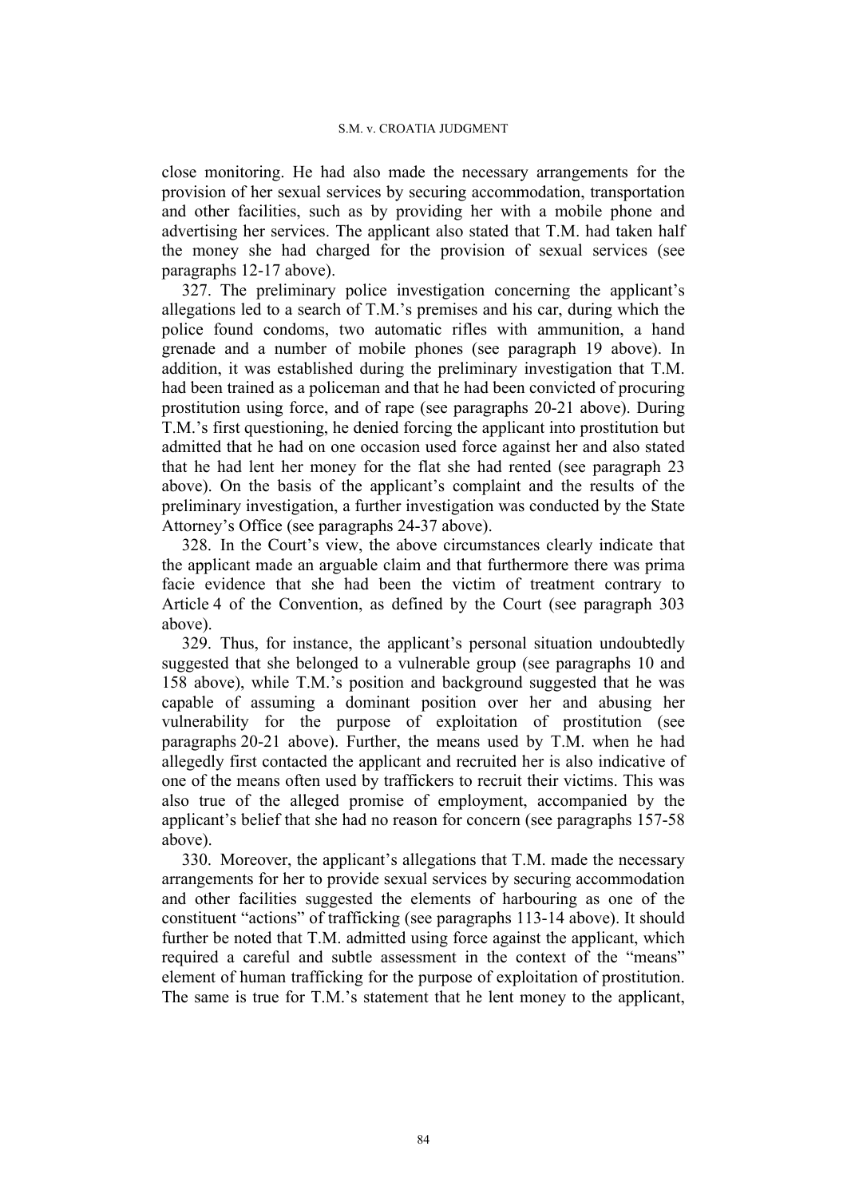close monitoring. He had also made the necessary arrangements for the provision of her sexual services by securing accommodation, transportation and other facilities, such as by providing her with a mobile phone and advertising her services. The applicant also stated that T.M. had taken half the money she had charged for the provision of sexual services (see paragraphs 12-17 above).

327. The preliminary police investigation concerning the applicant's allegations led to a search of T.M.'s premises and his car, during which the police found condoms, two automatic rifles with ammunition, a hand grenade and a number of mobile phones (see paragraph 19 above). In addition, it was established during the preliminary investigation that T.M. had been trained as a policeman and that he had been convicted of procuring prostitution using force, and of rape (see paragraphs 20-21 above). During T.M.'s first questioning, he denied forcing the applicant into prostitution but admitted that he had on one occasion used force against her and also stated that he had lent her money for the flat she had rented (see paragraph 23 above). On the basis of the applicant's complaint and the results of the preliminary investigation, a further investigation was conducted by the State Attorney's Office (see paragraphs 24-37 above).

328. In the Court's view, the above circumstances clearly indicate that the applicant made an arguable claim and that furthermore there was prima facie evidence that she had been the victim of treatment contrary to Article 4 of the Convention, as defined by the Court (see paragraph 303 above).

329. Thus, for instance, the applicant's personal situation undoubtedly suggested that she belonged to a vulnerable group (see paragraphs 10 and 158 above), while T.M.'s position and background suggested that he was capable of assuming a dominant position over her and abusing her vulnerability for the purpose of exploitation of prostitution (see paragraphs 20-21 above). Further, the means used by T.M. when he had allegedly first contacted the applicant and recruited her is also indicative of one of the means often used by traffickers to recruit their victims. This was also true of the alleged promise of employment, accompanied by the applicant's belief that she had no reason for concern (see paragraphs 157-58 above).

330. Moreover, the applicant's allegations that T.M. made the necessary arrangements for her to provide sexual services by securing accommodation and other facilities suggested the elements of harbouring as one of the constituent "actions" of trafficking (see paragraphs 113-14 above). It should further be noted that T.M. admitted using force against the applicant, which required a careful and subtle assessment in the context of the "means" element of human trafficking for the purpose of exploitation of prostitution. The same is true for T.M.'s statement that he lent money to the applicant,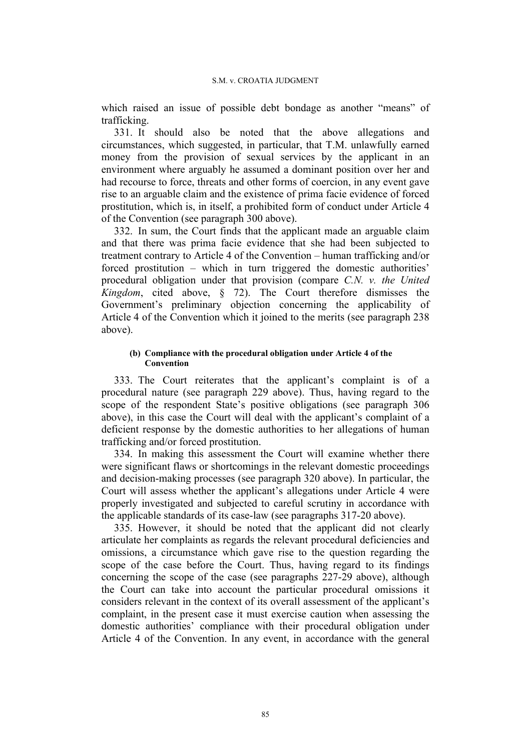which raised an issue of possible debt bondage as another "means" of trafficking.

331. It should also be noted that the above allegations and circumstances, which suggested, in particular, that T.M. unlawfully earned money from the provision of sexual services by the applicant in an environment where arguably he assumed a dominant position over her and had recourse to force, threats and other forms of coercion, in any event gave rise to an arguable claim and the existence of prima facie evidence of forced prostitution, which is, in itself, a prohibited form of conduct under Article 4 of the Convention (see paragraph 300 above).

332. In sum, the Court finds that the applicant made an arguable claim and that there was prima facie evidence that she had been subjected to treatment contrary to Article 4 of the Convention – human trafficking and/or forced prostitution – which in turn triggered the domestic authorities' procedural obligation under that provision (compare *C.N. v. the United Kingdom*, cited above, § 72). The Court therefore dismisses the Government's preliminary objection concerning the applicability of Article 4 of the Convention which it joined to the merits (see paragraph 238 above).

#### (b) Compliance with the procedural obligation under Article 4 of the Convention

333. The Court reiterates that the applicant's complaint is of a procedural nature (see paragraph 229 above). Thus, having regard to the scope of the respondent State's positive obligations (see paragraph 306 above), in this case the Court will deal with the applicant's complaint of a deficient response by the domestic authorities to her allegations of human trafficking and/or forced prostitution.

334. In making this assessment the Court will examine whether there were significant flaws or shortcomings in the relevant domestic proceedings and decision-making processes (see paragraph 320 above). In particular, the Court will assess whether the applicant's allegations under Article 4 were properly investigated and subjected to careful scrutiny in accordance with the applicable standards of its case-law (see paragraphs 317-20 above).

335. However, it should be noted that the applicant did not clearly articulate her complaints as regards the relevant procedural deficiencies and omissions, a circumstance which gave rise to the question regarding the scope of the case before the Court. Thus, having regard to its findings concerning the scope of the case (see paragraphs 227-29 above), although the Court can take into account the particular procedural omissions it considers relevant in the context of its overall assessment of the applicant's complaint, in the present case it must exercise caution when assessing the domestic authorities' compliance with their procedural obligation under Article 4 of the Convention. In any event, in accordance with the general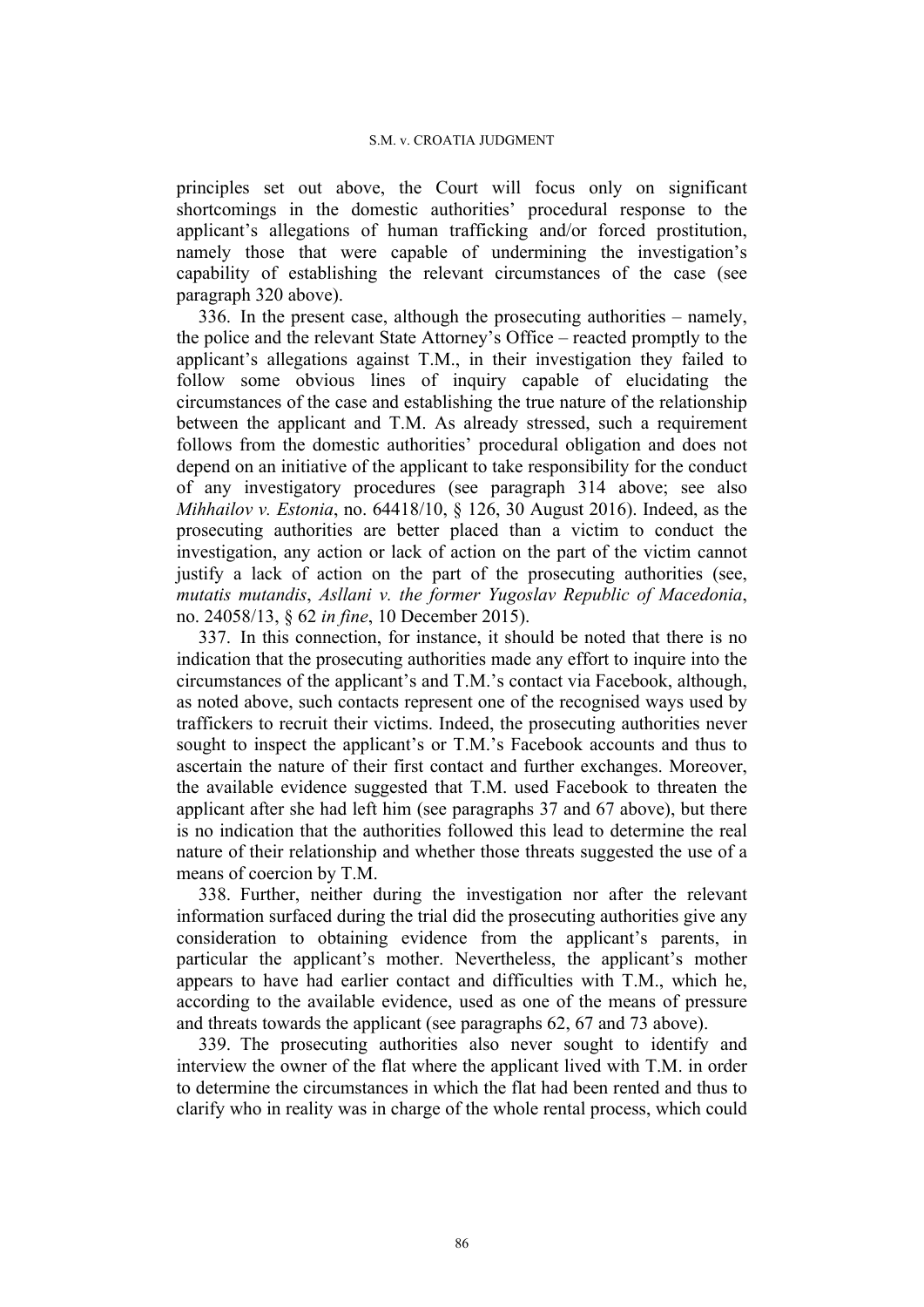principles set out above, the Court will focus only on significant shortcomings in the domestic authorities' procedural response to the applicant's allegations of human trafficking and/or forced prostitution, namely those that were capable of undermining the investigation's capability of establishing the relevant circumstances of the case (see paragraph 320 above).

336. In the present case, although the prosecuting authorities – namely, the police and the relevant State Attorney's Office – reacted promptly to the applicant's allegations against T.M., in their investigation they failed to follow some obvious lines of inquiry capable of elucidating the circumstances of the case and establishing the true nature of the relationship between the applicant and T.M. As already stressed, such a requirement follows from the domestic authorities' procedural obligation and does not depend on an initiative of the applicant to take responsibility for the conduct of any investigatory procedures (see paragraph 314 above; see also *Mihhailov v. Estonia*, no. 64418/10, § 126, 30 August 2016). Indeed, as the prosecuting authorities are better placed than a victim to conduct the investigation, any action or lack of action on the part of the victim cannot justify a lack of action on the part of the prosecuting authorities (see, *mutatis mutandis*, *Asllani v. the former Yugoslav Republic of Macedonia*, no. 24058/13, § 62 *in fine*, 10 December 2015).

337. In this connection, for instance, it should be noted that there is no indication that the prosecuting authorities made any effort to inquire into the circumstances of the applicant's and T.M.'s contact via Facebook, although, as noted above, such contacts represent one of the recognised ways used by traffickers to recruit their victims. Indeed, the prosecuting authorities never sought to inspect the applicant's or T.M.'s Facebook accounts and thus to ascertain the nature of their first contact and further exchanges. Moreover, the available evidence suggested that T.M. used Facebook to threaten the applicant after she had left him (see paragraphs 37 and 67 above), but there is no indication that the authorities followed this lead to determine the real nature of their relationship and whether those threats suggested the use of a means of coercion by T.M.

338. Further, neither during the investigation nor after the relevant information surfaced during the trial did the prosecuting authorities give any consideration to obtaining evidence from the applicant's parents, in particular the applicant's mother. Nevertheless, the applicant's mother appears to have had earlier contact and difficulties with T.M., which he, according to the available evidence, used as one of the means of pressure and threats towards the applicant (see paragraphs 62, 67 and 73 above).

339. The prosecuting authorities also never sought to identify and interview the owner of the flat where the applicant lived with T.M. in order to determine the circumstances in which the flat had been rented and thus to clarify who in reality was in charge of the whole rental process, which could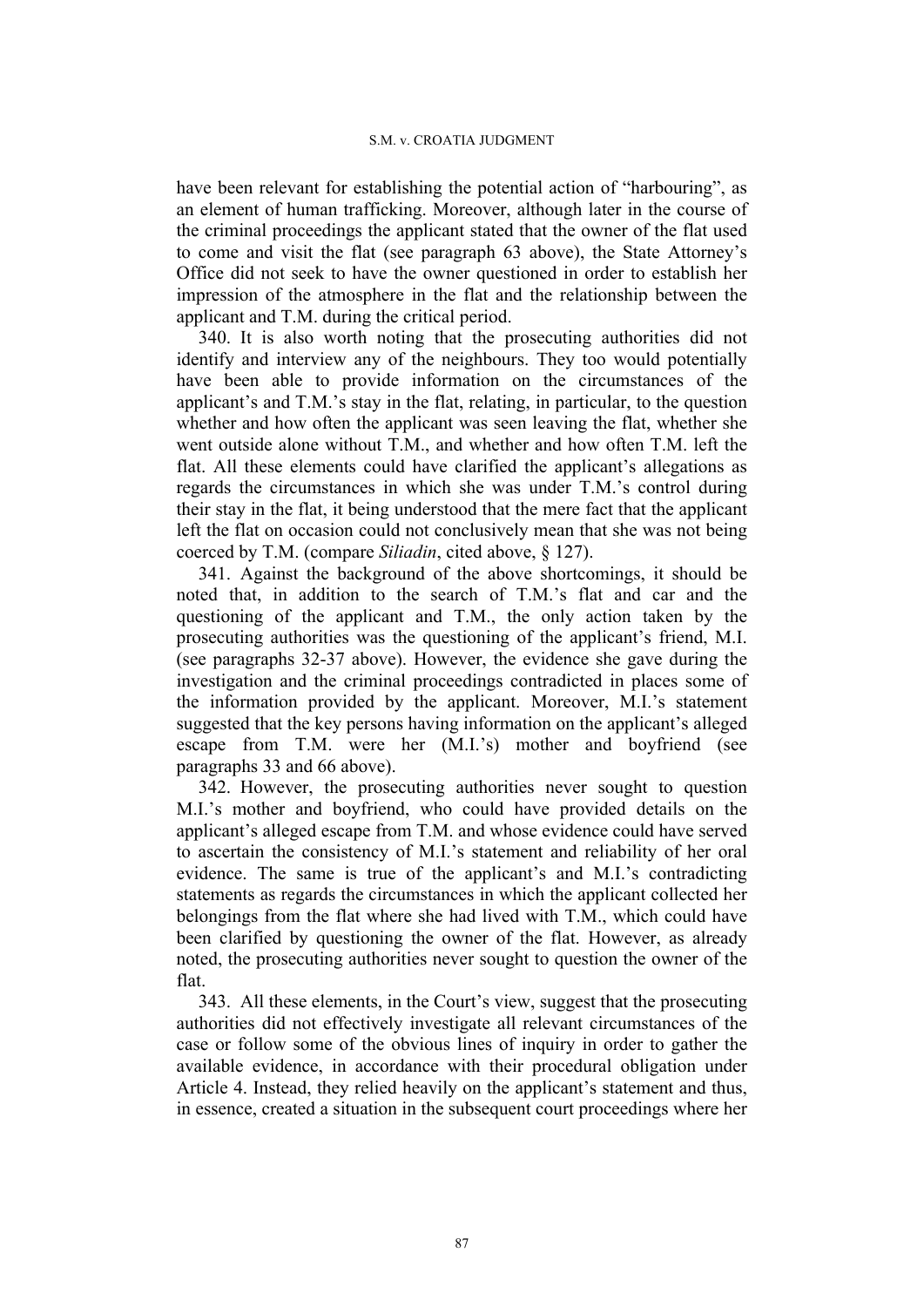have been relevant for establishing the potential action of "harbouring", as an element of human trafficking. Moreover, although later in the course of the criminal proceedings the applicant stated that the owner of the flat used to come and visit the flat (see paragraph 63 above), the State Attorney's Office did not seek to have the owner questioned in order to establish her impression of the atmosphere in the flat and the relationship between the applicant and T.M. during the critical period.

340. It is also worth noting that the prosecuting authorities did not identify and interview any of the neighbours. They too would potentially have been able to provide information on the circumstances of the applicant's and T.M.'s stay in the flat, relating, in particular, to the question whether and how often the applicant was seen leaving the flat, whether she went outside alone without T.M., and whether and how often T.M. left the flat. All these elements could have clarified the applicant's allegations as regards the circumstances in which she was under T.M.'s control during their stay in the flat, it being understood that the mere fact that the applicant left the flat on occasion could not conclusively mean that she was not being coerced by T.M. (compare *Siliadin*, cited above, § 127).

341. Against the background of the above shortcomings, it should be noted that, in addition to the search of T.M.'s flat and car and the questioning of the applicant and T.M., the only action taken by the prosecuting authorities was the questioning of the applicant's friend, M.I. (see paragraphs 32-37 above). However, the evidence she gave during the investigation and the criminal proceedings contradicted in places some of the information provided by the applicant. Moreover, M.I.'s statement suggested that the key persons having information on the applicant's alleged escape from T.M. were her (M.I.'s) mother and boyfriend (see paragraphs 33 and 66 above).

342. However, the prosecuting authorities never sought to question M.I.'s mother and boyfriend, who could have provided details on the applicant's alleged escape from T.M. and whose evidence could have served to ascertain the consistency of M.I.'s statement and reliability of her oral evidence. The same is true of the applicant's and M.I.'s contradicting statements as regards the circumstances in which the applicant collected her belongings from the flat where she had lived with T.M., which could have been clarified by questioning the owner of the flat. However, as already noted, the prosecuting authorities never sought to question the owner of the flat.

343. All these elements, in the Court's view, suggest that the prosecuting authorities did not effectively investigate all relevant circumstances of the case or follow some of the obvious lines of inquiry in order to gather the available evidence, in accordance with their procedural obligation under Article 4. Instead, they relied heavily on the applicant's statement and thus, in essence, created a situation in the subsequent court proceedings where her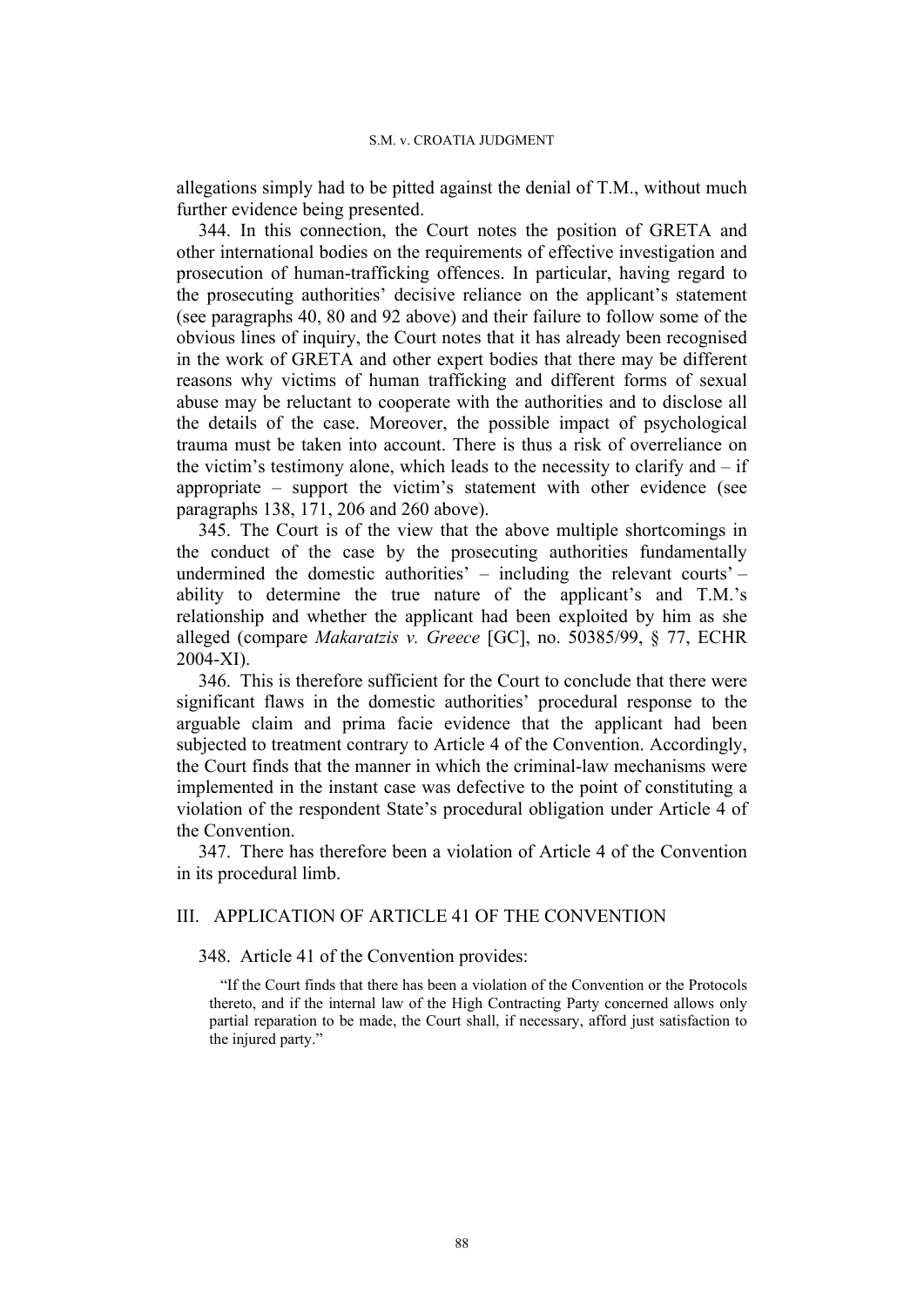allegations simply had to be pitted against the denial of T.M., without much further evidence being presented.

344. In this connection, the Court notes the position of GRETA and other international bodies on the requirements of effective investigation and prosecution of human-trafficking offences. In particular, having regard to the prosecuting authorities' decisive reliance on the applicant's statement (see paragraphs 40, 80 and 92 above) and their failure to follow some of the obvious lines of inquiry, the Court notes that it has already been recognised in the work of GRETA and other expert bodies that there may be different reasons why victims of human trafficking and different forms of sexual abuse may be reluctant to cooperate with the authorities and to disclose all the details of the case. Moreover, the possible impact of psychological trauma must be taken into account. There is thus a risk of overreliance on the victim's testimony alone, which leads to the necessity to clarify and – if appropriate – support the victim's statement with other evidence (see paragraphs 138, 171, 206 and 260 above).

345. The Court is of the view that the above multiple shortcomings in the conduct of the case by the prosecuting authorities fundamentally undermined the domestic authorities' – including the relevant courts' – ability to determine the true nature of the applicant's and T.M.'s relationship and whether the applicant had been exploited by him as she alleged (compare *Makaratzis v. Greece* [GC], no. 50385/99, § 77, ECHR 2004-XI).

346. This is therefore sufficient for the Court to conclude that there were significant flaws in the domestic authorities' procedural response to the arguable claim and prima facie evidence that the applicant had been subjected to treatment contrary to Article 4 of the Convention. Accordingly, the Court finds that the manner in which the criminal-law mechanisms were implemented in the instant case was defective to the point of constituting a violation of the respondent State's procedural obligation under Article 4 of the Convention.

347. There has therefore been a violation of Article 4 of the Convention in its procedural limb.

## III. APPLICATION OF ARTICLE 41 OF THE CONVENTION

348. Article 41 of the Convention provides:

> "If the Court finds that there has been a violation of the Convention or the Protocols thereto, and if the internal law of the High Contracting Party concerned allows only partial reparation to be made, the Court shall, if necessary, afford just satisfaction to the injured party."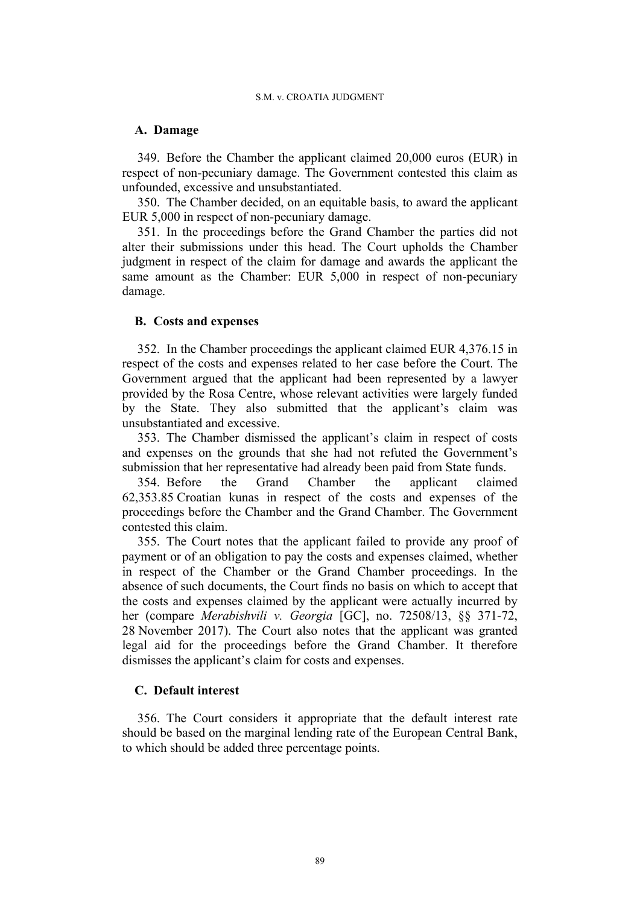### A. Damage

349. Before the Chamber the applicant claimed 20,000 euros (EUR) in respect of non-pecuniary damage. The Government contested this claim as unfounded, excessive and unsubstantiated.

350. The Chamber decided, on an equitable basis, to award the applicant EUR 5,000 in respect of non-pecuniary damage.

351. In the proceedings before the Grand Chamber the parties did not alter their submissions under this head. The Court upholds the Chamber judgment in respect of the claim for damage and awards the applicant the same amount as the Chamber: EUR 5,000 in respect of non-pecuniary damage.

### B. Costs and expenses

352. In the Chamber proceedings the applicant claimed EUR 4,376.15 in respect of the costs and expenses related to her case before the Court. The Government argued that the applicant had been represented by a lawyer provided by the Rosa Centre, whose relevant activities were largely funded by the State. They also submitted that the applicant's claim was unsubstantiated and excessive.

353. The Chamber dismissed the applicant's claim in respect of costs and expenses on the grounds that she had not refuted the Government's submission that her representative had already been paid from State funds.

354. Before the Grand Chamber the applicant claimed 62,353.85 Croatian kunas in respect of the costs and expenses of the proceedings before the Chamber and the Grand Chamber. The Government contested this claim.

355. The Court notes that the applicant failed to provide any proof of payment or of an obligation to pay the costs and expenses claimed, whether in respect of the Chamber or the Grand Chamber proceedings. In the absence of such documents, the Court finds no basis on which to accept that the costs and expenses claimed by the applicant were actually incurred by her (compare *Merabishvili v. Georgia* [GC], no. 72508/13, §§ 371-72, 28 November 2017). The Court also notes that the applicant was granted legal aid for the proceedings before the Grand Chamber. It therefore dismisses the applicant's claim for costs and expenses.

### C. Default interest

356. The Court considers it appropriate that the default interest rate should be based on the marginal lending rate of the European Central Bank, to which should be added three percentage points.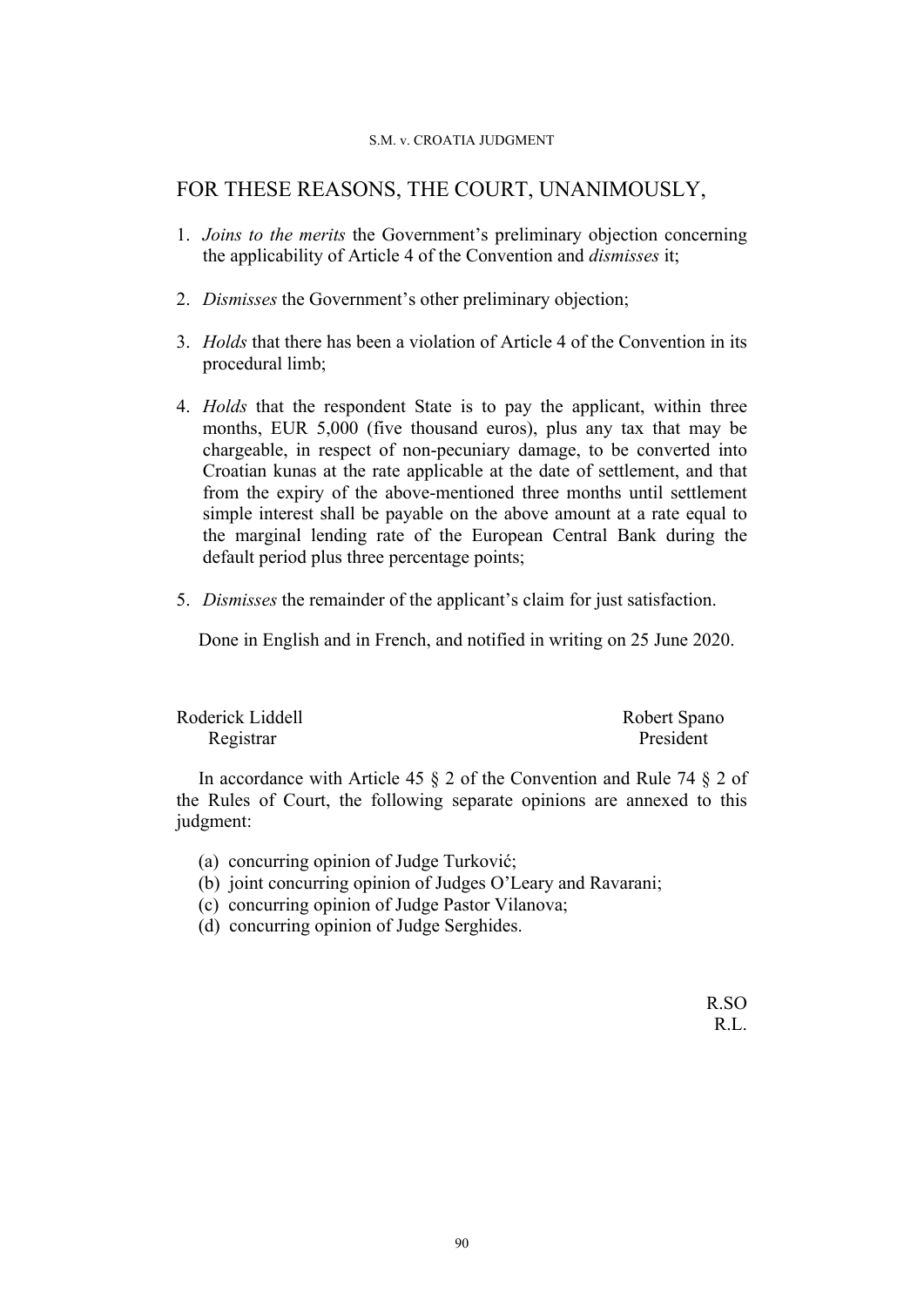# FOR THESE REASONS, THE COURT, UNANIMOUSLY,

1. *Joins to the merits* the Government's preliminary objection concerning the applicability of Article 4 of the Convention and *dismisses* it;

2. *Dismisses* the Government's other preliminary objection;

3. *Holds* that there has been a violation of Article 4 of the Convention in its procedural limb;

4. *Holds* that the respondent State is to pay the applicant, within three months, EUR 5,000 (five thousand euros), plus any tax that may be chargeable, in respect of non-pecuniary damage, to be converted into Croatian kunas at the rate applicable at the date of settlement, and that from the expiry of the above-mentioned three months until settlement simple interest shall be payable on the above amount at a rate equal to the marginal lending rate of the European Central Bank during the default period plus three percentage points;

5. *Dismisses* the remainder of the applicant's claim for just satisfaction.

Done in English and in French, and notified in writing on 25 June 2020.

Roderick Liddell
Registrar

Robert Spano
President

In accordance with Article 45 § 2 of the Convention and Rule 74 § 2 of the Rules of Court, the following separate opinions are annexed to this judgment:

(a) concurring opinion of Judge Turković;
(b) joint concurring opinion of Judges O'Leary and Ravarani;
(c) concurring opinion of Judge Pastor Vilanova;
(d) concurring opinion of Judge Serghides.

R.SO
R.L.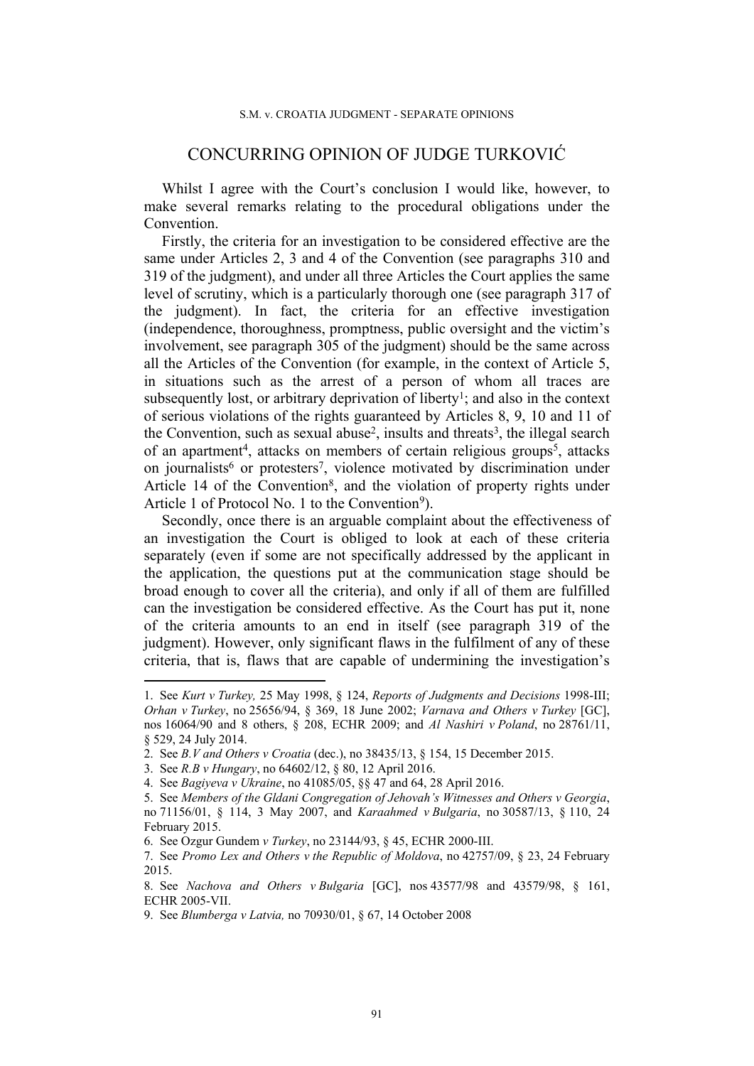# CONCURRING OPINION OF JUDGE TURKOVIĆ

Whilst I agree with the Court's conclusion I would like, however, to make several remarks relating to the procedural obligations under the Convention.

Firstly, the criteria for an investigation to be considered effective are the same under Articles 2, 3 and 4 of the Convention (see paragraphs 310 and 319 of the judgment), and under all three Articles the Court applies the same level of scrutiny, which is a particularly thorough one (see paragraph 317 of the judgment). In fact, the criteria for an effective investigation (independence, thoroughness, promptness, public oversight and the victim's involvement, see paragraph 305 of the judgment) should be the same across all the Articles of the Convention (for example, in the context of Article 5, in situations such as the arrest of a person of whom all traces are subsequently lost, or arbitrary deprivation of liberty[1]; and also in the context of serious violations of the rights guaranteed by Articles 8, 9, 10 and 11 of the Convention, such as sexual abuse[2], insults and threats[3], the illegal search of an apartment[4], attacks on members of certain religious groups[5], attacks on journalists[6] or protesters[7], violence motivated by discrimination under Article 14 of the Convention[8], and the violation of property rights under Article 1 of Protocol No. 1 to the Convention[9]).

Secondly, once there is an arguable complaint about the effectiveness of an investigation the Court is obliged to look at each of these criteria separately (even if some are not specifically addressed by the applicant in the application, the questions put at the communication stage should be broad enough to cover all the criteria), and only if all of them are fulfilled can the investigation be considered effective. As the Court has put it, none of the criteria amounts to an end in itself (see paragraph 319 of the judgment). However, only significant flaws in the fulfilment of any of these criteria, that is, flaws that are capable of undermining the investigation's

---

1. See *Kurt v Turkey,* 25 May 1998, § 124, *Reports of Judgments and Decisions* 1998-III; *Orhan v Turkey*, no 25656/94, § 369, 18 June 2002; *Varnava and Others v Turkey* [GC], nos 16064/90 and 8 others, § 208, ECHR 2009; and *Al Nashiri v Poland*, no 28761/11, § 529, 24 July 2014.

2. See *B.V and Others v Croatia* (dec.), no 38435/13, § 154, 15 December 2015.

3. See *R.B v Hungary*, no 64602/12, § 80, 12 April 2016.

4. See *Bagiyeva v Ukraine*, no 41085/05, §§ 47 and 64, 28 April 2016.

5. See *Members of the Gldani Congregation of Jehovah's Witnesses and Others v Georgia*, no 71156/01, § 114, 3 May 2007, and *Karaahmed v Bulgaria*, no 30587/13, § 110, 24 February 2015.

6. See Ozgur Gundem *v Turkey*, no 23144/93, § 45, ECHR 2000-III.

7. See *Promo Lex and Others v the Republic of Moldova*, no 42757/09, § 23, 24 February 2015.

8. See *Nachova and Others v Bulgaria* [GC], nos 43577/98 and 43579/98, § 161, ECHR 2005-VII.

9. See *Blumberga v Latvia,* no 70930/01, § 67, 14 October 2008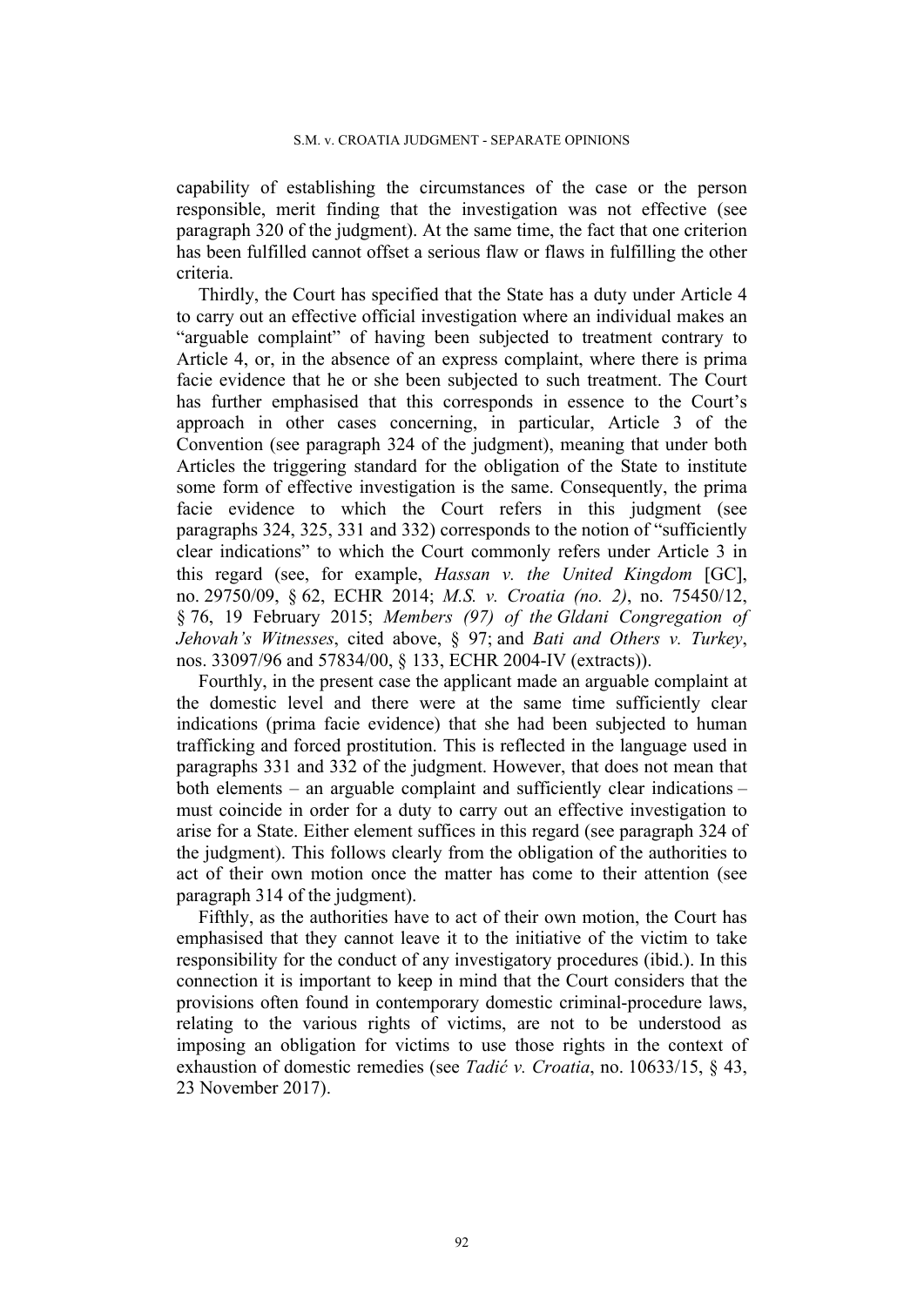capability of establishing the circumstances of the case or the person responsible, merit finding that the investigation was not effective (see paragraph 320 of the judgment). At the same time, the fact that one criterion has been fulfilled cannot offset a serious flaw or flaws in fulfilling the other criteria.

Thirdly, the Court has specified that the State has a duty under Article 4 to carry out an effective official investigation where an individual makes an "arguable complaint" of having been subjected to treatment contrary to Article 4, or, in the absence of an express complaint, where there is prima facie evidence that he or she been subjected to such treatment. The Court has further emphasised that this corresponds in essence to the Court's approach in other cases concerning, in particular, Article 3 of the Convention (see paragraph 324 of the judgment), meaning that under both Articles the triggering standard for the obligation of the State to institute some form of effective investigation is the same. Consequently, the prima facie evidence to which the Court refers in this judgment (see paragraphs 324, 325, 331 and 332) corresponds to the notion of "sufficiently clear indications" to which the Court commonly refers under Article 3 in this regard (see, for example, *Hassan v. the United Kingdom* [GC], no. 29750/09, § 62, ECHR 2014; *M.S. v. Croatia (no. 2)*, no. 75450/12, § 76, 19 February 2015; *Members (97) of the Gldani Congregation of Jehovah's Witnesses*, cited above, § 97; and *Bati and Others v. Turkey*, nos. 33097/96 and 57834/00, § 133, ECHR 2004-IV (extracts)).

Fourthly, in the present case the applicant made an arguable complaint at the domestic level and there were at the same time sufficiently clear indications (prima facie evidence) that she had been subjected to human trafficking and forced prostitution. This is reflected in the language used in paragraphs 331 and 332 of the judgment. However, that does not mean that both elements – an arguable complaint and sufficiently clear indications – must coincide in order for a duty to carry out an effective investigation to arise for a State. Either element suffices in this regard (see paragraph 324 of the judgment). This follows clearly from the obligation of the authorities to act of their own motion once the matter has come to their attention (see paragraph 314 of the judgment).

Fifthly, as the authorities have to act of their own motion, the Court has emphasised that they cannot leave it to the initiative of the victim to take responsibility for the conduct of any investigatory procedures (ibid.). In this connection it is important to keep in mind that the Court considers that the provisions often found in contemporary domestic criminal-procedure laws, relating to the various rights of victims, are not to be understood as imposing an obligation for victims to use those rights in the context of exhaustion of domestic remedies (see *Tadić v. Croatia*, no. 10633/15, § 43, 23 November 2017).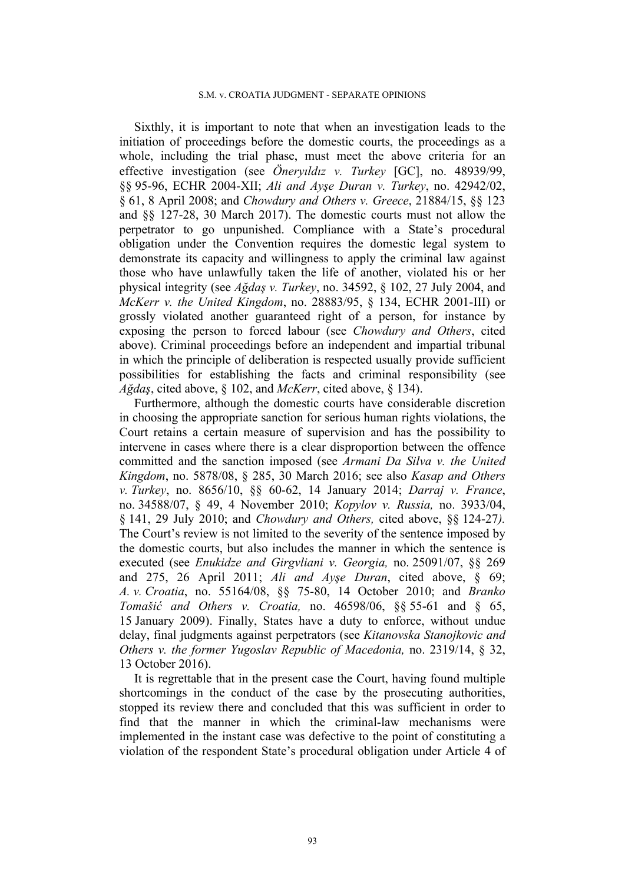Sixthly, it is important to note that when an investigation leads to the initiation of proceedings before the domestic courts, the proceedings as a whole, including the trial phase, must meet the above criteria for an effective investigation (see *Öneryıldız v. Turkey* [GC], no. 48939/99, §§ 95-96, ECHR 2004-XII; *Ali and Ayşe Duran v. Turkey*, no. 42942/02, § 61, 8 April 2008; and *Chowdury and Others v. Greece*, 21884/15, §§ 123 and §§ 127-28, 30 March 2017). The domestic courts must not allow the perpetrator to go unpunished. Compliance with a State's procedural obligation under the Convention requires the domestic legal system to demonstrate its capacity and willingness to apply the criminal law against those who have unlawfully taken the life of another, violated his or her physical integrity (see *Ağdaş v. Turkey*, no. 34592, § 102, 27 July 2004, and *McKerr v. the United Kingdom*, no. 28883/95, § 134, ECHR 2001-III) or grossly violated another guaranteed right of a person, for instance by exposing the person to forced labour (see *Chowdury and Others*, cited above). Criminal proceedings before an independent and impartial tribunal in which the principle of deliberation is respected usually provide sufficient possibilities for establishing the facts and criminal responsibility (see *Ağdaş*, cited above, § 102, and *McKerr*, cited above, § 134).

Furthermore, although the domestic courts have considerable discretion in choosing the appropriate sanction for serious human rights violations, the Court retains a certain measure of supervision and has the possibility to intervene in cases where there is a clear disproportion between the offence committed and the sanction imposed (see *Armani Da Silva v. the United Kingdom*, no. 5878/08, § 285, 30 March 2016; see also *Kasap and Others v. Turkey*, no. 8656/10, §§ 60-62, 14 January 2014; *Darraj v. France*, no. 34588/07, § 49, 4 November 2010; *Kopylov v. Russia,* no. 3933/04, § 141, 29 July 2010; and *Chowdury and Others,* cited above, §§ 124-27*).* The Court's review is not limited to the severity of the sentence imposed by the domestic courts, but also includes the manner in which the sentence is executed (see *Enukidze and Girgvliani v. Georgia,* no. 25091/07, §§ 269 and 275, 26 April 2011; *Ali and Ayşe Duran*, cited above, § 69; *A. v. Croatia*, no. 55164/08, §§ 75-80, 14 October 2010; and *Branko Tomašić and Others v. Croatia,* no. 46598/06, §§ 55-61 and § 65, 15 January 2009). Finally, States have a duty to enforce, without undue delay, final judgments against perpetrators (see *Kitanovska Stanojkovic and Others v. the former Yugoslav Republic of Macedonia,* no. 2319/14, § 32, 13 October 2016).

It is regrettable that in the present case the Court, having found multiple shortcomings in the conduct of the case by the prosecuting authorities, stopped its review there and concluded that this was sufficient in order to find that the manner in which the criminal-law mechanisms were implemented in the instant case was defective to the point of constituting a violation of the respondent State's procedural obligation under Article 4 of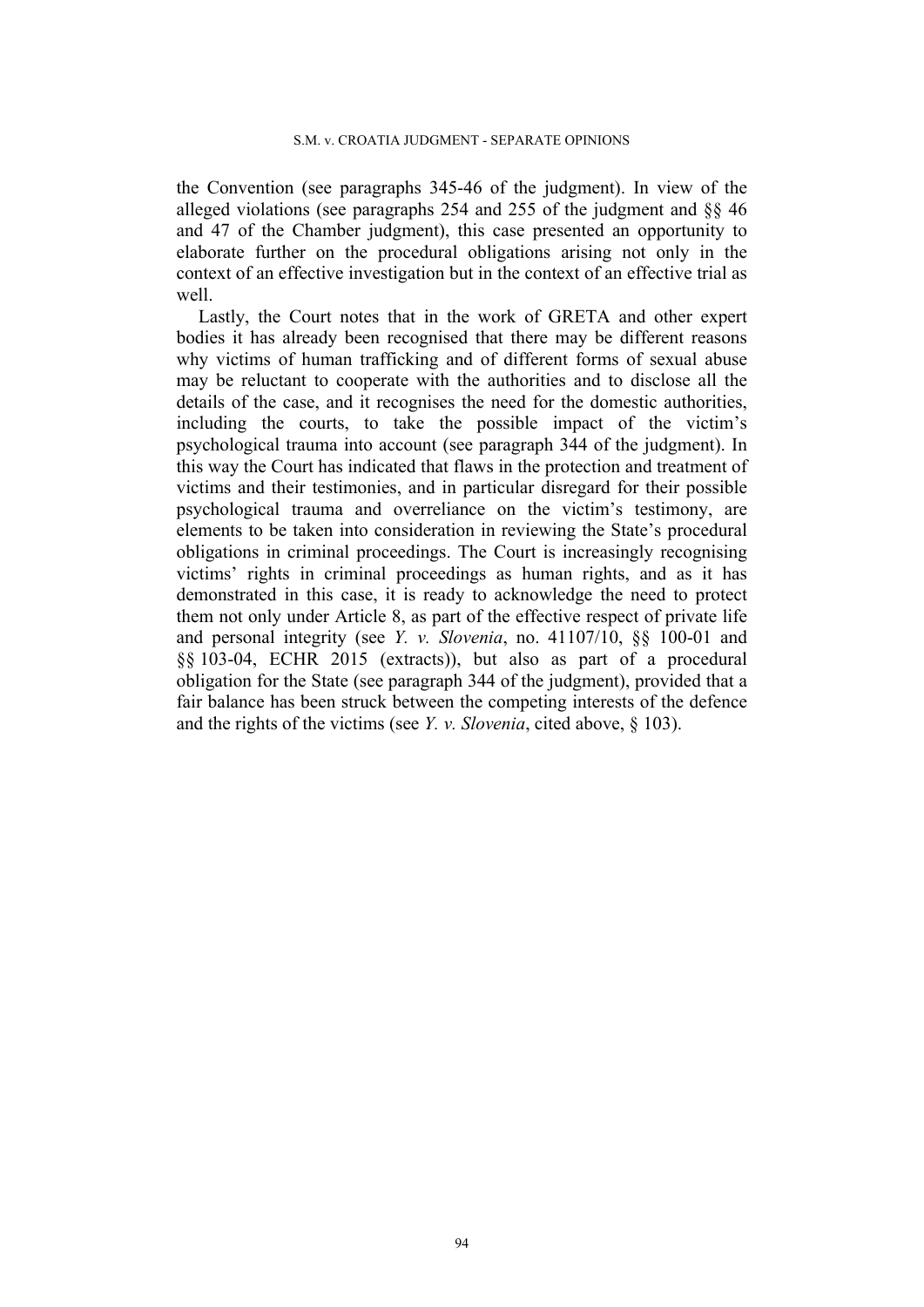the Convention (see paragraphs 345-46 of the judgment). In view of the alleged violations (see paragraphs 254 and 255 of the judgment and §§ 46 and 47 of the Chamber judgment), this case presented an opportunity to elaborate further on the procedural obligations arising not only in the context of an effective investigation but in the context of an effective trial as well.

Lastly, the Court notes that in the work of GRETA and other expert bodies it has already been recognised that there may be different reasons why victims of human trafficking and of different forms of sexual abuse may be reluctant to cooperate with the authorities and to disclose all the details of the case, and it recognises the need for the domestic authorities, including the courts, to take the possible impact of the victim's psychological trauma into account (see paragraph 344 of the judgment). In this way the Court has indicated that flaws in the protection and treatment of victims and their testimonies, and in particular disregard for their possible psychological trauma and overreliance on the victim's testimony, are elements to be taken into consideration in reviewing the State's procedural obligations in criminal proceedings. The Court is increasingly recognising victims' rights in criminal proceedings as human rights, and as it has demonstrated in this case, it is ready to acknowledge the need to protect them not only under Article 8, as part of the effective respect of private life and personal integrity (see *Y. v. Slovenia*, no. 41107/10, §§ 100-01 and §§ 103-04, ECHR 2015 (extracts)), but also as part of a procedural obligation for the State (see paragraph 344 of the judgment), provided that a fair balance has been struck between the competing interests of the defence and the rights of the victims (see *Y. v. Slovenia*, cited above, § 103).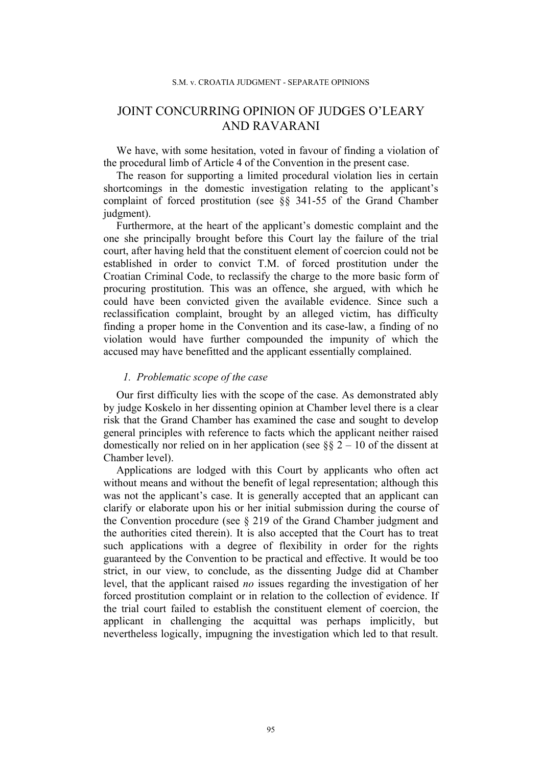# JOINT CONCURRING OPINION OF JUDGES O'LEARY AND RAVARANI

We have, with some hesitation, voted in favour of finding a violation of the procedural limb of Article 4 of the Convention in the present case.

The reason for supporting a limited procedural violation lies in certain shortcomings in the domestic investigation relating to the applicant's complaint of forced prostitution (see §§ 341-55 of the Grand Chamber judgment).

Furthermore, at the heart of the applicant's domestic complaint and the one she principally brought before this Court lay the failure of the trial court, after having held that the constituent element of coercion could not be established in order to convict T.M. of forced prostitution under the Croatian Criminal Code, to reclassify the charge to the more basic form of procuring prostitution. This was an offence, she argued, with which he could have been convicted given the available evidence. Since such a reclassification complaint, brought by an alleged victim, has difficulty finding a proper home in the Convention and its case-law, a finding of no violation would have further compounded the impunity of which the accused may have benefitted and the applicant essentially complained.

## *1. Problematic scope of the case*

Our first difficulty lies with the scope of the case. As demonstrated ably by judge Koskelo in her dissenting opinion at Chamber level there is a clear risk that the Grand Chamber has examined the case and sought to develop general principles with reference to facts which the applicant neither raised domestically nor relied on in her application (see §§ 2 – 10 of the dissent at Chamber level).

Applications are lodged with this Court by applicants who often act without means and without the benefit of legal representation; although this was not the applicant's case. It is generally accepted that an applicant can clarify or elaborate upon his or her initial submission during the course of the Convention procedure (see § 219 of the Grand Chamber judgment and the authorities cited therein). It is also accepted that the Court has to treat such applications with a degree of flexibility in order for the rights guaranteed by the Convention to be practical and effective. It would be too strict, in our view, to conclude, as the dissenting Judge did at Chamber level, that the applicant raised *no* issues regarding the investigation of her forced prostitution complaint or in relation to the collection of evidence. If the trial court failed to establish the constituent element of coercion, the applicant in challenging the acquittal was perhaps implicitly, but nevertheless logically, impugning the investigation which led to that result.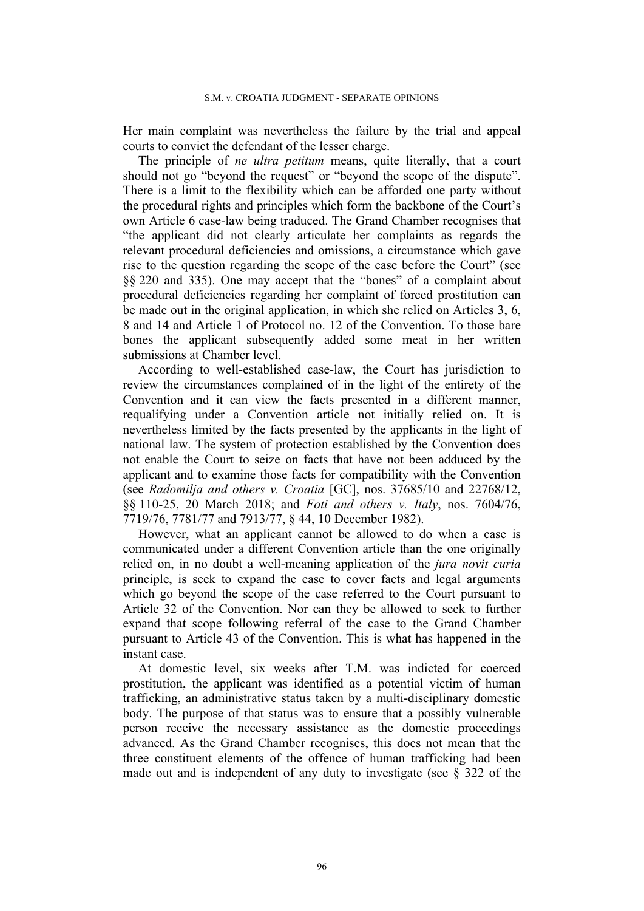Her main complaint was nevertheless the failure by the trial and appeal courts to convict the defendant of the lesser charge.

The principle of *ne ultra petitum* means, quite literally, that a court should not go "beyond the request" or "beyond the scope of the dispute". There is a limit to the flexibility which can be afforded one party without the procedural rights and principles which form the backbone of the Court's own Article 6 case-law being traduced. The Grand Chamber recognises that "the applicant did not clearly articulate her complaints as regards the relevant procedural deficiencies and omissions, a circumstance which gave rise to the question regarding the scope of the case before the Court" (see §§ 220 and 335). One may accept that the "bones" of a complaint about procedural deficiencies regarding her complaint of forced prostitution can be made out in the original application, in which she relied on Articles 3, 6, 8 and 14 and Article 1 of Protocol no. 12 of the Convention. To those bare bones the applicant subsequently added some meat in her written submissions at Chamber level.

According to well-established case-law, the Court has jurisdiction to review the circumstances complained of in the light of the entirety of the Convention and it can view the facts presented in a different manner, requalifying under a Convention article not initially relied on. It is nevertheless limited by the facts presented by the applicants in the light of national law. The system of protection established by the Convention does not enable the Court to seize on facts that have not been adduced by the applicant and to examine those facts for compatibility with the Convention (see *Radomilja and others v. Croatia* [GC], nos. 37685/10 and 22768/12, §§ 110-25, 20 March 2018; and *Foti and others v. Italy*, nos. 7604/76, 7719/76, 7781/77 and 7913/77, § 44, 10 December 1982).

However, what an applicant cannot be allowed to do when a case is communicated under a different Convention article than the one originally relied on, in no doubt a well-meaning application of the *jura novit curia* principle, is seek to expand the case to cover facts and legal arguments which go beyond the scope of the case referred to the Court pursuant to Article 32 of the Convention. Nor can they be allowed to seek to further expand that scope following referral of the case to the Grand Chamber pursuant to Article 43 of the Convention. This is what has happened in the instant case.

At domestic level, six weeks after T.M. was indicted for coerced prostitution, the applicant was identified as a potential victim of human trafficking, an administrative status taken by a multi-disciplinary domestic body. The purpose of that status was to ensure that a possibly vulnerable person receive the necessary assistance as the domestic proceedings advanced. As the Grand Chamber recognises, this does not mean that the three constituent elements of the offence of human trafficking had been made out and is independent of any duty to investigate (see § 322 of the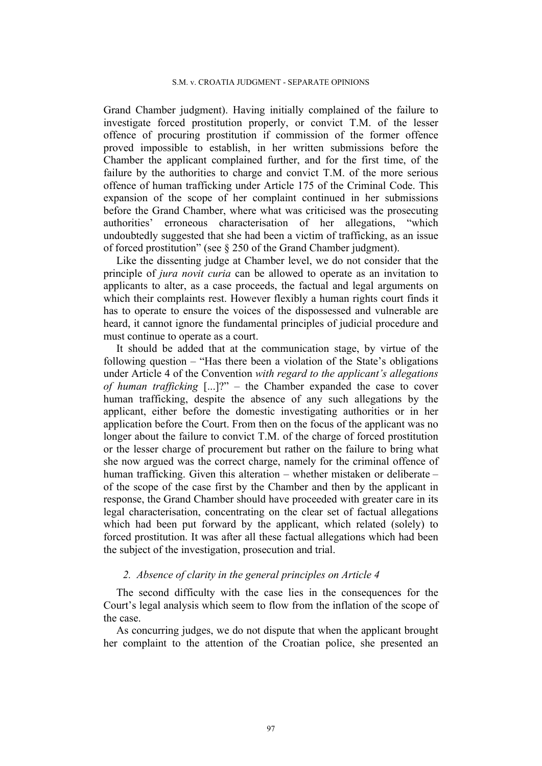Grand Chamber judgment). Having initially complained of the failure to investigate forced prostitution properly, or convict T.M. of the lesser offence of procuring prostitution if commission of the former offence proved impossible to establish, in her written submissions before the Chamber the applicant complained further, and for the first time, of the failure by the authorities to charge and convict T.M. of the more serious offence of human trafficking under Article 175 of the Criminal Code. This expansion of the scope of her complaint continued in her submissions before the Grand Chamber, where what was criticised was the prosecuting authorities' erroneous characterisation of her allegations, "which undoubtedly suggested that she had been a victim of trafficking, as an issue of forced prostitution" (see § 250 of the Grand Chamber judgment).

Like the dissenting judge at Chamber level, we do not consider that the principle of *jura novit curia* can be allowed to operate as an invitation to applicants to alter, as a case proceeds, the factual and legal arguments on which their complaints rest. However flexibly a human rights court finds it has to operate to ensure the voices of the dispossessed and vulnerable are heard, it cannot ignore the fundamental principles of judicial procedure and must continue to operate as a court.

It should be added that at the communication stage, by virtue of the following question – "Has there been a violation of the State's obligations under Article 4 of the Convention *with regard to the applicant's allegations of human trafficking* [...]?" – the Chamber expanded the case to cover human trafficking, despite the absence of any such allegations by the applicant, either before the domestic investigating authorities or in her application before the Court. From then on the focus of the applicant was no longer about the failure to convict T.M. of the charge of forced prostitution or the lesser charge of procurement but rather on the failure to bring what she now argued was the correct charge, namely for the criminal offence of human trafficking. Given this alteration – whether mistaken or deliberate – of the scope of the case first by the Chamber and then by the applicant in response, the Grand Chamber should have proceeded with greater care in its legal characterisation, concentrating on the clear set of factual allegations which had been put forward by the applicant, which related (solely) to forced prostitution. It was after all these factual allegations which had been the subject of the investigation, prosecution and trial.

### *2. Absence of clarity in the general principles on Article 4*

The second difficulty with the case lies in the consequences for the Court's legal analysis which seem to flow from the inflation of the scope of the case.

As concurring judges, we do not dispute that when the applicant brought her complaint to the attention of the Croatian police, she presented an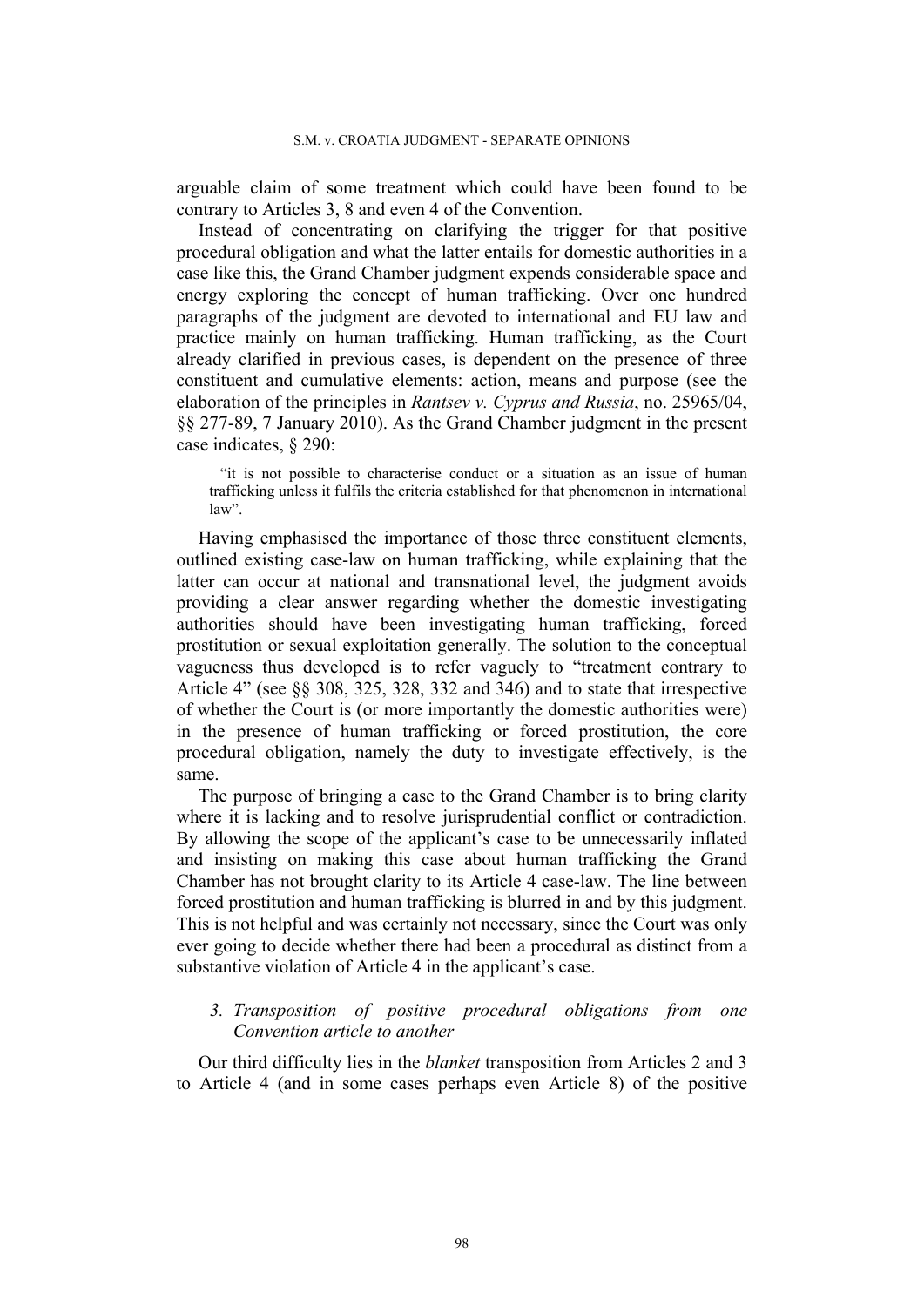arguable claim of some treatment which could have been found to be contrary to Articles 3, 8 and even 4 of the Convention.

Instead of concentrating on clarifying the trigger for that positive procedural obligation and what the latter entails for domestic authorities in a case like this, the Grand Chamber judgment expends considerable space and energy exploring the concept of human trafficking. Over one hundred paragraphs of the judgment are devoted to international and EU law and practice mainly on human trafficking. Human trafficking, as the Court already clarified in previous cases, is dependent on the presence of three constituent and cumulative elements: action, means and purpose (see the elaboration of the principles in *Rantsev v. Cyprus and Russia*, no. 25965/04, §§ 277-89, 7 January 2010). As the Grand Chamber judgment in the present case indicates, § 290:

> "it is not possible to characterise conduct or a situation as an issue of human trafficking unless it fulfils the criteria established for that phenomenon in international law".

Having emphasised the importance of those three constituent elements, outlined existing case-law on human trafficking, while explaining that the latter can occur at national and transnational level, the judgment avoids providing a clear answer regarding whether the domestic investigating authorities should have been investigating human trafficking, forced prostitution or sexual exploitation generally. The solution to the conceptual vagueness thus developed is to refer vaguely to "treatment contrary to Article 4" (see §§ 308, 325, 328, 332 and 346) and to state that irrespective of whether the Court is (or more importantly the domestic authorities were) in the presence of human trafficking or forced prostitution, the core procedural obligation, namely the duty to investigate effectively, is the same.

The purpose of bringing a case to the Grand Chamber is to bring clarity where it is lacking and to resolve jurisprudential conflict or contradiction. By allowing the scope of the applicant's case to be unnecessarily inflated and insisting on making this case about human trafficking the Grand Chamber has not brought clarity to its Article 4 case-law. The line between forced prostitution and human trafficking is blurred in and by this judgment. This is not helpful and was certainly not necessary, since the Court was only ever going to decide whether there had been a procedural as distinct from a substantive violation of Article 4 in the applicant's case.

### *3. Transposition of positive procedural obligations from one Convention article to another*

Our third difficulty lies in the *blanket* transposition from Articles 2 and 3 to Article 4 (and in some cases perhaps even Article 8) of the positive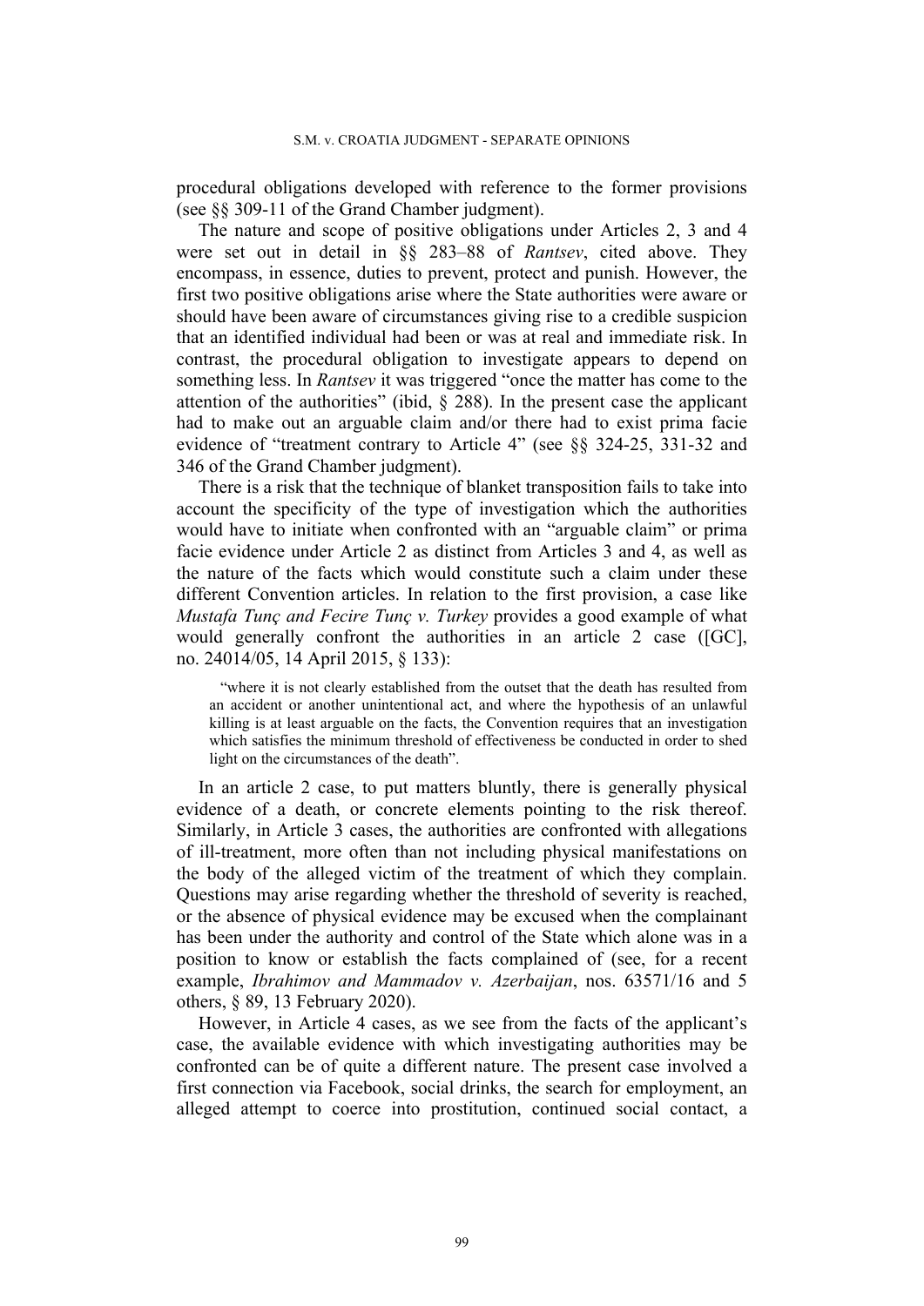procedural obligations developed with reference to the former provisions (see §§ 309-11 of the Grand Chamber judgment).

The nature and scope of positive obligations under Articles 2, 3 and 4 were set out in detail in §§ 283–88 of *Rantsev*, cited above. They encompass, in essence, duties to prevent, protect and punish. However, the first two positive obligations arise where the State authorities were aware or should have been aware of circumstances giving rise to a credible suspicion that an identified individual had been or was at real and immediate risk. In contrast, the procedural obligation to investigate appears to depend on something less. In *Rantsev* it was triggered "once the matter has come to the attention of the authorities" (ibid, § 288). In the present case the applicant had to make out an arguable claim and/or there had to exist prima facie evidence of "treatment contrary to Article 4" (see §§ 324-25, 331-32 and 346 of the Grand Chamber judgment).

There is a risk that the technique of blanket transposition fails to take into account the specificity of the type of investigation which the authorities would have to initiate when confronted with an "arguable claim" or prima facie evidence under Article 2 as distinct from Articles 3 and 4, as well as the nature of the facts which would constitute such a claim under these different Convention articles. In relation to the first provision, a case like *Mustafa Tunç and Fecire Tunç v. Turkey* provides a good example of what would generally confront the authorities in an article 2 case ([GC], no. 24014/05, 14 April 2015, § 133):

> "where it is not clearly established from the outset that the death has resulted from an accident or another unintentional act, and where the hypothesis of an unlawful killing is at least arguable on the facts, the Convention requires that an investigation which satisfies the minimum threshold of effectiveness be conducted in order to shed light on the circumstances of the death".

In an article 2 case, to put matters bluntly, there is generally physical evidence of a death, or concrete elements pointing to the risk thereof. Similarly, in Article 3 cases, the authorities are confronted with allegations of ill-treatment, more often than not including physical manifestations on the body of the alleged victim of the treatment of which they complain. Questions may arise regarding whether the threshold of severity is reached, or the absence of physical evidence may be excused when the complainant has been under the authority and control of the State which alone was in a position to know or establish the facts complained of (see, for a recent example, *Ibrahimov and Mammadov v. Azerbaijan*, nos. 63571/16 and 5 others, § 89, 13 February 2020).

However, in Article 4 cases, as we see from the facts of the applicant's case, the available evidence with which investigating authorities may be confronted can be of quite a different nature. The present case involved a first connection via Facebook, social drinks, the search for employment, an alleged attempt to coerce into prostitution, continued social contact, a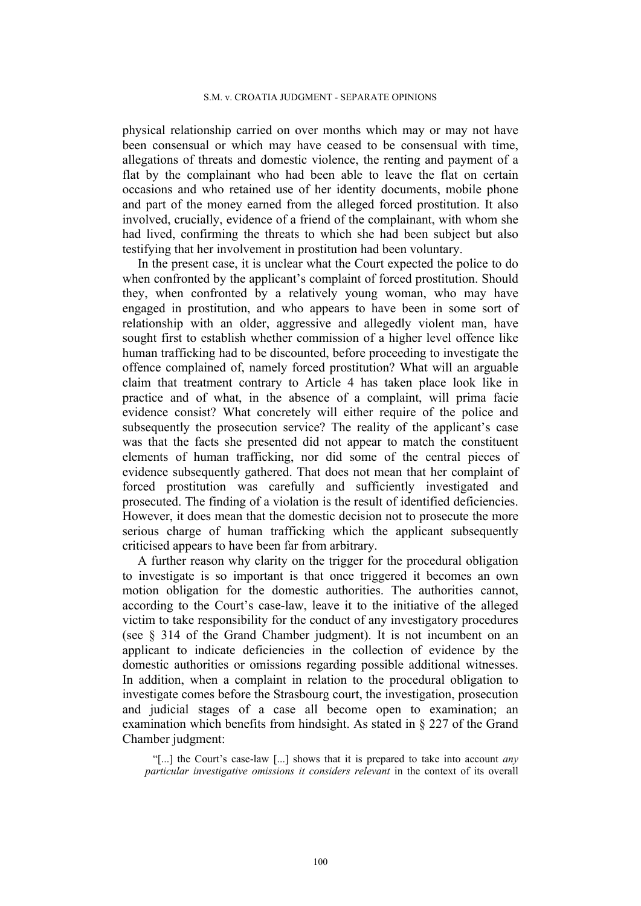physical relationship carried on over months which may or may not have been consensual or which may have ceased to be consensual with time, allegations of threats and domestic violence, the renting and payment of a flat by the complainant who had been able to leave the flat on certain occasions and who retained use of her identity documents, mobile phone and part of the money earned from the alleged forced prostitution. It also involved, crucially, evidence of a friend of the complainant, with whom she had lived, confirming the threats to which she had been subject but also testifying that her involvement in prostitution had been voluntary.

In the present case, it is unclear what the Court expected the police to do when confronted by the applicant's complaint of forced prostitution. Should they, when confronted by a relatively young woman, who may have engaged in prostitution, and who appears to have been in some sort of relationship with an older, aggressive and allegedly violent man, have sought first to establish whether commission of a higher level offence like human trafficking had to be discounted, before proceeding to investigate the offence complained of, namely forced prostitution? What will an arguable claim that treatment contrary to Article 4 has taken place look like in practice and of what, in the absence of a complaint, will prima facie evidence consist? What concretely will either require of the police and subsequently the prosecution service? The reality of the applicant's case was that the facts she presented did not appear to match the constituent elements of human trafficking, nor did some of the central pieces of evidence subsequently gathered. That does not mean that her complaint of forced prostitution was carefully and sufficiently investigated and prosecuted. The finding of a violation is the result of identified deficiencies. However, it does mean that the domestic decision not to prosecute the more serious charge of human trafficking which the applicant subsequently criticised appears to have been far from arbitrary.

A further reason why clarity on the trigger for the procedural obligation to investigate is so important is that once triggered it becomes an own motion obligation for the domestic authorities. The authorities cannot, according to the Court's case-law, leave it to the initiative of the alleged victim to take responsibility for the conduct of any investigatory procedures (see § 314 of the Grand Chamber judgment). It is not incumbent on an applicant to indicate deficiencies in the collection of evidence by the domestic authorities or omissions regarding possible additional witnesses. In addition, when a complaint in relation to the procedural obligation to investigate comes before the Strasbourg court, the investigation, prosecution and judicial stages of a case all become open to examination; an examination which benefits from hindsight. As stated in § 227 of the Grand Chamber judgment:

> "[...] the Court's case-law [...] shows that it is prepared to take into account *any particular investigative omissions it considers relevant* in the context of its overall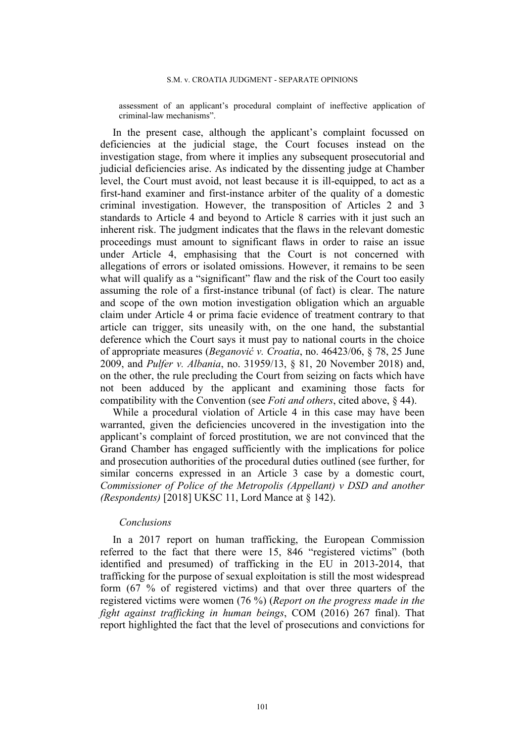assessment of an applicant's procedural complaint of ineffective application of criminal-law mechanisms".

In the present case, although the applicant's complaint focussed on deficiencies at the judicial stage, the Court focuses instead on the investigation stage, from where it implies any subsequent prosecutorial and judicial deficiencies arise. As indicated by the dissenting judge at Chamber level, the Court must avoid, not least because it is ill-equipped, to act as a first-hand examiner and first-instance arbiter of the quality of a domestic criminal investigation. However, the transposition of Articles 2 and 3 standards to Article 4 and beyond to Article 8 carries with it just such an inherent risk. The judgment indicates that the flaws in the relevant domestic proceedings must amount to significant flaws in order to raise an issue under Article 4, emphasising that the Court is not concerned with allegations of errors or isolated omissions. However, it remains to be seen what will qualify as a "significant" flaw and the risk of the Court too easily assuming the role of a first-instance tribunal (of fact) is clear. The nature and scope of the own motion investigation obligation which an arguable claim under Article 4 or prima facie evidence of treatment contrary to that article can trigger, sits uneasily with, on the one hand, the substantial deference which the Court says it must pay to national courts in the choice of appropriate measures (*Beganović v. Croatia*, no. 46423/06, § 78, 25 June 2009, and *Pulfer v. Albania*, no. 31959/13, § 81, 20 November 2018) and, on the other, the rule precluding the Court from seizing on facts which have not been adduced by the applicant and examining those facts for compatibility with the Convention (see *Foti and others*, cited above, § 44).

While a procedural violation of Article 4 in this case may have been warranted, given the deficiencies uncovered in the investigation into the applicant's complaint of forced prostitution, we are not convinced that the Grand Chamber has engaged sufficiently with the implications for police and prosecution authorities of the procedural duties outlined (see further, for similar concerns expressed in an Article 3 case by a domestic court, *Commissioner of Police of the Metropolis (Appellant) v DSD and another (Respondents)* [2018] UKSC 11, Lord Mance at § 142).

*Conclusions*

In a 2017 report on human trafficking, the European Commission referred to the fact that there were 15, 846 "registered victims" (both identified and presumed) of trafficking in the EU in 2013-2014, that trafficking for the purpose of sexual exploitation is still the most widespread form (67 % of registered victims) and that over three quarters of the registered victims were women (76 %) (*Report on the progress made in the fight against trafficking in human beings*, COM (2016) 267 final). That report highlighted the fact that the level of prosecutions and convictions for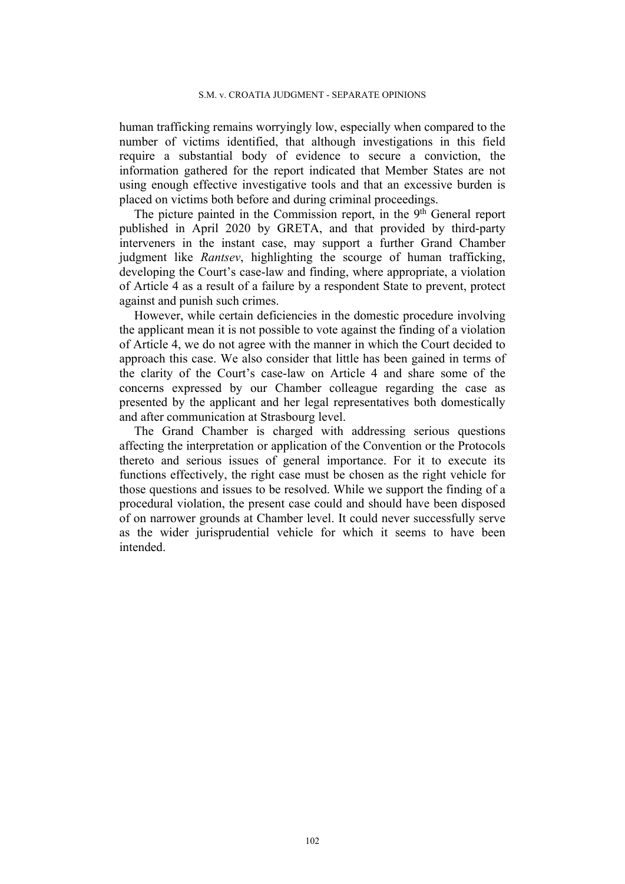human trafficking remains worryingly low, especially when compared to the number of victims identified, that although investigations in this field require a substantial body of evidence to secure a conviction, the information gathered for the report indicated that Member States are not using enough effective investigative tools and that an excessive burden is placed on victims both before and during criminal proceedings.

The picture painted in the Commission report, in the 9th General report published in April 2020 by GRETA, and that provided by third-party interveners in the instant case, may support a further Grand Chamber judgment like *Rantsev*, highlighting the scourge of human trafficking, developing the Court's case-law and finding, where appropriate, a violation of Article 4 as a result of a failure by a respondent State to prevent, protect against and punish such crimes.

However, while certain deficiencies in the domestic procedure involving the applicant mean it is not possible to vote against the finding of a violation of Article 4, we do not agree with the manner in which the Court decided to approach this case. We also consider that little has been gained in terms of the clarity of the Court's case-law on Article 4 and share some of the concerns expressed by our Chamber colleague regarding the case as presented by the applicant and her legal representatives both domestically and after communication at Strasbourg level.

The Grand Chamber is charged with addressing serious questions affecting the interpretation or application of the Convention or the Protocols thereto and serious issues of general importance. For it to execute its functions effectively, the right case must be chosen as the right vehicle for those questions and issues to be resolved. While we support the finding of a procedural violation, the present case could and should have been disposed of on narrower grounds at Chamber level. It could never successfully serve as the wider jurisprudential vehicle for which it seems to have been intended.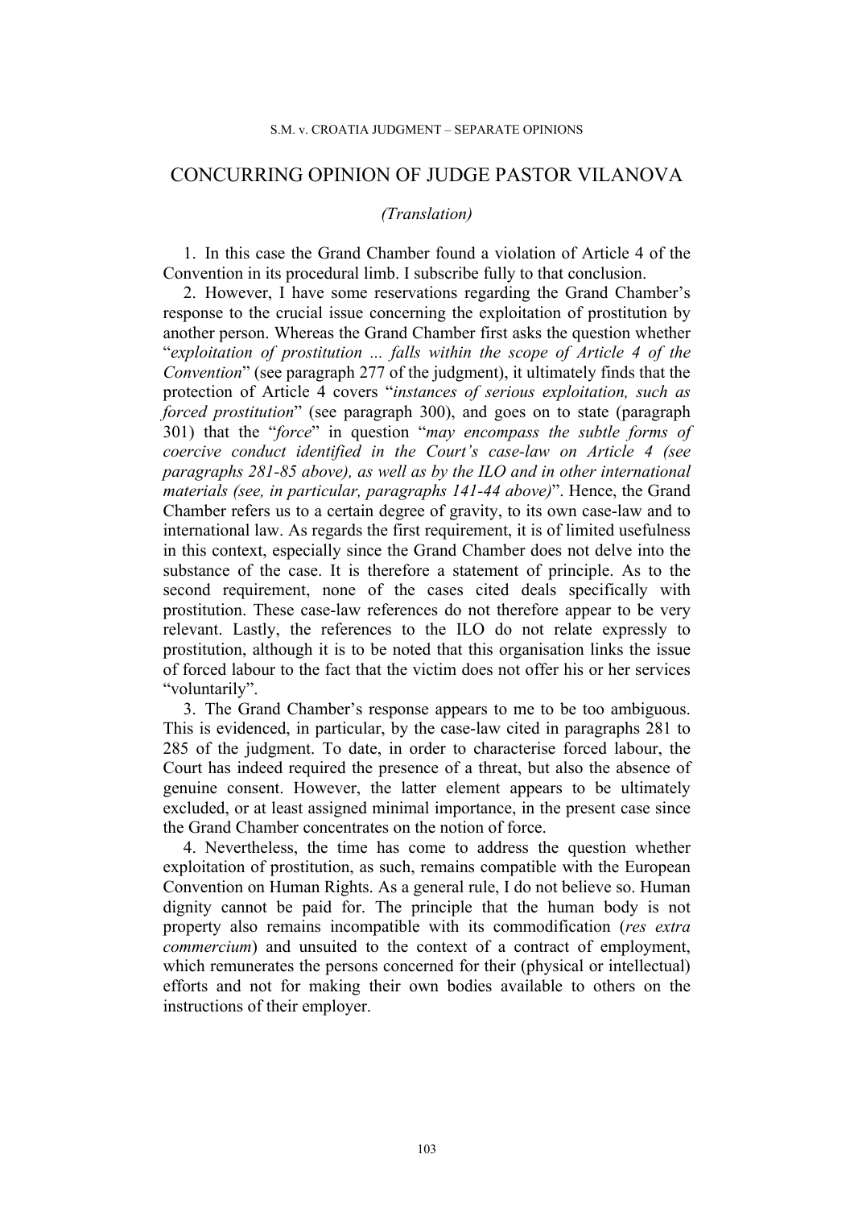# CONCURRING OPINION OF JUDGE PASTOR VILANOVA

*(Translation)*

1. In this case the Grand Chamber found a violation of Article 4 of the Convention in its procedural limb. I subscribe fully to that conclusion.

2. However, I have some reservations regarding the Grand Chamber's response to the crucial issue concerning the exploitation of prostitution by another person. Whereas the Grand Chamber first asks the question whether "*exploitation of prostitution ... falls within the scope of Article 4 of the Convention*" (see paragraph 277 of the judgment), it ultimately finds that the protection of Article 4 covers "*instances of serious exploitation, such as forced prostitution*" (see paragraph 300), and goes on to state (paragraph 301) that the "*force*" in question "*may encompass the subtle forms of coercive conduct identified in the Court's case-law on Article 4 (see paragraphs 281-85 above), as well as by the ILO and in other international materials (see, in particular, paragraphs 141-44 above)*". Hence, the Grand Chamber refers us to a certain degree of gravity, to its own case-law and to international law. As regards the first requirement, it is of limited usefulness in this context, especially since the Grand Chamber does not delve into the substance of the case. It is therefore a statement of principle. As to the second requirement, none of the cases cited deals specifically with prostitution. These case-law references do not therefore appear to be very relevant. Lastly, the references to the ILO do not relate expressly to prostitution, although it is to be noted that this organisation links the issue of forced labour to the fact that the victim does not offer his or her services "voluntarily".

3. The Grand Chamber's response appears to me to be too ambiguous. This is evidenced, in particular, by the case-law cited in paragraphs 281 to 285 of the judgment. To date, in order to characterise forced labour, the Court has indeed required the presence of a threat, but also the absence of genuine consent. However, the latter element appears to be ultimately excluded, or at least assigned minimal importance, in the present case since the Grand Chamber concentrates on the notion of force.

4. Nevertheless, the time has come to address the question whether exploitation of prostitution, as such, remains compatible with the European Convention on Human Rights. As a general rule, I do not believe so. Human dignity cannot be paid for. The principle that the human body is not property also remains incompatible with its commodification (*res extra commercium*) and unsuited to the context of a contract of employment, which remunerates the persons concerned for their (physical or intellectual) efforts and not for making their own bodies available to others on the instructions of their employer.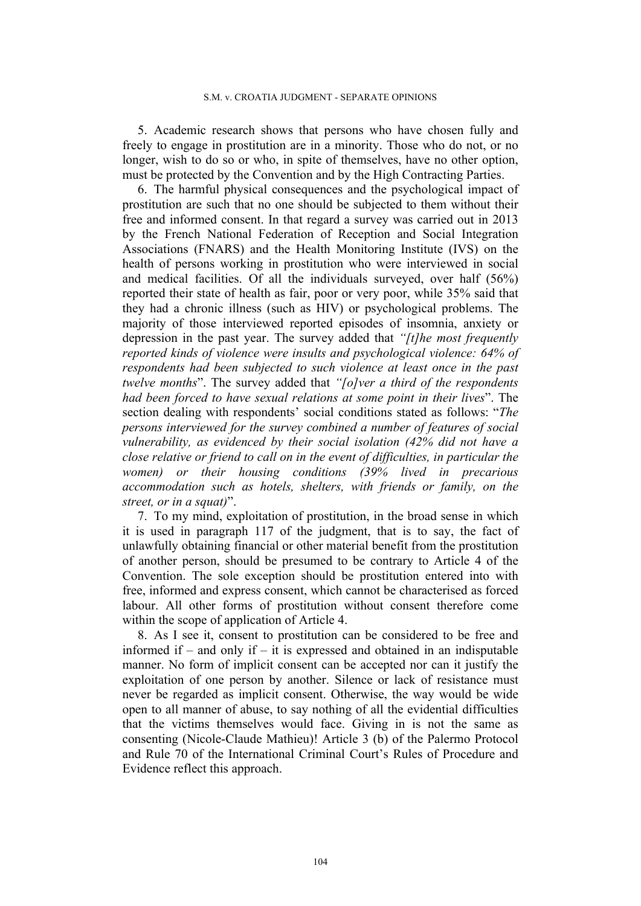5. Academic research shows that persons who have chosen fully and freely to engage in prostitution are in a minority. Those who do not, or no longer, wish to do so or who, in spite of themselves, have no other option, must be protected by the Convention and by the High Contracting Parties.

6. The harmful physical consequences and the psychological impact of prostitution are such that no one should be subjected to them without their free and informed consent. In that regard a survey was carried out in 2013 by the French National Federation of Reception and Social Integration Associations (FNARS) and the Health Monitoring Institute (IVS) on the health of persons working in prostitution who were interviewed in social and medical facilities. Of all the individuals surveyed, over half (56%) reported their state of health as fair, poor or very poor, while 35% said that they had a chronic illness (such as HIV) or psychological problems. The majority of those interviewed reported episodes of insomnia, anxiety or depression in the past year. The survey added that *"[t]he most frequently reported kinds of violence were insults and psychological violence: 64% of respondents had been subjected to such violence at least once in the past twelve months*". The survey added that *"[o]ver a third of the respondents had been forced to have sexual relations at some point in their lives*". The section dealing with respondents' social conditions stated as follows: "*The persons interviewed for the survey combined a number of features of social vulnerability, as evidenced by their social isolation (42% did not have a close relative or friend to call on in the event of difficulties, in particular the women) or their housing conditions (39% lived in precarious accommodation such as hotels, shelters, with friends or family, on the street, or in a squat)*".

7. To my mind, exploitation of prostitution, in the broad sense in which it is used in paragraph 117 of the judgment, that is to say, the fact of unlawfully obtaining financial or other material benefit from the prostitution of another person, should be presumed to be contrary to Article 4 of the Convention. The sole exception should be prostitution entered into with free, informed and express consent, which cannot be characterised as forced labour. All other forms of prostitution without consent therefore come within the scope of application of Article 4.

8. As I see it, consent to prostitution can be considered to be free and informed if – and only if – it is expressed and obtained in an indisputable manner. No form of implicit consent can be accepted nor can it justify the exploitation of one person by another. Silence or lack of resistance must never be regarded as implicit consent. Otherwise, the way would be wide open to all manner of abuse, to say nothing of all the evidential difficulties that the victims themselves would face. Giving in is not the same as consenting (Nicole-Claude Mathieu)! Article 3 (b) of the Palermo Protocol and Rule 70 of the International Criminal Court's Rules of Procedure and Evidence reflect this approach.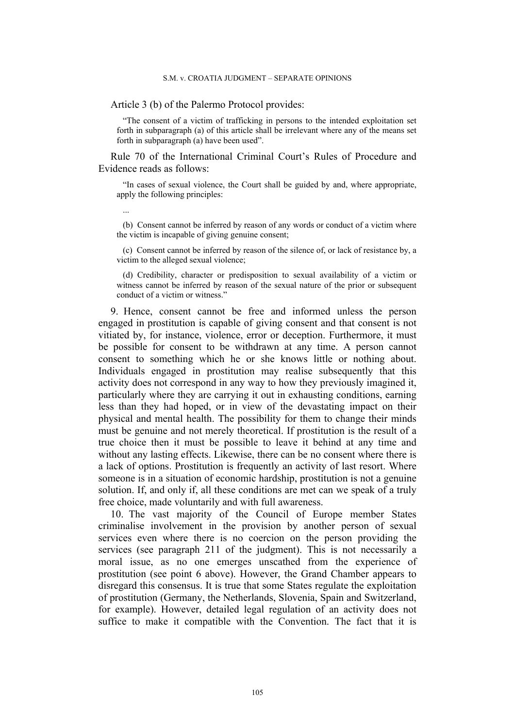Article 3 (b) of the Palermo Protocol provides:

> "The consent of a victim of trafficking in persons to the intended exploitation set forth in subparagraph (a) of this article shall be irrelevant where any of the means set forth in subparagraph (a) have been used".

Rule 70 of the International Criminal Court's Rules of Procedure and Evidence reads as follows:

> "In cases of sexual violence, the Court shall be guided by and, where appropriate, apply the following principles:
>
> ...
>
> (b) Consent cannot be inferred by reason of any words or conduct of a victim where the victim is incapable of giving genuine consent;
>
> (c) Consent cannot be inferred by reason of the silence of, or lack of resistance by, a victim to the alleged sexual violence;
>
> (d) Credibility, character or predisposition to sexual availability of a victim or witness cannot be inferred by reason of the sexual nature of the prior or subsequent conduct of a victim or witness."

9. Hence, consent cannot be free and informed unless the person engaged in prostitution is capable of giving consent and that consent is not vitiated by, for instance, violence, error or deception. Furthermore, it must be possible for consent to be withdrawn at any time. A person cannot consent to something which he or she knows little or nothing about. Individuals engaged in prostitution may realise subsequently that this activity does not correspond in any way to how they previously imagined it, particularly where they are carrying it out in exhausting conditions, earning less than they had hoped, or in view of the devastating impact on their physical and mental health. The possibility for them to change their minds must be genuine and not merely theoretical. If prostitution is the result of a true choice then it must be possible to leave it behind at any time and without any lasting effects. Likewise, there can be no consent where there is a lack of options. Prostitution is frequently an activity of last resort. Where someone is in a situation of economic hardship, prostitution is not a genuine solution. If, and only if, all these conditions are met can we speak of a truly free choice, made voluntarily and with full awareness.

10. The vast majority of the Council of Europe member States criminalise involvement in the provision by another person of sexual services even where there is no coercion on the person providing the services (see paragraph 211 of the judgment). This is not necessarily a moral issue, as no one emerges unscathed from the experience of prostitution (see point 6 above). However, the Grand Chamber appears to disregard this consensus. It is true that some States regulate the exploitation of prostitution (Germany, the Netherlands, Slovenia, Spain and Switzerland, for example). However, detailed legal regulation of an activity does not suffice to make it compatible with the Convention. The fact that it is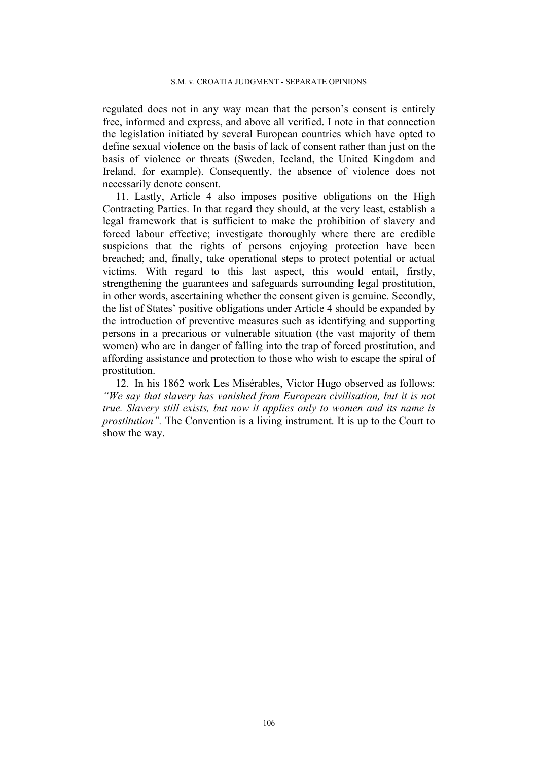regulated does not in any way mean that the person's consent is entirely free, informed and express, and above all verified. I note in that connection the legislation initiated by several European countries which have opted to define sexual violence on the basis of lack of consent rather than just on the basis of violence or threats (Sweden, Iceland, the United Kingdom and Ireland, for example). Consequently, the absence of violence does not necessarily denote consent.

11. Lastly, Article 4 also imposes positive obligations on the High Contracting Parties. In that regard they should, at the very least, establish a legal framework that is sufficient to make the prohibition of slavery and forced labour effective; investigate thoroughly where there are credible suspicions that the rights of persons enjoying protection have been breached; and, finally, take operational steps to protect potential or actual victims. With regard to this last aspect, this would entail, firstly, strengthening the guarantees and safeguards surrounding legal prostitution, in other words, ascertaining whether the consent given is genuine. Secondly, the list of States' positive obligations under Article 4 should be expanded by the introduction of preventive measures such as identifying and supporting persons in a precarious or vulnerable situation (the vast majority of them women) who are in danger of falling into the trap of forced prostitution, and affording assistance and protection to those who wish to escape the spiral of prostitution.

12. In his 1862 work Les Misérables, Victor Hugo observed as follows: *"We say that slavery has vanished from European civilisation, but it is not true. Slavery still exists, but now it applies only to women and its name is prostitution".* The Convention is a living instrument. It is up to the Court to show the way.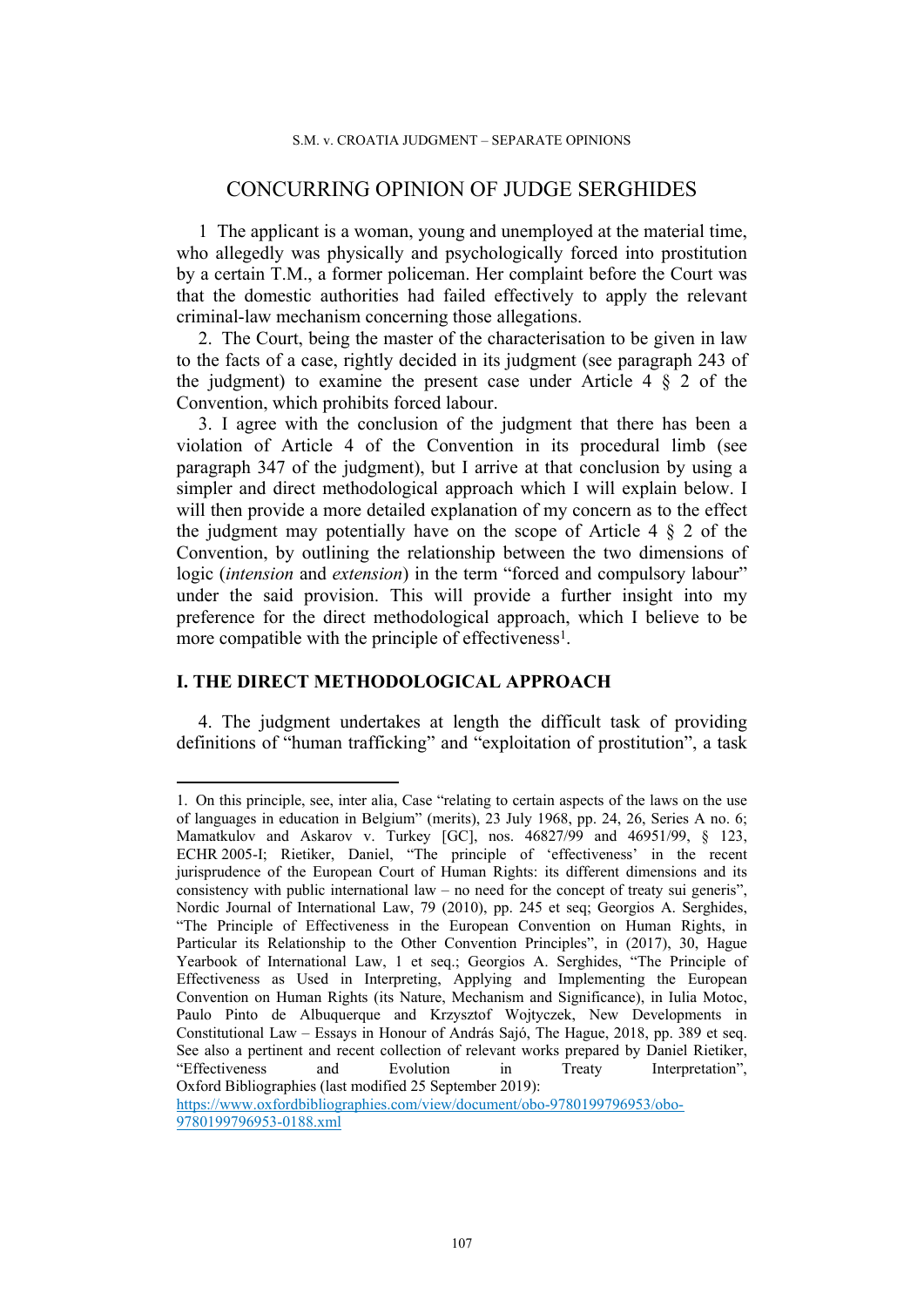# CONCURRING OPINION OF JUDGE SERGHIDES

1 The applicant is a woman, young and unemployed at the material time, who allegedly was physically and psychologically forced into prostitution by a certain T.M., a former policeman. Her complaint before the Court was that the domestic authorities had failed effectively to apply the relevant criminal-law mechanism concerning those allegations.

2. The Court, being the master of the characterisation to be given in law to the facts of a case, rightly decided in its judgment (see paragraph 243 of the judgment) to examine the present case under Article 4 § 2 of the Convention, which prohibits forced labour.

3. I agree with the conclusion of the judgment that there has been a violation of Article 4 of the Convention in its procedural limb (see paragraph 347 of the judgment), but I arrive at that conclusion by using a simpler and direct methodological approach which I will explain below. I will then provide a more detailed explanation of my concern as to the effect the judgment may potentially have on the scope of Article 4 § 2 of the Convention, by outlining the relationship between the two dimensions of logic (*intension* and *extension*) in the term "forced and compulsory labour" under the said provision. This will provide a further insight into my preference for the direct methodological approach, which I believe to be more compatible with the principle of effectiveness[1].

## I. THE DIRECT METHODOLOGICAL APPROACH

4. The judgment undertakes at length the difficult task of providing definitions of "human trafficking" and "exploitation of prostitution", a task

---

1. On this principle, see, inter alia, Case "relating to certain aspects of the laws on the use of languages in education in Belgium" (merits), 23 July 1968, pp. 24, 26, Series A no. 6; Mamatkulov and Askarov v. Turkey [GC], nos. 46827/99 and 46951/99, § 123, ECHR 2005-I; Rietiker, Daniel, "The principle of 'effectiveness' in the recent jurisprudence of the European Court of Human Rights: its different dimensions and its consistency with public international law – no need for the concept of treaty sui generis", Nordic Journal of International Law, 79 (2010), pp. 245 et seq; Georgios A. Serghides, "The Principle of Effectiveness in the European Convention on Human Rights, in Particular its Relationship to the Other Convention Principles", in (2017), 30, Hague Yearbook of International Law, 1 et seq.; Georgios A. Serghides, "The Principle of Effectiveness as Used in Interpreting, Applying and Implementing the European Convention on Human Rights (its Nature, Mechanism and Significance), in Iulia Motoc, Paulo Pinto de Albuquerque and Krzysztof Wojtyczek, New Developments in Constitutional Law – Essays in Honour of András Sajó, The Hague, 2018, pp. 389 et seq. See also a pertinent and recent collection of relevant works prepared by Daniel Rietiker, "Effectiveness and Evolution in Treaty Interpretation", Oxford Bibliographies (last modified 25 September 2019): https://www.oxfordbibliographies.com/view/document/obo-9780199796953/obo-9780199796953-0188.xml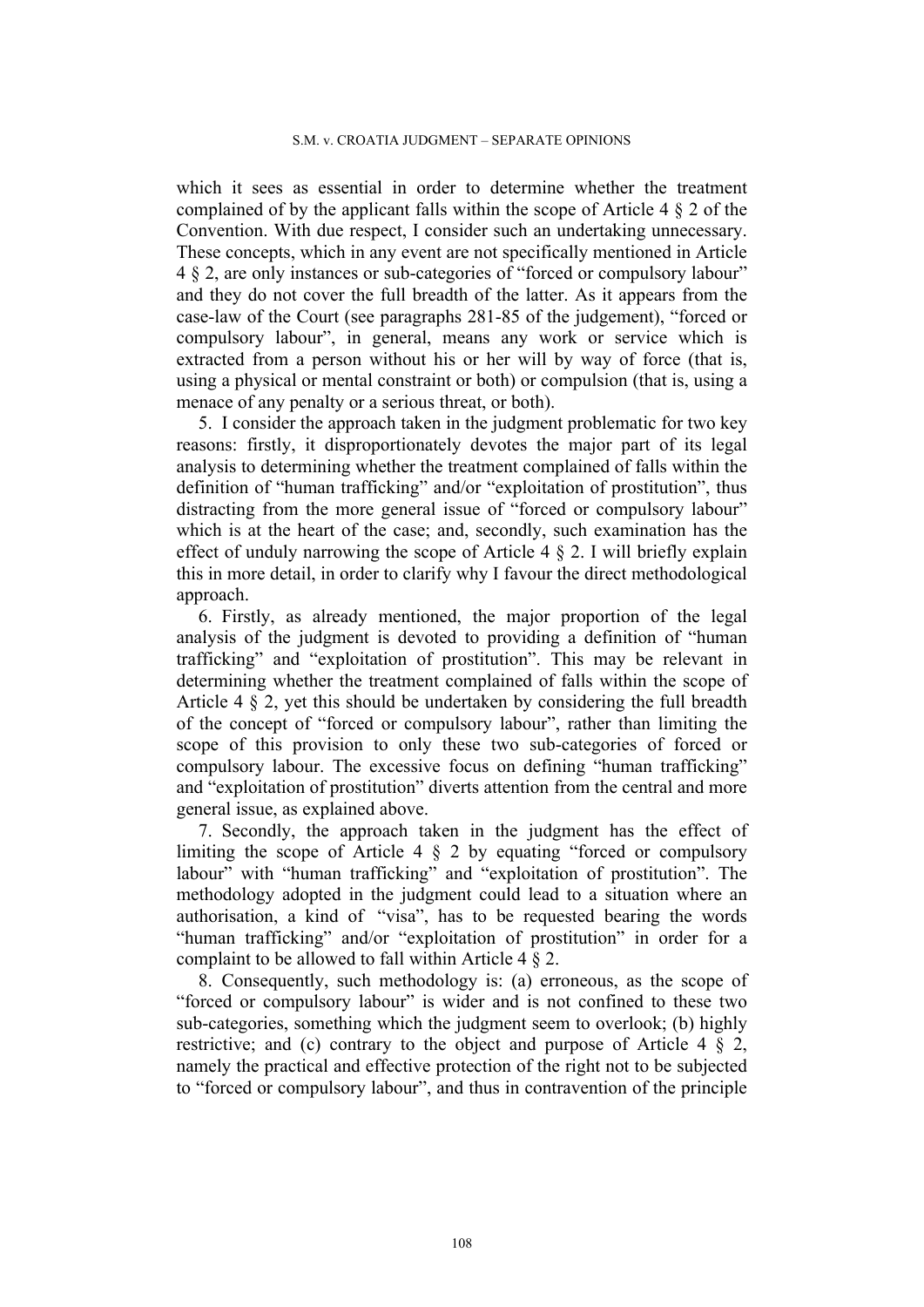which it sees as essential in order to determine whether the treatment complained of by the applicant falls within the scope of Article 4 § 2 of the Convention. With due respect, I consider such an undertaking unnecessary. These concepts, which in any event are not specifically mentioned in Article 4 § 2, are only instances or sub-categories of "forced or compulsory labour" and they do not cover the full breadth of the latter. As it appears from the case-law of the Court (see paragraphs 281-85 of the judgement), "forced or compulsory labour", in general, means any work or service which is extracted from a person without his or her will by way of force (that is, using a physical or mental constraint or both) or compulsion (that is, using a menace of any penalty or a serious threat, or both).

5. I consider the approach taken in the judgment problematic for two key reasons: firstly, it disproportionately devotes the major part of its legal analysis to determining whether the treatment complained of falls within the definition of "human trafficking" and/or "exploitation of prostitution", thus distracting from the more general issue of "forced or compulsory labour" which is at the heart of the case; and, secondly, such examination has the effect of unduly narrowing the scope of Article 4 § 2. I will briefly explain this in more detail, in order to clarify why I favour the direct methodological approach.

6. Firstly, as already mentioned, the major proportion of the legal analysis of the judgment is devoted to providing a definition of "human trafficking" and "exploitation of prostitution". This may be relevant in determining whether the treatment complained of falls within the scope of Article 4 § 2, yet this should be undertaken by considering the full breadth of the concept of "forced or compulsory labour", rather than limiting the scope of this provision to only these two sub-categories of forced or compulsory labour. The excessive focus on defining "human trafficking" and "exploitation of prostitution" diverts attention from the central and more general issue, as explained above.

7. Secondly, the approach taken in the judgment has the effect of limiting the scope of Article 4 § 2 by equating "forced or compulsory labour" with "human trafficking" and "exploitation of prostitution". The methodology adopted in the judgment could lead to a situation where an authorisation, a kind of "visa", has to be requested bearing the words "human trafficking" and/or "exploitation of prostitution" in order for a complaint to be allowed to fall within Article 4 § 2.

8. Consequently, such methodology is: (a) erroneous, as the scope of "forced or compulsory labour" is wider and is not confined to these two sub-categories, something which the judgment seem to overlook; (b) highly restrictive; and (c) contrary to the object and purpose of Article 4 § 2, namely the practical and effective protection of the right not to be subjected to "forced or compulsory labour", and thus in contravention of the principle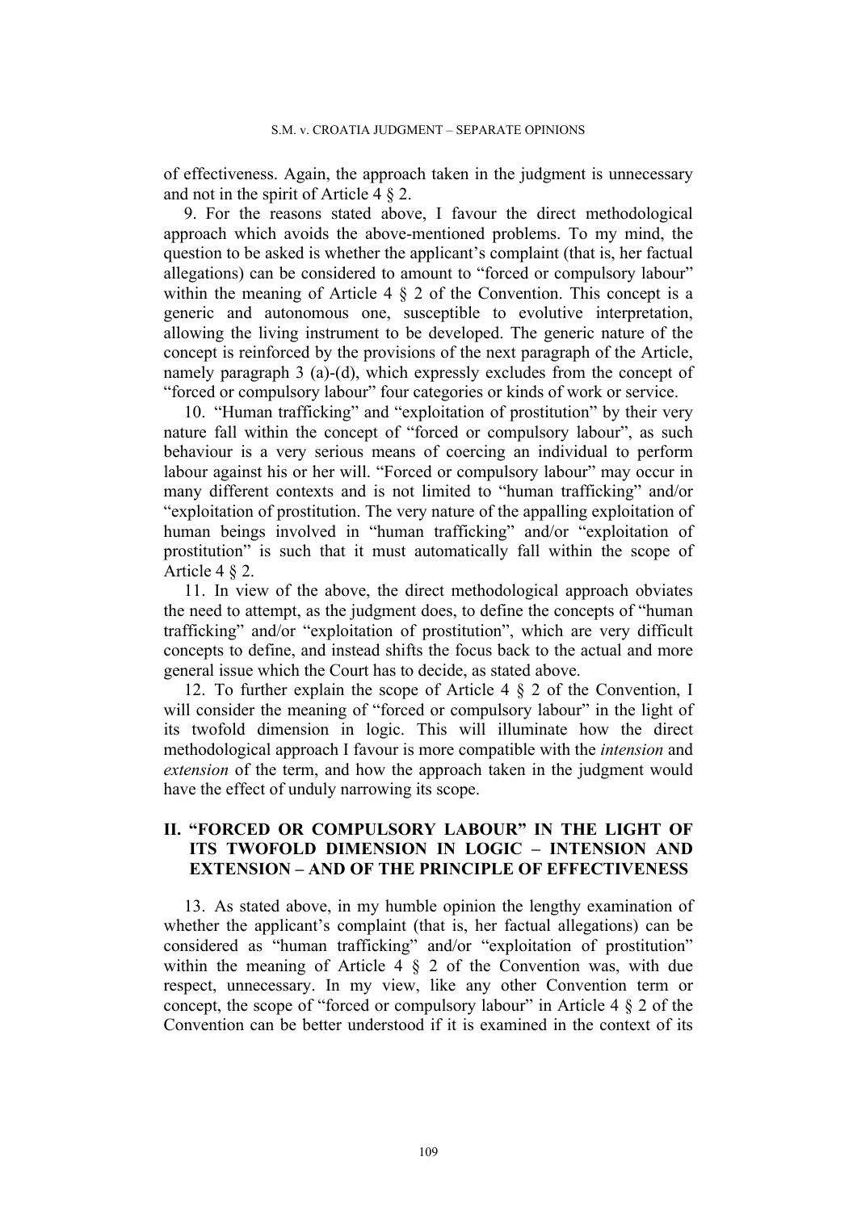of effectiveness. Again, the approach taken in the judgment is unnecessary and not in the spirit of Article 4 § 2.

9. For the reasons stated above, I favour the direct methodological approach which avoids the above-mentioned problems. To my mind, the question to be asked is whether the applicant's complaint (that is, her factual allegations) can be considered to amount to "forced or compulsory labour" within the meaning of Article 4 § 2 of the Convention. This concept is a generic and autonomous one, susceptible to evolutive interpretation, allowing the living instrument to be developed. The generic nature of the concept is reinforced by the provisions of the next paragraph of the Article, namely paragraph 3 (a)-(d), which expressly excludes from the concept of "forced or compulsory labour" four categories or kinds of work or service.

10. "Human trafficking" and "exploitation of prostitution" by their very nature fall within the concept of "forced or compulsory labour", as such behaviour is a very serious means of coercing an individual to perform labour against his or her will. "Forced or compulsory labour" may occur in many different contexts and is not limited to "human trafficking" and/or "exploitation of prostitution. The very nature of the appalling exploitation of human beings involved in "human trafficking" and/or "exploitation of prostitution" is such that it must automatically fall within the scope of Article 4 § 2.

11. In view of the above, the direct methodological approach obviates the need to attempt, as the judgment does, to define the concepts of "human trafficking" and/or "exploitation of prostitution", which are very difficult concepts to define, and instead shifts the focus back to the actual and more general issue which the Court has to decide, as stated above.

12. To further explain the scope of Article 4 § 2 of the Convention, I will consider the meaning of "forced or compulsory labour" in the light of its twofold dimension in logic. This will illuminate how the direct methodological approach I favour is more compatible with the *intension* and *extension* of the term, and how the approach taken in the judgment would have the effect of unduly narrowing its scope.

## II. "FORCED OR COMPULSORY LABOUR" IN THE LIGHT OF ITS TWOFOLD DIMENSION IN LOGIC – INTENSION AND EXTENSION – AND OF THE PRINCIPLE OF EFFECTIVENESS

13. As stated above, in my humble opinion the lengthy examination of whether the applicant's complaint (that is, her factual allegations) can be considered as "human trafficking" and/or "exploitation of prostitution" within the meaning of Article 4 § 2 of the Convention was, with due respect, unnecessary. In my view, like any other Convention term or concept, the scope of "forced or compulsory labour" in Article 4 § 2 of the Convention can be better understood if it is examined in the context of its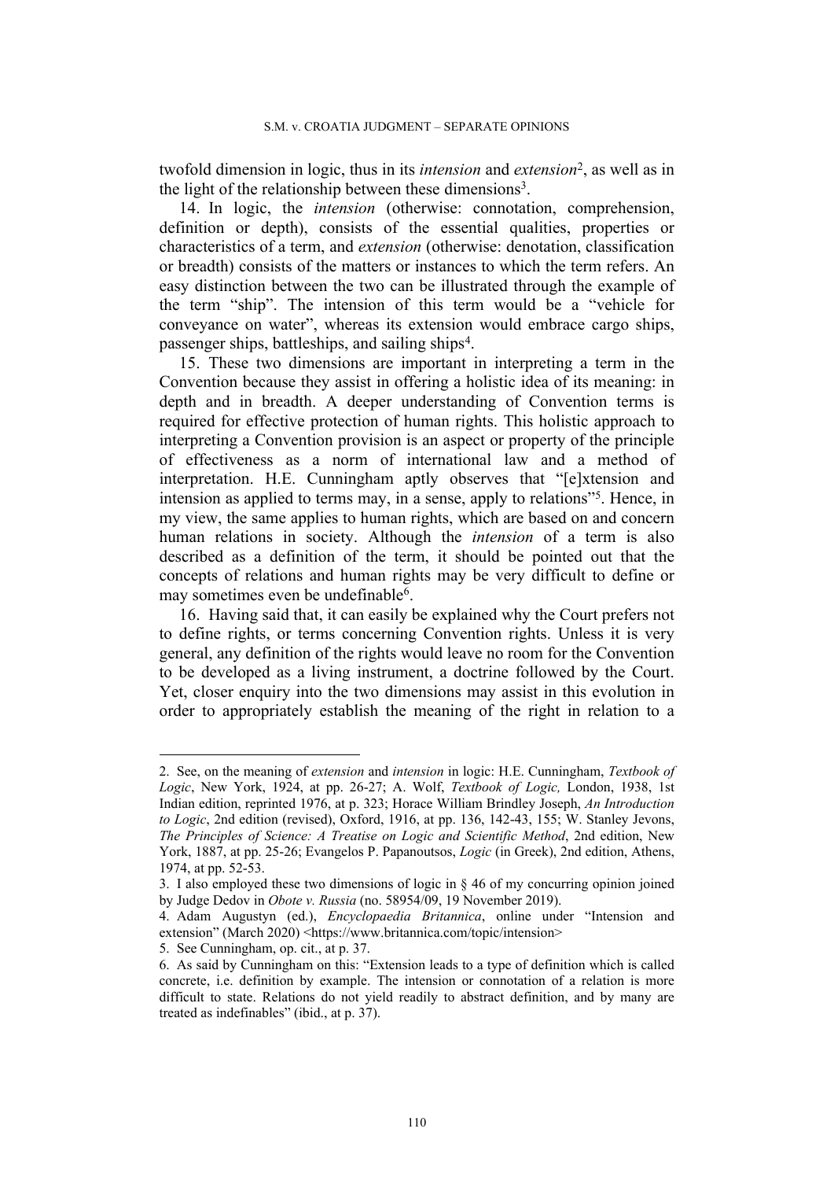twofold dimension in logic, thus in its *intension* and *extension*[2], as well as in the light of the relationship between these dimensions[3].

14. In logic, the *intension* (otherwise: connotation, comprehension, definition or depth), consists of the essential qualities, properties or characteristics of a term, and *extension* (otherwise: denotation, classification or breadth) consists of the matters or instances to which the term refers. An easy distinction between the two can be illustrated through the example of the term "ship". The intension of this term would be a "vehicle for conveyance on water", whereas its extension would embrace cargo ships, passenger ships, battleships, and sailing ships[4].

15. These two dimensions are important in interpreting a term in the Convention because they assist in offering a holistic idea of its meaning: in depth and in breadth. A deeper understanding of Convention terms is required for effective protection of human rights. This holistic approach to interpreting a Convention provision is an aspect or property of the principle of effectiveness as a norm of international law and a method of interpretation. H.E. Cunningham aptly observes that "[e]xtension and intension as applied to terms may, in a sense, apply to relations"[5]. Hence, in my view, the same applies to human rights, which are based on and concern human relations in society. Although the *intension* of a term is also described as a definition of the term, it should be pointed out that the concepts of relations and human rights may be very difficult to define or may sometimes even be undefinable[6].

16. Having said that, it can easily be explained why the Court prefers not to define rights, or terms concerning Convention rights. Unless it is very general, any definition of the rights would leave no room for the Convention to be developed as a living instrument, a doctrine followed by the Court. Yet, closer enquiry into the two dimensions may assist in this evolution in order to appropriately establish the meaning of the right in relation to a

---

2. See, on the meaning of *extension* and *intension* in logic: H.E. Cunningham, *Textbook of Logic*, New York, 1924, at pp. 26-27; A. Wolf, *Textbook of Logic,* London, 1938, 1st Indian edition, reprinted 1976, at p. 323; Horace William Brindley Joseph, *An Introduction to Logic*, 2nd edition (revised), Oxford, 1916, at pp. 136, 142-43, 155; W. Stanley Jevons, *The Principles of Science: A Treatise on Logic and Scientific Method*, 2nd edition, New York, 1887, at pp. 25-26; Evangelos P. Papanoutsos, *Logic* (in Greek), 2nd edition, Athens, 1974, at pp. 52-53.

3. I also employed these two dimensions of logic in § 46 of my concurring opinion joined by Judge Dedov in *Obote v. Russia* (no. 58954/09, 19 November 2019).

4. Adam Augustyn (ed.), *Encyclopaedia Britannica*, online under "Intension and extension" (March 2020) <https://www.britannica.com/topic/intension>

5. See Cunningham, op. cit., at p. 37.

6. As said by Cunningham on this: "Extension leads to a type of definition which is called concrete, i.e. definition by example. The intension or connotation of a relation is more difficult to state. Relations do not yield readily to abstract definition, and by many are treated as indefinables" (ibid., at p. 37).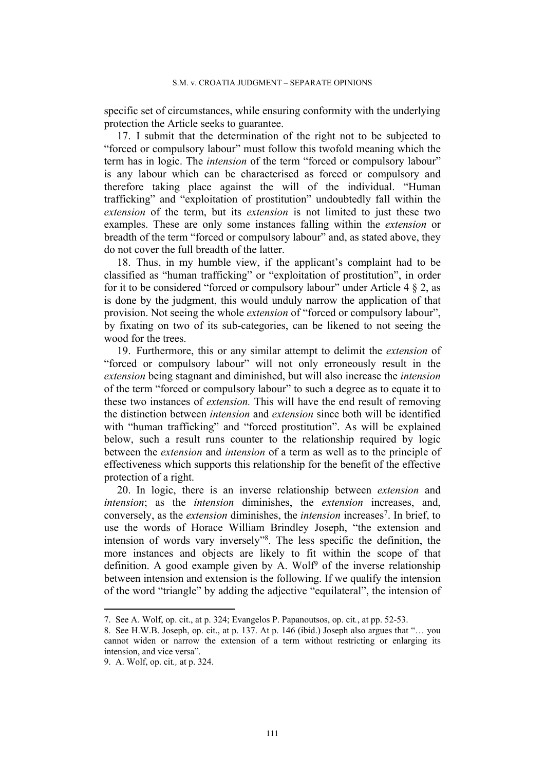specific set of circumstances, while ensuring conformity with the underlying protection the Article seeks to guarantee.

17. I submit that the determination of the right not to be subjected to "forced or compulsory labour" must follow this twofold meaning which the term has in logic. The *intension* of the term "forced or compulsory labour" is any labour which can be characterised as forced or compulsory and therefore taking place against the will of the individual. "Human trafficking" and "exploitation of prostitution" undoubtedly fall within the *extension* of the term, but its *extension* is not limited to just these two examples. These are only some instances falling within the *extension* or breadth of the term "forced or compulsory labour" and, as stated above, they do not cover the full breadth of the latter.

18. Thus, in my humble view, if the applicant's complaint had to be classified as "human trafficking" or "exploitation of prostitution", in order for it to be considered "forced or compulsory labour" under Article 4 § 2, as is done by the judgment, this would unduly narrow the application of that provision. Not seeing the whole *extension* of "forced or compulsory labour", by fixating on two of its sub-categories, can be likened to not seeing the wood for the trees.

19. Furthermore, this or any similar attempt to delimit the *extension* of "forced or compulsory labour" will not only erroneously result in the *extension* being stagnant and diminished, but will also increase the *intension* of the term "forced or compulsory labour" to such a degree as to equate it to these two instances of *extension.* This will have the end result of removing the distinction between *intension* and *extension* since both will be identified with "human trafficking" and "forced prostitution". As will be explained below, such a result runs counter to the relationship required by logic between the *extension* and *intension* of a term as well as to the principle of effectiveness which supports this relationship for the benefit of the effective protection of a right.

20. In logic, there is an inverse relationship between *extension* and *intension*; as the *intension* diminishes, the *extension* increases, and, conversely, as the *extension* diminishes, the *intension* increases[7]. In brief, to use the words of Horace William Brindley Joseph, "the extension and intension of words vary inversely"[8]. The less specific the definition, the more instances and objects are likely to fit within the scope of that definition. A good example given by A. Wolf[9] of the inverse relationship between intension and extension is the following. If we qualify the intension of the word "triangle" by adding the adjective "equilateral", the intension of

---

7. See A. Wolf, op. cit., at p. 324; Evangelos P. Papanoutsos, op. cit., at pp. 52-53.

8. See H.W.B. Joseph, op. cit., at p. 137. At p. 146 (ibid.) Joseph also argues that "… you cannot widen or narrow the extension of a term without restricting or enlarging its intension, and vice versa".

9. A. Wolf, op. cit*.,* at p. 324.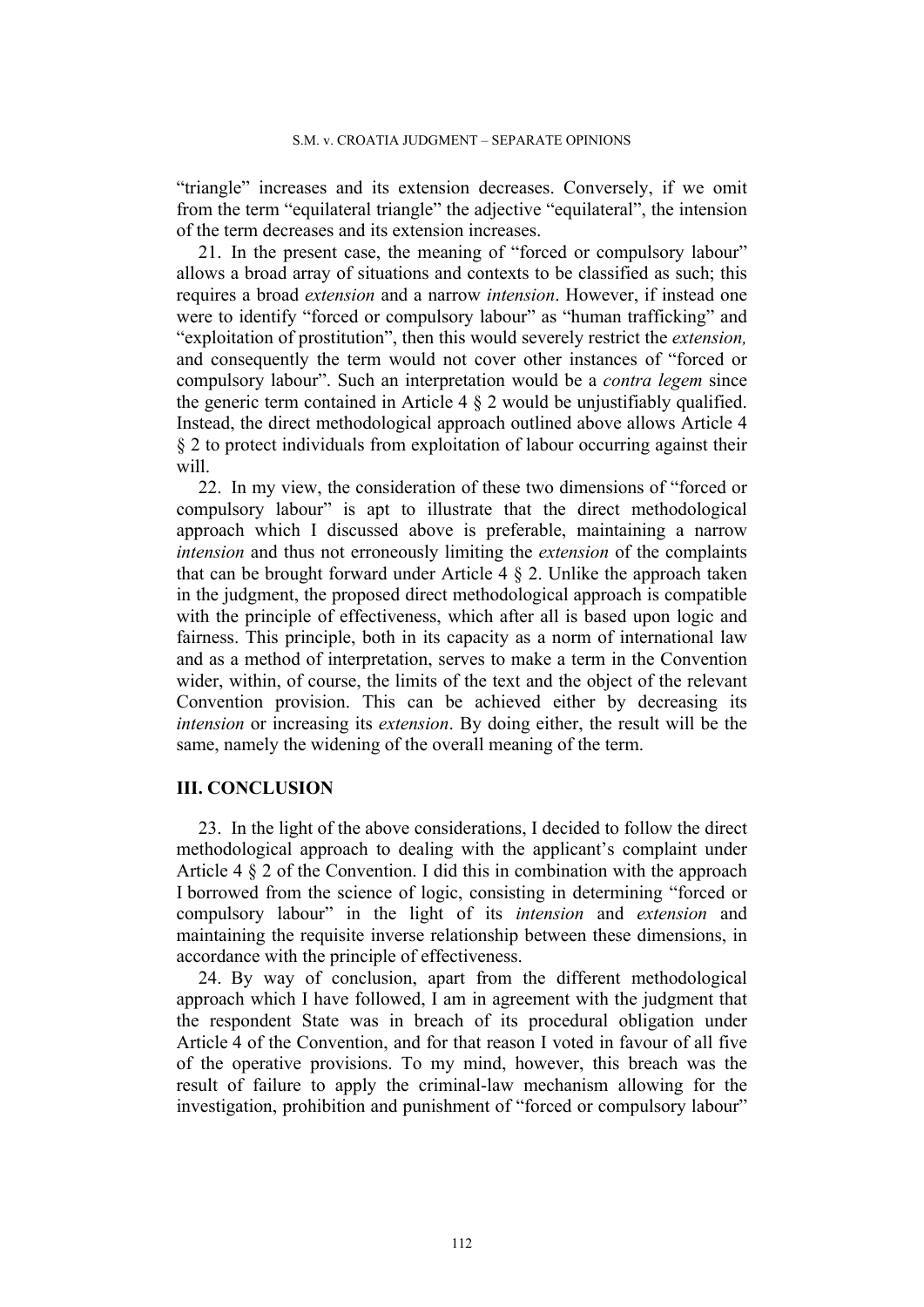"triangle" increases and its extension decreases. Conversely, if we omit from the term "equilateral triangle" the adjective "equilateral", the intension of the term decreases and its extension increases.

21. In the present case, the meaning of "forced or compulsory labour" allows a broad array of situations and contexts to be classified as such; this requires a broad *extension* and a narrow *intension*. However, if instead one were to identify "forced or compulsory labour" as "human trafficking" and "exploitation of prostitution", then this would severely restrict the *extension,* and consequently the term would not cover other instances of "forced or compulsory labour". Such an interpretation would be a *contra legem* since the generic term contained in Article 4 § 2 would be unjustifiably qualified. Instead, the direct methodological approach outlined above allows Article 4 § 2 to protect individuals from exploitation of labour occurring against their will.

22. In my view, the consideration of these two dimensions of "forced or compulsory labour" is apt to illustrate that the direct methodological approach which I discussed above is preferable, maintaining a narrow *intension* and thus not erroneously limiting the *extension* of the complaints that can be brought forward under Article 4 § 2. Unlike the approach taken in the judgment, the proposed direct methodological approach is compatible with the principle of effectiveness, which after all is based upon logic and fairness. This principle, both in its capacity as a norm of international law and as a method of interpretation, serves to make a term in the Convention wider, within, of course, the limits of the text and the object of the relevant Convention provision. This can be achieved either by decreasing its *intension* or increasing its *extension*. By doing either, the result will be the same, namely the widening of the overall meaning of the term.

## III. CONCLUSION

23. In the light of the above considerations, I decided to follow the direct methodological approach to dealing with the applicant's complaint under Article 4 § 2 of the Convention. I did this in combination with the approach I borrowed from the science of logic, consisting in determining "forced or compulsory labour" in the light of its *intension* and *extension* and maintaining the requisite inverse relationship between these dimensions, in accordance with the principle of effectiveness.

24. By way of conclusion, apart from the different methodological approach which I have followed, I am in agreement with the judgment that the respondent State was in breach of its procedural obligation under Article 4 of the Convention, and for that reason I voted in favour of all five of the operative provisions. To my mind, however, this breach was the result of failure to apply the criminal-law mechanism allowing for the investigation, prohibition and punishment of "forced or compulsory labour"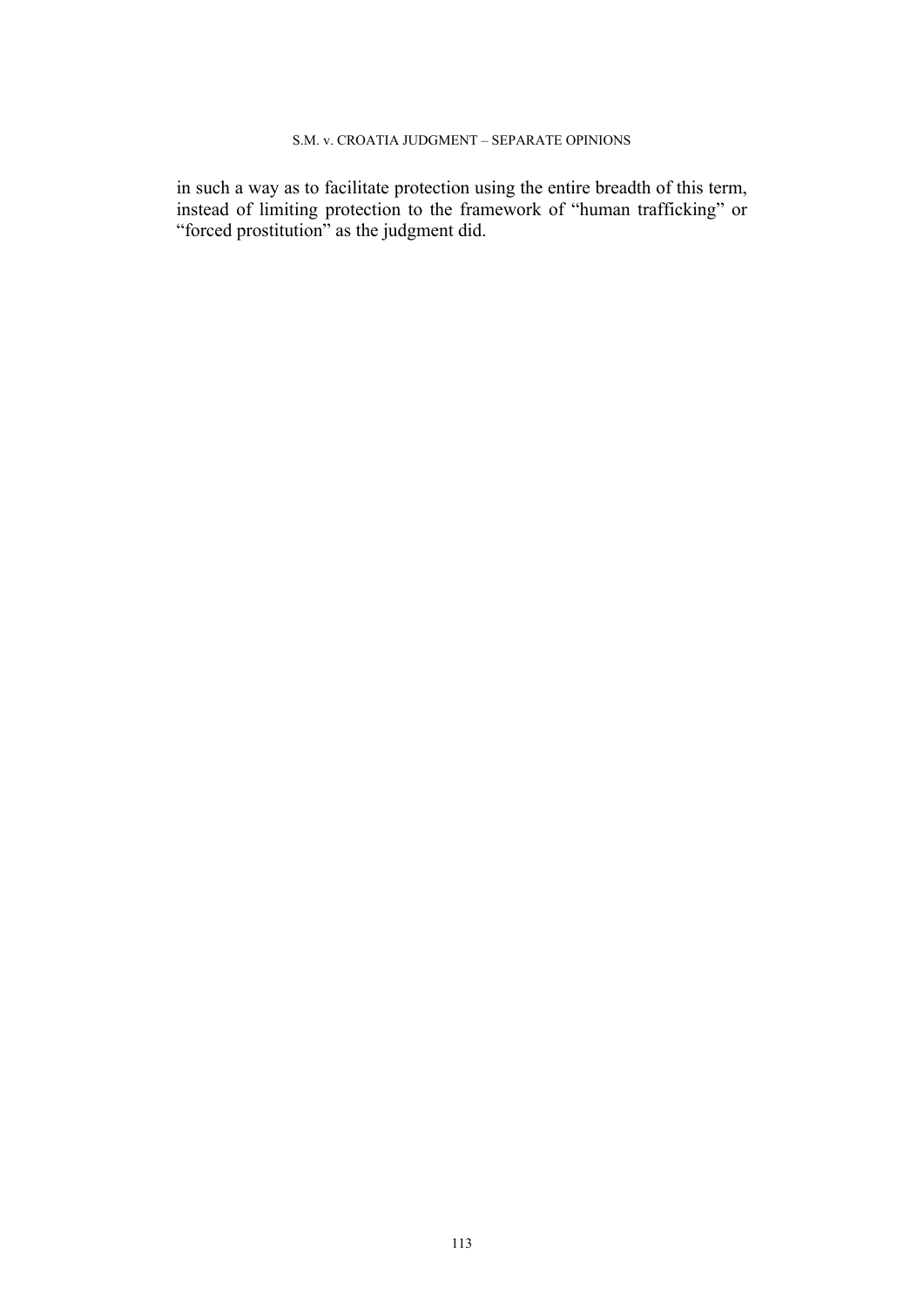in such a way as to facilitate protection using the entire breadth of this term, instead of limiting protection to the framework of "human trafficking" or "forced prostitution" as the judgment did.